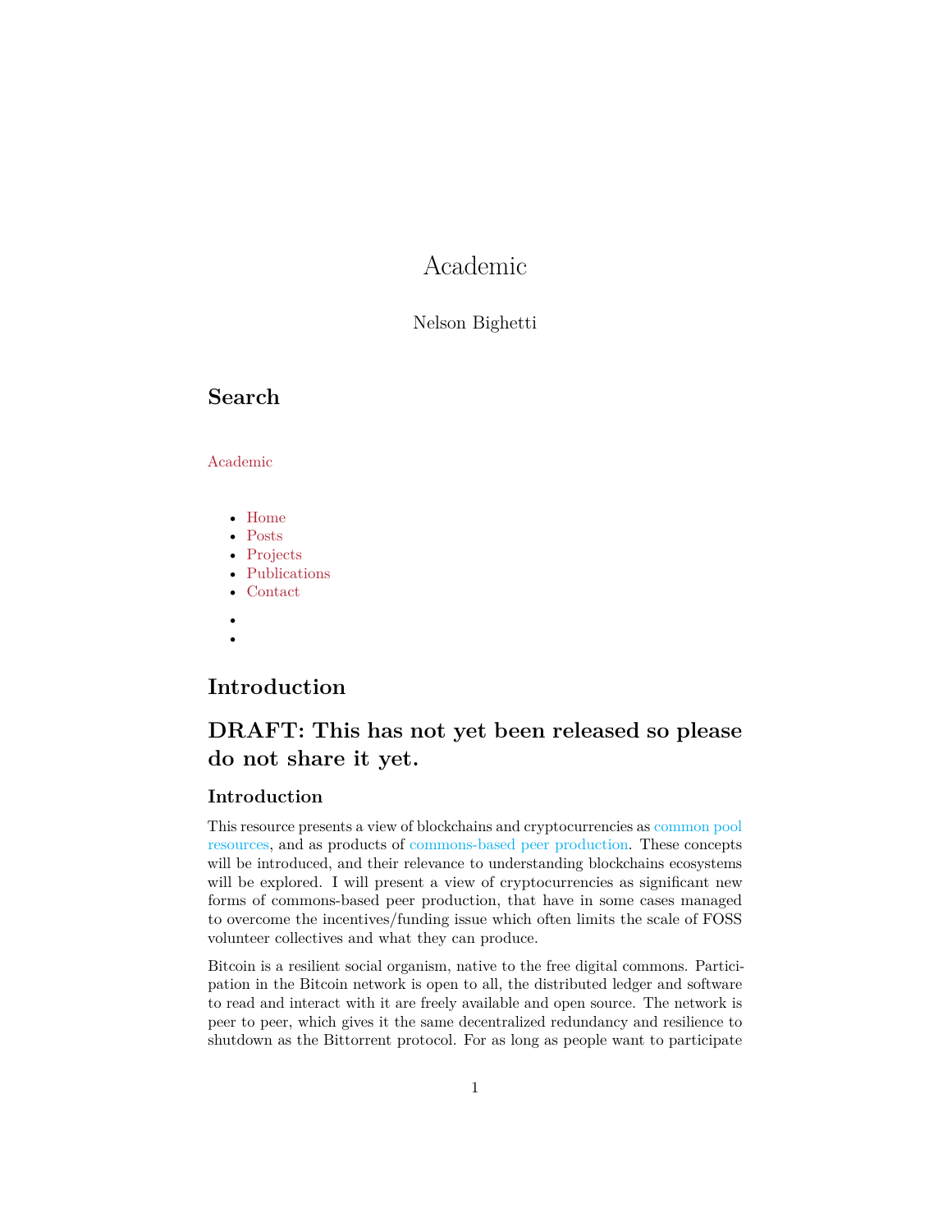# Academic

Nelson Bighetti

## Search

Academic

- Home
- Posts
- Projects
- Publications
- Contact

## Introduction

## DRAFT: This has not yet been released so please do not share it yet.

### Introduction

This resource presents a view of blockchains and cryptocurrencies as common pool resources, and as products of commons-based peer production. These concepts will be introduced, and their relevance to understanding blockchains ecosystems will be explored. I will present a view of cryptocurrencies as significant new forms of commons-based peer production, that have in some cases managed to overcome the incentives/funding issue which often limits the scale of FOSS volunteer collectives and what they can produce.

Bitcoin is a resilient social organism, native to the free digital commons. Participation in the Bitcoin network is open to all, the distributed ledger and software to read and interact with it are freely available and open source. The network is peer to peer, which gives it the same decentralized redundancy and resilience to shutdown as the Bittorrent protocol. For as long as people want to participate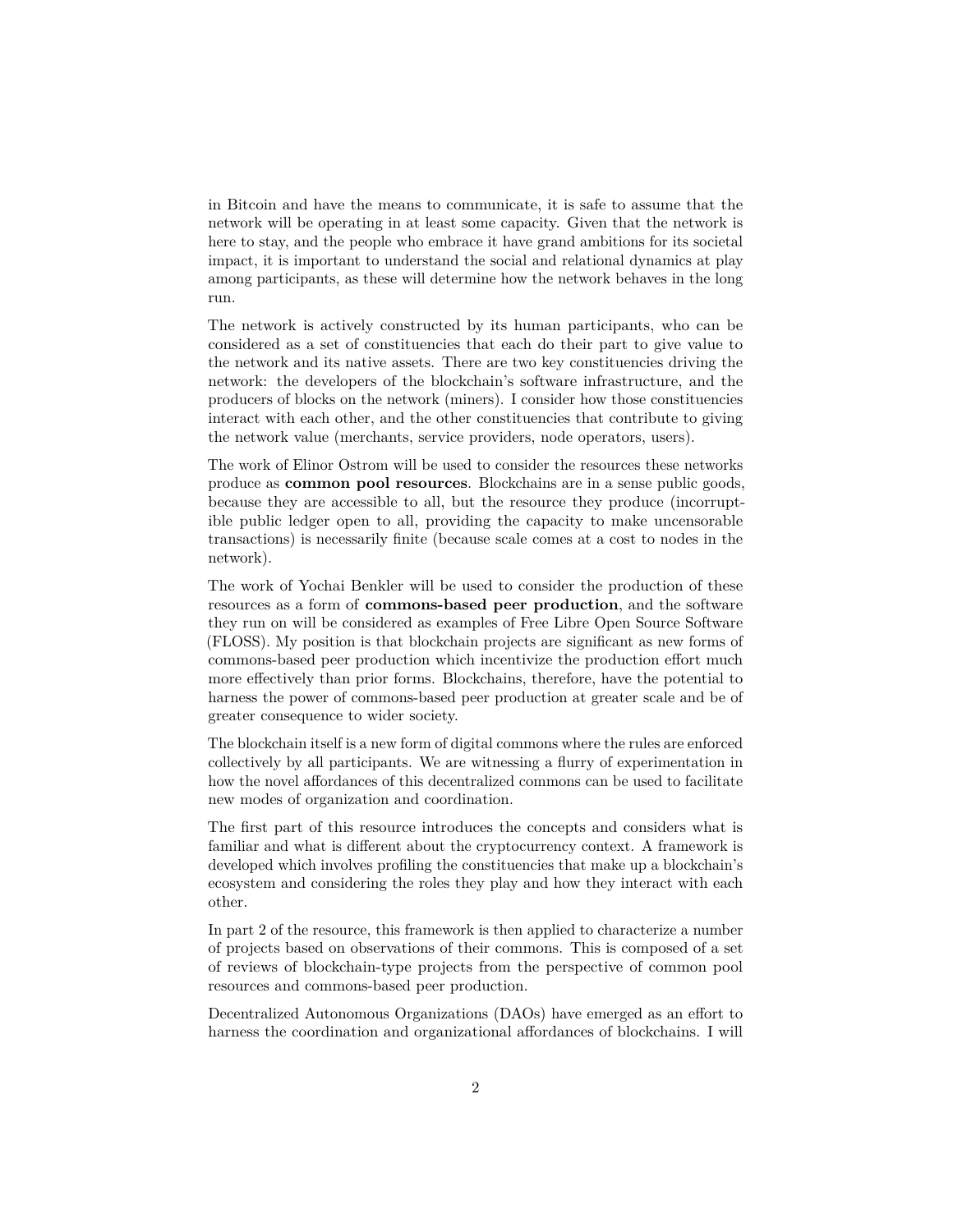in Bitcoin and have the means to communicate, it is safe to assume that the network will be operating in at least some capacity. Given that the network is here to stay, and the people who embrace it have grand ambitions for its societal impact, it is important to understand the social and relational dynamics at play among participants, as these will determine how the network behaves in the long run.

The network is actively constructed by its human participants, who can be considered as a set of constituencies that each do their part to give value to the network and its native assets. There are two key constituencies driving the network: the developers of the blockchain's software infrastructure, and the producers of blocks on the network (miners). I consider how those constituencies interact with each other, and the other constituencies that contribute to giving the network value (merchants, service providers, node operators, users).

The work of Elinor Ostrom will be used to consider the resources these networks produce as **common pool resources**. Blockchains are in a sense public goods, because they are accessible to all, but the resource they produce (incorruptible public ledger open to all, providing the capacity to make uncensorable transactions) is necessarily finite (because scale comes at a cost to nodes in the network).

The work of Yochai Benkler will be used to consider the production of these resources as a form of **commons-based peer production**, and the software they run on will be considered as examples of Free Libre Open Source Software (FLOSS). My position is that blockchain projects are significant as new forms of commons-based peer production which incentivize the production effort much more effectively than prior forms. Blockchains, therefore, have the potential to harness the power of commons-based peer production at greater scale and be of greater consequence to wider society.

The blockchain itself is a new form of digital commons where the rules are enforced collectively by all participants. We are witnessing a flurry of experimentation in how the novel affordances of this decentralized commons can be used to facilitate new modes of organization and coordination.

The first part of this resource introduces the concepts and considers what is familiar and what is different about the cryptocurrency context. A framework is developed which involves profiling the constituencies that make up a blockchain's ecosystem and considering the roles they play and how they interact with each other.

In part 2 of the resource, this framework is then applied to characterize a number of projects based on observations of their commons. This is composed of a set of reviews of blockchain-type projects from the perspective of common pool resources and commons-based peer production.

Decentralized Autonomous Organizations (DAOs) have emerged as an effort to harness the coordination and organizational affordances of blockchains. I will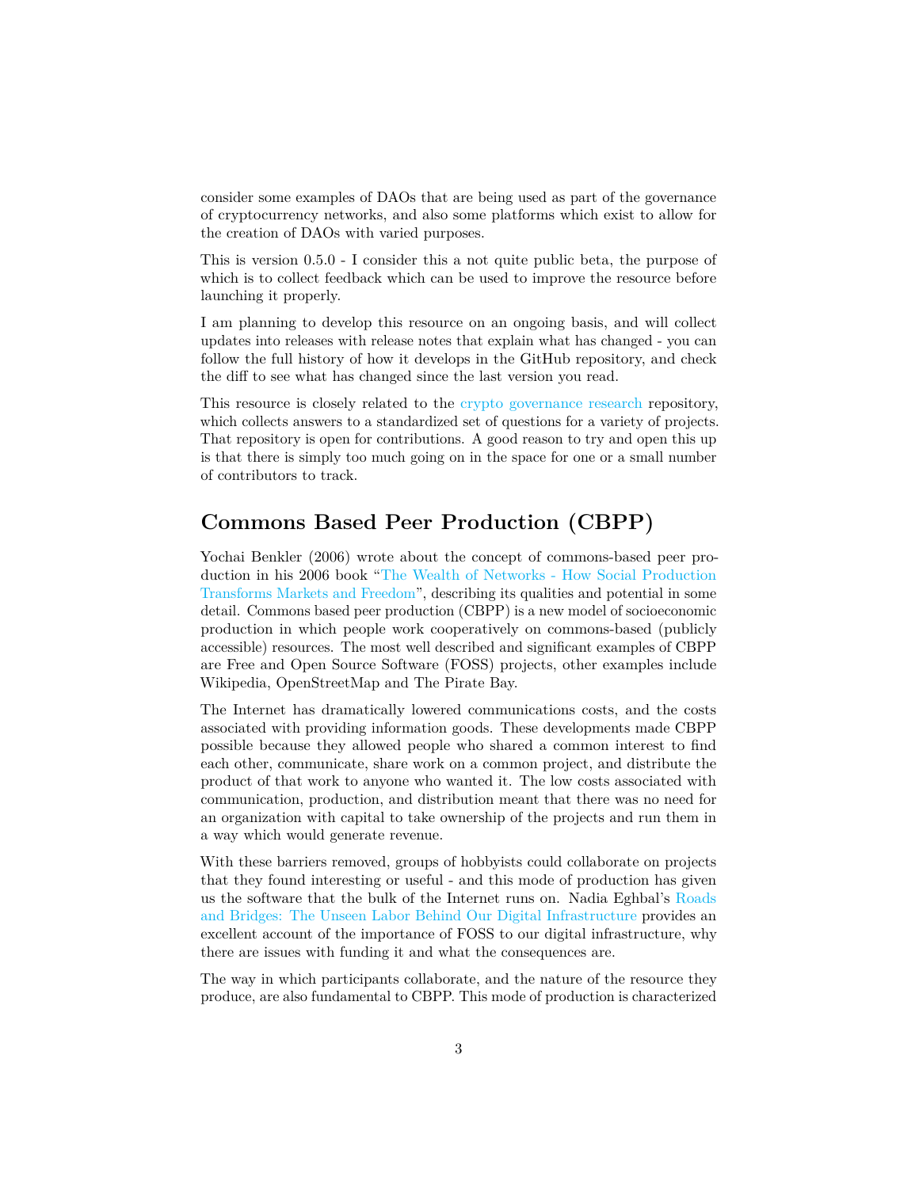consider some examples of DAOs that are being used as part of the governance of cryptocurrency networks, and also some platforms which exist to allow for the creation of DAOs with varied purposes.

This is version 0.5.0 - I consider this a not quite public beta, the purpose of which is to collect feedback which can be used to improve the resource before launching it properly.

I am planning to develop this resource on an ongoing basis, and will collect updates into releases with release notes that explain what has changed - you can follow the full history of how it develops in the GitHub repository, and check the diff to see what has changed since the last version you read.

This resource is closely related to the crypto governance research repository, which collects answers to a standardized set of questions for a variety of projects. That repository is open for contributions. A good reason to try and open this up is that there is simply too much going on in the space for one or a small number of contributors to track.

## Commons Based Peer Production (CBPP)

Yochai Benkler (2006) wrote about the concept of commons-based peer production in his 2006 book "The Wealth of Networks - How Social Production Transforms Markets and Freedom", describing its qualities and potential in some detail. Commons based peer production (CBPP) is a new model of socioeconomic production in which people work cooperatively on commons-based (publicly accessible) resources. The most well described and significant examples of CBPP are Free and Open Source Software (FOSS) projects, other examples include Wikipedia, OpenStreetMap and The Pirate Bay.

The Internet has dramatically lowered communications costs, and the costs associated with providing information goods. These developments made CBPP possible because they allowed people who shared a common interest to find each other, communicate, share work on a common project, and distribute the product of that work to anyone who wanted it. The low costs associated with communication, production, and distribution meant that there was no need for an organization with capital to take ownership of the projects and run them in a way which would generate revenue.

With these barriers removed, groups of hobbyists could collaborate on projects that they found interesting or useful - and this mode of production has given us the software that the bulk of the Internet runs on. Nadia Eghbal's Roads and Bridges: The Unseen Labor Behind Our Digital Infrastructure provides an excellent account of the importance of FOSS to our digital infrastructure, why there are issues with funding it and what the consequences are.

The way in which participants collaborate, and the nature of the resource they produce, are also fundamental to CBPP. This mode of production is characterized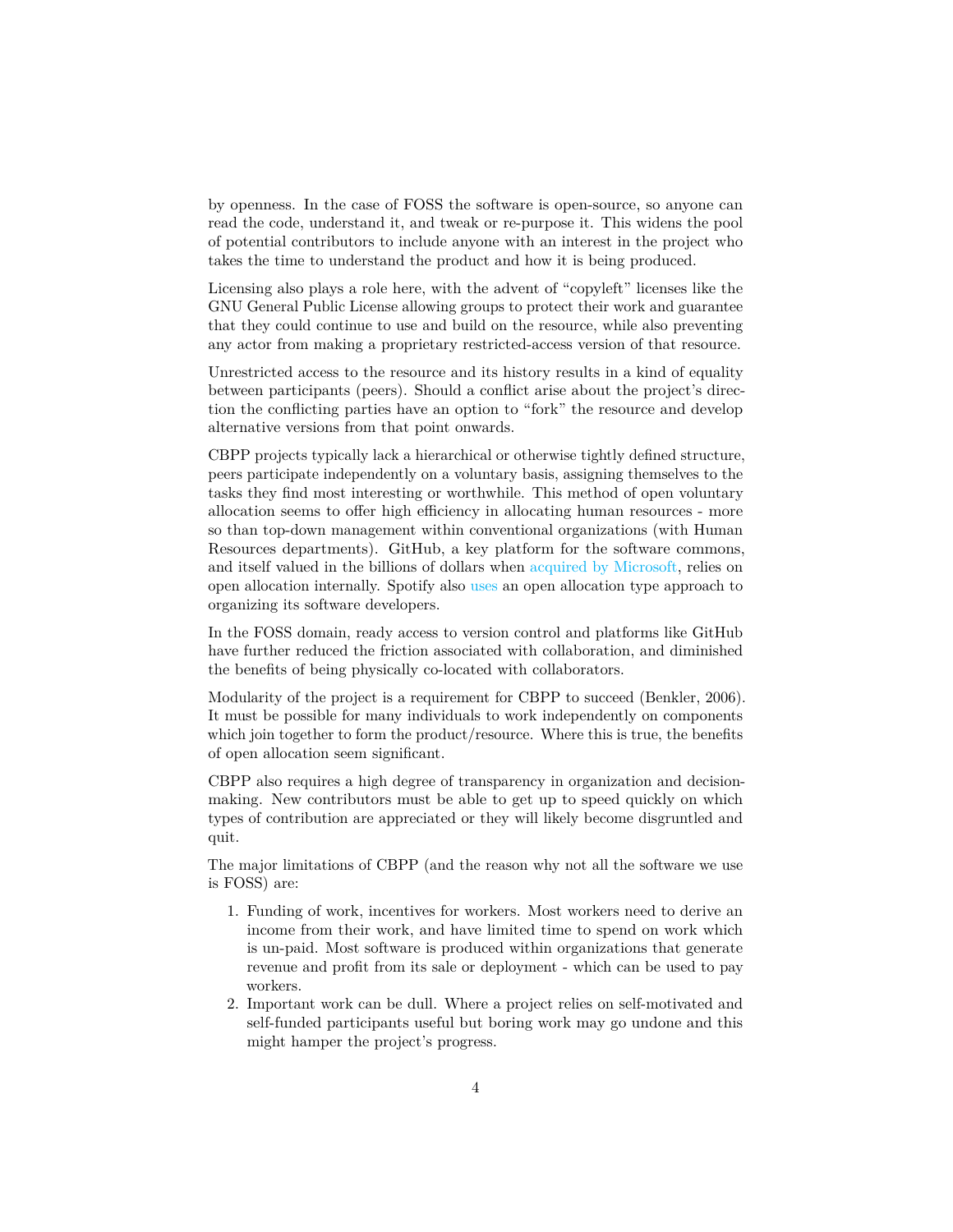by openness. In the case of FOSS the software is open-source, so anyone can read the code, understand it, and tweak or re-purpose it. This widens the pool of potential contributors to include anyone with an interest in the project who takes the time to understand the product and how it is being produced.

Licensing also plays a role here, with the advent of "copyleft" licenses like the GNU General Public License allowing groups to protect their work and guarantee that they could continue to use and build on the resource, while also preventing any actor from making a proprietary restricted-access version of that resource.

Unrestricted access to the resource and its history results in a kind of equality between participants (peers). Should a conflict arise about the project's direction the conflicting parties have an option to "fork" the resource and develop alternative versions from that point onwards.

CBPP projects typically lack a hierarchical or otherwise tightly defined structure, peers participate independently on a voluntary basis, assigning themselves to the tasks they find most interesting or worthwhile. This method of open voluntary allocation seems to offer high efficiency in allocating human resources - more so than top-down management within conventional organizations (with Human Resources departments). GitHub, a key platform for the software commons, and itself valued in the billions of dollars when acquired by Microsoft, relies on open allocation internally. Spotify also uses an open allocation type approach to organizing its software developers.

In the FOSS domain, ready access to version control and platforms like GitHub have further reduced the friction associated with collaboration, and diminished the benefits of being physically co-located with collaborators.

Modularity of the project is a requirement for CBPP to succeed (Benkler, 2006). It must be possible for many individuals to work independently on components which join together to form the product/resource. Where this is true, the benefits of open allocation seem significant.

CBPP also requires a high degree of transparency in organization and decision-making. New contributors must be able to get up to speed quickly on which types of contribution are appreciated or they will likely become disgruntled and quit.

The major limitations of CBPP (and the reason why not all the software we use is FOSS) are:

1. Funding of work, incentives for workers. Most workers need to derive an income from their work, and have limited time to spend on work which is un-paid. Most software is produced within organizations that generate revenue and profit from its sale or deployment - which can be used to pay workers.
2. Important work can be dull. Where a project relies on self-motivated and self-funded participants useful but boring work may go undone and this might hamper the project's progress.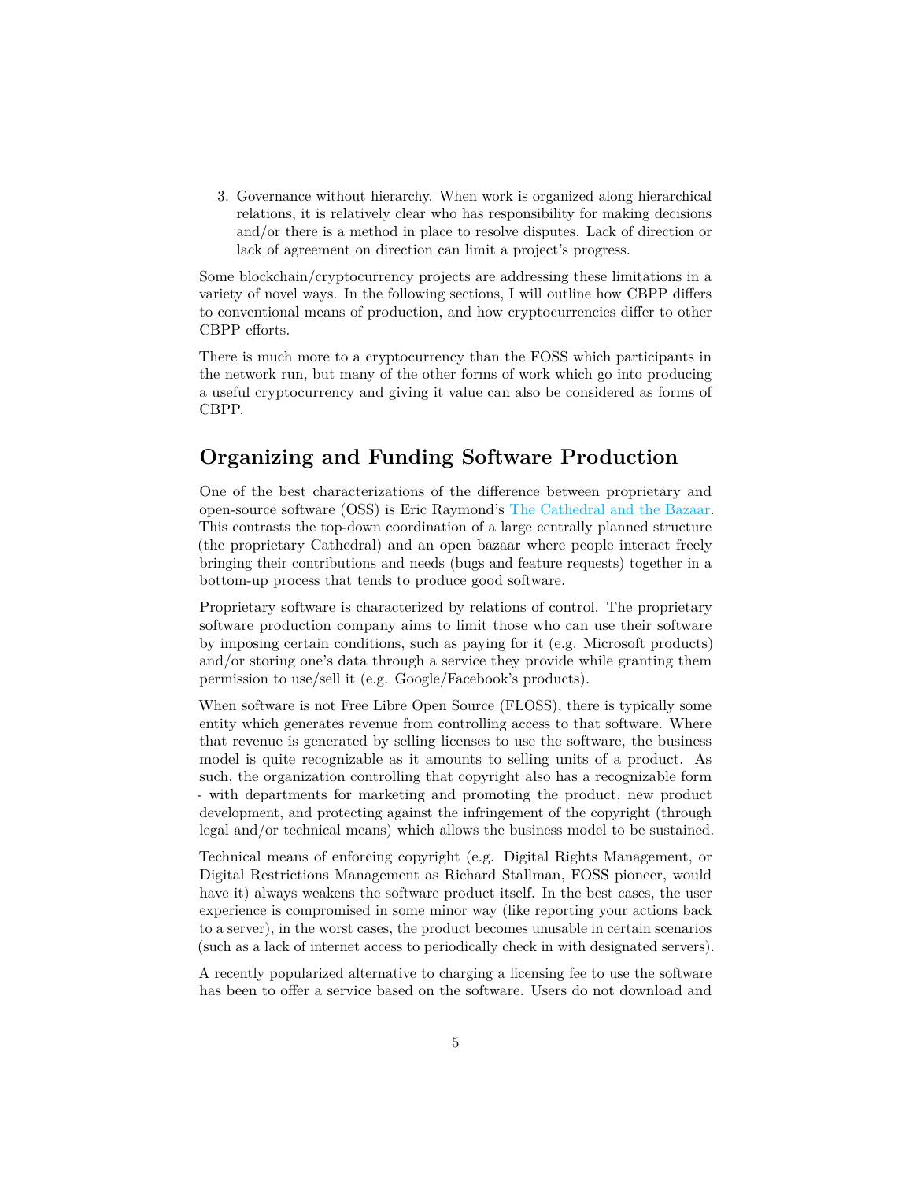3. Governance without hierarchy. When work is organized along hierarchical relations, it is relatively clear who has responsibility for making decisions and/or there is a method in place to resolve disputes. Lack of direction or lack of agreement on direction can limit a project's progress.

Some blockchain/cryptocurrency projects are addressing these limitations in a variety of novel ways. In the following sections, I will outline how CBPP differs to conventional means of production, and how cryptocurrencies differ to other CBPP efforts.

There is much more to a cryptocurrency than the FOSS which participants in the network run, but many of the other forms of work which go into producing a useful cryptocurrency and giving it value can also be considered as forms of CBPP.

## Organizing and Funding Software Production

One of the best characterizations of the difference between proprietary and open-source software (OSS) is Eric Raymond's The Cathedral and the Bazaar. This contrasts the top-down coordination of a large centrally planned structure (the proprietary Cathedral) and an open bazaar where people interact freely bringing their contributions and needs (bugs and feature requests) together in a bottom-up process that tends to produce good software.

Proprietary software is characterized by relations of control. The proprietary software production company aims to limit those who can use their software by imposing certain conditions, such as paying for it (e.g. Microsoft products) and/or storing one's data through a service they provide while granting them permission to use/sell it (e.g. Google/Facebook's products).

When software is not Free Libre Open Source (FLOSS), there is typically some entity which generates revenue from controlling access to that software. Where that revenue is generated by selling licenses to use the software, the business model is quite recognizable as it amounts to selling units of a product. As such, the organization controlling that copyright also has a recognizable form - with departments for marketing and promoting the product, new product development, and protecting against the infringement of the copyright (through legal and/or technical means) which allows the business model to be sustained.

Technical means of enforcing copyright (e.g. Digital Rights Management, or Digital Restrictions Management as Richard Stallman, FOSS pioneer, would have it) always weakens the software product itself. In the best cases, the user experience is compromised in some minor way (like reporting your actions back to a server), in the worst cases, the product becomes unusable in certain scenarios (such as a lack of internet access to periodically check in with designated servers).

A recently popularized alternative to charging a licensing fee to use the software has been to offer a service based on the software. Users do not download and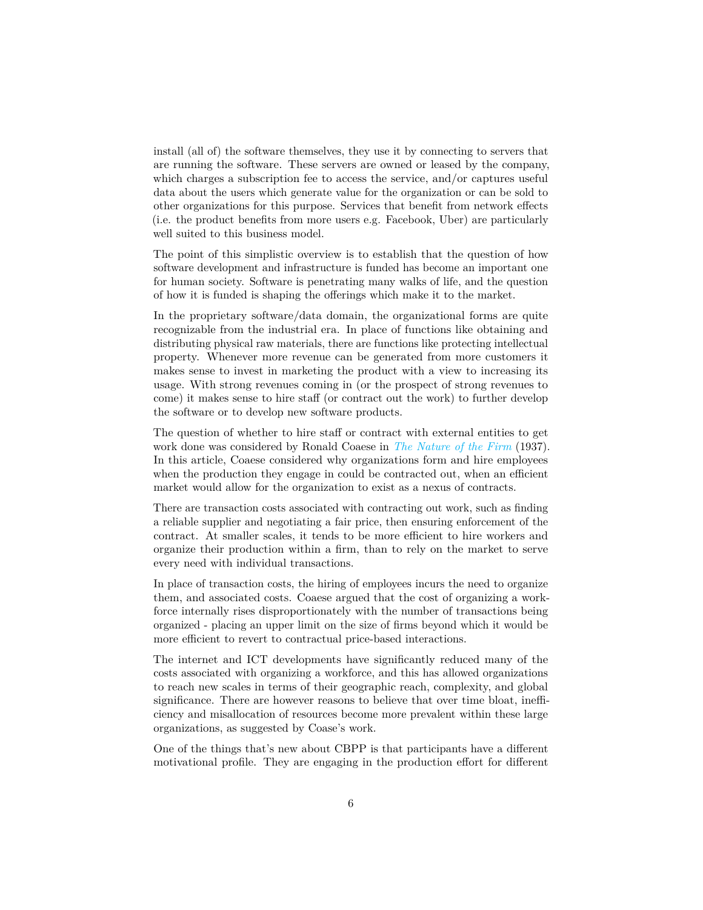install (all of) the software themselves, they use it by connecting to servers that are running the software. These servers are owned or leased by the company, which charges a subscription fee to access the service, and/or captures useful data about the users which generate value for the organization or can be sold to other organizations for this purpose. Services that benefit from network effects (i.e. the product benefits from more users e.g. Facebook, Uber) are particularly well suited to this business model.

The point of this simplistic overview is to establish that the question of how software development and infrastructure is funded has become an important one for human society. Software is penetrating many walks of life, and the question of how it is funded is shaping the offerings which make it to the market.

In the proprietary software/data domain, the organizational forms are quite recognizable from the industrial era. In place of functions like obtaining and distributing physical raw materials, there are functions like protecting intellectual property. Whenever more revenue can be generated from more customers it makes sense to invest in marketing the product with a view to increasing its usage. With strong revenues coming in (or the prospect of strong revenues to come) it makes sense to hire staff (or contract out the work) to further develop the software or to develop new software products.

The question of whether to hire staff or contract with external entities to get work done was considered by Ronald Coaese in *The Nature of the Firm* (1937). In this article, Coaese considered why organizations form and hire employees when the production they engage in could be contracted out, when an efficient market would allow for the organization to exist as a nexus of contracts.

There are transaction costs associated with contracting out work, such as finding a reliable supplier and negotiating a fair price, then ensuring enforcement of the contract. At smaller scales, it tends to be more efficient to hire workers and organize their production within a firm, than to rely on the market to serve every need with individual transactions.

In place of transaction costs, the hiring of employees incurs the need to organize them, and associated costs. Coaese argued that the cost of organizing a workforce internally rises disproportionately with the number of transactions being organized - placing an upper limit on the size of firms beyond which it would be more efficient to revert to contractual price-based interactions.

The internet and ICT developments have significantly reduced many of the costs associated with organizing a workforce, and this has allowed organizations to reach new scales in terms of their geographic reach, complexity, and global significance. There are however reasons to believe that over time bloat, inefficiency and misallocation of resources become more prevalent within these large organizations, as suggested by Coase's work.

One of the things that's new about CBPP is that participants have a different motivational profile. They are engaging in the production effort for different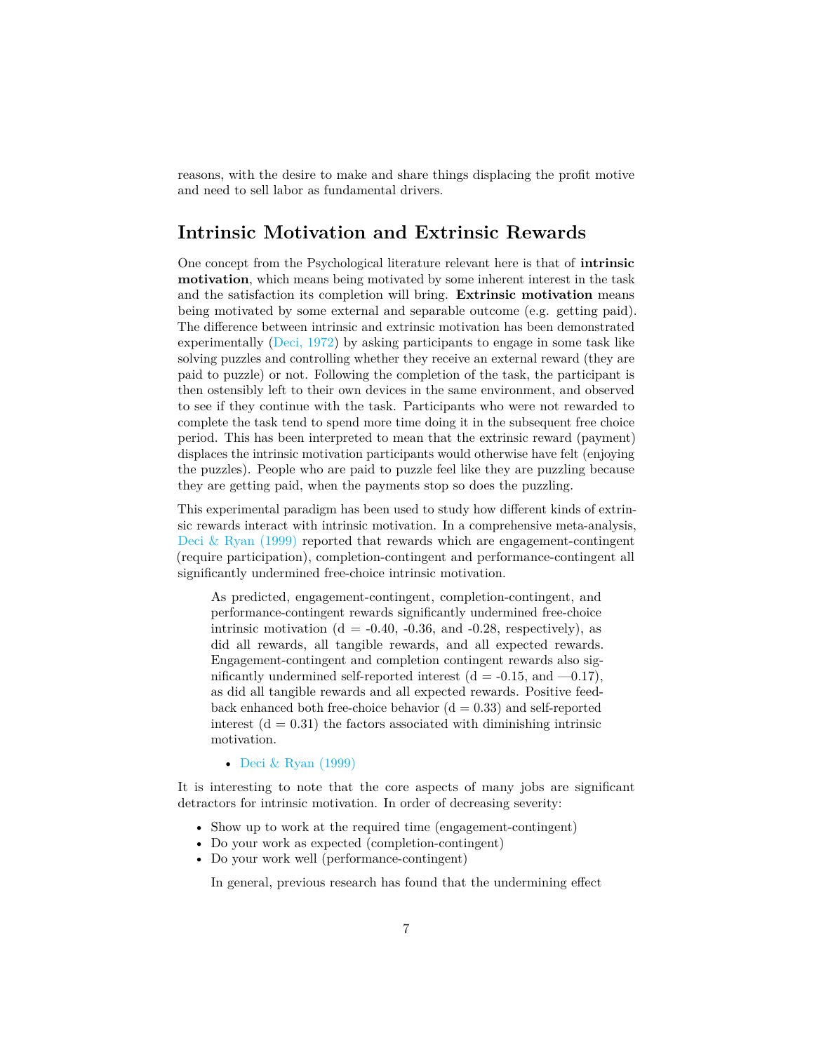reasons, with the desire to make and share things displacing the profit motive and need to sell labor as fundamental drivers.

## Intrinsic Motivation and Extrinsic Rewards

One concept from the Psychological literature relevant here is that of **intrinsic motivation**, which means being motivated by some inherent interest in the task and the satisfaction its completion will bring. **Extrinsic motivation** means being motivated by some external and separable outcome (e.g. getting paid). The difference between intrinsic and extrinsic motivation has been demonstrated experimentally (Deci, 1972) by asking participants to engage in some task like solving puzzles and controlling whether they receive an external reward (they are paid to puzzle) or not. Following the completion of the task, the participant is then ostensibly left to their own devices in the same environment, and observed to see if they continue with the task. Participants who were not rewarded to complete the task tend to spend more time doing it in the subsequent free choice period. This has been interpreted to mean that the extrinsic reward (payment) displaces the intrinsic motivation participants would otherwise have felt (enjoying the puzzles). People who are paid to puzzle feel like they are puzzling because they are getting paid, when the payments stop so does the puzzling.

This experimental paradigm has been used to study how different kinds of extrinsic rewards interact with intrinsic motivation. In a comprehensive meta-analysis, Deci & Ryan (1999) reported that rewards which are engagement-contingent (require participation), completion-contingent and performance-contingent all significantly undermined free-choice intrinsic motivation.

> As predicted, engagement-contingent, completion-contingent, and performance-contingent rewards significantly undermined free-choice intrinsic motivation (d = -0.40, -0.36, and -0.28, respectively), as did all rewards, all tangible rewards, and all expected rewards. Engagement-contingent and completion contingent rewards also significantly undermined self-reported interest (d = -0.15, and —0.17), as did all tangible rewards and all expected rewards. Positive feedback enhanced both free-choice behavior (d = 0.33) and self-reported interest (d = 0.31) the factors associated with diminishing intrinsic motivation.
>
> - Deci & Ryan (1999)

It is interesting to note that the core aspects of many jobs are significant detractors for intrinsic motivation. In order of decreasing severity:

- Show up to work at the required time (engagement-contingent)
- Do your work as expected (completion-contingent)
- Do your work well (performance-contingent)

  In general, previous research has found that the undermining effect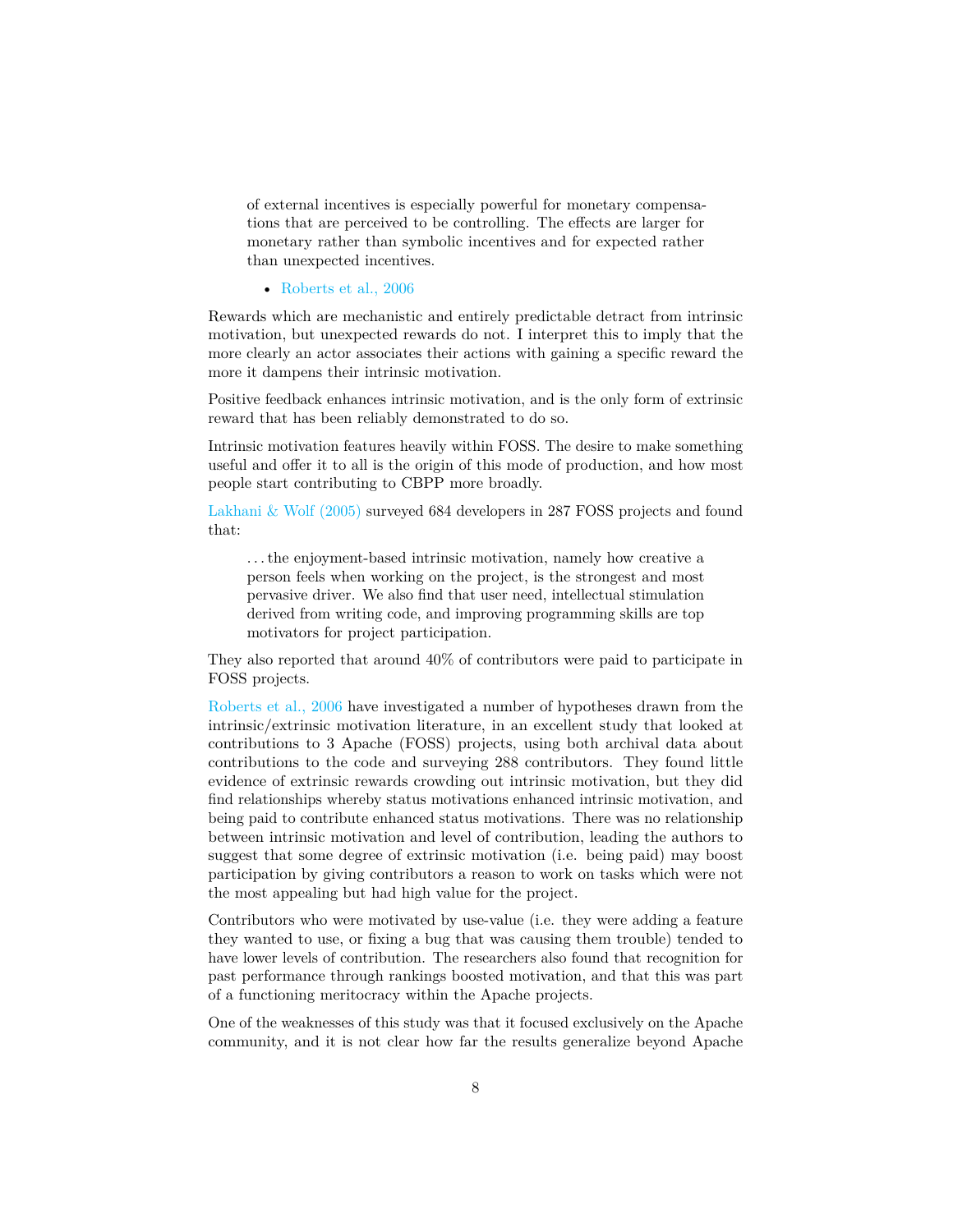> of external incentives is especially powerful for monetary compensations that are perceived to be controlling. The effects are larger for monetary rather than symbolic incentives and for expected rather than unexpected incentives.

- Roberts et al., 2006

Rewards which are mechanistic and entirely predictable detract from intrinsic motivation, but unexpected rewards do not. I interpret this to imply that the more clearly an actor associates their actions with gaining a specific reward the more it dampens their intrinsic motivation.

Positive feedback enhances intrinsic motivation, and is the only form of extrinsic reward that has been reliably demonstrated to do so.

Intrinsic motivation features heavily within FOSS. The desire to make something useful and offer it to all is the origin of this mode of production, and how most people start contributing to CBPP more broadly.

Lakhani & Wolf (2005) surveyed 684 developers in 287 FOSS projects and found that:

> ...the enjoyment-based intrinsic motivation, namely how creative a person feels when working on the project, is the strongest and most pervasive driver. We also find that user need, intellectual stimulation derived from writing code, and improving programming skills are top motivators for project participation.

They also reported that around 40% of contributors were paid to participate in FOSS projects.

Roberts et al., 2006 have investigated a number of hypotheses drawn from the intrinsic/extrinsic motivation literature, in an excellent study that looked at contributions to 3 Apache (FOSS) projects, using both archival data about contributions to the code and surveying 288 contributors. They found little evidence of extrinsic rewards crowding out intrinsic motivation, but they did find relationships whereby status motivations enhanced intrinsic motivation, and being paid to contribute enhanced status motivations. There was no relationship between intrinsic motivation and level of contribution, leading the authors to suggest that some degree of extrinsic motivation (i.e. being paid) may boost participation by giving contributors a reason to work on tasks which were not the most appealing but had high value for the project.

Contributors who were motivated by use-value (i.e. they were adding a feature they wanted to use, or fixing a bug that was causing them trouble) tended to have lower levels of contribution. The researchers also found that recognition for past performance through rankings boosted motivation, and that this was part of a functioning meritocracy within the Apache projects.

One of the weaknesses of this study was that it focused exclusively on the Apache community, and it is not clear how far the results generalize beyond Apache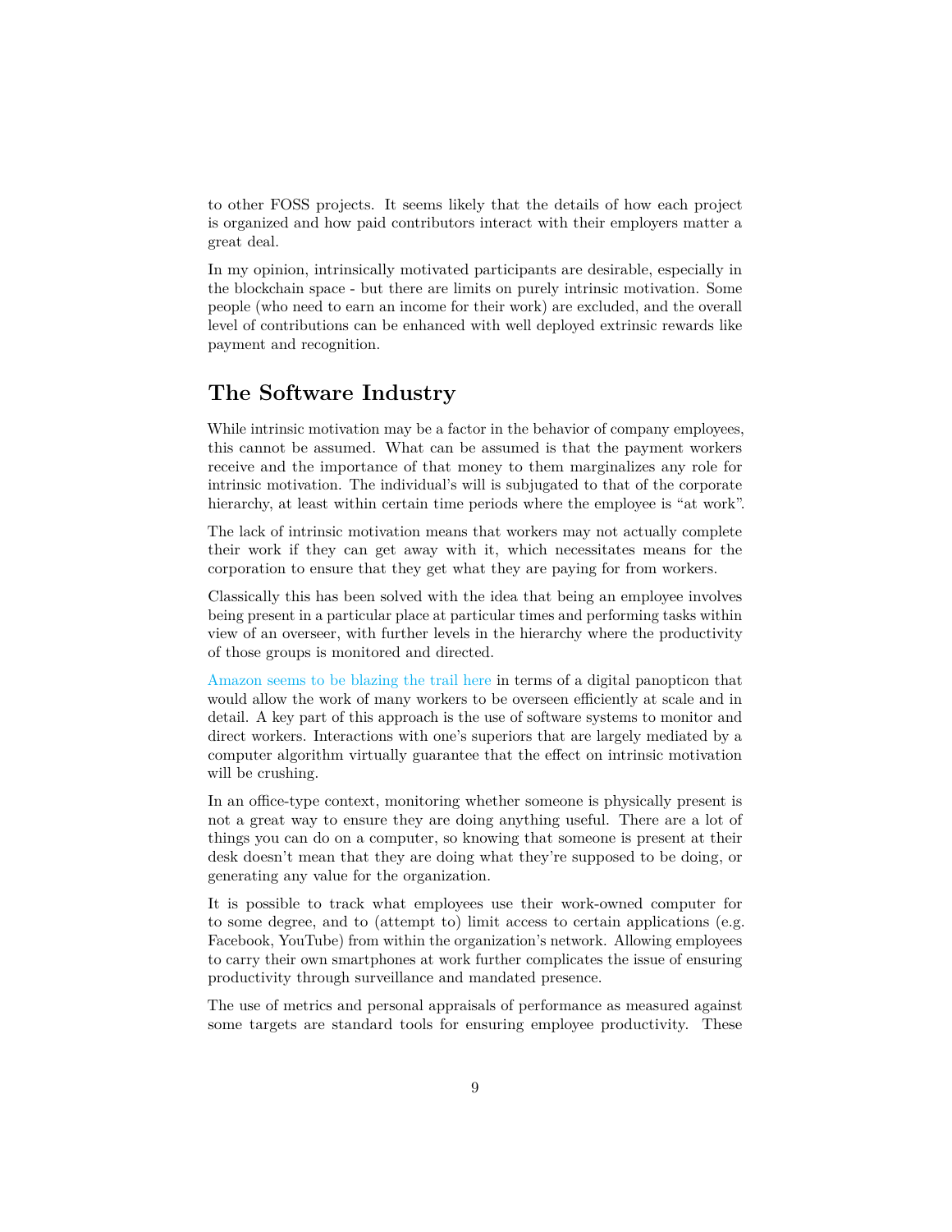to other FOSS projects. It seems likely that the details of how each project is organized and how paid contributors interact with their employers matter a great deal.

In my opinion, intrinsically motivated participants are desirable, especially in the blockchain space - but there are limits on purely intrinsic motivation. Some people (who need to earn an income for their work) are excluded, and the overall level of contributions can be enhanced with well deployed extrinsic rewards like payment and recognition.

## The Software Industry

While intrinsic motivation may be a factor in the behavior of company employees, this cannot be assumed. What can be assumed is that the payment workers receive and the importance of that money to them marginalizes any role for intrinsic motivation. The individual's will is subjugated to that of the corporate hierarchy, at least within certain time periods where the employee is "at work".

The lack of intrinsic motivation means that workers may not actually complete their work if they can get away with it, which necessitates means for the corporation to ensure that they get what they are paying for from workers.

Classically this has been solved with the idea that being an employee involves being present in a particular place at particular times and performing tasks within view of an overseer, with further levels in the hierarchy where the productivity of those groups is monitored and directed.

Amazon seems to be blazing the trail here in terms of a digital panopticon that would allow the work of many workers to be overseen efficiently at scale and in detail. A key part of this approach is the use of software systems to monitor and direct workers. Interactions with one's superiors that are largely mediated by a computer algorithm virtually guarantee that the effect on intrinsic motivation will be crushing.

In an office-type context, monitoring whether someone is physically present is not a great way to ensure they are doing anything useful. There are a lot of things you can do on a computer, so knowing that someone is present at their desk doesn't mean that they are doing what they're supposed to be doing, or generating any value for the organization.

It is possible to track what employees use their work-owned computer for to some degree, and to (attempt to) limit access to certain applications (e.g. Facebook, YouTube) from within the organization's network. Allowing employees to carry their own smartphones at work further complicates the issue of ensuring productivity through surveillance and mandated presence.

The use of metrics and personal appraisals of performance as measured against some targets are standard tools for ensuring employee productivity. These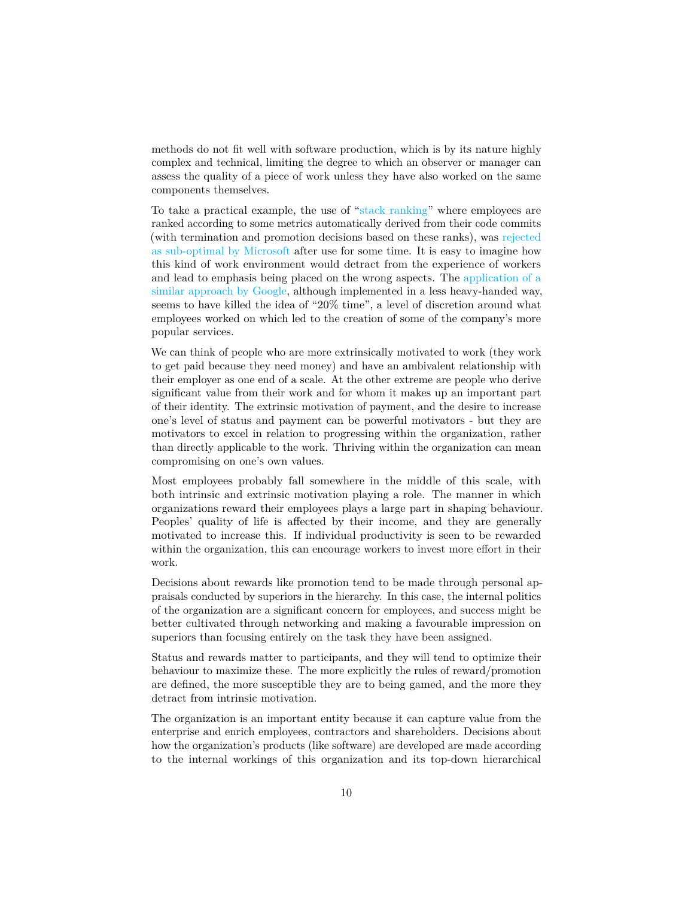methods do not fit well with software production, which is by its nature highly complex and technical, limiting the degree to which an observer or manager can assess the quality of a piece of work unless they have also worked on the same components themselves.

To take a practical example, the use of "stack ranking" where employees are ranked according to some metrics automatically derived from their code commits (with termination and promotion decisions based on these ranks), was rejected as sub-optimal by Microsoft after use for some time. It is easy to imagine how this kind of work environment would detract from the experience of workers and lead to emphasis being placed on the wrong aspects. The application of a similar approach by Google, although implemented in a less heavy-handed way, seems to have killed the idea of "20% time", a level of discretion around what employees worked on which led to the creation of some of the company's more popular services.

We can think of people who are more extrinsically motivated to work (they work to get paid because they need money) and have an ambivalent relationship with their employer as one end of a scale. At the other extreme are people who derive significant value from their work and for whom it makes up an important part of their identity. The extrinsic motivation of payment, and the desire to increase one's level of status and payment can be powerful motivators - but they are motivators to excel in relation to progressing within the organization, rather than directly applicable to the work. Thriving within the organization can mean compromising on one's own values.

Most employees probably fall somewhere in the middle of this scale, with both intrinsic and extrinsic motivation playing a role. The manner in which organizations reward their employees plays a large part in shaping behaviour. Peoples' quality of life is affected by their income, and they are generally motivated to increase this. If individual productivity is seen to be rewarded within the organization, this can encourage workers to invest more effort in their work.

Decisions about rewards like promotion tend to be made through personal appraisals conducted by superiors in the hierarchy. In this case, the internal politics of the organization are a significant concern for employees, and success might be better cultivated through networking and making a favourable impression on superiors than focusing entirely on the task they have been assigned.

Status and rewards matter to participants, and they will tend to optimize their behaviour to maximize these. The more explicitly the rules of reward/promotion are defined, the more susceptible they are to being gamed, and the more they detract from intrinsic motivation.

The organization is an important entity because it can capture value from the enterprise and enrich employees, contractors and shareholders. Decisions about how the organization's products (like software) are developed are made according to the internal workings of this organization and its top-down hierarchical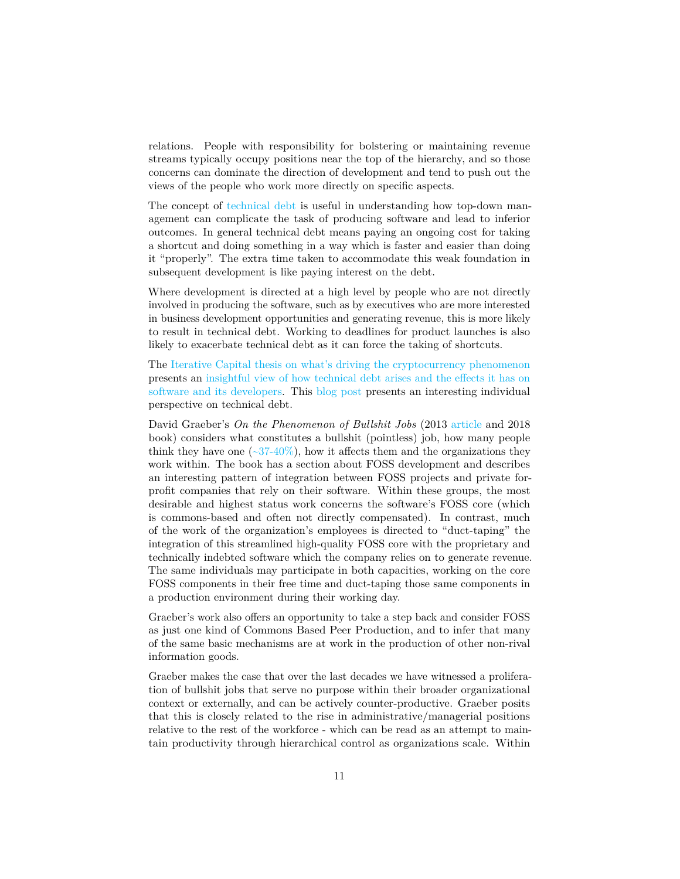relations. People with responsibility for bolstering or maintaining revenue streams typically occupy positions near the top of the hierarchy, and so those concerns can dominate the direction of development and tend to push out the views of the people who work more directly on specific aspects.

The concept of technical debt is useful in understanding how top-down management can complicate the task of producing software and lead to inferior outcomes. In general technical debt means paying an ongoing cost for taking a shortcut and doing something in a way which is faster and easier than doing it "properly". The extra time taken to accommodate this weak foundation in subsequent development is like paying interest on the debt.

Where development is directed at a high level by people who are not directly involved in producing the software, such as by executives who are more interested in business development opportunities and generating revenue, this is more likely to result in technical debt. Working to deadlines for product launches is also likely to exacerbate technical debt as it can force the taking of shortcuts.

The Iterative Capital thesis on what's driving the cryptocurrency phenomenon presents an insightful view of how technical debt arises and the effects it has on software and its developers. This blog post presents an interesting individual perspective on technical debt.

David Graeber's *On the Phenomenon of Bullshit Jobs* (2013 article and 2018 book) considers what constitutes a bullshit (pointless) job, how many people think they have one (~37-40%), how it affects them and the organizations they work within. The book has a section about FOSS development and describes an interesting pattern of integration between FOSS projects and private for-profit companies that rely on their software. Within these groups, the most desirable and highest status work concerns the software's FOSS core (which is commons-based and often not directly compensated). In contrast, much of the work of the organization's employees is directed to "duct-taping" the integration of this streamlined high-quality FOSS core with the proprietary and technically indebted software which the company relies on to generate revenue. The same individuals may participate in both capacities, working on the core FOSS components in their free time and duct-taping those same components in a production environment during their working day.

Graeber's work also offers an opportunity to take a step back and consider FOSS as just one kind of Commons Based Peer Production, and to infer that many of the same basic mechanisms are at work in the production of other non-rival information goods.

Graeber makes the case that over the last decades we have witnessed a proliferation of bullshit jobs that serve no purpose within their broader organizational context or externally, and can be actively counter-productive. Graeber posits that this is closely related to the rise in administrative/managerial positions relative to the rest of the workforce - which can be read as an attempt to maintain productivity through hierarchical control as organizations scale. Within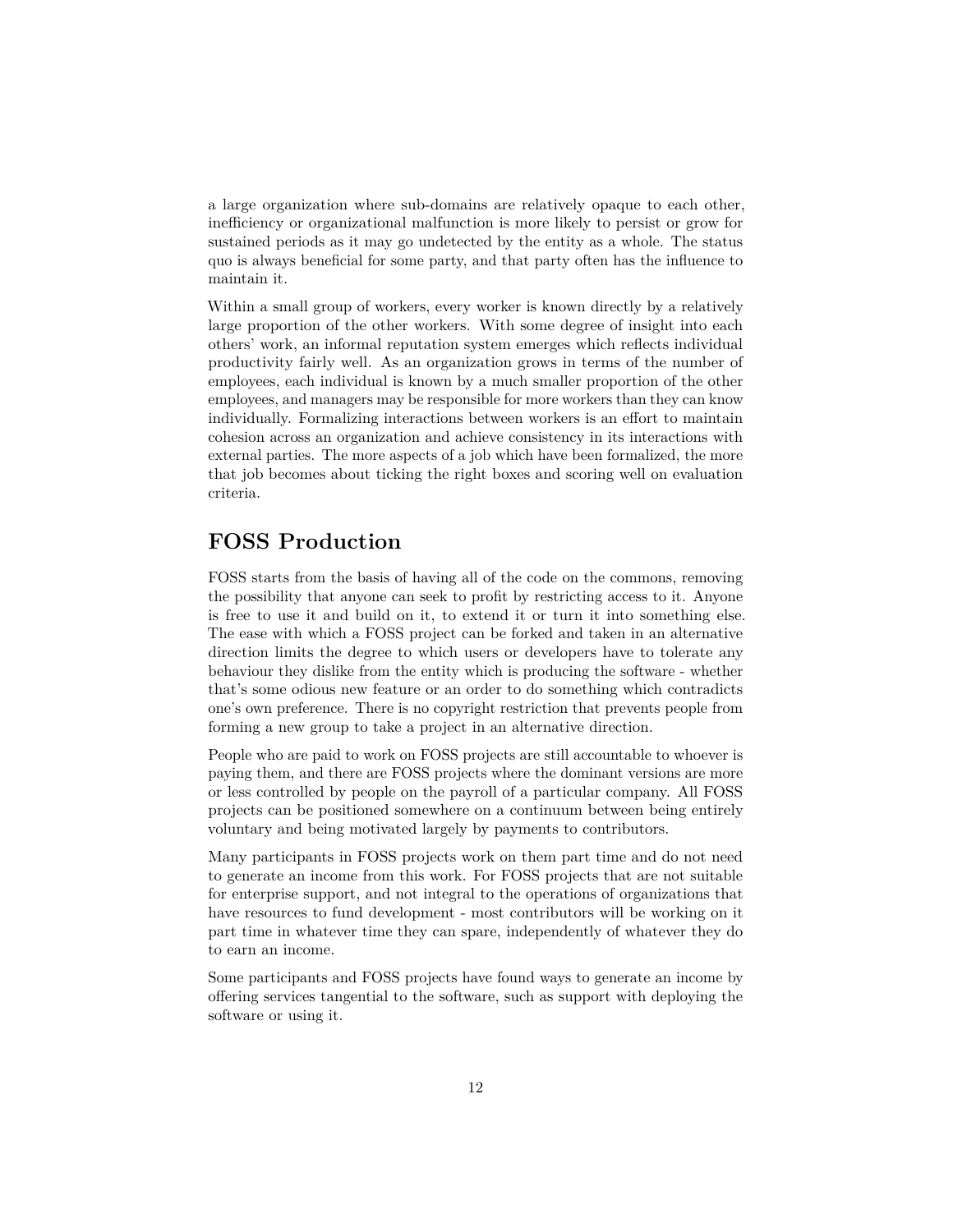a large organization where sub-domains are relatively opaque to each other, inefficiency or organizational malfunction is more likely to persist or grow for sustained periods as it may go undetected by the entity as a whole. The status quo is always beneficial for some party, and that party often has the influence to maintain it.

Within a small group of workers, every worker is known directly by a relatively large proportion of the other workers. With some degree of insight into each others' work, an informal reputation system emerges which reflects individual productivity fairly well. As an organization grows in terms of the number of employees, each individual is known by a much smaller proportion of the other employees, and managers may be responsible for more workers than they can know individually. Formalizing interactions between workers is an effort to maintain cohesion across an organization and achieve consistency in its interactions with external parties. The more aspects of a job which have been formalized, the more that job becomes about ticking the right boxes and scoring well on evaluation criteria.

## FOSS Production

FOSS starts from the basis of having all of the code on the commons, removing the possibility that anyone can seek to profit by restricting access to it. Anyone is free to use it and build on it, to extend it or turn it into something else. The ease with which a FOSS project can be forked and taken in an alternative direction limits the degree to which users or developers have to tolerate any behaviour they dislike from the entity which is producing the software - whether that's some odious new feature or an order to do something which contradicts one's own preference. There is no copyright restriction that prevents people from forming a new group to take a project in an alternative direction.

People who are paid to work on FOSS projects are still accountable to whoever is paying them, and there are FOSS projects where the dominant versions are more or less controlled by people on the payroll of a particular company. All FOSS projects can be positioned somewhere on a continuum between being entirely voluntary and being motivated largely by payments to contributors.

Many participants in FOSS projects work on them part time and do not need to generate an income from this work. For FOSS projects that are not suitable for enterprise support, and not integral to the operations of organizations that have resources to fund development - most contributors will be working on it part time in whatever time they can spare, independently of whatever they do to earn an income.

Some participants and FOSS projects have found ways to generate an income by offering services tangential to the software, such as support with deploying the software or using it.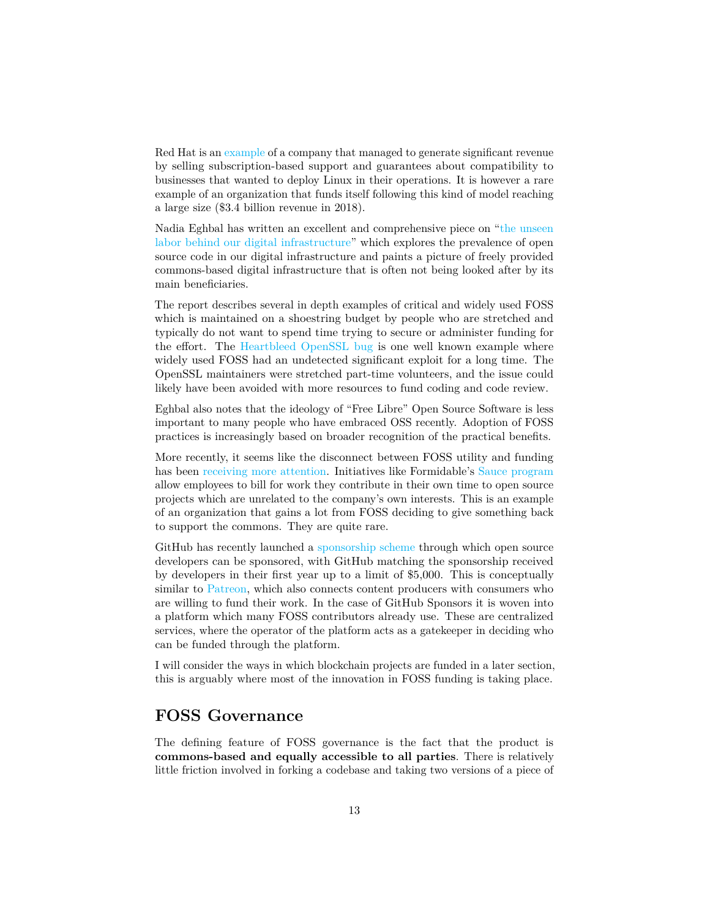Red Hat is an example of a company that managed to generate significant revenue by selling subscription-based support and guarantees about compatibility to businesses that wanted to deploy Linux in their operations. It is however a rare example of an organization that funds itself following this kind of model reaching a large size ($3.4 billion revenue in 2018).

Nadia Eghbal has written an excellent and comprehensive piece on "the unseen labor behind our digital infrastructure" which explores the prevalence of open source code in our digital infrastructure and paints a picture of freely provided commons-based digital infrastructure that is often not being looked after by its main beneficiaries.

The report describes several in depth examples of critical and widely used FOSS which is maintained on a shoestring budget by people who are stretched and typically do not want to spend time trying to secure or administer funding for the effort. The Heartbleed OpenSSL bug is one well known example where widely used FOSS had an undetected significant exploit for a long time. The OpenSSL maintainers were stretched part-time volunteers, and the issue could likely have been avoided with more resources to fund coding and code review.

Eghbal also notes that the ideology of "Free Libre" Open Source Software is less important to many people who have embraced OSS recently. Adoption of FOSS practices is increasingly based on broader recognition of the practical benefits.

More recently, it seems like the disconnect between FOSS utility and funding has been receiving more attention. Initiatives like Formidable's Sauce program allow employees to bill for work they contribute in their own time to open source projects which are unrelated to the company's own interests. This is an example of an organization that gains a lot from FOSS deciding to give something back to support the commons. They are quite rare.

GitHub has recently launched a sponsorship scheme through which open source developers can be sponsored, with GitHub matching the sponsorship received by developers in their first year up to a limit of $5,000. This is conceptually similar to Patreon, which also connects content producers with consumers who are willing to fund their work. In the case of GitHub Sponsors it is woven into a platform which many FOSS contributors already use. These are centralized services, where the operator of the platform acts as a gatekeeper in deciding who can be funded through the platform.

I will consider the ways in which blockchain projects are funded in a later section, this is arguably where most of the innovation in FOSS funding is taking place.

## FOSS Governance

The defining feature of FOSS governance is the fact that the product is **commons-based and equally accessible to all parties**. There is relatively little friction involved in forking a codebase and taking two versions of a piece of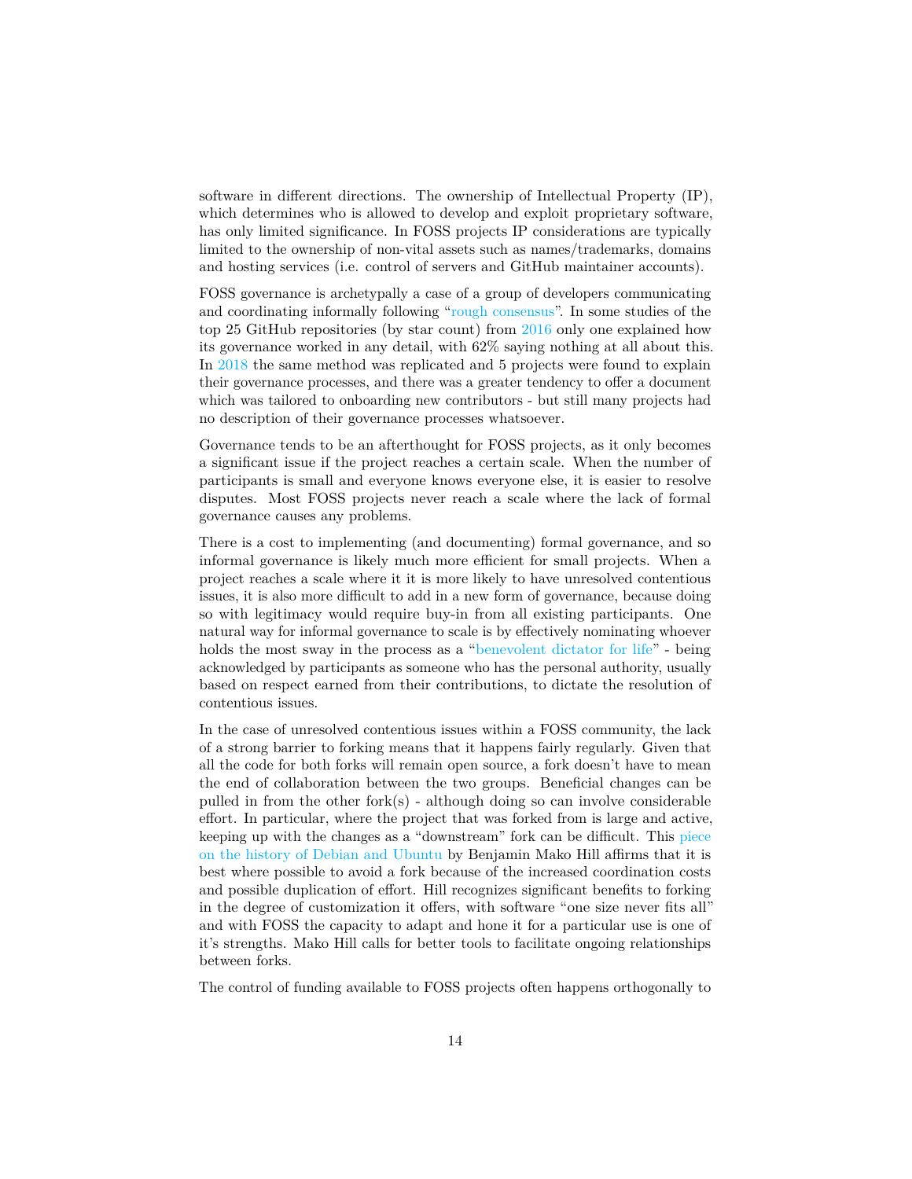software in different directions. The ownership of Intellectual Property (IP), which determines who is allowed to develop and exploit proprietary software, has only limited significance. In FOSS projects IP considerations are typically limited to the ownership of non-vital assets such as names/trademarks, domains and hosting services (i.e. control of servers and GitHub maintainer accounts).

FOSS governance is archetypally a case of a group of developers communicating and coordinating informally following "rough consensus". In some studies of the top 25 GitHub repositories (by star count) from 2016 only one explained how its governance worked in any detail, with 62% saying nothing at all about this. In 2018 the same method was replicated and 5 projects were found to explain their governance processes, and there was a greater tendency to offer a document which was tailored to onboarding new contributors - but still many projects had no description of their governance processes whatsoever.

Governance tends to be an afterthought for FOSS projects, as it only becomes a significant issue if the project reaches a certain scale. When the number of participants is small and everyone knows everyone else, it is easier to resolve disputes. Most FOSS projects never reach a scale where the lack of formal governance causes any problems.

There is a cost to implementing (and documenting) formal governance, and so informal governance is likely much more efficient for small projects. When a project reaches a scale where it it is more likely to have unresolved contentious issues, it is also more difficult to add in a new form of governance, because doing so with legitimacy would require buy-in from all existing participants. One natural way for informal governance to scale is by effectively nominating whoever holds the most sway in the process as a "benevolent dictator for life" - being acknowledged by participants as someone who has the personal authority, usually based on respect earned from their contributions, to dictate the resolution of contentious issues.

In the case of unresolved contentious issues within a FOSS community, the lack of a strong barrier to forking means that it happens fairly regularly. Given that all the code for both forks will remain open source, a fork doesn't have to mean the end of collaboration between the two groups. Beneficial changes can be pulled in from the other fork(s) - although doing so can involve considerable effort. In particular, where the project that was forked from is large and active, keeping up with the changes as a "downstream" fork can be difficult. This piece on the history of Debian and Ubuntu by Benjamin Mako Hill affirms that it is best where possible to avoid a fork because of the increased coordination costs and possible duplication of effort. Hill recognizes significant benefits to forking in the degree of customization it offers, with software "one size never fits all" and with FOSS the capacity to adapt and hone it for a particular use is one of it's strengths. Mako Hill calls for better tools to facilitate ongoing relationships between forks.

The control of funding available to FOSS projects often happens orthogonally to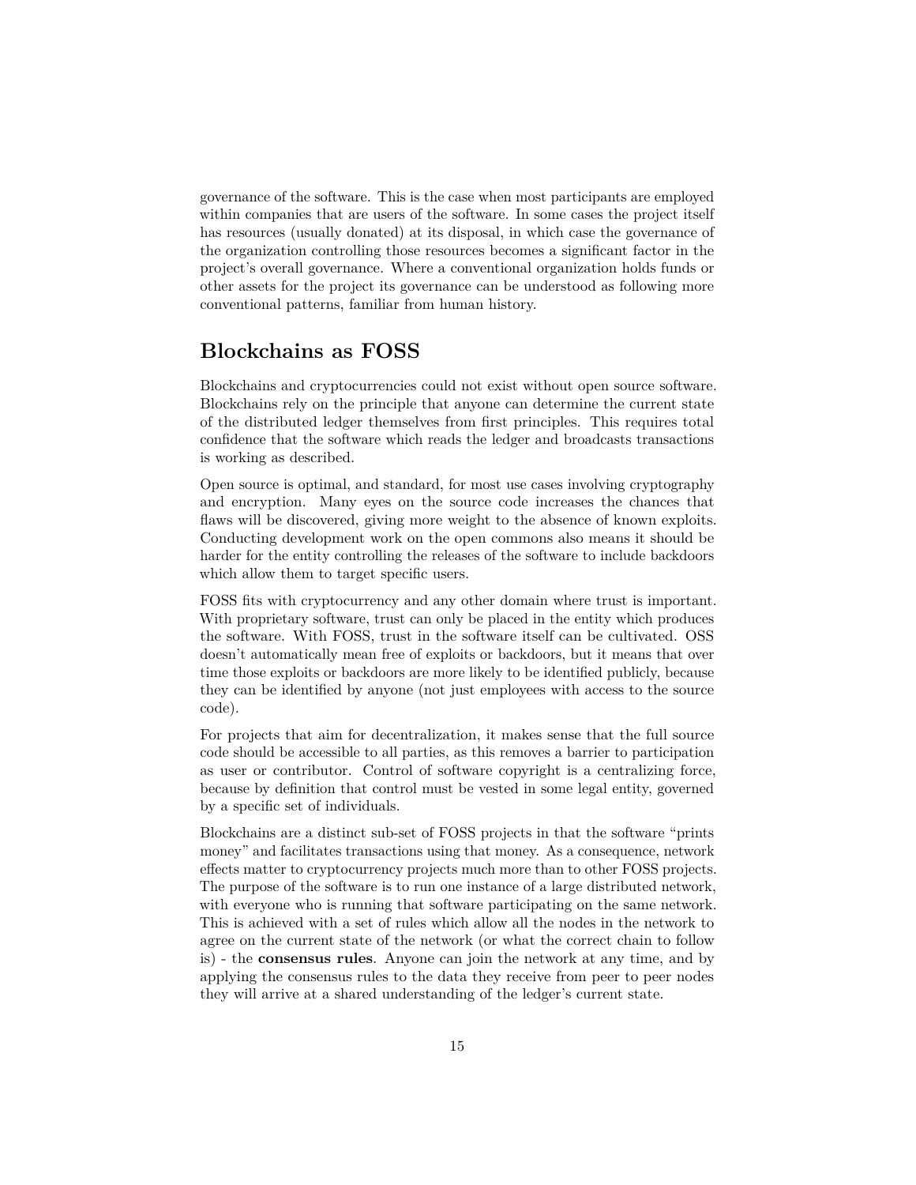governance of the software. This is the case when most participants are employed within companies that are users of the software. In some cases the project itself has resources (usually donated) at its disposal, in which case the governance of the organization controlling those resources becomes a significant factor in the project's overall governance. Where a conventional organization holds funds or other assets for the project its governance can be understood as following more conventional patterns, familiar from human history.

## Blockchains as FOSS

Blockchains and cryptocurrencies could not exist without open source software. Blockchains rely on the principle that anyone can determine the current state of the distributed ledger themselves from first principles. This requires total confidence that the software which reads the ledger and broadcasts transactions is working as described.

Open source is optimal, and standard, for most use cases involving cryptography and encryption. Many eyes on the source code increases the chances that flaws will be discovered, giving more weight to the absence of known exploits. Conducting development work on the open commons also means it should be harder for the entity controlling the releases of the software to include backdoors which allow them to target specific users.

FOSS fits with cryptocurrency and any other domain where trust is important. With proprietary software, trust can only be placed in the entity which produces the software. With FOSS, trust in the software itself can be cultivated. OSS doesn't automatically mean free of exploits or backdoors, but it means that over time those exploits or backdoors are more likely to be identified publicly, because they can be identified by anyone (not just employees with access to the source code).

For projects that aim for decentralization, it makes sense that the full source code should be accessible to all parties, as this removes a barrier to participation as user or contributor. Control of software copyright is a centralizing force, because by definition that control must be vested in some legal entity, governed by a specific set of individuals.

Blockchains are a distinct sub-set of FOSS projects in that the software "prints money" and facilitates transactions using that money. As a consequence, network effects matter to cryptocurrency projects much more than to other FOSS projects. The purpose of the software is to run one instance of a large distributed network, with everyone who is running that software participating on the same network. This is achieved with a set of rules which allow all the nodes in the network to agree on the current state of the network (or what the correct chain to follow is) - the **consensus rules**. Anyone can join the network at any time, and by applying the consensus rules to the data they receive from peer to peer nodes they will arrive at a shared understanding of the ledger's current state.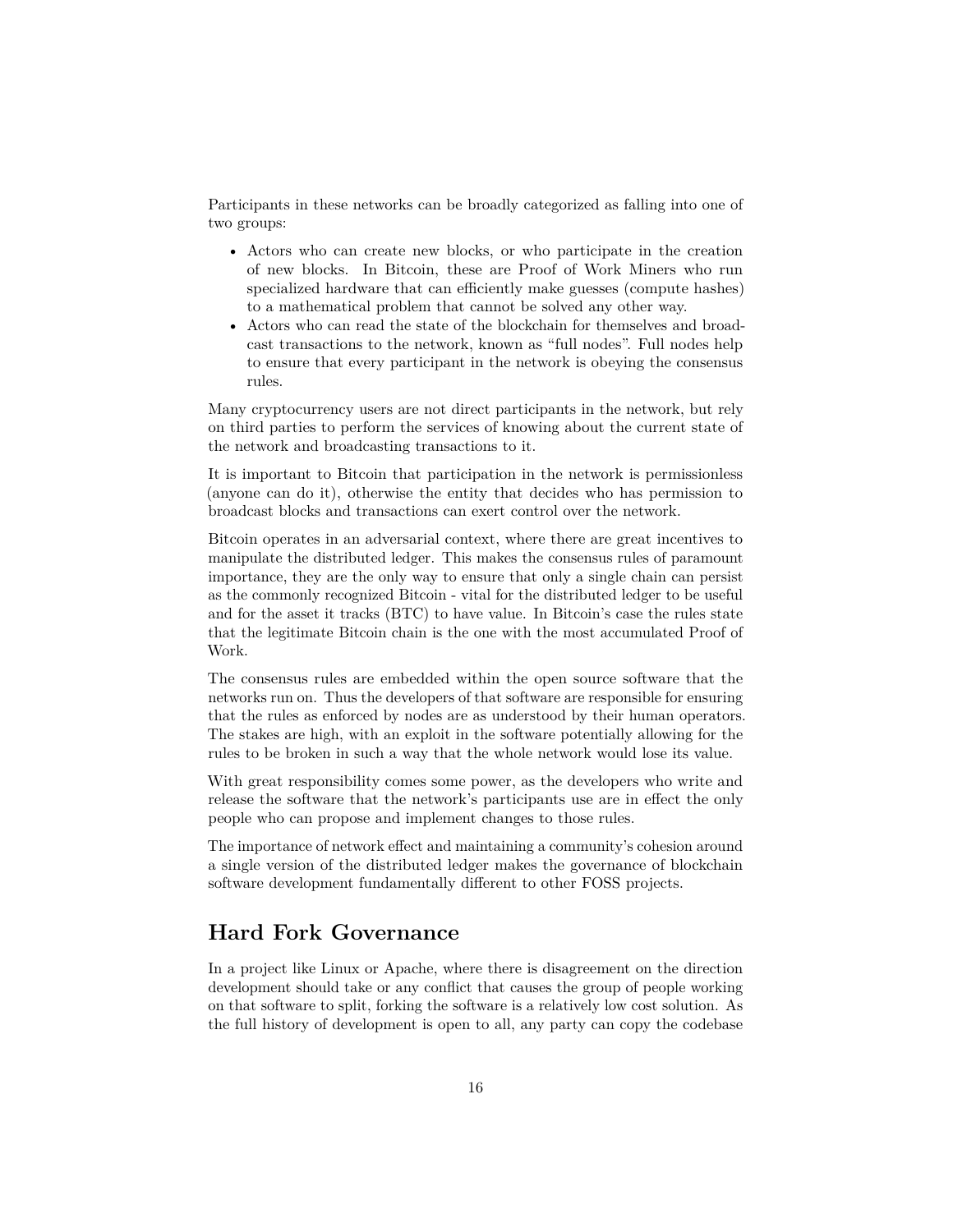Participants in these networks can be broadly categorized as falling into one of two groups:

- Actors who can create new blocks, or who participate in the creation of new blocks. In Bitcoin, these are Proof of Work Miners who run specialized hardware that can efficiently make guesses (compute hashes) to a mathematical problem that cannot be solved any other way.
- Actors who can read the state of the blockchain for themselves and broadcast transactions to the network, known as "full nodes". Full nodes help to ensure that every participant in the network is obeying the consensus rules.

Many cryptocurrency users are not direct participants in the network, but rely on third parties to perform the services of knowing about the current state of the network and broadcasting transactions to it.

It is important to Bitcoin that participation in the network is permissionless (anyone can do it), otherwise the entity that decides who has permission to broadcast blocks and transactions can exert control over the network.

Bitcoin operates in an adversarial context, where there are great incentives to manipulate the distributed ledger. This makes the consensus rules of paramount importance, they are the only way to ensure that only a single chain can persist as the commonly recognized Bitcoin - vital for the distributed ledger to be useful and for the asset it tracks (BTC) to have value. In Bitcoin's case the rules state that the legitimate Bitcoin chain is the one with the most accumulated Proof of Work.

The consensus rules are embedded within the open source software that the networks run on. Thus the developers of that software are responsible for ensuring that the rules as enforced by nodes are as understood by their human operators. The stakes are high, with an exploit in the software potentially allowing for the rules to be broken in such a way that the whole network would lose its value.

With great responsibility comes some power, as the developers who write and release the software that the network's participants use are in effect the only people who can propose and implement changes to those rules.

The importance of network effect and maintaining a community's cohesion around a single version of the distributed ledger makes the governance of blockchain software development fundamentally different to other FOSS projects.

## Hard Fork Governance

In a project like Linux or Apache, where there is disagreement on the direction development should take or any conflict that causes the group of people working on that software to split, forking the software is a relatively low cost solution. As the full history of development is open to all, any party can copy the codebase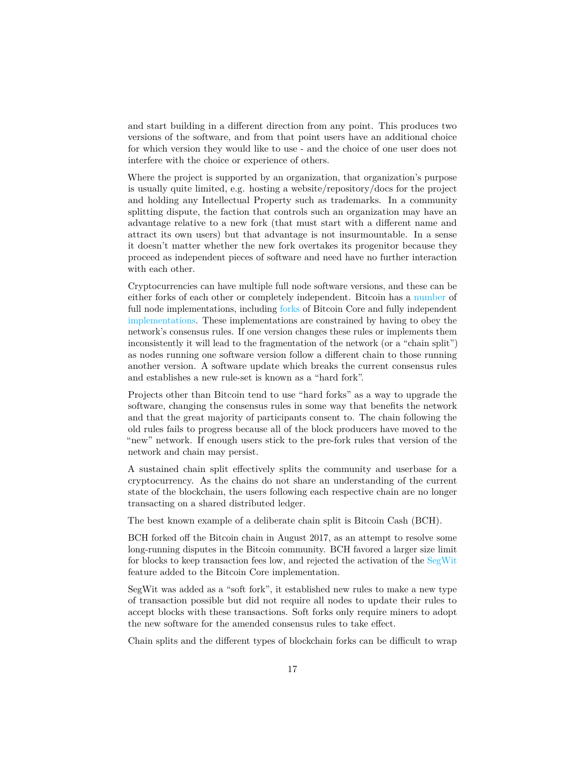and start building in a different direction from any point. This produces two versions of the software, and from that point users have an additional choice for which version they would like to use - and the choice of one user does not interfere with the choice or experience of others.

Where the project is supported by an organization, that organization's purpose is usually quite limited, e.g. hosting a website/repository/docs for the project and holding any Intellectual Property such as trademarks. In a community splitting dispute, the faction that controls such an organization may have an advantage relative to a new fork (that must start with a different name and attract its own users) but that advantage is not insurmountable. In a sense it doesn't matter whether the new fork overtakes its progenitor because they proceed as independent pieces of software and need have no further interaction with each other.

Cryptocurrencies can have multiple full node software versions, and these can be either forks of each other or completely independent. Bitcoin has a number of full node implementations, including forks of Bitcoin Core and fully independent implementations. These implementations are constrained by having to obey the network's consensus rules. If one version changes these rules or implements them inconsistently it will lead to the fragmentation of the network (or a "chain split") as nodes running one software version follow a different chain to those running another version. A software update which breaks the current consensus rules and establishes a new rule-set is known as a "hard fork".

Projects other than Bitcoin tend to use "hard forks" as a way to upgrade the software, changing the consensus rules in some way that benefits the network and that the great majority of participants consent to. The chain following the old rules fails to progress because all of the block producers have moved to the "new" network. If enough users stick to the pre-fork rules that version of the network and chain may persist.

A sustained chain split effectively splits the community and userbase for a cryptocurrency. As the chains do not share an understanding of the current state of the blockchain, the users following each respective chain are no longer transacting on a shared distributed ledger.

The best known example of a deliberate chain split is Bitcoin Cash (BCH).

BCH forked off the Bitcoin chain in August 2017, as an attempt to resolve some long-running disputes in the Bitcoin community. BCH favored a larger size limit for blocks to keep transaction fees low, and rejected the activation of the SegWit feature added to the Bitcoin Core implementation.

SegWit was added as a "soft fork", it established new rules to make a new type of transaction possible but did not require all nodes to update their rules to accept blocks with these transactions. Soft forks only require miners to adopt the new software for the amended consensus rules to take effect.

Chain splits and the different types of blockchain forks can be difficult to wrap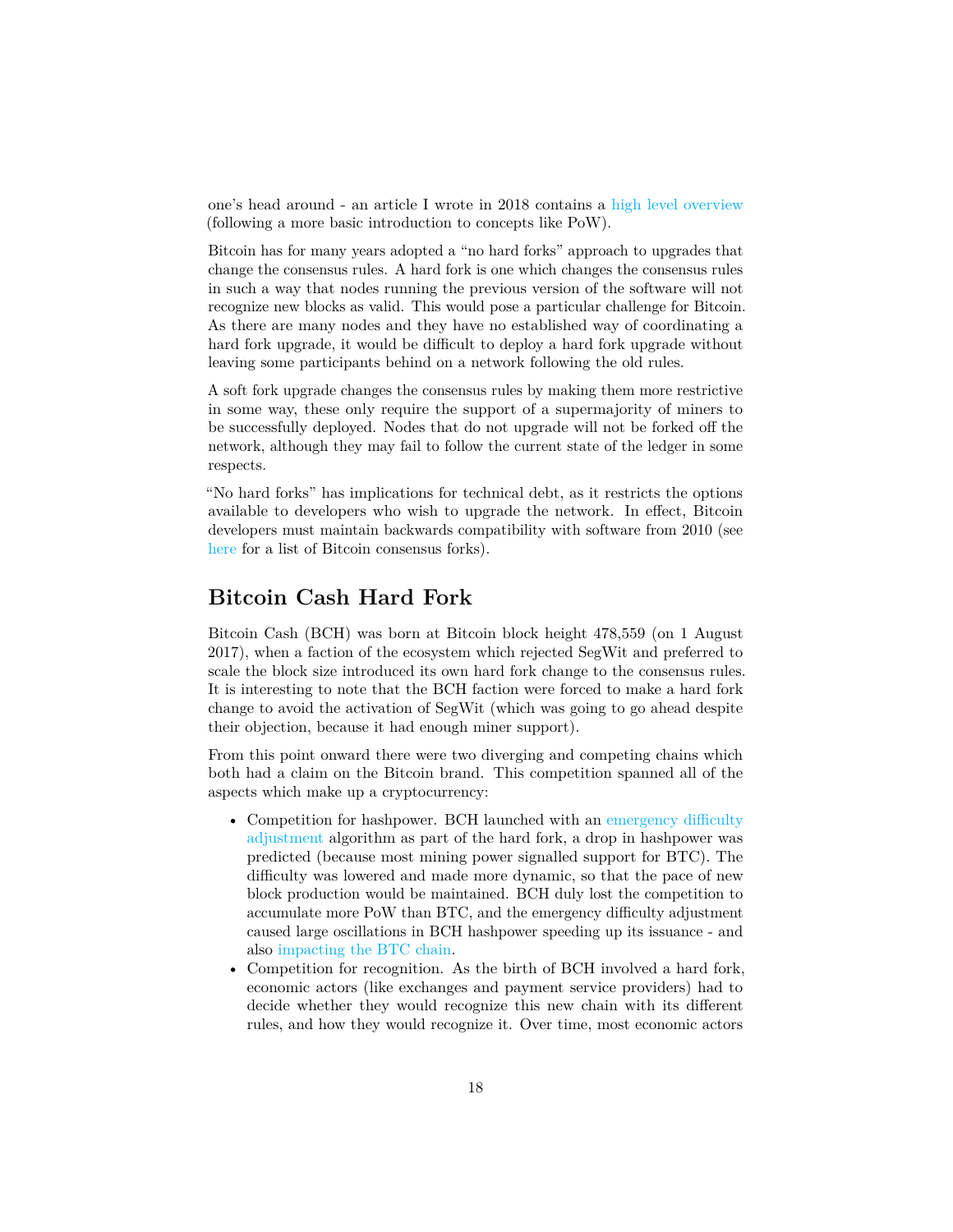one's head around - an article I wrote in 2018 contains a high level overview (following a more basic introduction to concepts like PoW).

Bitcoin has for many years adopted a "no hard forks" approach to upgrades that change the consensus rules. A hard fork is one which changes the consensus rules in such a way that nodes running the previous version of the software will not recognize new blocks as valid. This would pose a particular challenge for Bitcoin. As there are many nodes and they have no established way of coordinating a hard fork upgrade, it would be difficult to deploy a hard fork upgrade without leaving some participants behind on a network following the old rules.

A soft fork upgrade changes the consensus rules by making them more restrictive in some way, these only require the support of a supermajority of miners to be successfully deployed. Nodes that do not upgrade will not be forked off the network, although they may fail to follow the current state of the ledger in some respects.

"No hard forks" has implications for technical debt, as it restricts the options available to developers who wish to upgrade the network. In effect, Bitcoin developers must maintain backwards compatibility with software from 2010 (see here for a list of Bitcoin consensus forks).

## Bitcoin Cash Hard Fork

Bitcoin Cash (BCH) was born at Bitcoin block height 478,559 (on 1 August 2017), when a faction of the ecosystem which rejected SegWit and preferred to scale the block size introduced its own hard fork change to the consensus rules. It is interesting to note that the BCH faction were forced to make a hard fork change to avoid the activation of SegWit (which was going to go ahead despite their objection, because it had enough miner support).

From this point onward there were two diverging and competing chains which both had a claim on the Bitcoin brand. This competition spanned all of the aspects which make up a cryptocurrency:

- Competition for hashpower. BCH launched with an emergency difficulty adjustment algorithm as part of the hard fork, a drop in hashpower was predicted (because most mining power signalled support for BTC). The difficulty was lowered and made more dynamic, so that the pace of new block production would be maintained. BCH duly lost the competition to accumulate more PoW than BTC, and the emergency difficulty adjustment caused large oscillations in BCH hashpower speeding up its issuance - and also impacting the BTC chain.
- Competition for recognition. As the birth of BCH involved a hard fork, economic actors (like exchanges and payment service providers) had to decide whether they would recognize this new chain with its different rules, and how they would recognize it. Over time, most economic actors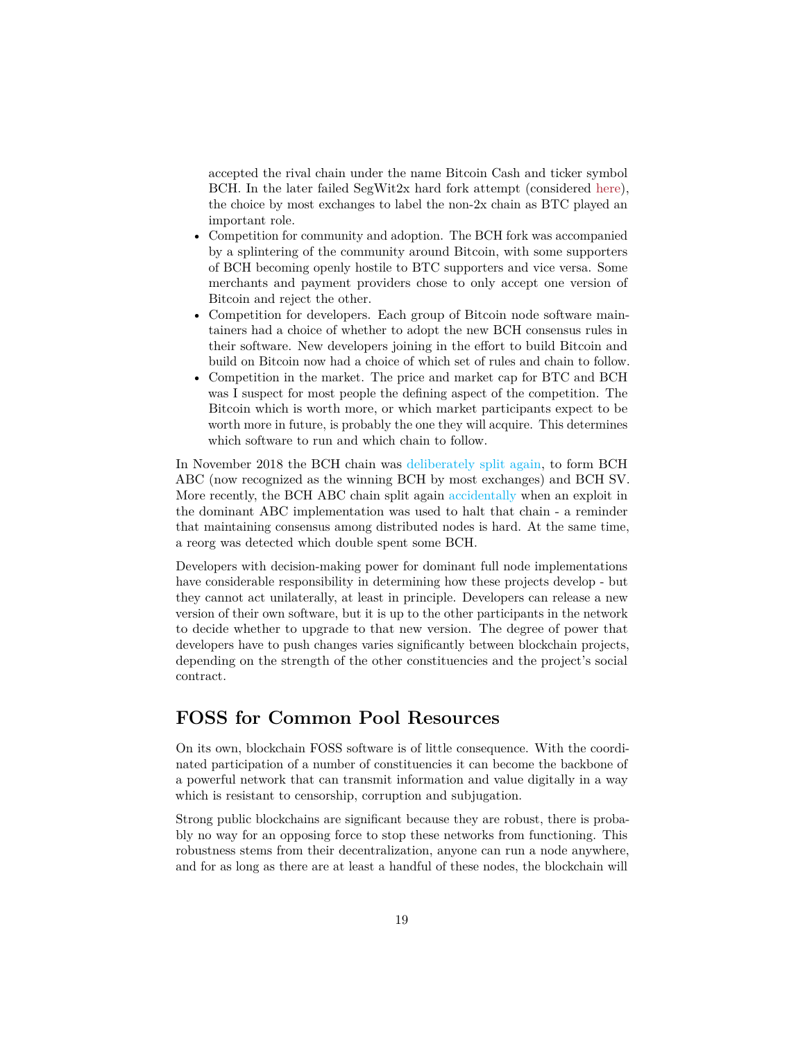accepted the rival chain under the name Bitcoin Cash and ticker symbol BCH. In the later failed SegWit2x hard fork attempt (considered here), the choice by most exchanges to label the non-2x chain as BTC played an important role.

- Competition for community and adoption. The BCH fork was accompanied by a splintering of the community around Bitcoin, with some supporters of BCH becoming openly hostile to BTC supporters and vice versa. Some merchants and payment providers chose to only accept one version of Bitcoin and reject the other.
- Competition for developers. Each group of Bitcoin node software maintainers had a choice of whether to adopt the new BCH consensus rules in their software. New developers joining in the effort to build Bitcoin and build on Bitcoin now had a choice of which set of rules and chain to follow.
- Competition in the market. The price and market cap for BTC and BCH was I suspect for most people the defining aspect of the competition. The Bitcoin which is worth more, or which market participants expect to be worth more in future, is probably the one they will acquire. This determines which software to run and which chain to follow.

In November 2018 the BCH chain was deliberately split again, to form BCH ABC (now recognized as the winning BCH by most exchanges) and BCH SV. More recently, the BCH ABC chain split again accidentally when an exploit in the dominant ABC implementation was used to halt that chain - a reminder that maintaining consensus among distributed nodes is hard. At the same time, a reorg was detected which double spent some BCH.

Developers with decision-making power for dominant full node implementations have considerable responsibility in determining how these projects develop - but they cannot act unilaterally, at least in principle. Developers can release a new version of their own software, but it is up to the other participants in the network to decide whether to upgrade to that new version. The degree of power that developers have to push changes varies significantly between blockchain projects, depending on the strength of the other constituencies and the project's social contract.

## FOSS for Common Pool Resources

On its own, blockchain FOSS software is of little consequence. With the coordinated participation of a number of constituencies it can become the backbone of a powerful network that can transmit information and value digitally in a way which is resistant to censorship, corruption and subjugation.

Strong public blockchains are significant because they are robust, there is probably no way for an opposing force to stop these networks from functioning. This robustness stems from their decentralization, anyone can run a node anywhere, and for as long as there are at least a handful of these nodes, the blockchain will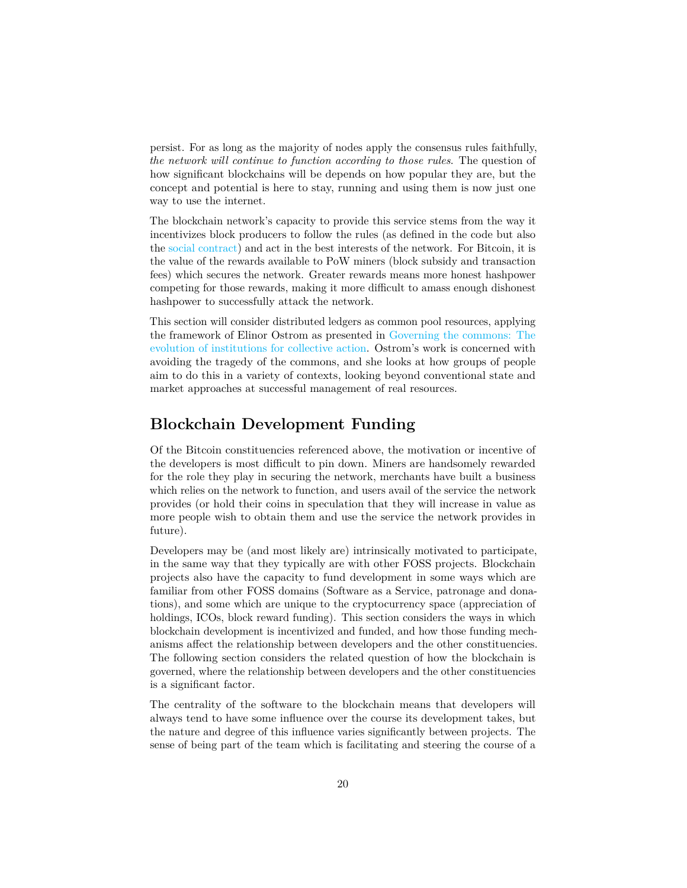persist. For as long as the majority of nodes apply the consensus rules faithfully, *the network will continue to function according to those rules*. The question of how significant blockchains will be depends on how popular they are, but the concept and potential is here to stay, running and using them is now just one way to use the internet.

The blockchain network's capacity to provide this service stems from the way it incentivizes block producers to follow the rules (as defined in the code but also the social contract) and act in the best interests of the network. For Bitcoin, it is the value of the rewards available to PoW miners (block subsidy and transaction fees) which secures the network. Greater rewards means more honest hashpower competing for those rewards, making it more difficult to amass enough dishonest hashpower to successfully attack the network.

This section will consider distributed ledgers as common pool resources, applying the framework of Elinor Ostrom as presented in Governing the commons: The evolution of institutions for collective action. Ostrom's work is concerned with avoiding the tragedy of the commons, and she looks at how groups of people aim to do this in a variety of contexts, looking beyond conventional state and market approaches at successful management of real resources.

## Blockchain Development Funding

Of the Bitcoin constituencies referenced above, the motivation or incentive of the developers is most difficult to pin down. Miners are handsomely rewarded for the role they play in securing the network, merchants have built a business which relies on the network to function, and users avail of the service the network provides (or hold their coins in speculation that they will increase in value as more people wish to obtain them and use the service the network provides in future).

Developers may be (and most likely are) intrinsically motivated to participate, in the same way that they typically are with other FOSS projects. Blockchain projects also have the capacity to fund development in some ways which are familiar from other FOSS domains (Software as a Service, patronage and donations), and some which are unique to the cryptocurrency space (appreciation of holdings, ICOs, block reward funding). This section considers the ways in which blockchain development is incentivized and funded, and how those funding mechanisms affect the relationship between developers and the other constituencies. The following section considers the related question of how the blockchain is governed, where the relationship between developers and the other constituencies is a significant factor.

The centrality of the software to the blockchain means that developers will always tend to have some influence over the course its development takes, but the nature and degree of this influence varies significantly between projects. The sense of being part of the team which is facilitating and steering the course of a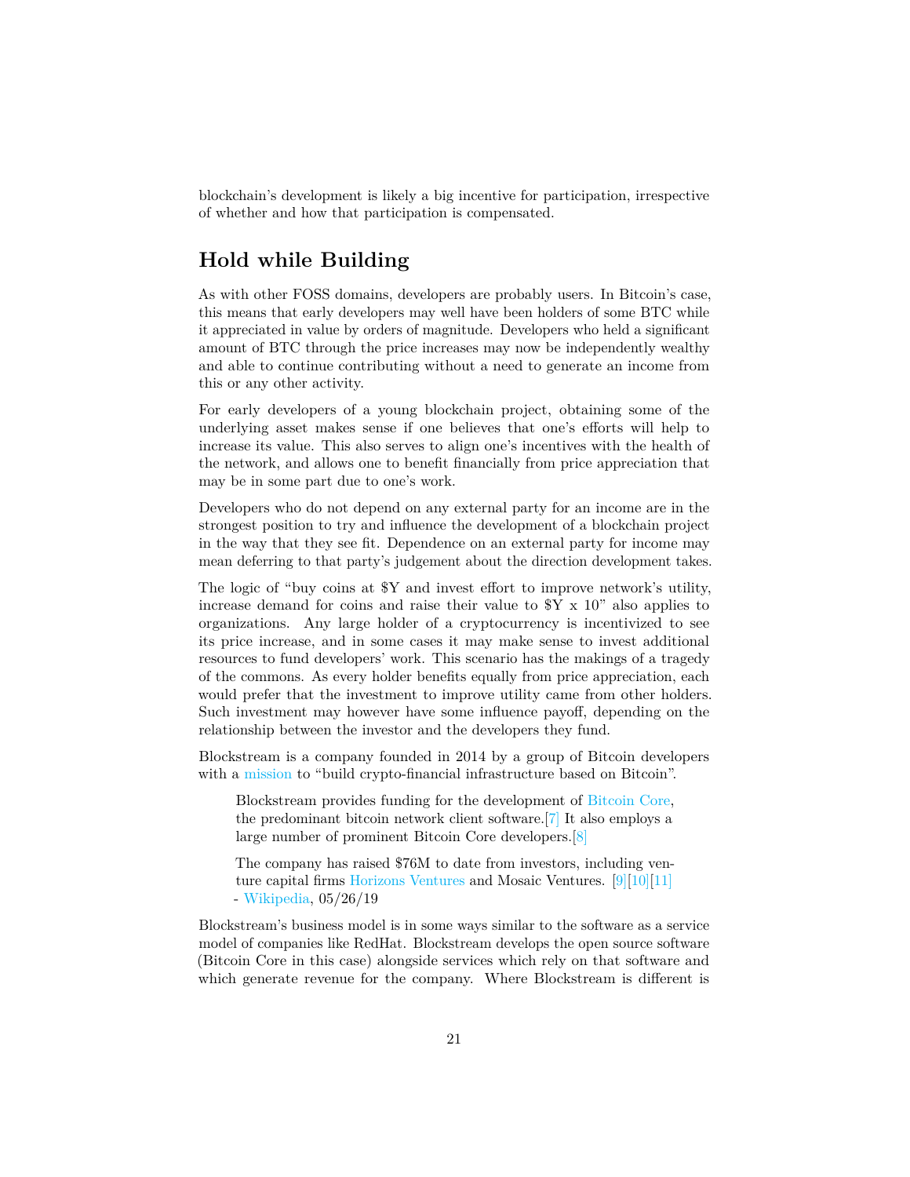blockchain's development is likely a big incentive for participation, irrespective of whether and how that participation is compensated.

## Hold while Building

As with other FOSS domains, developers are probably users. In Bitcoin's case, this means that early developers may well have been holders of some BTC while it appreciated in value by orders of magnitude. Developers who held a significant amount of BTC through the price increases may now be independently wealthy and able to continue contributing without a need to generate an income from this or any other activity.

For early developers of a young blockchain project, obtaining some of the underlying asset makes sense if one believes that one's efforts will help to increase its value. This also serves to align one's incentives with the health of the network, and allows one to benefit financially from price appreciation that may be in some part due to one's work.

Developers who do not depend on any external party for an income are in the strongest position to try and influence the development of a blockchain project in the way that they see fit. Dependence on an external party for income may mean deferring to that party's judgement about the direction development takes.

The logic of "buy coins at $Y and invest effort to improve network's utility, increase demand for coins and raise their value to $Y x 10" also applies to organizations. Any large holder of a cryptocurrency is incentivized to see its price increase, and in some cases it may make sense to invest additional resources to fund developers' work. This scenario has the makings of a tragedy of the commons. As every holder benefits equally from price appreciation, each would prefer that the investment to improve utility came from other holders. Such investment may however have some influence payoff, depending on the relationship between the investor and the developers they fund.

Blockstream is a company founded in 2014 by a group of Bitcoin developers with a mission to "build crypto-financial infrastructure based on Bitcoin".

> Blockstream provides funding for the development of Bitcoin Core, the predominant bitcoin network client software.[7] It also employs a large number of prominent Bitcoin Core developers.[8]
>
> The company has raised $76M to date from investors, including venture capital firms Horizons Ventures and Mosaic Ventures. [9][10][11] - Wikipedia, 05/26/19

Blockstream's business model is in some ways similar to the software as a service model of companies like RedHat. Blockstream develops the open source software (Bitcoin Core in this case) alongside services which rely on that software and which generate revenue for the company. Where Blockstream is different is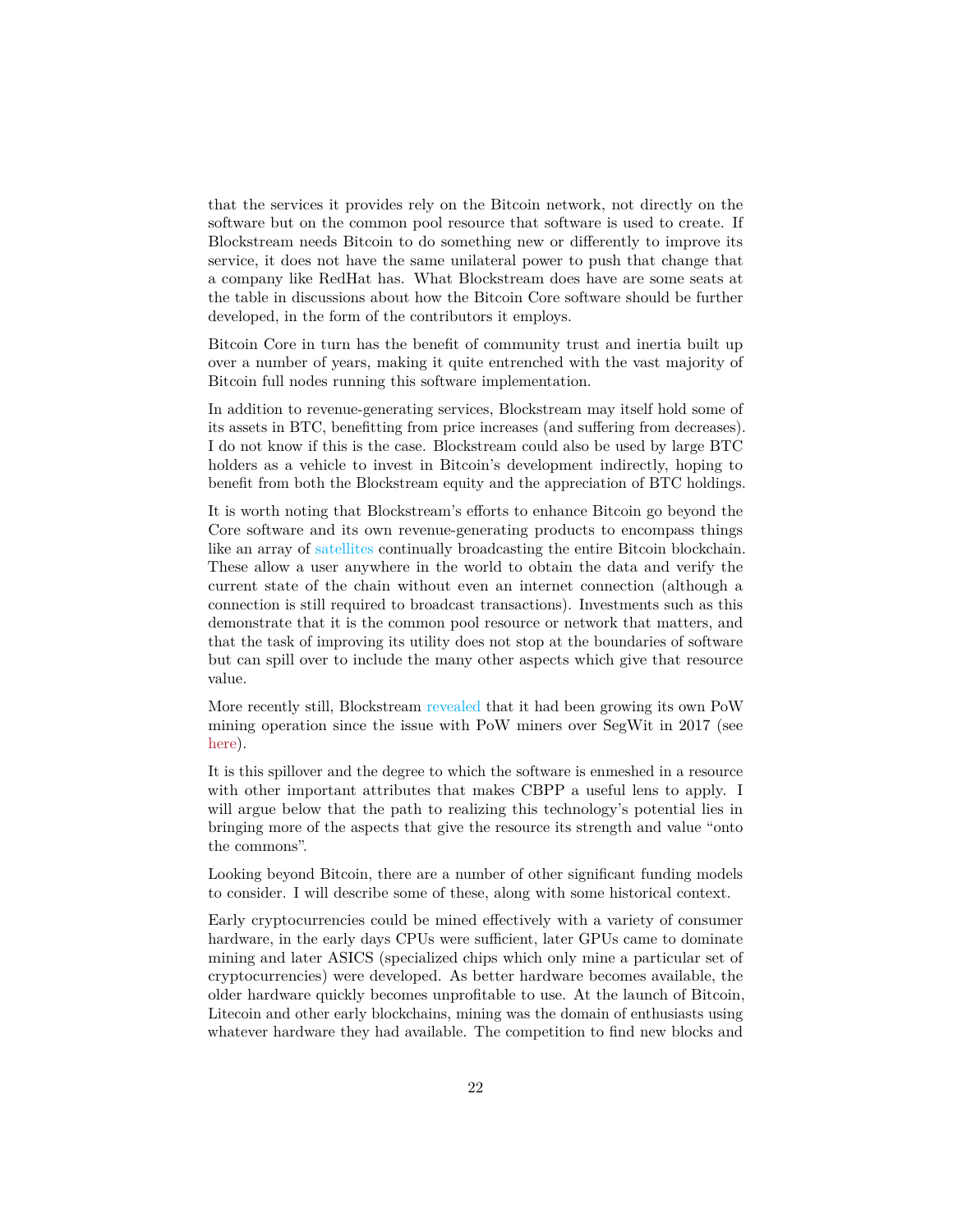that the services it provides rely on the Bitcoin network, not directly on the software but on the common pool resource that software is used to create. If Blockstream needs Bitcoin to do something new or differently to improve its service, it does not have the same unilateral power to push that change that a company like RedHat has. What Blockstream does have are some seats at the table in discussions about how the Bitcoin Core software should be further developed, in the form of the contributors it employs.

Bitcoin Core in turn has the benefit of community trust and inertia built up over a number of years, making it quite entrenched with the vast majority of Bitcoin full nodes running this software implementation.

In addition to revenue-generating services, Blockstream may itself hold some of its assets in BTC, benefitting from price increases (and suffering from decreases). I do not know if this is the case. Blockstream could also be used by large BTC holders as a vehicle to invest in Bitcoin's development indirectly, hoping to benefit from both the Blockstream equity and the appreciation of BTC holdings.

It is worth noting that Blockstream's efforts to enhance Bitcoin go beyond the Core software and its own revenue-generating products to encompass things like an array of satellites continually broadcasting the entire Bitcoin blockchain. These allow a user anywhere in the world to obtain the data and verify the current state of the chain without even an internet connection (although a connection is still required to broadcast transactions). Investments such as this demonstrate that it is the common pool resource or network that matters, and that the task of improving its utility does not stop at the boundaries of software but can spill over to include the many other aspects which give that resource value.

More recently still, Blockstream revealed that it had been growing its own PoW mining operation since the issue with PoW miners over SegWit in 2017 (see here).

It is this spillover and the degree to which the software is enmeshed in a resource with other important attributes that makes CBPP a useful lens to apply. I will argue below that the path to realizing this technology's potential lies in bringing more of the aspects that give the resource its strength and value "onto the commons".

Looking beyond Bitcoin, there are a number of other significant funding models to consider. I will describe some of these, along with some historical context.

Early cryptocurrencies could be mined effectively with a variety of consumer hardware, in the early days CPUs were sufficient, later GPUs came to dominate mining and later ASICS (specialized chips which only mine a particular set of cryptocurrencies) were developed. As better hardware becomes available, the older hardware quickly becomes unprofitable to use. At the launch of Bitcoin, Litecoin and other early blockchains, mining was the domain of enthusiasts using whatever hardware they had available. The competition to find new blocks and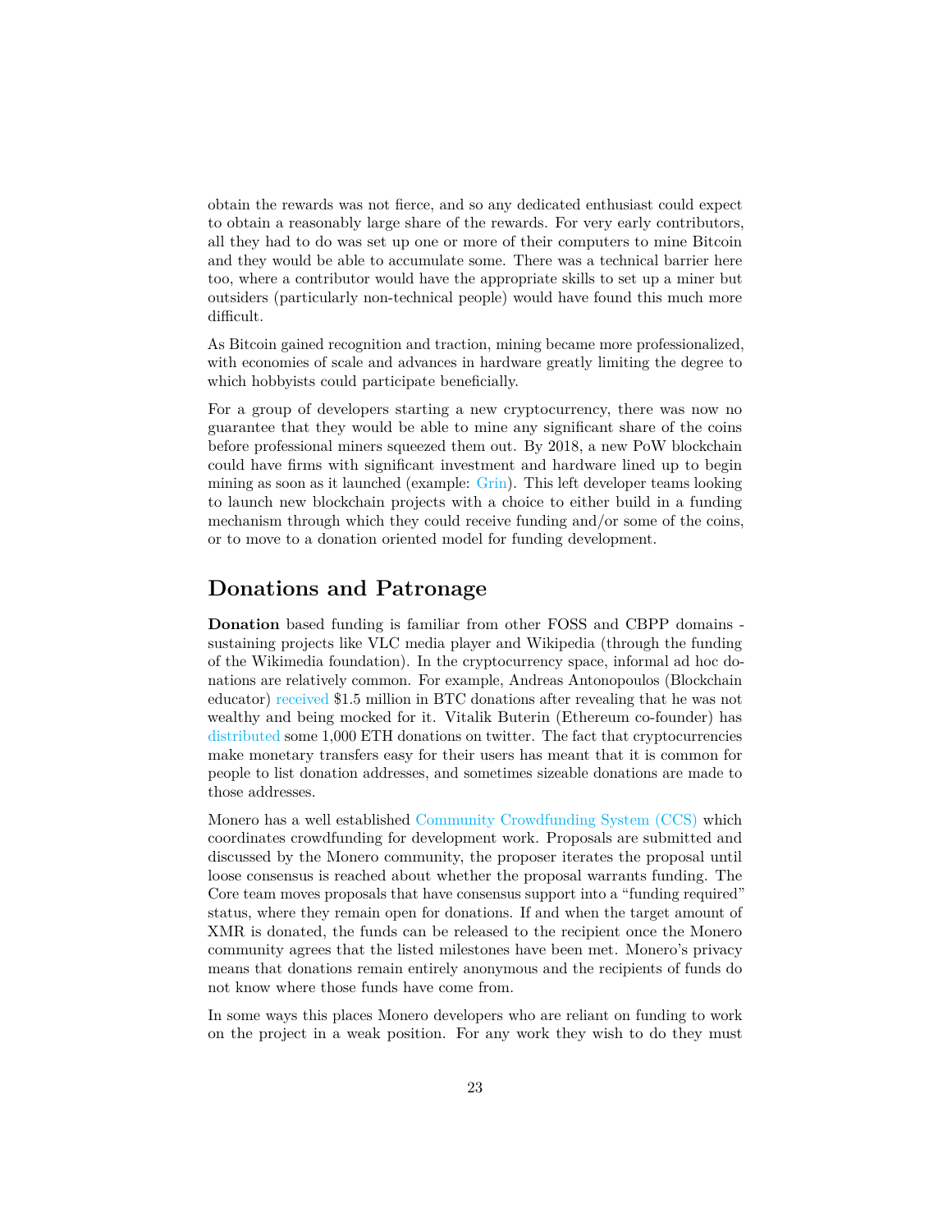obtain the rewards was not fierce, and so any dedicated enthusiast could expect to obtain a reasonably large share of the rewards. For very early contributors, all they had to do was set up one or more of their computers to mine Bitcoin and they would be able to accumulate some. There was a technical barrier here too, where a contributor would have the appropriate skills to set up a miner but outsiders (particularly non-technical people) would have found this much more difficult.

As Bitcoin gained recognition and traction, mining became more professionalized, with economies of scale and advances in hardware greatly limiting the degree to which hobbyists could participate beneficially.

For a group of developers starting a new cryptocurrency, there was now no guarantee that they would be able to mine any significant share of the coins before professional miners squeezed them out. By 2018, a new PoW blockchain could have firms with significant investment and hardware lined up to begin mining as soon as it launched (example: Grin). This left developer teams looking to launch new blockchain projects with a choice to either build in a funding mechanism through which they could receive funding and/or some of the coins, or to move to a donation oriented model for funding development.

## Donations and Patronage

**Donation** based funding is familiar from other FOSS and CBPP domains - sustaining projects like VLC media player and Wikipedia (through the funding of the Wikimedia foundation). In the cryptocurrency space, informal ad hoc donations are relatively common. For example, Andreas Antonopoulos (Blockchain educator) received $1.5 million in BTC donations after revealing that he was not wealthy and being mocked for it. Vitalik Buterin (Ethereum co-founder) has distributed some 1,000 ETH donations on twitter. The fact that cryptocurrencies make monetary transfers easy for their users has meant that it is common for people to list donation addresses, and sometimes sizeable donations are made to those addresses.

Monero has a well established Community Crowdfunding System (CCS) which coordinates crowdfunding for development work. Proposals are submitted and discussed by the Monero community, the proposer iterates the proposal until loose consensus is reached about whether the proposal warrants funding. The Core team moves proposals that have consensus support into a "funding required" status, where they remain open for donations. If and when the target amount of XMR is donated, the funds can be released to the recipient once the Monero community agrees that the listed milestones have been met. Monero's privacy means that donations remain entirely anonymous and the recipients of funds do not know where those funds have come from.

In some ways this places Monero developers who are reliant on funding to work on the project in a weak position. For any work they wish to do they must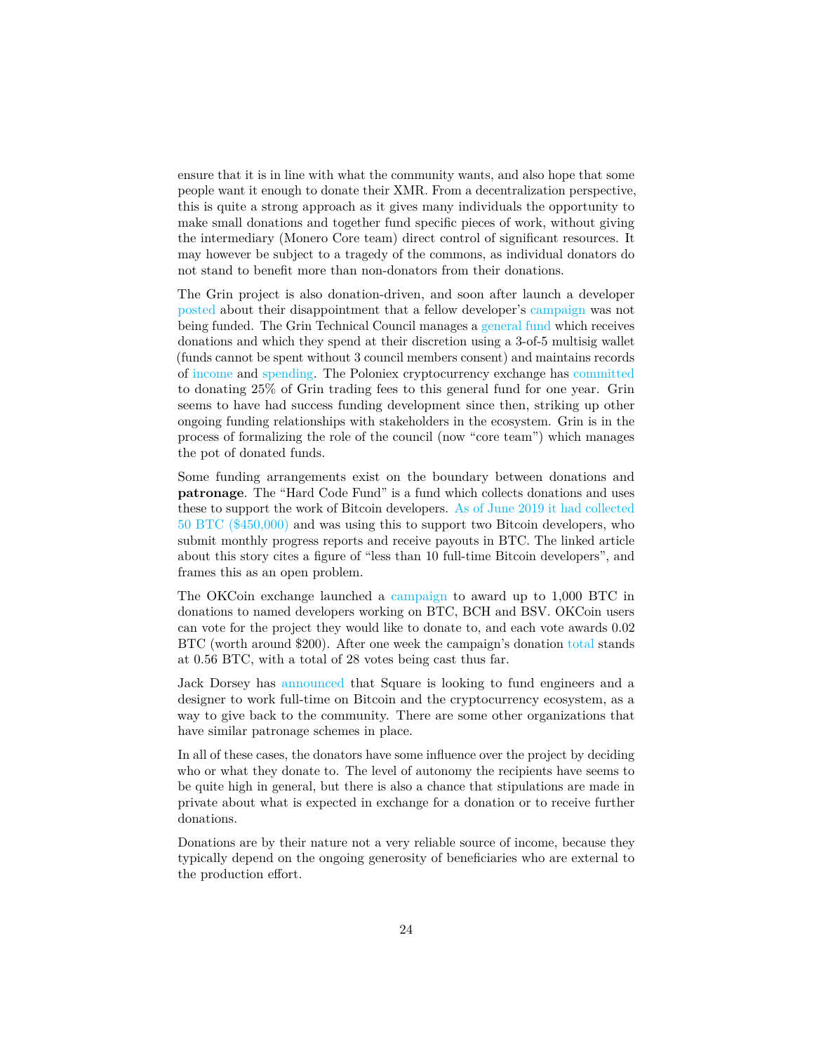ensure that it is in line with what the community wants, and also hope that some people want it enough to donate their XMR. From a decentralization perspective, this is quite a strong approach as it gives many individuals the opportunity to make small donations and together fund specific pieces of work, without giving the intermediary (Monero Core team) direct control of significant resources. It may however be subject to a tragedy of the commons, as individual donators do not stand to benefit more than non-donators from their donations.

The Grin project is also donation-driven, and soon after launch a developer posted about their disappointment that a fellow developer's campaign was not being funded. The Grin Technical Council manages a general fund which receives donations and which they spend at their discretion using a 3-of-5 multisig wallet (funds cannot be spent without 3 council members consent) and maintains records of income and spending. The Poloniex cryptocurrency exchange has committed to donating 25% of Grin trading fees to this general fund for one year. Grin seems to have had success funding development since then, striking up other ongoing funding relationships with stakeholders in the ecosystem. Grin is in the process of formalizing the role of the council (now "core team") which manages the pot of donated funds.

Some funding arrangements exist on the boundary between donations and **patronage**. The "Hard Code Fund" is a fund which collects donations and uses these to support the work of Bitcoin developers. As of June 2019 it had collected 50 BTC ($450,000) and was using this to support two Bitcoin developers, who submit monthly progress reports and receive payouts in BTC. The linked article about this story cites a figure of "less than 10 full-time Bitcoin developers", and frames this as an open problem.

The OKCoin exchange launched a campaign to award up to 1,000 BTC in donations to named developers working on BTC, BCH and BSV. OKCoin users can vote for the project they would like to donate to, and each vote awards 0.02 BTC (worth around $200). After one week the campaign's donation total stands at 0.56 BTC, with a total of 28 votes being cast thus far.

Jack Dorsey has announced that Square is looking to fund engineers and a designer to work full-time on Bitcoin and the cryptocurrency ecosystem, as a way to give back to the community. There are some other organizations that have similar patronage schemes in place.

In all of these cases, the donators have some influence over the project by deciding who or what they donate to. The level of autonomy the recipients have seems to be quite high in general, but there is also a chance that stipulations are made in private about what is expected in exchange for a donation or to receive further donations.

Donations are by their nature not a very reliable source of income, because they typically depend on the ongoing generosity of beneficiaries who are external to the production effort.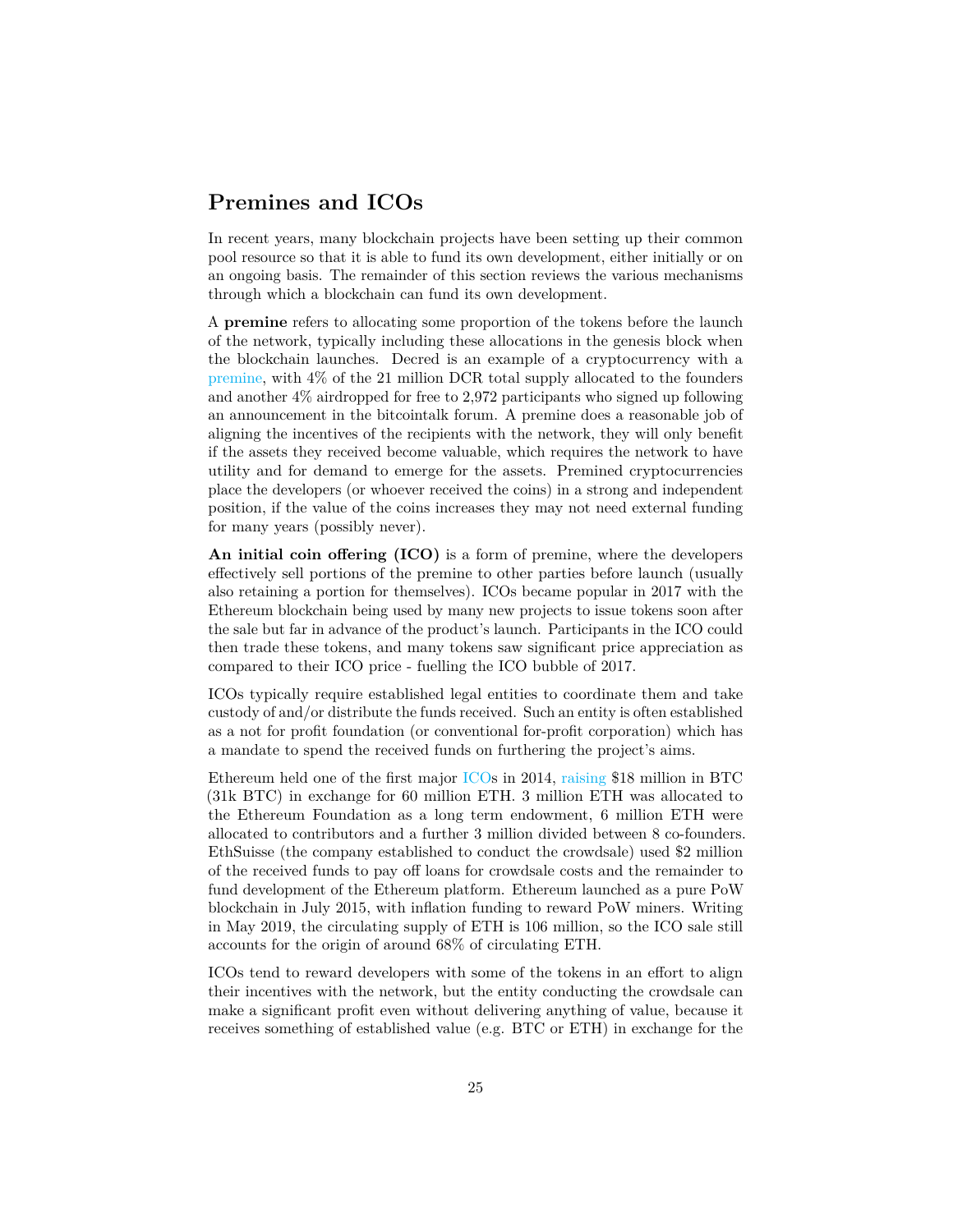## Premines and ICOs

In recent years, many blockchain projects have been setting up their common pool resource so that it is able to fund its own development, either initially or on an ongoing basis. The remainder of this section reviews the various mechanisms through which a blockchain can fund its own development.

A **premine** refers to allocating some proportion of the tokens before the launch of the network, typically including these allocations in the genesis block when the blockchain launches. Decred is an example of a cryptocurrency with a premine, with 4% of the 21 million DCR total supply allocated to the founders and another 4% airdropped for free to 2,972 participants who signed up following an announcement in the bitcointalk forum. A premine does a reasonable job of aligning the incentives of the recipients with the network, they will only benefit if the assets they received become valuable, which requires the network to have utility and for demand to emerge for the assets. Premined cryptocurrencies place the developers (or whoever received the coins) in a strong and independent position, if the value of the coins increases they may not need external funding for many years (possibly never).

**An initial coin offering (ICO)** is a form of premine, where the developers effectively sell portions of the premine to other parties before launch (usually also retaining a portion for themselves). ICOs became popular in 2017 with the Ethereum blockchain being used by many new projects to issue tokens soon after the sale but far in advance of the product's launch. Participants in the ICO could then trade these tokens, and many tokens saw significant price appreciation as compared to their ICO price - fuelling the ICO bubble of 2017.

ICOs typically require established legal entities to coordinate them and take custody of and/or distribute the funds received. Such an entity is often established as a not for profit foundation (or conventional for-profit corporation) which has a mandate to spend the received funds on furthering the project's aims.

Ethereum held one of the first major ICOs in 2014, raising $18 million in BTC (31k BTC) in exchange for 60 million ETH. 3 million ETH was allocated to the Ethereum Foundation as a long term endowment, 6 million ETH were allocated to contributors and a further 3 million divided between 8 co-founders. EthSuisse (the company established to conduct the crowdsale) used $2 million of the received funds to pay off loans for crowdsale costs and the remainder to fund development of the Ethereum platform. Ethereum launched as a pure PoW blockchain in July 2015, with inflation funding to reward PoW miners. Writing in May 2019, the circulating supply of ETH is 106 million, so the ICO sale still accounts for the origin of around 68% of circulating ETH.

ICOs tend to reward developers with some of the tokens in an effort to align their incentives with the network, but the entity conducting the crowdsale can make a significant profit even without delivering anything of value, because it receives something of established value (e.g. BTC or ETH) in exchange for the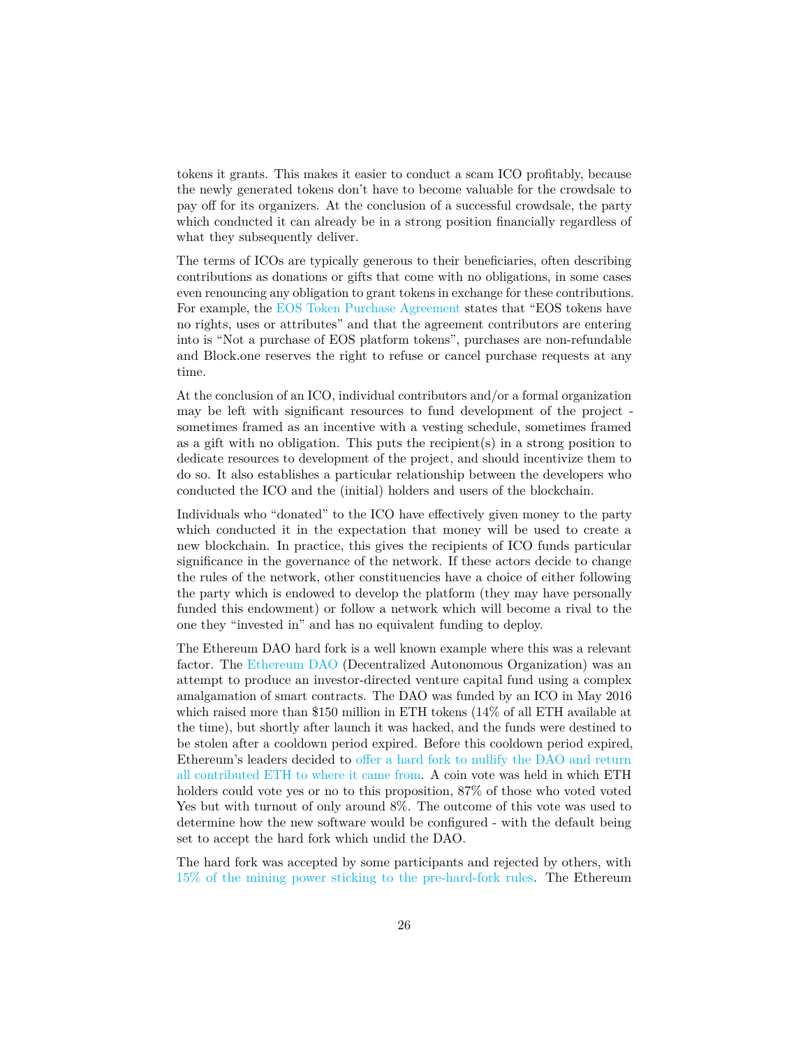tokens it grants. This makes it easier to conduct a scam ICO profitably, because the newly generated tokens don't have to become valuable for the crowdsale to pay off for its organizers. At the conclusion of a successful crowdsale, the party which conducted it can already be in a strong position financially regardless of what they subsequently deliver.

The terms of ICOs are typically generous to their beneficiaries, often describing contributions as donations or gifts that come with no obligations, in some cases even renouncing any obligation to grant tokens in exchange for these contributions. For example, the EOS Token Purchase Agreement states that "EOS tokens have no rights, uses or attributes" and that the agreement contributors are entering into is "Not a purchase of EOS platform tokens", purchases are non-refundable and Block.one reserves the right to refuse or cancel purchase requests at any time.

At the conclusion of an ICO, individual contributors and/or a formal organization may be left with significant resources to fund development of the project - sometimes framed as an incentive with a vesting schedule, sometimes framed as a gift with no obligation. This puts the recipient(s) in a strong position to dedicate resources to development of the project, and should incentivize them to do so. It also establishes a particular relationship between the developers who conducted the ICO and the (initial) holders and users of the blockchain.

Individuals who "donated" to the ICO have effectively given money to the party which conducted it in the expectation that money will be used to create a new blockchain. In practice, this gives the recipients of ICO funds particular significance in the governance of the network. If these actors decide to change the rules of the network, other constituencies have a choice of either following the party which is endowed to develop the platform (they may have personally funded this endowment) or follow a network which will become a rival to the one they "invested in" and has no equivalent funding to deploy.

The Ethereum DAO hard fork is a well known example where this was a relevant factor. The Ethereum DAO (Decentralized Autonomous Organization) was an attempt to produce an investor-directed venture capital fund using a complex amalgamation of smart contracts. The DAO was funded by an ICO in May 2016 which raised more than $150 million in ETH tokens (14% of all ETH available at the time), but shortly after launch it was hacked, and the funds were destined to be stolen after a cooldown period expired. Before this cooldown period expired, Ethereum's leaders decided to offer a hard fork to nullify the DAO and return all contributed ETH to where it came from. A coin vote was held in which ETH holders could vote yes or no to this proposition, 87% of those who voted voted Yes but with turnout of only around 8%. The outcome of this vote was used to determine how the new software would be configured - with the default being set to accept the hard fork which undid the DAO.

The hard fork was accepted by some participants and rejected by others, with 15% of the mining power sticking to the pre-hard-fork rules. The Ethereum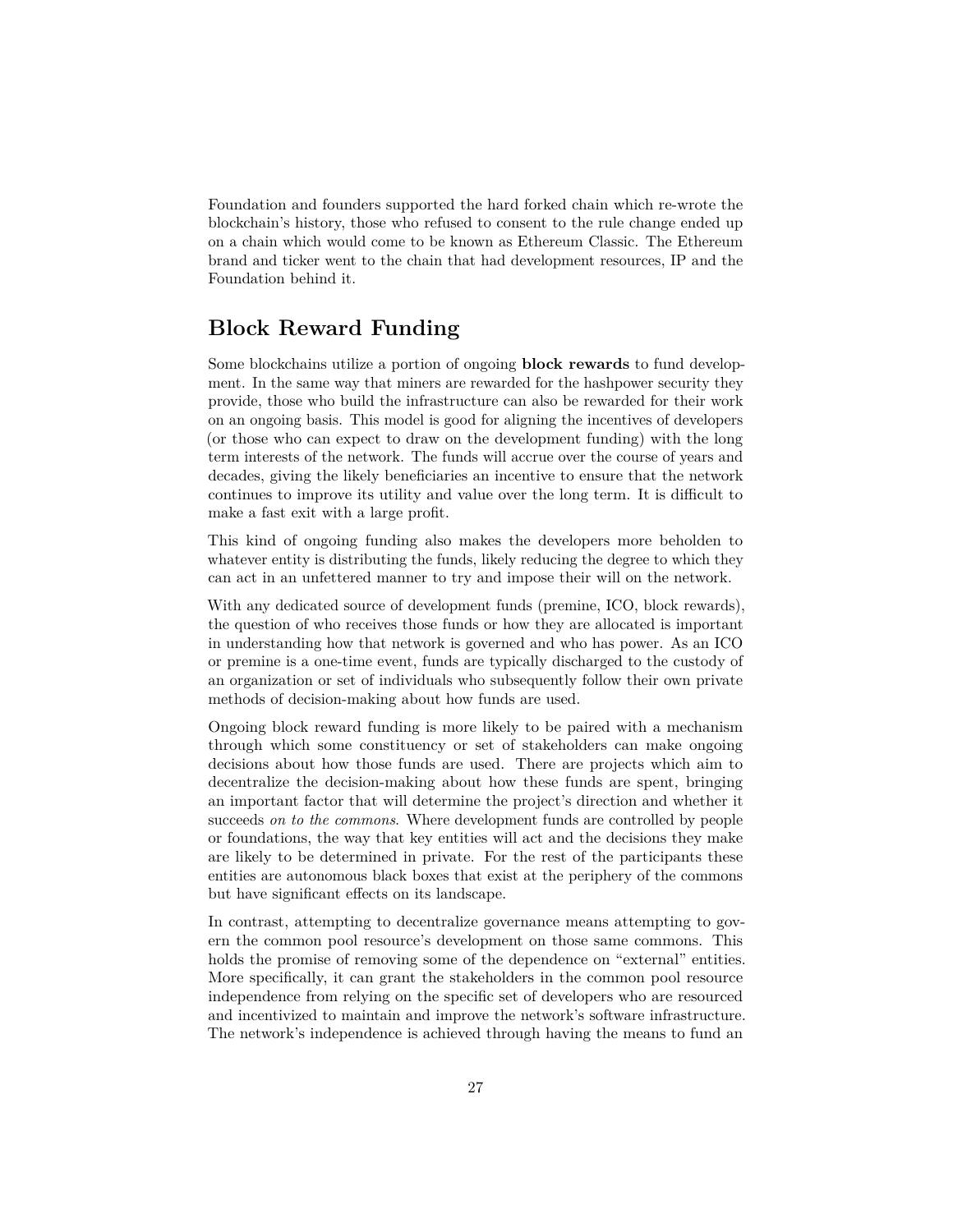Foundation and founders supported the hard forked chain which re-wrote the blockchain's history, those who refused to consent to the rule change ended up on a chain which would come to be known as Ethereum Classic. The Ethereum brand and ticker went to the chain that had development resources, IP and the Foundation behind it.

## Block Reward Funding

Some blockchains utilize a portion of ongoing **block rewards** to fund development. In the same way that miners are rewarded for the hashpower security they provide, those who build the infrastructure can also be rewarded for their work on an ongoing basis. This model is good for aligning the incentives of developers (or those who can expect to draw on the development funding) with the long term interests of the network. The funds will accrue over the course of years and decades, giving the likely beneficiaries an incentive to ensure that the network continues to improve its utility and value over the long term. It is difficult to make a fast exit with a large profit.

This kind of ongoing funding also makes the developers more beholden to whatever entity is distributing the funds, likely reducing the degree to which they can act in an unfettered manner to try and impose their will on the network.

With any dedicated source of development funds (premine, ICO, block rewards), the question of who receives those funds or how they are allocated is important in understanding how that network is governed and who has power. As an ICO or premine is a one-time event, funds are typically discharged to the custody of an organization or set of individuals who subsequently follow their own private methods of decision-making about how funds are used.

Ongoing block reward funding is more likely to be paired with a mechanism through which some constituency or set of stakeholders can make ongoing decisions about how those funds are used. There are projects which aim to decentralize the decision-making about how these funds are spent, bringing an important factor that will determine the project's direction and whether it succeeds *on to the commons*. Where development funds are controlled by people or foundations, the way that key entities will act and the decisions they make are likely to be determined in private. For the rest of the participants these entities are autonomous black boxes that exist at the periphery of the commons but have significant effects on its landscape.

In contrast, attempting to decentralize governance means attempting to govern the common pool resource's development on those same commons. This holds the promise of removing some of the dependence on "external" entities. More specifically, it can grant the stakeholders in the common pool resource independence from relying on the specific set of developers who are resourced and incentivized to maintain and improve the network's software infrastructure. The network's independence is achieved through having the means to fund an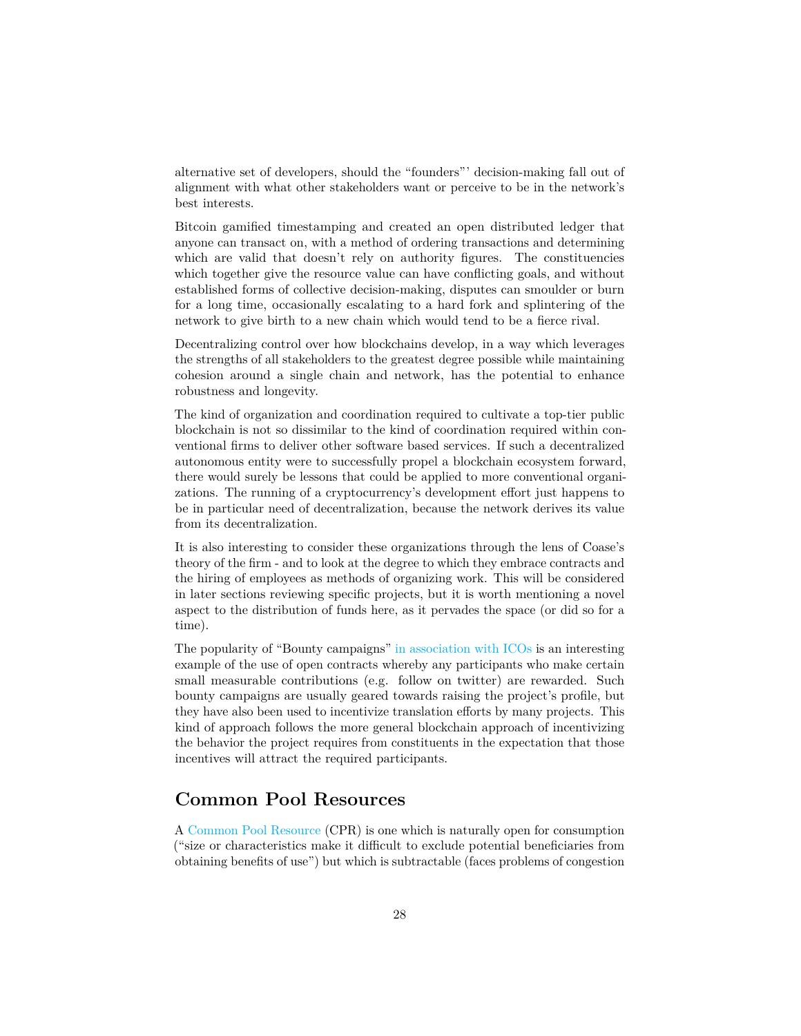alternative set of developers, should the "founders"' decision-making fall out of alignment with what other stakeholders want or perceive to be in the network's best interests.

Bitcoin gamified timestamping and created an open distributed ledger that anyone can transact on, with a method of ordering transactions and determining which are valid that doesn't rely on authority figures. The constituencies which together give the resource value can have conflicting goals, and without established forms of collective decision-making, disputes can smoulder or burn for a long time, occasionally escalating to a hard fork and splintering of the network to give birth to a new chain which would tend to be a fierce rival.

Decentralizing control over how blockchains develop, in a way which leverages the strengths of all stakeholders to the greatest degree possible while maintaining cohesion around a single chain and network, has the potential to enhance robustness and longevity.

The kind of organization and coordination required to cultivate a top-tier public blockchain is not so dissimilar to the kind of coordination required within conventional firms to deliver other software based services. If such a decentralized autonomous entity were to successfully propel a blockchain ecosystem forward, there would surely be lessons that could be applied to more conventional organizations. The running of a cryptocurrency's development effort just happens to be in particular need of decentralization, because the network derives its value from its decentralization.

It is also interesting to consider these organizations through the lens of Coase's theory of the firm - and to look at the degree to which they embrace contracts and the hiring of employees as methods of organizing work. This will be considered in later sections reviewing specific projects, but it is worth mentioning a novel aspect to the distribution of funds here, as it pervades the space (or did so for a time).

The popularity of "Bounty campaigns" in association with ICOs is an interesting example of the use of open contracts whereby any participants who make certain small measurable contributions (e.g. follow on twitter) are rewarded. Such bounty campaigns are usually geared towards raising the project's profile, but they have also been used to incentivize translation efforts by many projects. This kind of approach follows the more general blockchain approach of incentivizing the behavior the project requires from constituents in the expectation that those incentives will attract the required participants.

## Common Pool Resources

A Common Pool Resource (CPR) is one which is naturally open for consumption ("size or characteristics make it difficult to exclude potential beneficiaries from obtaining benefits of use") but which is subtractable (faces problems of congestion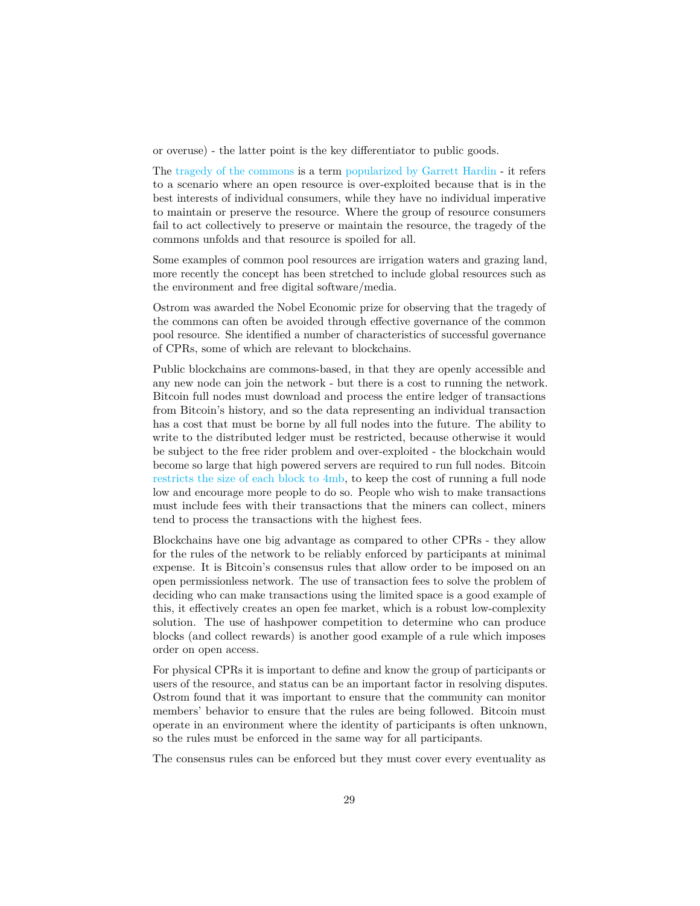or overuse) - the latter point is the key differentiator to public goods.

The tragedy of the commons is a term popularized by Garrett Hardin - it refers to a scenario where an open resource is over-exploited because that is in the best interests of individual consumers, while they have no individual imperative to maintain or preserve the resource. Where the group of resource consumers fail to act collectively to preserve or maintain the resource, the tragedy of the commons unfolds and that resource is spoiled for all.

Some examples of common pool resources are irrigation waters and grazing land, more recently the concept has been stretched to include global resources such as the environment and free digital software/media.

Ostrom was awarded the Nobel Economic prize for observing that the tragedy of the commons can often be avoided through effective governance of the common pool resource. She identified a number of characteristics of successful governance of CPRs, some of which are relevant to blockchains.

Public blockchains are commons-based, in that they are openly accessible and any new node can join the network - but there is a cost to running the network. Bitcoin full nodes must download and process the entire ledger of transactions from Bitcoin's history, and so the data representing an individual transaction has a cost that must be borne by all full nodes into the future. The ability to write to the distributed ledger must be restricted, because otherwise it would be subject to the free rider problem and over-exploited - the blockchain would become so large that high powered servers are required to run full nodes. Bitcoin restricts the size of each block to 4mb, to keep the cost of running a full node low and encourage more people to do so. People who wish to make transactions must include fees with their transactions that the miners can collect, miners tend to process the transactions with the highest fees.

Blockchains have one big advantage as compared to other CPRs - they allow for the rules of the network to be reliably enforced by participants at minimal expense. It is Bitcoin's consensus rules that allow order to be imposed on an open permissionless network. The use of transaction fees to solve the problem of deciding who can make transactions using the limited space is a good example of this, it effectively creates an open fee market, which is a robust low-complexity solution. The use of hashpower competition to determine who can produce blocks (and collect rewards) is another good example of a rule which imposes order on open access.

For physical CPRs it is important to define and know the group of participants or users of the resource, and status can be an important factor in resolving disputes. Ostrom found that it was important to ensure that the community can monitor members' behavior to ensure that the rules are being followed. Bitcoin must operate in an environment where the identity of participants is often unknown, so the rules must be enforced in the same way for all participants.

The consensus rules can be enforced but they must cover every eventuality as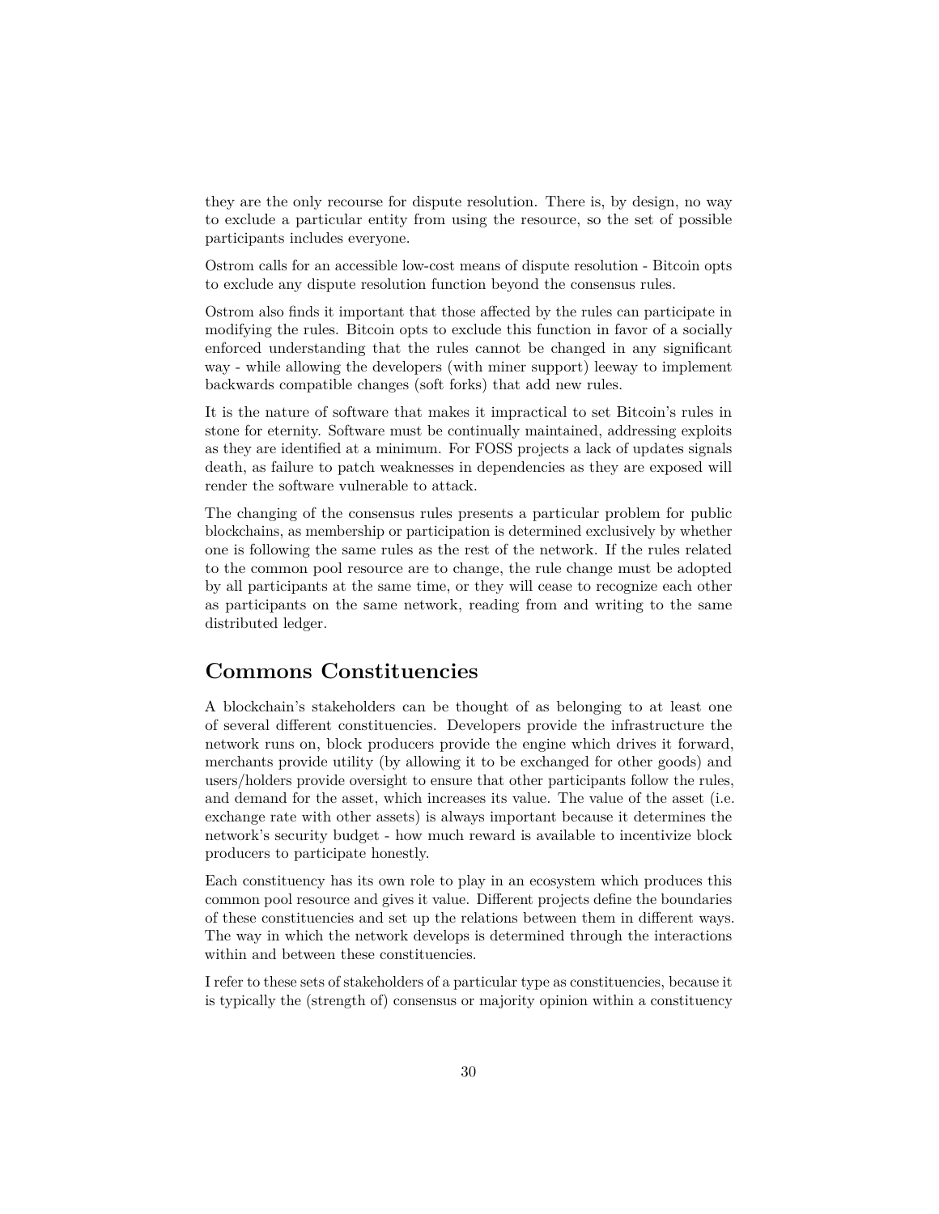they are the only recourse for dispute resolution. There is, by design, no way to exclude a particular entity from using the resource, so the set of possible participants includes everyone.

Ostrom calls for an accessible low-cost means of dispute resolution - Bitcoin opts to exclude any dispute resolution function beyond the consensus rules.

Ostrom also finds it important that those affected by the rules can participate in modifying the rules. Bitcoin opts to exclude this function in favor of a socially enforced understanding that the rules cannot be changed in any significant way - while allowing the developers (with miner support) leeway to implement backwards compatible changes (soft forks) that add new rules.

It is the nature of software that makes it impractical to set Bitcoin's rules in stone for eternity. Software must be continually maintained, addressing exploits as they are identified at a minimum. For FOSS projects a lack of updates signals death, as failure to patch weaknesses in dependencies as they are exposed will render the software vulnerable to attack.

The changing of the consensus rules presents a particular problem for public blockchains, as membership or participation is determined exclusively by whether one is following the same rules as the rest of the network. If the rules related to the common pool resource are to change, the rule change must be adopted by all participants at the same time, or they will cease to recognize each other as participants on the same network, reading from and writing to the same distributed ledger.

## Commons Constituencies

A blockchain's stakeholders can be thought of as belonging to at least one of several different constituencies. Developers provide the infrastructure the network runs on, block producers provide the engine which drives it forward, merchants provide utility (by allowing it to be exchanged for other goods) and users/holders provide oversight to ensure that other participants follow the rules, and demand for the asset, which increases its value. The value of the asset (i.e. exchange rate with other assets) is always important because it determines the network's security budget - how much reward is available to incentivize block producers to participate honestly.

Each constituency has its own role to play in an ecosystem which produces this common pool resource and gives it value. Different projects define the boundaries of these constituencies and set up the relations between them in different ways. The way in which the network develops is determined through the interactions within and between these constituencies.

I refer to these sets of stakeholders of a particular type as constituencies, because it is typically the (strength of) consensus or majority opinion within a constituency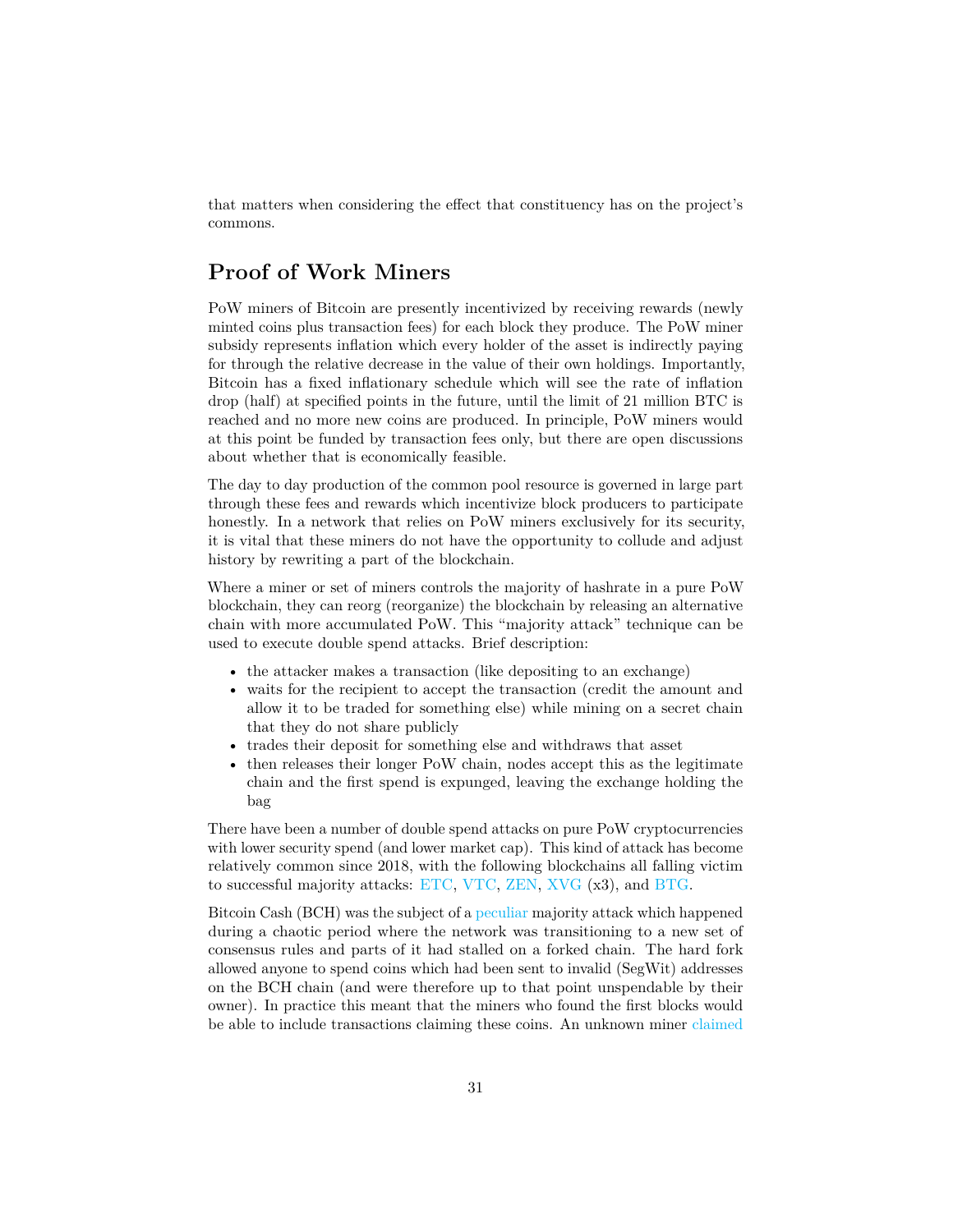that matters when considering the effect that constituency has on the project's commons.

## Proof of Work Miners

PoW miners of Bitcoin are presently incentivized by receiving rewards (newly minted coins plus transaction fees) for each block they produce. The PoW miner subsidy represents inflation which every holder of the asset is indirectly paying for through the relative decrease in the value of their own holdings. Importantly, Bitcoin has a fixed inflationary schedule which will see the rate of inflation drop (half) at specified points in the future, until the limit of 21 million BTC is reached and no more new coins are produced. In principle, PoW miners would at this point be funded by transaction fees only, but there are open discussions about whether that is economically feasible.

The day to day production of the common pool resource is governed in large part through these fees and rewards which incentivize block producers to participate honestly. In a network that relies on PoW miners exclusively for its security, it is vital that these miners do not have the opportunity to collude and adjust history by rewriting a part of the blockchain.

Where a miner or set of miners controls the majority of hashrate in a pure PoW blockchain, they can reorg (reorganize) the blockchain by releasing an alternative chain with more accumulated PoW. This "majority attack" technique can be used to execute double spend attacks. Brief description:

- the attacker makes a transaction (like depositing to an exchange)
- waits for the recipient to accept the transaction (credit the amount and allow it to be traded for something else) while mining on a secret chain that they do not share publicly
- trades their deposit for something else and withdraws that asset
- then releases their longer PoW chain, nodes accept this as the legitimate chain and the first spend is expunged, leaving the exchange holding the bag

There have been a number of double spend attacks on pure PoW cryptocurrencies with lower security spend (and lower market cap). This kind of attack has become relatively common since 2018, with the following blockchains all falling victim to successful majority attacks: ETC, VTC, ZEN, XVG (x3), and BTG.

Bitcoin Cash (BCH) was the subject of a peculiar majority attack which happened during a chaotic period where the network was transitioning to a new set of consensus rules and parts of it had stalled on a forked chain. The hard fork allowed anyone to spend coins which had been sent to invalid (SegWit) addresses on the BCH chain (and were therefore up to that point unspendable by their owner). In practice this meant that the miners who found the first blocks would be able to include transactions claiming these coins. An unknown miner claimed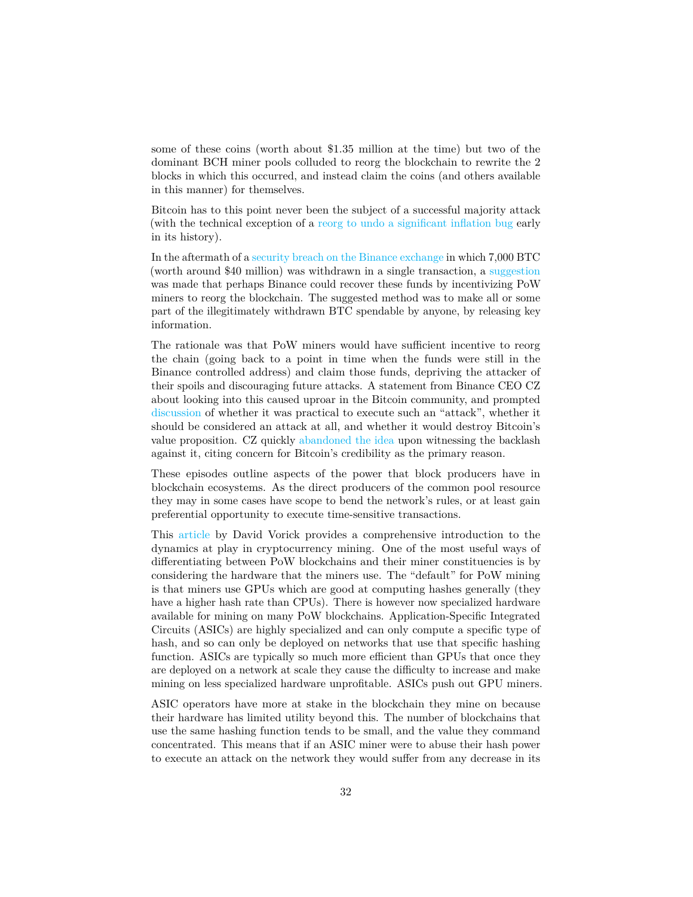some of these coins (worth about $1.35 million at the time) but two of the dominant BCH miner pools colluded to reorg the blockchain to rewrite the 2 blocks in which this occurred, and instead claim the coins (and others available in this manner) for themselves.

Bitcoin has to this point never been the subject of a successful majority attack (with the technical exception of a reorg to undo a significant inflation bug early in its history).

In the aftermath of a security breach on the Binance exchange in which 7,000 BTC (worth around $40 million) was withdrawn in a single transaction, a suggestion was made that perhaps Binance could recover these funds by incentivizing PoW miners to reorg the blockchain. The suggested method was to make all or some part of the illegitimately withdrawn BTC spendable by anyone, by releasing key information.

The rationale was that PoW miners would have sufficient incentive to reorg the chain (going back to a point in time when the funds were still in the Binance controlled address) and claim those funds, depriving the attacker of their spoils and discouraging future attacks. A statement from Binance CEO CZ about looking into this caused uproar in the Bitcoin community, and prompted discussion of whether it was practical to execute such an "attack", whether it should be considered an attack at all, and whether it would destroy Bitcoin's value proposition. CZ quickly abandoned the idea upon witnessing the backlash against it, citing concern for Bitcoin's credibility as the primary reason.

These episodes outline aspects of the power that block producers have in blockchain ecosystems. As the direct producers of the common pool resource they may in some cases have scope to bend the network's rules, or at least gain preferential opportunity to execute time-sensitive transactions.

This article by David Vorick provides a comprehensive introduction to the dynamics at play in cryptocurrency mining. One of the most useful ways of differentiating between PoW blockchains and their miner constituencies is by considering the hardware that the miners use. The "default" for PoW mining is that miners use GPUs which are good at computing hashes generally (they have a higher hash rate than CPUs). There is however now specialized hardware available for mining on many PoW blockchains. Application-Specific Integrated Circuits (ASICs) are highly specialized and can only compute a specific type of hash, and so can only be deployed on networks that use that specific hashing function. ASICs are typically so much more efficient than GPUs that once they are deployed on a network at scale they cause the difficulty to increase and make mining on less specialized hardware unprofitable. ASICs push out GPU miners.

ASIC operators have more at stake in the blockchain they mine on because their hardware has limited utility beyond this. The number of blockchains that use the same hashing function tends to be small, and the value they command concentrated. This means that if an ASIC miner were to abuse their hash power to execute an attack on the network they would suffer from any decrease in its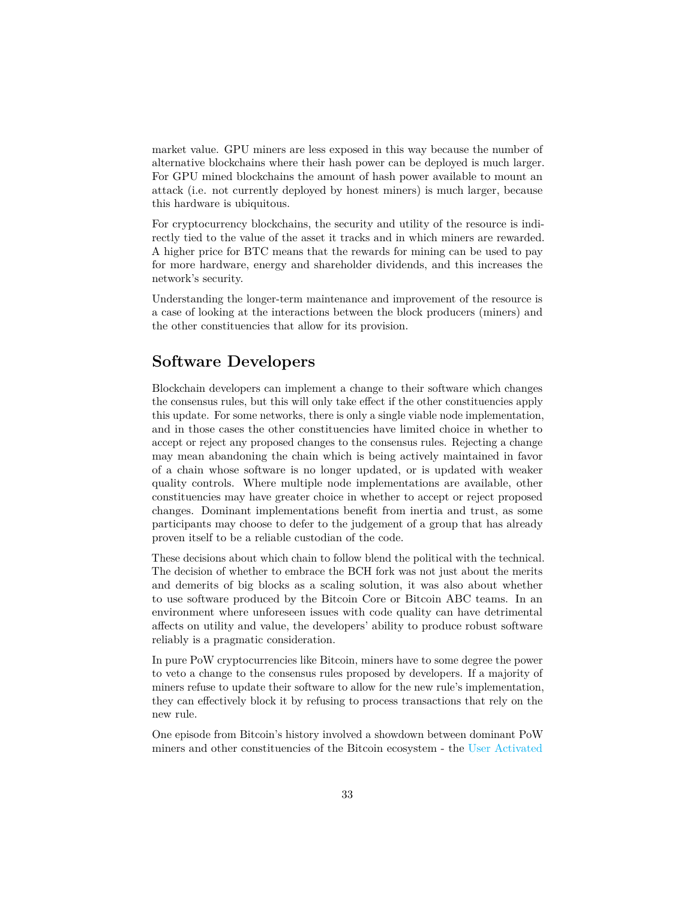market value. GPU miners are less exposed in this way because the number of alternative blockchains where their hash power can be deployed is much larger. For GPU mined blockchains the amount of hash power available to mount an attack (i.e. not currently deployed by honest miners) is much larger, because this hardware is ubiquitous.

For cryptocurrency blockchains, the security and utility of the resource is indirectly tied to the value of the asset it tracks and in which miners are rewarded. A higher price for BTC means that the rewards for mining can be used to pay for more hardware, energy and shareholder dividends, and this increases the network's security.

Understanding the longer-term maintenance and improvement of the resource is a case of looking at the interactions between the block producers (miners) and the other constituencies that allow for its provision.

## Software Developers

Blockchain developers can implement a change to their software which changes the consensus rules, but this will only take effect if the other constituencies apply this update. For some networks, there is only a single viable node implementation, and in those cases the other constituencies have limited choice in whether to accept or reject any proposed changes to the consensus rules. Rejecting a change may mean abandoning the chain which is being actively maintained in favor of a chain whose software is no longer updated, or is updated with weaker quality controls. Where multiple node implementations are available, other constituencies may have greater choice in whether to accept or reject proposed changes. Dominant implementations benefit from inertia and trust, as some participants may choose to defer to the judgement of a group that has already proven itself to be a reliable custodian of the code.

These decisions about which chain to follow blend the political with the technical. The decision of whether to embrace the BCH fork was not just about the merits and demerits of big blocks as a scaling solution, it was also about whether to use software produced by the Bitcoin Core or Bitcoin ABC teams. In an environment where unforeseen issues with code quality can have detrimental affects on utility and value, the developers' ability to produce robust software reliably is a pragmatic consideration.

In pure PoW cryptocurrencies like Bitcoin, miners have to some degree the power to veto a change to the consensus rules proposed by developers. If a majority of miners refuse to update their software to allow for the new rule's implementation, they can effectively block it by refusing to process transactions that rely on the new rule.

One episode from Bitcoin's history involved a showdown between dominant PoW miners and other constituencies of the Bitcoin ecosystem - the User Activated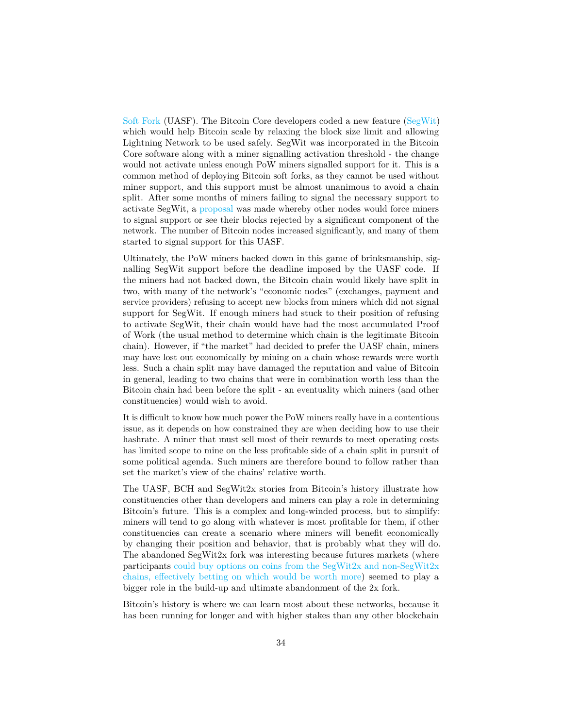Soft Fork (UASF). The Bitcoin Core developers coded a new feature (SegWit) which would help Bitcoin scale by relaxing the block size limit and allowing Lightning Network to be used safely. SegWit was incorporated in the Bitcoin Core software along with a miner signalling activation threshold - the change would not activate unless enough PoW miners signalled support for it. This is a common method of deploying Bitcoin soft forks, as they cannot be used without miner support, and this support must be almost unanimous to avoid a chain split. After some months of miners failing to signal the necessary support to activate SegWit, a proposal was made whereby other nodes would force miners to signal support or see their blocks rejected by a significant component of the network. The number of Bitcoin nodes increased significantly, and many of them started to signal support for this UASF.

Ultimately, the PoW miners backed down in this game of brinksmanship, signalling SegWit support before the deadline imposed by the UASF code. If the miners had not backed down, the Bitcoin chain would likely have split in two, with many of the network's "economic nodes" (exchanges, payment and service providers) refusing to accept new blocks from miners which did not signal support for SegWit. If enough miners had stuck to their position of refusing to activate SegWit, their chain would have had the most accumulated Proof of Work (the usual method to determine which chain is the legitimate Bitcoin chain). However, if "the market" had decided to prefer the UASF chain, miners may have lost out economically by mining on a chain whose rewards were worth less. Such a chain split may have damaged the reputation and value of Bitcoin in general, leading to two chains that were in combination worth less than the Bitcoin chain had been before the split - an eventuality which miners (and other constituencies) would wish to avoid.

It is difficult to know how much power the PoW miners really have in a contentious issue, as it depends on how constrained they are when deciding how to use their hashrate. A miner that must sell most of their rewards to meet operating costs has limited scope to mine on the less profitable side of a chain split in pursuit of some political agenda. Such miners are therefore bound to follow rather than set the market's view of the chains' relative worth.

The UASF, BCH and SegWit2x stories from Bitcoin's history illustrate how constituencies other than developers and miners can play a role in determining Bitcoin's future. This is a complex and long-winded process, but to simplify: miners will tend to go along with whatever is most profitable for them, if other constituencies can create a scenario where miners will benefit economically by changing their position and behavior, that is probably what they will do. The abandoned SegWit2x fork was interesting because futures markets (where participants could buy options on coins from the SegWit2x and non-SegWit2x chains, effectively betting on which would be worth more) seemed to play a bigger role in the build-up and ultimate abandonment of the 2x fork.

Bitcoin's history is where we can learn most about these networks, because it has been running for longer and with higher stakes than any other blockchain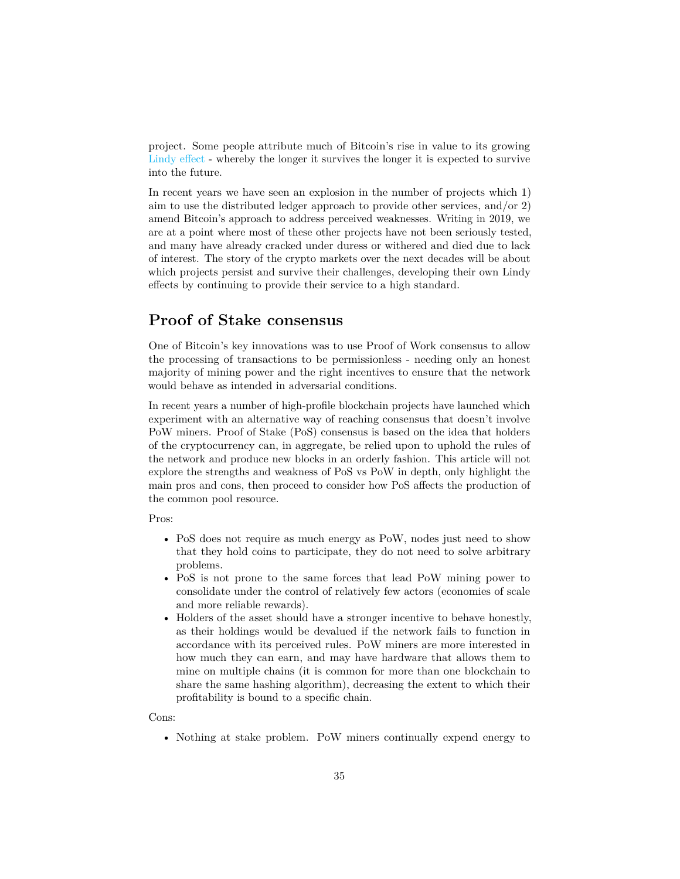project. Some people attribute much of Bitcoin's rise in value to its growing Lindy effect - whereby the longer it survives the longer it is expected to survive into the future.

In recent years we have seen an explosion in the number of projects which 1) aim to use the distributed ledger approach to provide other services, and/or 2) amend Bitcoin's approach to address perceived weaknesses. Writing in 2019, we are at a point where most of these other projects have not been seriously tested, and many have already cracked under duress or withered and died due to lack of interest. The story of the crypto markets over the next decades will be about which projects persist and survive their challenges, developing their own Lindy effects by continuing to provide their service to a high standard.

## Proof of Stake consensus

One of Bitcoin's key innovations was to use Proof of Work consensus to allow the processing of transactions to be permissionless - needing only an honest majority of mining power and the right incentives to ensure that the network would behave as intended in adversarial conditions.

In recent years a number of high-profile blockchain projects have launched which experiment with an alternative way of reaching consensus that doesn't involve PoW miners. Proof of Stake (PoS) consensus is based on the idea that holders of the cryptocurrency can, in aggregate, be relied upon to uphold the rules of the network and produce new blocks in an orderly fashion. This article will not explore the strengths and weakness of PoS vs PoW in depth, only highlight the main pros and cons, then proceed to consider how PoS affects the production of the common pool resource.

Pros:

- PoS does not require as much energy as PoW, nodes just need to show that they hold coins to participate, they do not need to solve arbitrary problems.
- PoS is not prone to the same forces that lead PoW mining power to consolidate under the control of relatively few actors (economies of scale and more reliable rewards).
- Holders of the asset should have a stronger incentive to behave honestly, as their holdings would be devalued if the network fails to function in accordance with its perceived rules. PoW miners are more interested in how much they can earn, and may have hardware that allows them to mine on multiple chains (it is common for more than one blockchain to share the same hashing algorithm), decreasing the extent to which their profitability is bound to a specific chain.

Cons:

- Nothing at stake problem. PoW miners continually expend energy to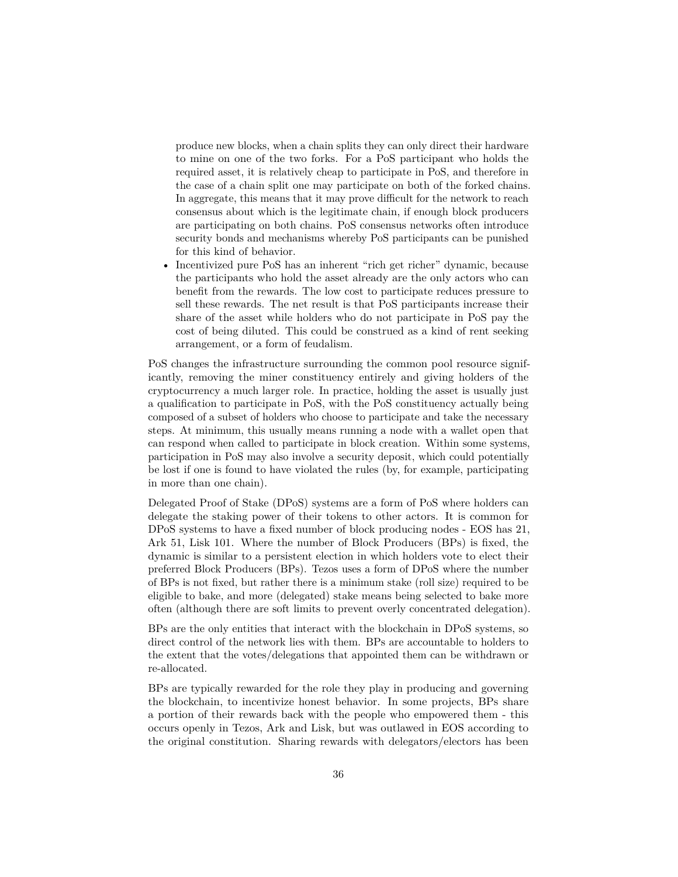produce new blocks, when a chain splits they can only direct their hardware to mine on one of the two forks. For a PoS participant who holds the required asset, it is relatively cheap to participate in PoS, and therefore in the case of a chain split one may participate on both of the forked chains. In aggregate, this means that it may prove difficult for the network to reach consensus about which is the legitimate chain, if enough block producers are participating on both chains. PoS consensus networks often introduce security bonds and mechanisms whereby PoS participants can be punished for this kind of behavior.

- Incentivized pure PoS has an inherent "rich get richer" dynamic, because the participants who hold the asset already are the only actors who can benefit from the rewards. The low cost to participate reduces pressure to sell these rewards. The net result is that PoS participants increase their share of the asset while holders who do not participate in PoS pay the cost of being diluted. This could be construed as a kind of rent seeking arrangement, or a form of feudalism.

PoS changes the infrastructure surrounding the common pool resource significantly, removing the miner constituency entirely and giving holders of the cryptocurrency a much larger role. In practice, holding the asset is usually just a qualification to participate in PoS, with the PoS constituency actually being composed of a subset of holders who choose to participate and take the necessary steps. At minimum, this usually means running a node with a wallet open that can respond when called to participate in block creation. Within some systems, participation in PoS may also involve a security deposit, which could potentially be lost if one is found to have violated the rules (by, for example, participating in more than one chain).

Delegated Proof of Stake (DPoS) systems are a form of PoS where holders can delegate the staking power of their tokens to other actors. It is common for DPoS systems to have a fixed number of block producing nodes - EOS has 21, Ark 51, Lisk 101. Where the number of Block Producers (BPs) is fixed, the dynamic is similar to a persistent election in which holders vote to elect their preferred Block Producers (BPs). Tezos uses a form of DPoS where the number of BPs is not fixed, but rather there is a minimum stake (roll size) required to be eligible to bake, and more (delegated) stake means being selected to bake more often (although there are soft limits to prevent overly concentrated delegation).

BPs are the only entities that interact with the blockchain in DPoS systems, so direct control of the network lies with them. BPs are accountable to holders to the extent that the votes/delegations that appointed them can be withdrawn or re-allocated.

BPs are typically rewarded for the role they play in producing and governing the blockchain, to incentivize honest behavior. In some projects, BPs share a portion of their rewards back with the people who empowered them - this occurs openly in Tezos, Ark and Lisk, but was outlawed in EOS according to the original constitution. Sharing rewards with delegators/electors has been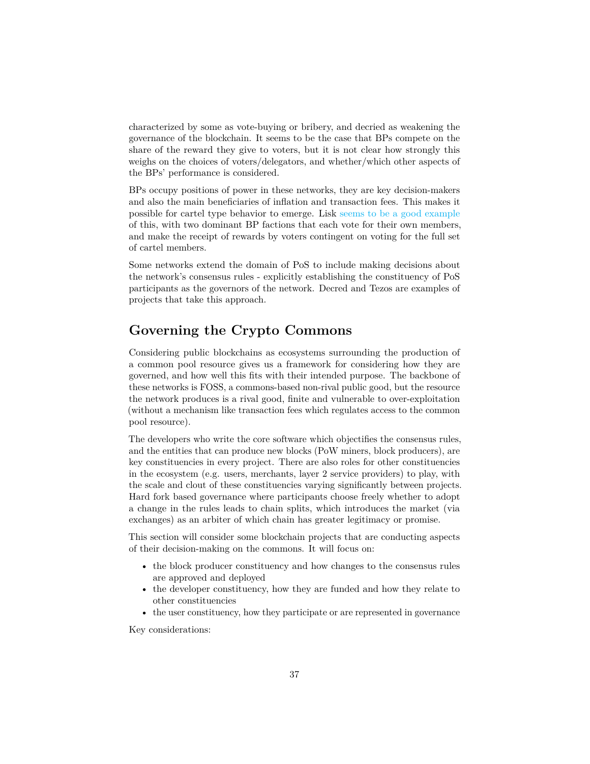characterized by some as vote-buying or bribery, and decried as weakening the governance of the blockchain. It seems to be the case that BPs compete on the share of the reward they give to voters, but it is not clear how strongly this weighs on the choices of voters/delegators, and whether/which other aspects of the BPs' performance is considered.

BPs occupy positions of power in these networks, they are key decision-makers and also the main beneficiaries of inflation and transaction fees. This makes it possible for cartel type behavior to emerge. Lisk seems to be a good example of this, with two dominant BP factions that each vote for their own members, and make the receipt of rewards by voters contingent on voting for the full set of cartel members.

Some networks extend the domain of PoS to include making decisions about the network's consensus rules - explicitly establishing the constituency of PoS participants as the governors of the network. Decred and Tezos are examples of projects that take this approach.

## Governing the Crypto Commons

Considering public blockchains as ecosystems surrounding the production of a common pool resource gives us a framework for considering how they are governed, and how well this fits with their intended purpose. The backbone of these networks is FOSS, a commons-based non-rival public good, but the resource the network produces is a rival good, finite and vulnerable to over-exploitation (without a mechanism like transaction fees which regulates access to the common pool resource).

The developers who write the core software which objectifies the consensus rules, and the entities that can produce new blocks (PoW miners, block producers), are key constituencies in every project. There are also roles for other constituencies in the ecosystem (e.g. users, merchants, layer 2 service providers) to play, with the scale and clout of these constituencies varying significantly between projects. Hard fork based governance where participants choose freely whether to adopt a change in the rules leads to chain splits, which introduces the market (via exchanges) as an arbiter of which chain has greater legitimacy or promise.

This section will consider some blockchain projects that are conducting aspects of their decision-making on the commons. It will focus on:

- the block producer constituency and how changes to the consensus rules are approved and deployed
- the developer constituency, how they are funded and how they relate to other constituencies
- the user constituency, how they participate or are represented in governance

Key considerations: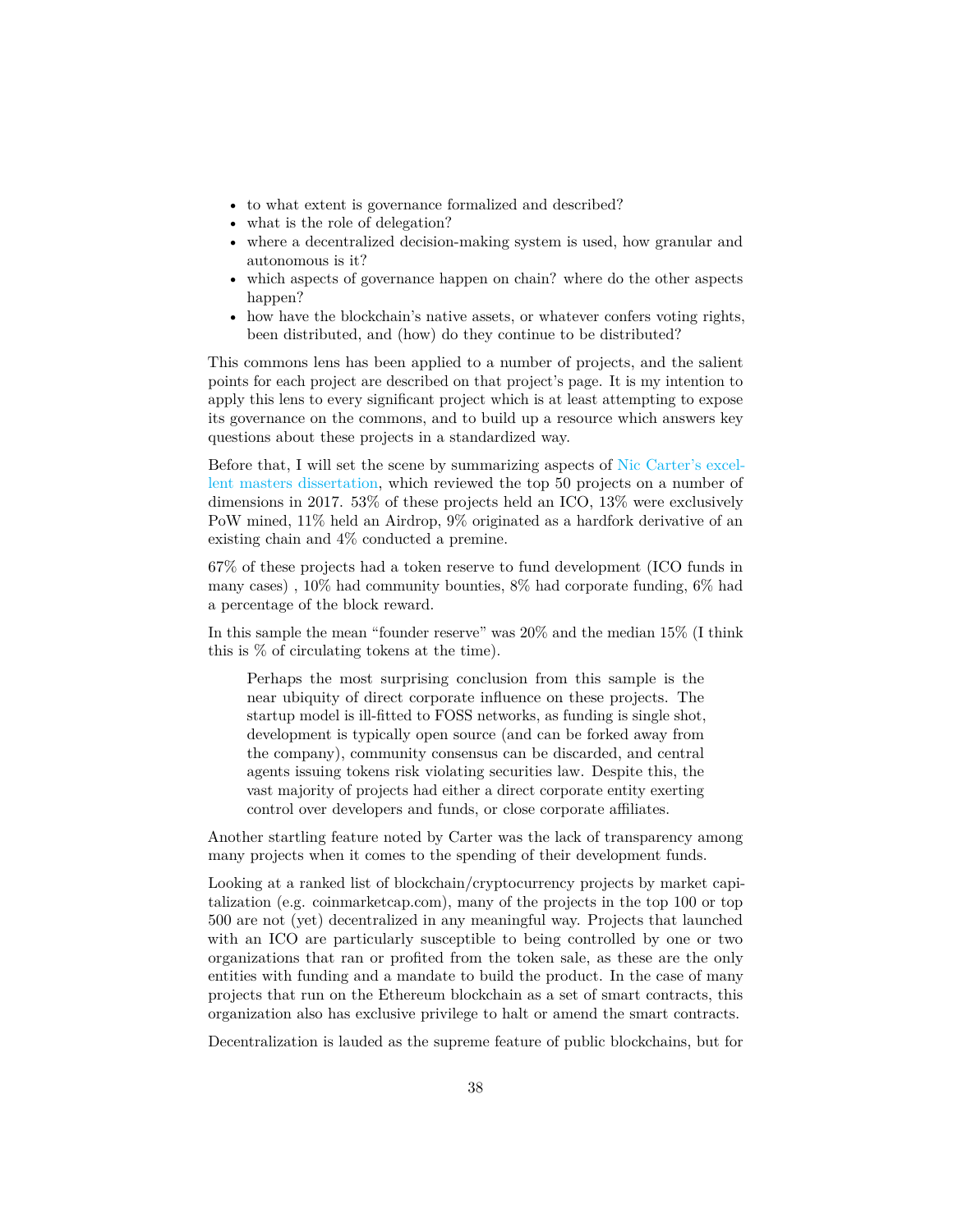- to what extent is governance formalized and described?
- what is the role of delegation?
- where a decentralized decision-making system is used, how granular and autonomous is it?
- which aspects of governance happen on chain? where do the other aspects happen?
- how have the blockchain's native assets, or whatever confers voting rights, been distributed, and (how) do they continue to be distributed?

This commons lens has been applied to a number of projects, and the salient points for each project are described on that project's page. It is my intention to apply this lens to every significant project which is at least attempting to expose its governance on the commons, and to build up a resource which answers key questions about these projects in a standardized way.

Before that, I will set the scene by summarizing aspects of Nic Carter's excellent masters dissertation, which reviewed the top 50 projects on a number of dimensions in 2017. 53% of these projects held an ICO, 13% were exclusively PoW mined, 11% held an Airdrop, 9% originated as a hardfork derivative of an existing chain and 4% conducted a premine.

67% of these projects had a token reserve to fund development (ICO funds in many cases) , 10% had community bounties, 8% had corporate funding, 6% had a percentage of the block reward.

In this sample the mean "founder reserve" was 20% and the median 15% (I think this is % of circulating tokens at the time).

> Perhaps the most surprising conclusion from this sample is the near ubiquity of direct corporate influence on these projects. The startup model is ill-fitted to FOSS networks, as funding is single shot, development is typically open source (and can be forked away from the company), community consensus can be discarded, and central agents issuing tokens risk violating securities law. Despite this, the vast majority of projects had either a direct corporate entity exerting control over developers and funds, or close corporate affiliates.

Another startling feature noted by Carter was the lack of transparency among many projects when it comes to the spending of their development funds.

Looking at a ranked list of blockchain/cryptocurrency projects by market capitalization (e.g. coinmarketcap.com), many of the projects in the top 100 or top 500 are not (yet) decentralized in any meaningful way. Projects that launched with an ICO are particularly susceptible to being controlled by one or two organizations that ran or profited from the token sale, as these are the only entities with funding and a mandate to build the product. In the case of many projects that run on the Ethereum blockchain as a set of smart contracts, this organization also has exclusive privilege to halt or amend the smart contracts.

Decentralization is lauded as the supreme feature of public blockchains, but for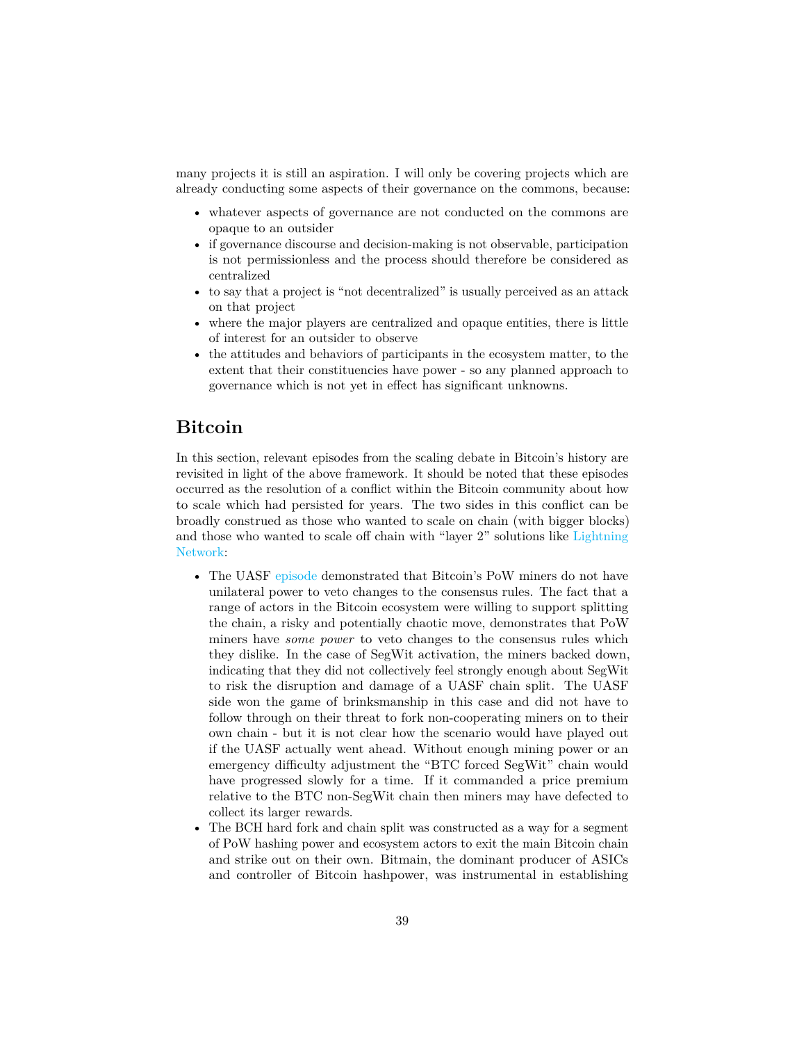many projects it is still an aspiration. I will only be covering projects which are already conducting some aspects of their governance on the commons, because:

- whatever aspects of governance are not conducted on the commons are opaque to an outsider
- if governance discourse and decision-making is not observable, participation is not permissionless and the process should therefore be considered as centralized
- to say that a project is "not decentralized" is usually perceived as an attack on that project
- where the major players are centralized and opaque entities, there is little of interest for an outsider to observe
- the attitudes and behaviors of participants in the ecosystem matter, to the extent that their constituencies have power - so any planned approach to governance which is not yet in effect has significant unknowns.

## Bitcoin

In this section, relevant episodes from the scaling debate in Bitcoin's history are revisited in light of the above framework. It should be noted that these episodes occurred as the resolution of a conflict within the Bitcoin community about how to scale which had persisted for years. The two sides in this conflict can be broadly construed as those who wanted to scale on chain (with bigger blocks) and those who wanted to scale off chain with "layer 2" solutions like Lightning Network:

- The UASF episode demonstrated that Bitcoin's PoW miners do not have unilateral power to veto changes to the consensus rules. The fact that a range of actors in the Bitcoin ecosystem were willing to support splitting the chain, a risky and potentially chaotic move, demonstrates that PoW miners have *some power* to veto changes to the consensus rules which they dislike. In the case of SegWit activation, the miners backed down, indicating that they did not collectively feel strongly enough about SegWit to risk the disruption and damage of a UASF chain split. The UASF side won the game of brinksmanship in this case and did not have to follow through on their threat to fork non-cooperating miners on to their own chain - but it is not clear how the scenario would have played out if the UASF actually went ahead. Without enough mining power or an emergency difficulty adjustment the "BTC forced SegWit" chain would have progressed slowly for a time. If it commanded a price premium relative to the BTC non-SegWit chain then miners may have defected to collect its larger rewards.
- The BCH hard fork and chain split was constructed as a way for a segment of PoW hashing power and ecosystem actors to exit the main Bitcoin chain and strike out on their own. Bitmain, the dominant producer of ASICs and controller of Bitcoin hashpower, was instrumental in establishing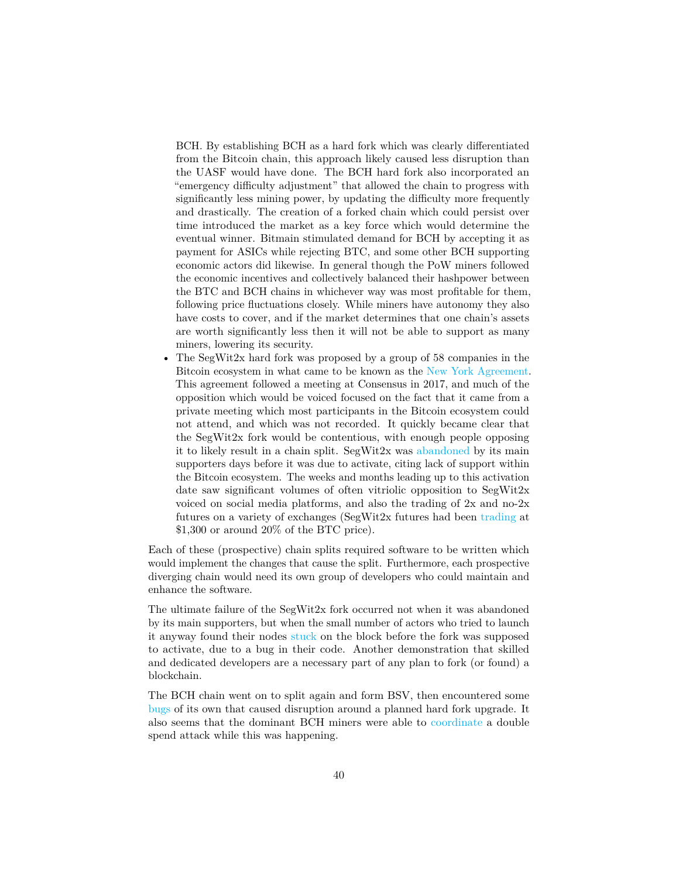BCH. By establishing BCH as a hard fork which was clearly differentiated from the Bitcoin chain, this approach likely caused less disruption than the UASF would have done. The BCH hard fork also incorporated an "emergency difficulty adjustment" that allowed the chain to progress with significantly less mining power, by updating the difficulty more frequently and drastically. The creation of a forked chain which could persist over time introduced the market as a key force which would determine the eventual winner. Bitmain stimulated demand for BCH by accepting it as payment for ASICs while rejecting BTC, and some other BCH supporting economic actors did likewise. In general though the PoW miners followed the economic incentives and collectively balanced their hashpower between the BTC and BCH chains in whichever way was most profitable for them, following price fluctuations closely. While miners have autonomy they also have costs to cover, and if the market determines that one chain's assets are worth significantly less then it will not be able to support as many miners, lowering its security.

- The SegWit2x hard fork was proposed by a group of 58 companies in the Bitcoin ecosystem in what came to be known as the New York Agreement. This agreement followed a meeting at Consensus in 2017, and much of the opposition which would be voiced focused on the fact that it came from a private meeting which most participants in the Bitcoin ecosystem could not attend, and which was not recorded. It quickly became clear that the SegWit2x fork would be contentious, with enough people opposing it to likely result in a chain split. SegWit2x was abandoned by its main supporters days before it was due to activate, citing lack of support within the Bitcoin ecosystem. The weeks and months leading up to this activation date saw significant volumes of often vitriolic opposition to SegWit2x voiced on social media platforms, and also the trading of 2x and no-2x futures on a variety of exchanges (SegWit2x futures had been trading at $1,300 or around 20% of the BTC price).

Each of these (prospective) chain splits required software to be written which would implement the changes that cause the split. Furthermore, each prospective diverging chain would need its own group of developers who could maintain and enhance the software.

The ultimate failure of the SegWit2x fork occurred not when it was abandoned by its main supporters, but when the small number of actors who tried to launch it anyway found their nodes stuck on the block before the fork was supposed to activate, due to a bug in their code. Another demonstration that skilled and dedicated developers are a necessary part of any plan to fork (or found) a blockchain.

The BCH chain went on to split again and form BSV, then encountered some bugs of its own that caused disruption around a planned hard fork upgrade. It also seems that the dominant BCH miners were able to coordinate a double spend attack while this was happening.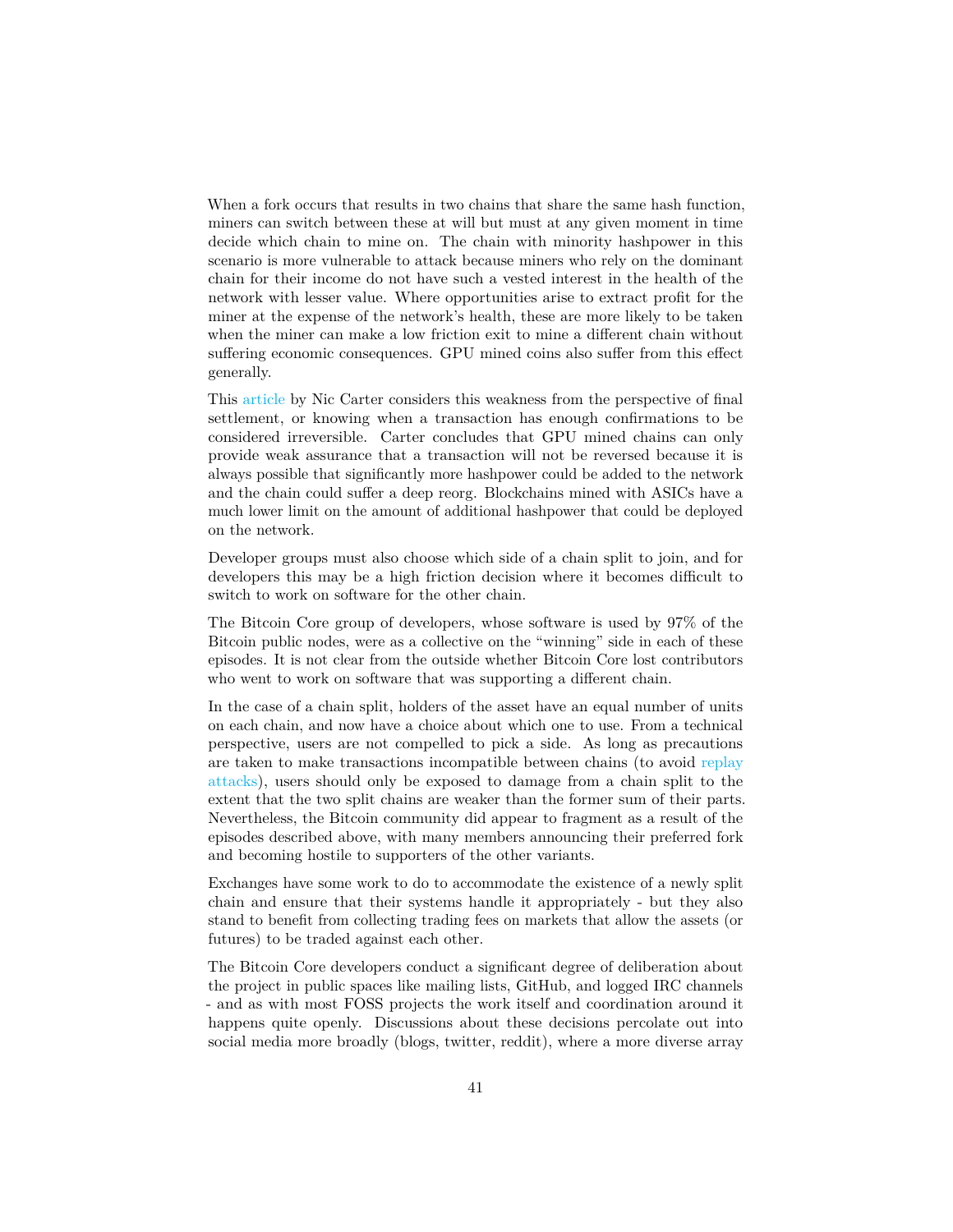When a fork occurs that results in two chains that share the same hash function, miners can switch between these at will but must at any given moment in time decide which chain to mine on. The chain with minority hashpower in this scenario is more vulnerable to attack because miners who rely on the dominant chain for their income do not have such a vested interest in the health of the network with lesser value. Where opportunities arise to extract profit for the miner at the expense of the network's health, these are more likely to be taken when the miner can make a low friction exit to mine a different chain without suffering economic consequences. GPU mined coins also suffer from this effect generally.

This article by Nic Carter considers this weakness from the perspective of final settlement, or knowing when a transaction has enough confirmations to be considered irreversible. Carter concludes that GPU mined chains can only provide weak assurance that a transaction will not be reversed because it is always possible that significantly more hashpower could be added to the network and the chain could suffer a deep reorg. Blockchains mined with ASICs have a much lower limit on the amount of additional hashpower that could be deployed on the network.

Developer groups must also choose which side of a chain split to join, and for developers this may be a high friction decision where it becomes difficult to switch to work on software for the other chain.

The Bitcoin Core group of developers, whose software is used by 97% of the Bitcoin public nodes, were as a collective on the "winning" side in each of these episodes. It is not clear from the outside whether Bitcoin Core lost contributors who went to work on software that was supporting a different chain.

In the case of a chain split, holders of the asset have an equal number of units on each chain, and now have a choice about which one to use. From a technical perspective, users are not compelled to pick a side. As long as precautions are taken to make transactions incompatible between chains (to avoid replay attacks), users should only be exposed to damage from a chain split to the extent that the two split chains are weaker than the former sum of their parts. Nevertheless, the Bitcoin community did appear to fragment as a result of the episodes described above, with many members announcing their preferred fork and becoming hostile to supporters of the other variants.

Exchanges have some work to do to accommodate the existence of a newly split chain and ensure that their systems handle it appropriately - but they also stand to benefit from collecting trading fees on markets that allow the assets (or futures) to be traded against each other.

The Bitcoin Core developers conduct a significant degree of deliberation about the project in public spaces like mailing lists, GitHub, and logged IRC channels - and as with most FOSS projects the work itself and coordination around it happens quite openly. Discussions about these decisions percolate out into social media more broadly (blogs, twitter, reddit), where a more diverse array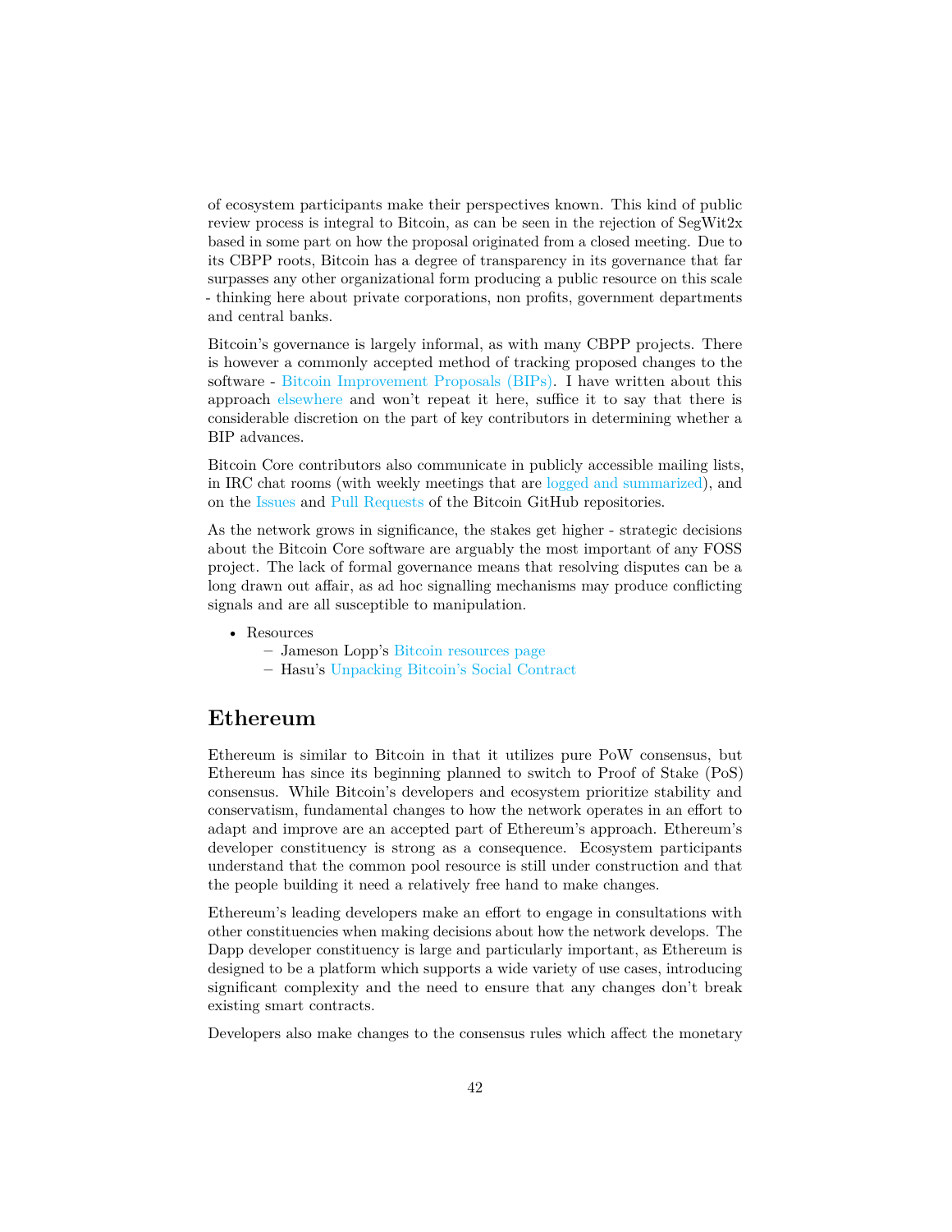of ecosystem participants make their perspectives known. This kind of public review process is integral to Bitcoin, as can be seen in the rejection of SegWit2x based in some part on how the proposal originated from a closed meeting. Due to its CBPP roots, Bitcoin has a degree of transparency in its governance that far surpasses any other organizational form producing a public resource on this scale - thinking here about private corporations, non profits, government departments and central banks.

Bitcoin's governance is largely informal, as with many CBPP projects. There is however a commonly accepted method of tracking proposed changes to the software - Bitcoin Improvement Proposals (BIPs). I have written about this approach elsewhere and won't repeat it here, suffice it to say that there is considerable discretion on the part of key contributors in determining whether a BIP advances.

Bitcoin Core contributors also communicate in publicly accessible mailing lists, in IRC chat rooms (with weekly meetings that are logged and summarized), and on the Issues and Pull Requests of the Bitcoin GitHub repositories.

As the network grows in significance, the stakes get higher - strategic decisions about the Bitcoin Core software are arguably the most important of any FOSS project. The lack of formal governance means that resolving disputes can be a long drawn out affair, as ad hoc signalling mechanisms may produce conflicting signals and are all susceptible to manipulation.

- Resources
  - Jameson Lopp's Bitcoin resources page
  - Hasu's Unpacking Bitcoin's Social Contract

## Ethereum

Ethereum is similar to Bitcoin in that it utilizes pure PoW consensus, but Ethereum has since its beginning planned to switch to Proof of Stake (PoS) consensus. While Bitcoin's developers and ecosystem prioritize stability and conservatism, fundamental changes to how the network operates in an effort to adapt and improve are an accepted part of Ethereum's approach. Ethereum's developer constituency is strong as a consequence. Ecosystem participants understand that the common pool resource is still under construction and that the people building it need a relatively free hand to make changes.

Ethereum's leading developers make an effort to engage in consultations with other constituencies when making decisions about how the network develops. The Dapp developer constituency is large and particularly important, as Ethereum is designed to be a platform which supports a wide variety of use cases, introducing significant complexity and the need to ensure that any changes don't break existing smart contracts.

Developers also make changes to the consensus rules which affect the monetary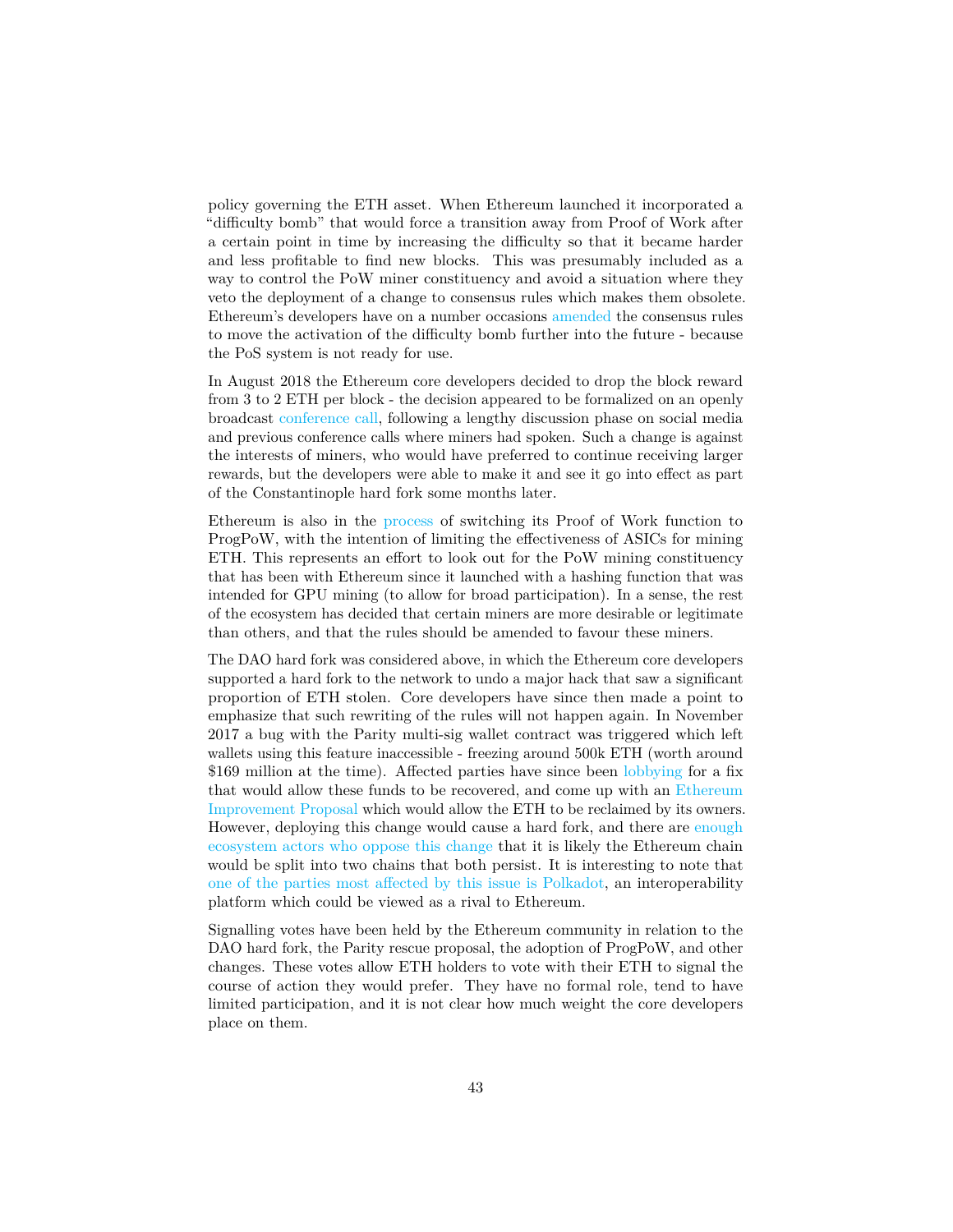policy governing the ETH asset. When Ethereum launched it incorporated a "difficulty bomb" that would force a transition away from Proof of Work after a certain point in time by increasing the difficulty so that it became harder and less profitable to find new blocks. This was presumably included as a way to control the PoW miner constituency and avoid a situation where they veto the deployment of a change to consensus rules which makes them obsolete. Ethereum's developers have on a number occasions amended the consensus rules to move the activation of the difficulty bomb further into the future - because the PoS system is not ready for use.

In August 2018 the Ethereum core developers decided to drop the block reward from 3 to 2 ETH per block - the decision appeared to be formalized on an openly broadcast conference call, following a lengthy discussion phase on social media and previous conference calls where miners had spoken. Such a change is against the interests of miners, who would have preferred to continue receiving larger rewards, but the developers were able to make it and see it go into effect as part of the Constantinople hard fork some months later.

Ethereum is also in the process of switching its Proof of Work function to ProgPoW, with the intention of limiting the effectiveness of ASICs for mining ETH. This represents an effort to look out for the PoW mining constituency that has been with Ethereum since it launched with a hashing function that was intended for GPU mining (to allow for broad participation). In a sense, the rest of the ecosystem has decided that certain miners are more desirable or legitimate than others, and that the rules should be amended to favour these miners.

The DAO hard fork was considered above, in which the Ethereum core developers supported a hard fork to the network to undo a major hack that saw a significant proportion of ETH stolen. Core developers have since then made a point to emphasize that such rewriting of the rules will not happen again. In November 2017 a bug with the Parity multi-sig wallet contract was triggered which left wallets using this feature inaccessible - freezing around 500k ETH (worth around $169 million at the time). Affected parties have since been lobbying for a fix that would allow these funds to be recovered, and come up with an Ethereum Improvement Proposal which would allow the ETH to be reclaimed by its owners. However, deploying this change would cause a hard fork, and there are enough ecosystem actors who oppose this change that it is likely the Ethereum chain would be split into two chains that both persist. It is interesting to note that one of the parties most affected by this issue is Polkadot, an interoperability platform which could be viewed as a rival to Ethereum.

Signalling votes have been held by the Ethereum community in relation to the DAO hard fork, the Parity rescue proposal, the adoption of ProgPoW, and other changes. These votes allow ETH holders to vote with their ETH to signal the course of action they would prefer. They have no formal role, tend to have limited participation, and it is not clear how much weight the core developers place on them.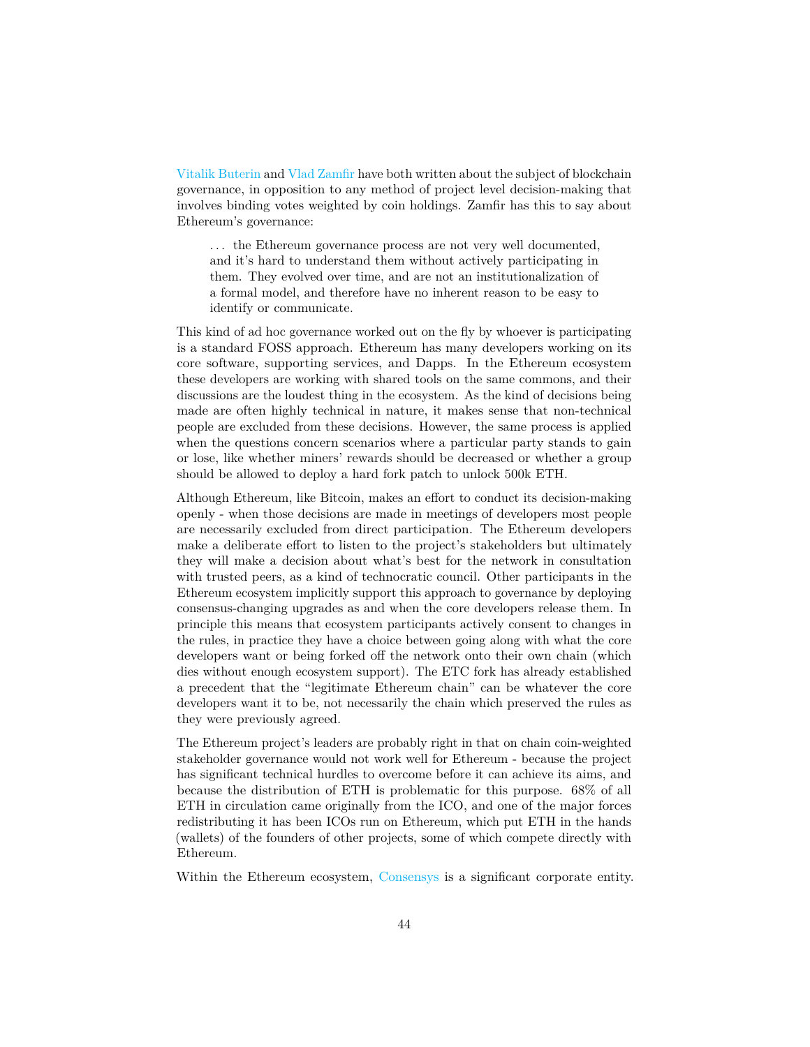Vitalik Buterin and Vlad Zamfir have both written about the subject of blockchain governance, in opposition to any method of project level decision-making that involves binding votes weighted by coin holdings. Zamfir has this to say about Ethereum's governance:

> . . . the Ethereum governance process are not very well documented, and it's hard to understand them without actively participating in them. They evolved over time, and are not an institutionalization of a formal model, and therefore have no inherent reason to be easy to identify or communicate.

This kind of ad hoc governance worked out on the fly by whoever is participating is a standard FOSS approach. Ethereum has many developers working on its core software, supporting services, and Dapps. In the Ethereum ecosystem these developers are working with shared tools on the same commons, and their discussions are the loudest thing in the ecosystem. As the kind of decisions being made are often highly technical in nature, it makes sense that non-technical people are excluded from these decisions. However, the same process is applied when the questions concern scenarios where a particular party stands to gain or lose, like whether miners' rewards should be decreased or whether a group should be allowed to deploy a hard fork patch to unlock 500k ETH.

Although Ethereum, like Bitcoin, makes an effort to conduct its decision-making openly - when those decisions are made in meetings of developers most people are necessarily excluded from direct participation. The Ethereum developers make a deliberate effort to listen to the project's stakeholders but ultimately they will make a decision about what's best for the network in consultation with trusted peers, as a kind of technocratic council. Other participants in the Ethereum ecosystem implicitly support this approach to governance by deploying consensus-changing upgrades as and when the core developers release them. In principle this means that ecosystem participants actively consent to changes in the rules, in practice they have a choice between going along with what the core developers want or being forked off the network onto their own chain (which dies without enough ecosystem support). The ETC fork has already established a precedent that the "legitimate Ethereum chain" can be whatever the core developers want it to be, not necessarily the chain which preserved the rules as they were previously agreed.

The Ethereum project's leaders are probably right in that on chain coin-weighted stakeholder governance would not work well for Ethereum - because the project has significant technical hurdles to overcome before it can achieve its aims, and because the distribution of ETH is problematic for this purpose. 68% of all ETH in circulation came originally from the ICO, and one of the major forces redistributing it has been ICOs run on Ethereum, which put ETH in the hands (wallets) of the founders of other projects, some of which compete directly with Ethereum.

Within the Ethereum ecosystem, Consensys is a significant corporate entity.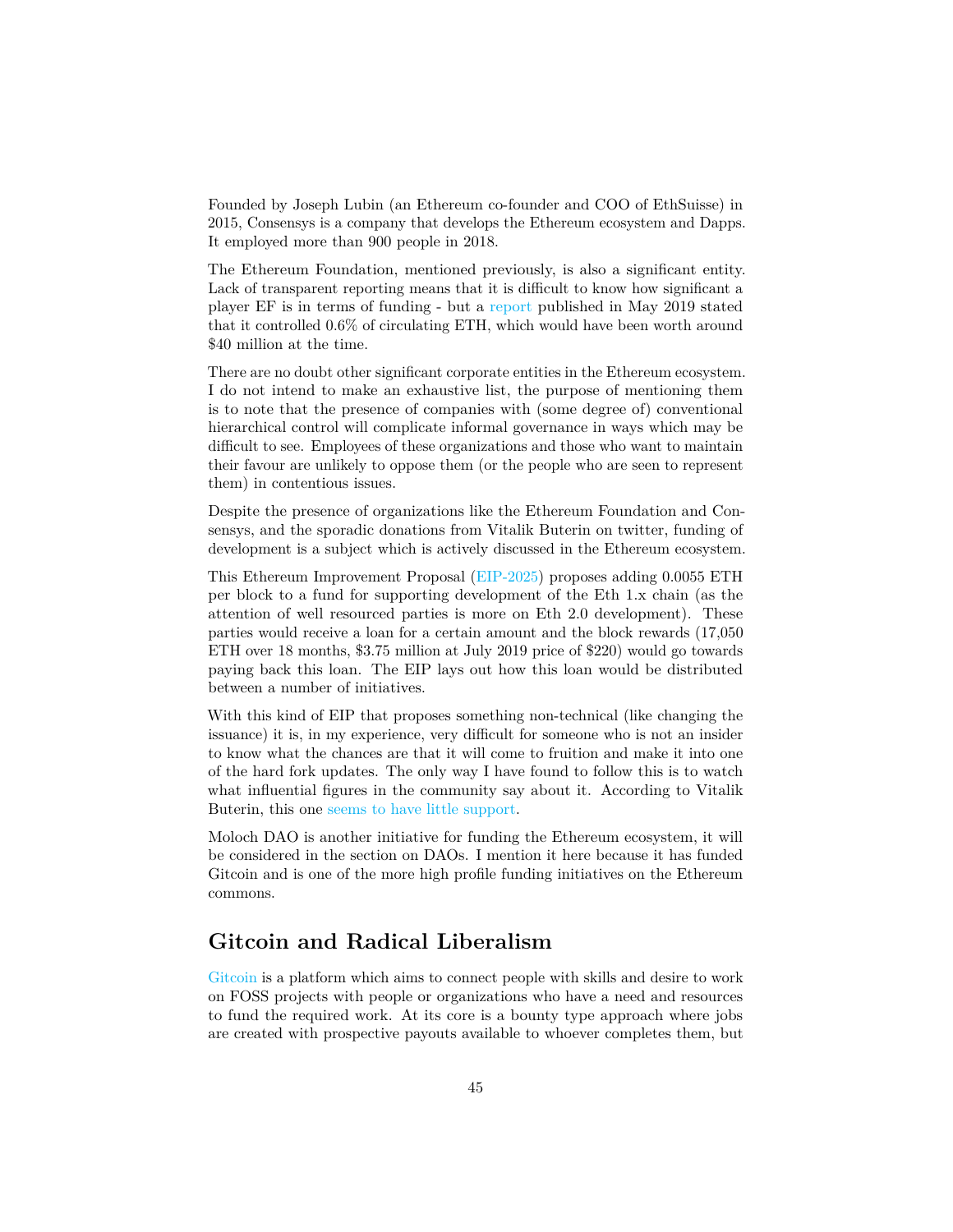Founded by Joseph Lubin (an Ethereum co-founder and COO of EthSuisse) in 2015, Consensys is a company that develops the Ethereum ecosystem and Dapps. It employed more than 900 people in 2018.

The Ethereum Foundation, mentioned previously, is also a significant entity. Lack of transparent reporting means that it is difficult to know how significant a player EF is in terms of funding - but a report published in May 2019 stated that it controlled 0.6% of circulating ETH, which would have been worth around $40 million at the time.

There are no doubt other significant corporate entities in the Ethereum ecosystem. I do not intend to make an exhaustive list, the purpose of mentioning them is to note that the presence of companies with (some degree of) conventional hierarchical control will complicate informal governance in ways which may be difficult to see. Employees of these organizations and those who want to maintain their favour are unlikely to oppose them (or the people who are seen to represent them) in contentious issues.

Despite the presence of organizations like the Ethereum Foundation and Consensys, and the sporadic donations from Vitalik Buterin on twitter, funding of development is a subject which is actively discussed in the Ethereum ecosystem.

This Ethereum Improvement Proposal (EIP-2025) proposes adding 0.0055 ETH per block to a fund for supporting development of the Eth 1.x chain (as the attention of well resourced parties is more on Eth 2.0 development). These parties would receive a loan for a certain amount and the block rewards (17,050 ETH over 18 months, $3.75 million at July 2019 price of $220) would go towards paying back this loan. The EIP lays out how this loan would be distributed between a number of initiatives.

With this kind of EIP that proposes something non-technical (like changing the issuance) it is, in my experience, very difficult for someone who is not an insider to know what the chances are that it will come to fruition and make it into one of the hard fork updates. The only way I have found to follow this is to watch what influential figures in the community say about it. According to Vitalik Buterin, this one seems to have little support.

Moloch DAO is another initiative for funding the Ethereum ecosystem, it will be considered in the section on DAOs. I mention it here because it has funded Gitcoin and is one of the more high profile funding initiatives on the Ethereum commons.

## Gitcoin and Radical Liberalism

Gitcoin is a platform which aims to connect people with skills and desire to work on FOSS projects with people or organizations who have a need and resources to fund the required work. At its core is a bounty type approach where jobs are created with prospective payouts available to whoever completes them, but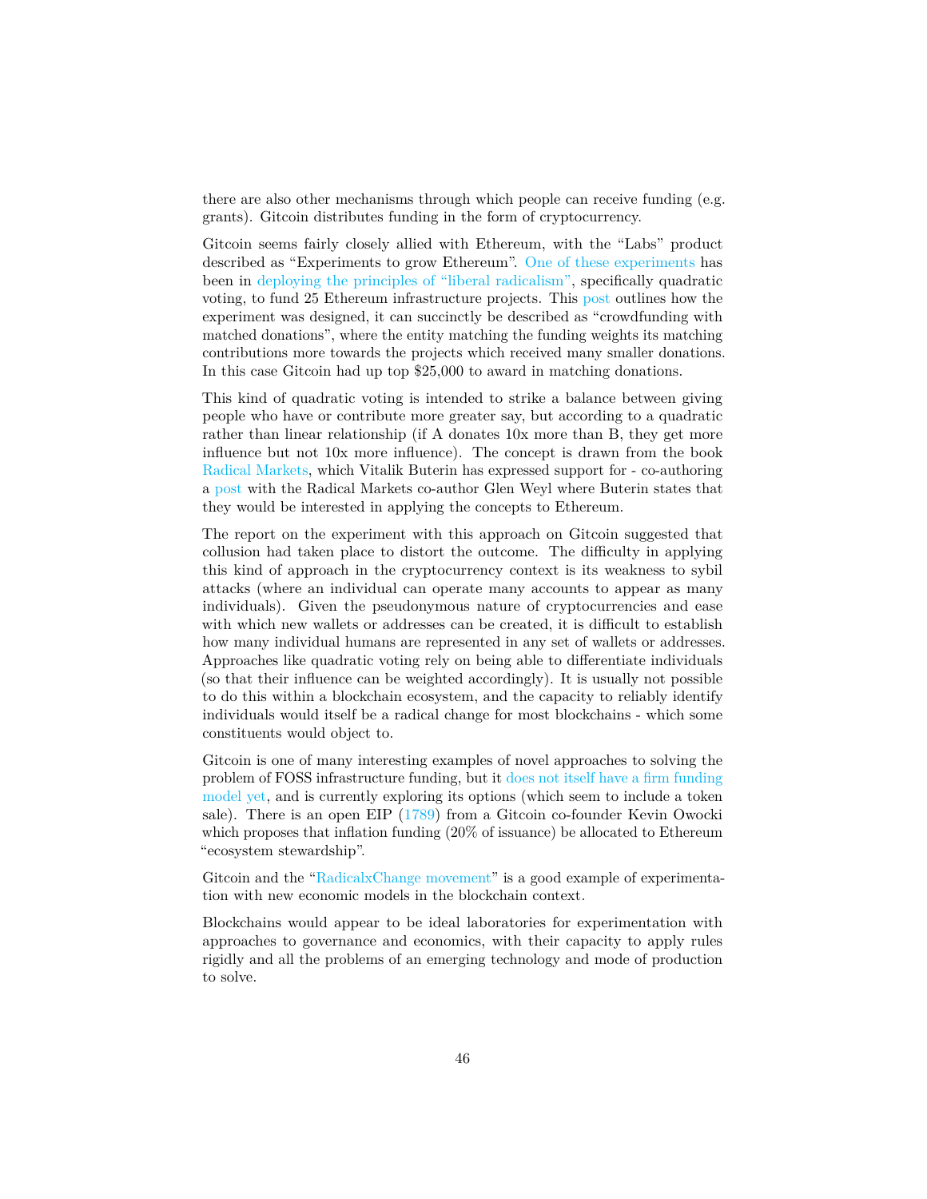there are also other mechanisms through which people can receive funding (e.g. grants). Gitcoin distributes funding in the form of cryptocurrency.

Gitcoin seems fairly closely allied with Ethereum, with the "Labs" product described as "Experiments to grow Ethereum". One of these experiments has been in deploying the principles of "liberal radicalism", specifically quadratic voting, to fund 25 Ethereum infrastructure projects. This post outlines how the experiment was designed, it can succinctly be described as "crowdfunding with matched donations", where the entity matching the funding weights its matching contributions more towards the projects which received many smaller donations. In this case Gitcoin had up top $25,000 to award in matching donations.

This kind of quadratic voting is intended to strike a balance between giving people who have or contribute more greater say, but according to a quadratic rather than linear relationship (if A donates 10x more than B, they get more influence but not 10x more influence). The concept is drawn from the book Radical Markets, which Vitalik Buterin has expressed support for - co-authoring a post with the Radical Markets co-author Glen Weyl where Buterin states that they would be interested in applying the concepts to Ethereum.

The report on the experiment with this approach on Gitcoin suggested that collusion had taken place to distort the outcome. The difficulty in applying this kind of approach in the cryptocurrency context is its weakness to sybil attacks (where an individual can operate many accounts to appear as many individuals). Given the pseudonymous nature of cryptocurrencies and ease with which new wallets or addresses can be created, it is difficult to establish how many individual humans are represented in any set of wallets or addresses. Approaches like quadratic voting rely on being able to differentiate individuals (so that their influence can be weighted accordingly). It is usually not possible to do this within a blockchain ecosystem, and the capacity to reliably identify individuals would itself be a radical change for most blockchains - which some constituents would object to.

Gitcoin is one of many interesting examples of novel approaches to solving the problem of FOSS infrastructure funding, but it does not itself have a firm funding model yet, and is currently exploring its options (which seem to include a token sale). There is an open EIP (1789) from a Gitcoin co-founder Kevin Owocki which proposes that inflation funding (20% of issuance) be allocated to Ethereum "ecosystem stewardship".

Gitcoin and the "RadicalxChange movement" is a good example of experimentation with new economic models in the blockchain context.

Blockchains would appear to be ideal laboratories for experimentation with approaches to governance and economics, with their capacity to apply rules rigidly and all the problems of an emerging technology and mode of production to solve.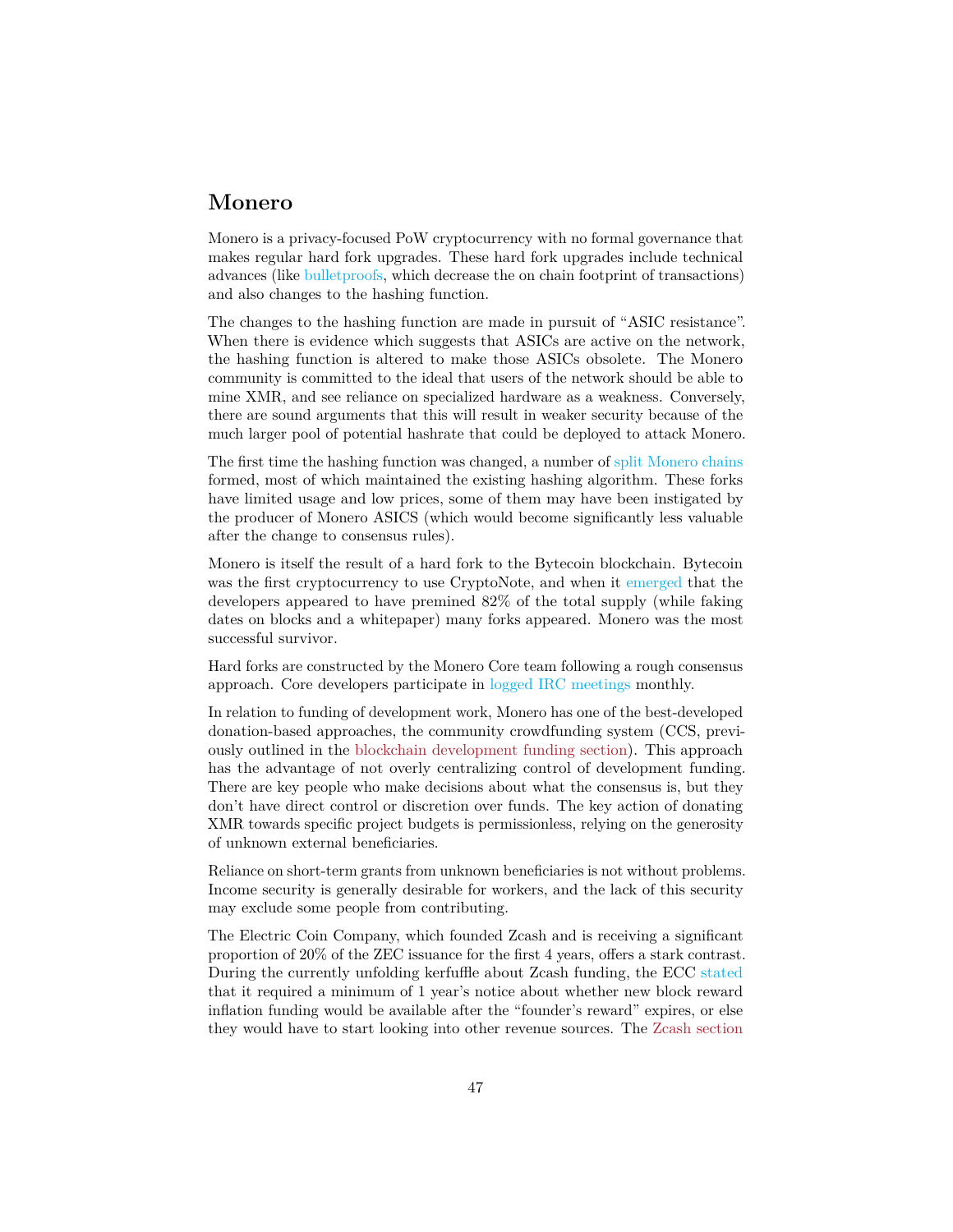## Monero

Monero is a privacy-focused PoW cryptocurrency with no formal governance that makes regular hard fork upgrades. These hard fork upgrades include technical advances (like bulletproofs, which decrease the on chain footprint of transactions) and also changes to the hashing function.

The changes to the hashing function are made in pursuit of "ASIC resistance". When there is evidence which suggests that ASICs are active on the network, the hashing function is altered to make those ASICs obsolete. The Monero community is committed to the ideal that users of the network should be able to mine XMR, and see reliance on specialized hardware as a weakness. Conversely, there are sound arguments that this will result in weaker security because of the much larger pool of potential hashrate that could be deployed to attack Monero.

The first time the hashing function was changed, a number of split Monero chains formed, most of which maintained the existing hashing algorithm. These forks have limited usage and low prices, some of them may have been instigated by the producer of Monero ASICS (which would become significantly less valuable after the change to consensus rules).

Monero is itself the result of a hard fork to the Bytecoin blockchain. Bytecoin was the first cryptocurrency to use CryptoNote, and when it emerged that the developers appeared to have premined 82% of the total supply (while faking dates on blocks and a whitepaper) many forks appeared. Monero was the most successful survivor.

Hard forks are constructed by the Monero Core team following a rough consensus approach. Core developers participate in logged IRC meetings monthly.

In relation to funding of development work, Monero has one of the best-developed donation-based approaches, the community crowdfunding system (CCS, previously outlined in the blockchain development funding section). This approach has the advantage of not overly centralizing control of development funding. There are key people who make decisions about what the consensus is, but they don't have direct control or discretion over funds. The key action of donating XMR towards specific project budgets is permissionless, relying on the generosity of unknown external beneficiaries.

Reliance on short-term grants from unknown beneficiaries is not without problems. Income security is generally desirable for workers, and the lack of this security may exclude some people from contributing.

The Electric Coin Company, which founded Zcash and is receiving a significant proportion of 20% of the ZEC issuance for the first 4 years, offers a stark contrast. During the currently unfolding kerfuffle about Zcash funding, the ECC stated that it required a minimum of 1 year's notice about whether new block reward inflation funding would be available after the "founder's reward" expires, or else they would have to start looking into other revenue sources. The Zcash section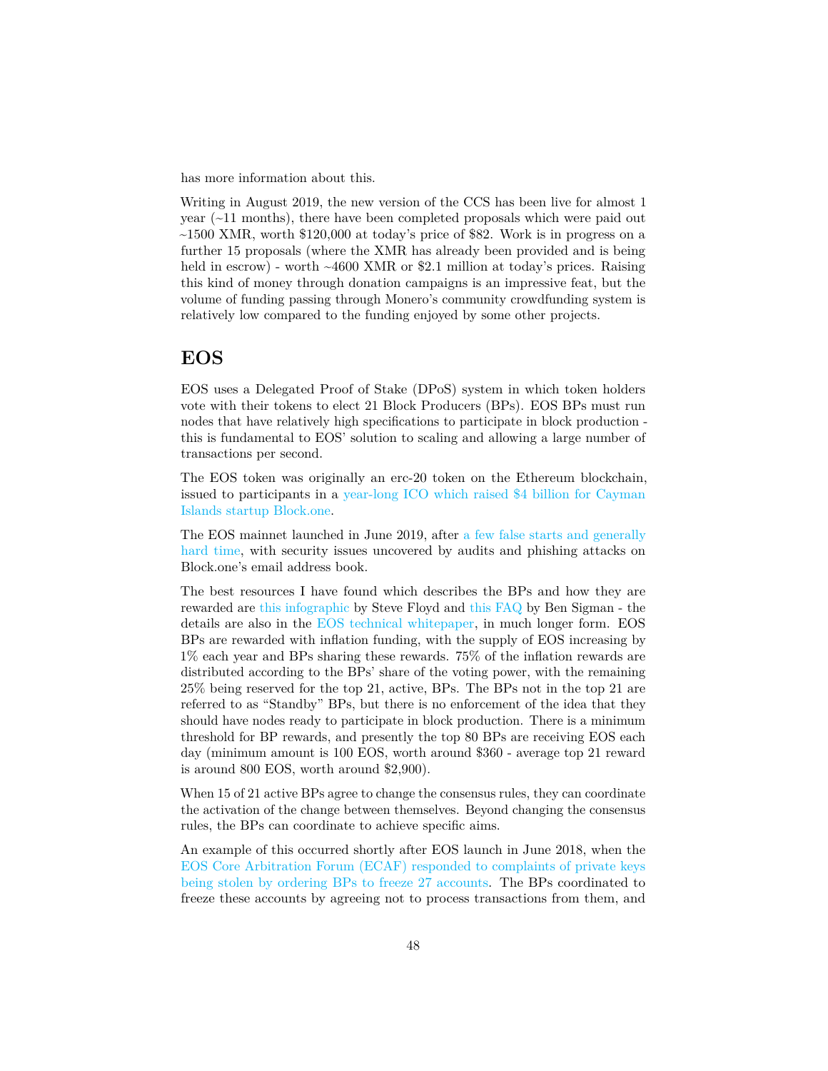has more information about this.

Writing in August 2019, the new version of the CCS has been live for almost 1 year (~11 months), there have been completed proposals which were paid out ~1500 XMR, worth $120,000 at today's price of $82. Work is in progress on a further 15 proposals (where the XMR has already been provided and is being held in escrow) - worth ~4600 XMR or $2.1 million at today's prices. Raising this kind of money through donation campaigns is an impressive feat, but the volume of funding passing through Monero's community crowdfunding system is relatively low compared to the funding enjoyed by some other projects.

## EOS

EOS uses a Delegated Proof of Stake (DPoS) system in which token holders vote with their tokens to elect 21 Block Producers (BPs). EOS BPs must run nodes that have relatively high specifications to participate in block production - this is fundamental to EOS' solution to scaling and allowing a large number of transactions per second.

The EOS token was originally an erc-20 token on the Ethereum blockchain, issued to participants in a year-long ICO which raised $4 billion for Cayman Islands startup Block.one.

The EOS mainnet launched in June 2019, after a few false starts and generally hard time, with security issues uncovered by audits and phishing attacks on Block.one's email address book.

The best resources I have found which describes the BPs and how they are rewarded are this infographic by Steve Floyd and this FAQ by Ben Sigman - the details are also in the EOS technical whitepaper, in much longer form. EOS BPs are rewarded with inflation funding, with the supply of EOS increasing by 1% each year and BPs sharing these rewards. 75% of the inflation rewards are distributed according to the BPs' share of the voting power, with the remaining 25% being reserved for the top 21, active, BPs. The BPs not in the top 21 are referred to as "Standby" BPs, but there is no enforcement of the idea that they should have nodes ready to participate in block production. There is a minimum threshold for BP rewards, and presently the top 80 BPs are receiving EOS each day (minimum amount is 100 EOS, worth around $360 - average top 21 reward is around 800 EOS, worth around $2,900).

When 15 of 21 active BPs agree to change the consensus rules, they can coordinate the activation of the change between themselves. Beyond changing the consensus rules, the BPs can coordinate to achieve specific aims.

An example of this occurred shortly after EOS launch in June 2018, when the EOS Core Arbitration Forum (ECAF) responded to complaints of private keys being stolen by ordering BPs to freeze 27 accounts. The BPs coordinated to freeze these accounts by agreeing not to process transactions from them, and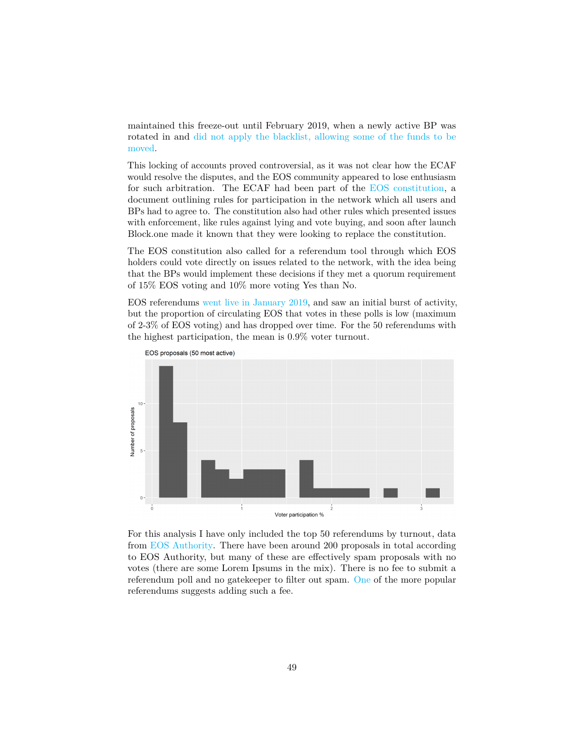maintained this freeze-out until February 2019, when a newly active BP was rotated in and did not apply the blacklist, allowing some of the funds to be moved.

This locking of accounts proved controversial, as it was not clear how the ECAF would resolve the disputes, and the EOS community appeared to lose enthusiasm for such arbitration. The ECAF had been part of the EOS constitution, a document outlining rules for participation in the network which all users and BPs had to agree to. The constitution also had other rules which presented issues with enforcement, like rules against lying and vote buying, and soon after launch Block.one made it known that they were looking to replace the constitution.

The EOS constitution also called for a referendum tool through which EOS holders could vote directly on issues related to the network, with the idea being that the BPs would implement these decisions if they met a quorum requirement of 15% EOS voting and 10% more voting Yes than No.

EOS referendums went live in January 2019, and saw an initial burst of activity, but the proportion of circulating EOS that votes in these polls is low (maximum of 2-3% of EOS voting) and has dropped over time. For the 50 referendums with the highest participation, the mean is 0.9% voter turnout.

For this analysis I have only included the top 50 referendums by turnout, data from EOS Authority. There have been around 200 proposals in total according to EOS Authority, but many of these are effectively spam proposals with no votes (there are some Lorem Ipsums in the mix). There is no fee to submit a referendum poll and no gatekeeper to filter out spam. One of the more popular referendums suggests adding such a fee.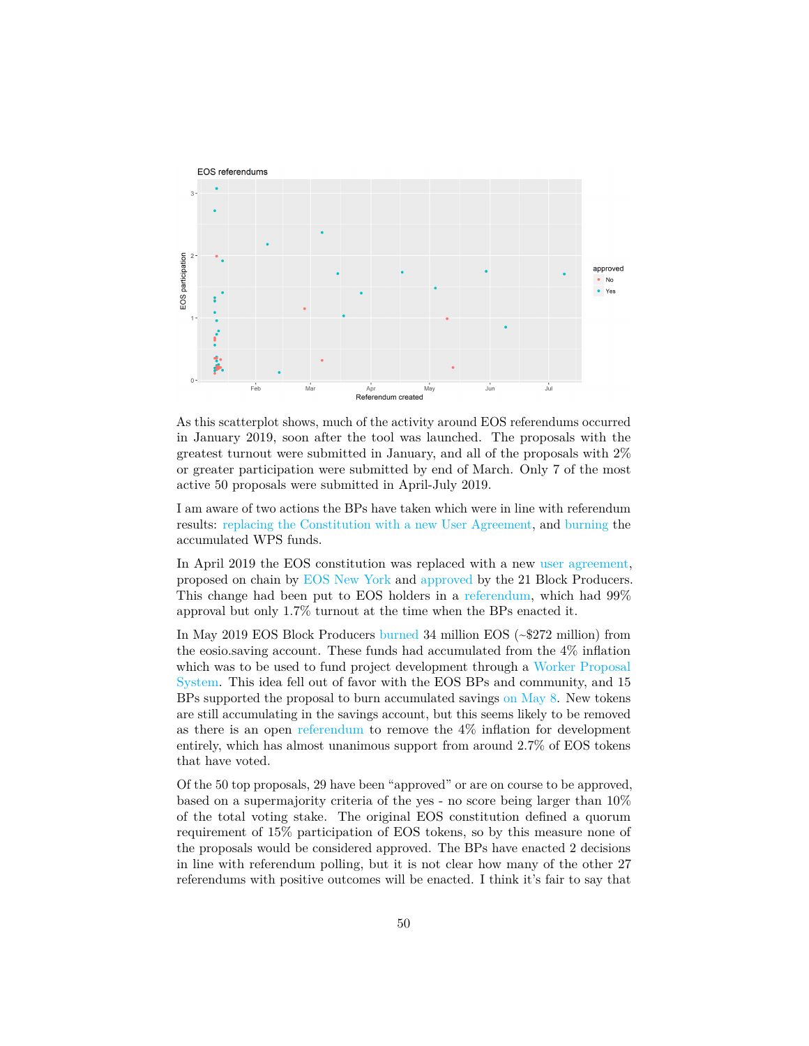As this scatterplot shows, much of the activity around EOS referendums occurred in January 2019, soon after the tool was launched. The proposals with the greatest turnout were submitted in January, and all of the proposals with 2% or greater participation were submitted by end of March. Only 7 of the most active 50 proposals were submitted in April-July 2019.

I am aware of two actions the BPs have taken which were in line with referendum results: replacing the Constitution with a new User Agreement, and burning the accumulated WPS funds.

In April 2019 the EOS constitution was replaced with a new user agreement, proposed on chain by EOS New York and approved by the 21 Block Producers. This change had been put to EOS holders in a referendum, which had 99% approval but only 1.7% turnout at the time when the BPs enacted it.

In May 2019 EOS Block Producers burned 34 million EOS (~$272 million) from the eosio.saving account. These funds had accumulated from the 4% inflation which was to be used to fund project development through a Worker Proposal System. This idea fell out of favor with the EOS BPs and community, and 15 BPs supported the proposal to burn accumulated savings on May 8. New tokens are still accumulating in the savings account, but this seems likely to be removed as there is an open referendum to remove the 4% inflation for development entirely, which has almost unanimous support from around 2.7% of EOS tokens that have voted.

Of the 50 top proposals, 29 have been "approved" or are on course to be approved, based on a supermajority criteria of the yes - no score being larger than 10% of the total voting stake. The original EOS constitution defined a quorum requirement of 15% participation of EOS tokens, so by this measure none of the proposals would be considered approved. The BPs have enacted 2 decisions in line with referendum polling, but it is not clear how many of the other 27 referendums with positive outcomes will be enacted. I think it's fair to say that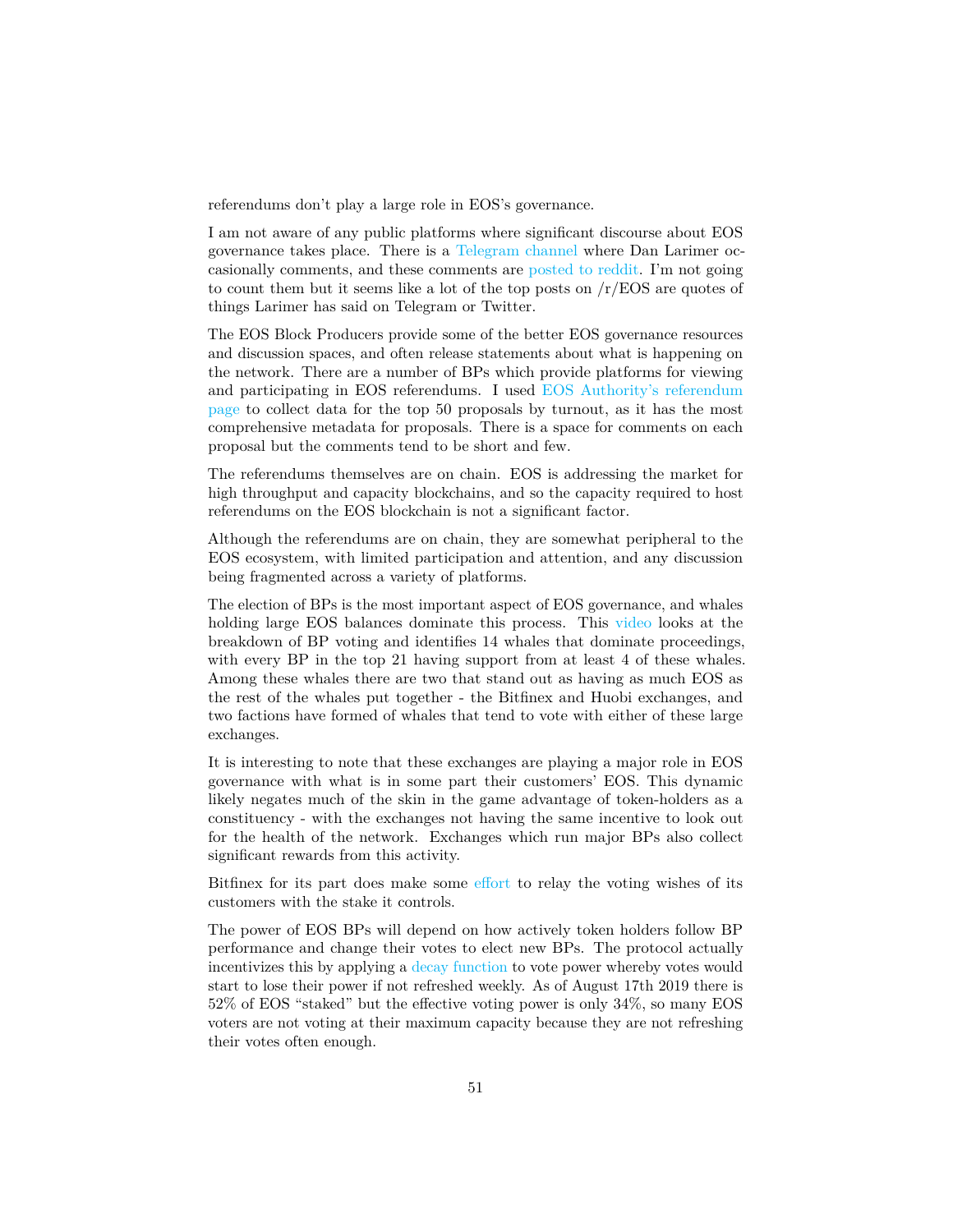referendums don't play a large role in EOS's governance.

I am not aware of any public platforms where significant discourse about EOS governance takes place. There is a Telegram channel where Dan Larimer occasionally comments, and these comments are posted to reddit. I'm not going to count them but it seems like a lot of the top posts on /r/EOS are quotes of things Larimer has said on Telegram or Twitter.

The EOS Block Producers provide some of the better EOS governance resources and discussion spaces, and often release statements about what is happening on the network. There are a number of BPs which provide platforms for viewing and participating in EOS referendums. I used EOS Authority's referendum page to collect data for the top 50 proposals by turnout, as it has the most comprehensive metadata for proposals. There is a space for comments on each proposal but the comments tend to be short and few.

The referendums themselves are on chain. EOS is addressing the market for high throughput and capacity blockchains, and so the capacity required to host referendums on the EOS blockchain is not a significant factor.

Although the referendums are on chain, they are somewhat peripheral to the EOS ecosystem, with limited participation and attention, and any discussion being fragmented across a variety of platforms.

The election of BPs is the most important aspect of EOS governance, and whales holding large EOS balances dominate this process. This video looks at the breakdown of BP voting and identifies 14 whales that dominate proceedings, with every BP in the top 21 having support from at least 4 of these whales. Among these whales there are two that stand out as having as much EOS as the rest of the whales put together - the Bitfinex and Huobi exchanges, and two factions have formed of whales that tend to vote with either of these large exchanges.

It is interesting to note that these exchanges are playing a major role in EOS governance with what is in some part their customers' EOS. This dynamic likely negates much of the skin in the game advantage of token-holders as a constituency - with the exchanges not having the same incentive to look out for the health of the network. Exchanges which run major BPs also collect significant rewards from this activity.

Bitfinex for its part does make some effort to relay the voting wishes of its customers with the stake it controls.

The power of EOS BPs will depend on how actively token holders follow BP performance and change their votes to elect new BPs. The protocol actually incentivizes this by applying a decay function to vote power whereby votes would start to lose their power if not refreshed weekly. As of August 17th 2019 there is 52% of EOS "staked" but the effective voting power is only 34%, so many EOS voters are not voting at their maximum capacity because they are not refreshing their votes often enough.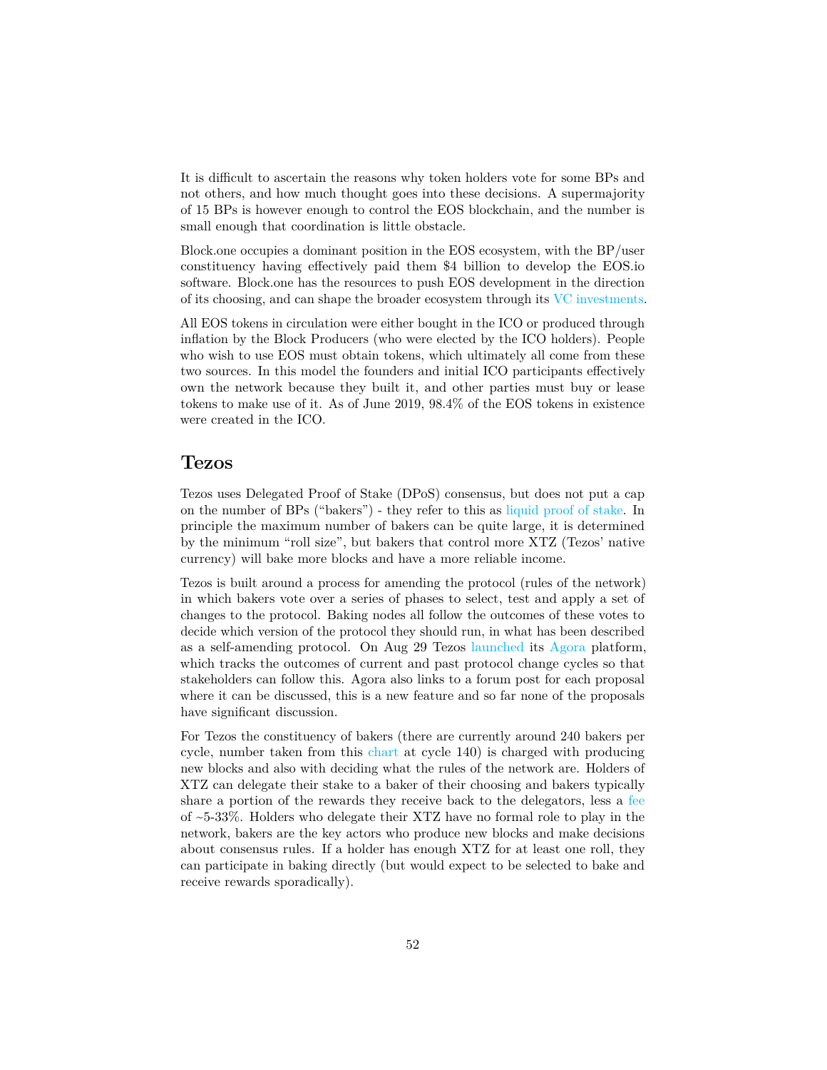It is difficult to ascertain the reasons why token holders vote for some BPs and not others, and how much thought goes into these decisions. A supermajority of 15 BPs is however enough to control the EOS blockchain, and the number is small enough that coordination is little obstacle.

Block.one occupies a dominant position in the EOS ecosystem, with the BP/user constituency having effectively paid them $4 billion to develop the EOS.io software. Block.one has the resources to push EOS development in the direction of its choosing, and can shape the broader ecosystem through its VC investments.

All EOS tokens in circulation were either bought in the ICO or produced through inflation by the Block Producers (who were elected by the ICO holders). People who wish to use EOS must obtain tokens, which ultimately all come from these two sources. In this model the founders and initial ICO participants effectively own the network because they built it, and other parties must buy or lease tokens to make use of it. As of June 2019, 98.4% of the EOS tokens in existence were created in the ICO.

## Tezos

Tezos uses Delegated Proof of Stake (DPoS) consensus, but does not put a cap on the number of BPs ("bakers") - they refer to this as liquid proof of stake. In principle the maximum number of bakers can be quite large, it is determined by the minimum "roll size", but bakers that control more XTZ (Tezos' native currency) will bake more blocks and have a more reliable income.

Tezos is built around a process for amending the protocol (rules of the network) in which bakers vote over a series of phases to select, test and apply a set of changes to the protocol. Baking nodes all follow the outcomes of these votes to decide which version of the protocol they should run, in what has been described as a self-amending protocol. On Aug 29 Tezos launched its Agora platform, which tracks the outcomes of current and past protocol change cycles so that stakeholders can follow this. Agora also links to a forum post for each proposal where it can be discussed, this is a new feature and so far none of the proposals have significant discussion.

For Tezos the constituency of bakers (there are currently around 240 bakers per cycle, number taken from this chart at cycle 140) is charged with producing new blocks and also with deciding what the rules of the network are. Holders of XTZ can delegate their stake to a baker of their choosing and bakers typically share a portion of the rewards they receive back to the delegators, less a fee of ~5-33%. Holders who delegate their XTZ have no formal role to play in the network, bakers are the key actors who produce new blocks and make decisions about consensus rules. If a holder has enough XTZ for at least one roll, they can participate in baking directly (but would expect to be selected to bake and receive rewards sporadically).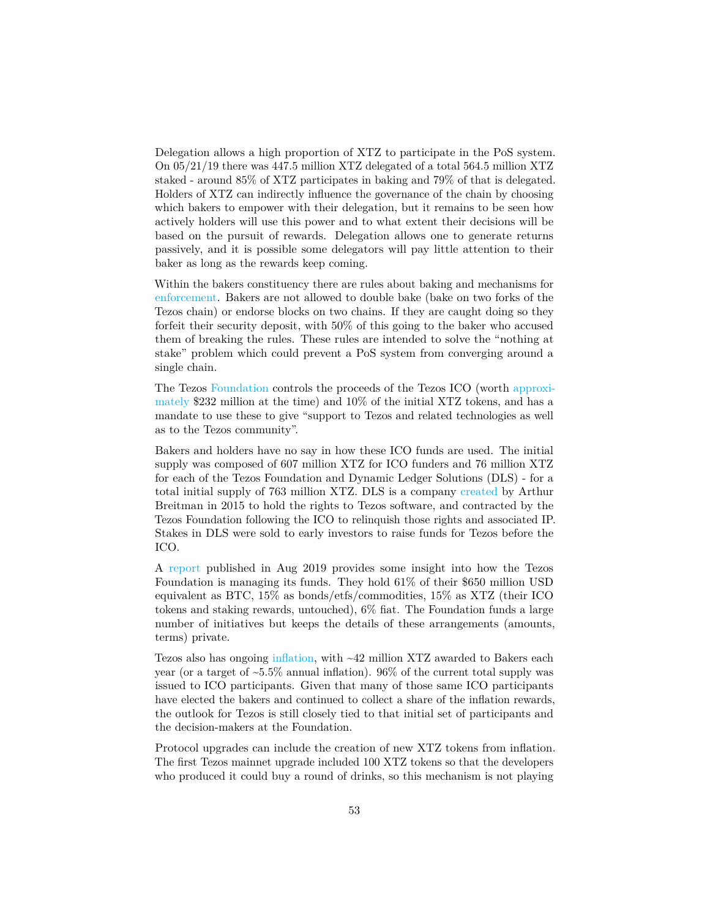Delegation allows a high proportion of XTZ to participate in the PoS system. On 05/21/19 there was 447.5 million XTZ delegated of a total 564.5 million XTZ staked - around 85% of XTZ participates in baking and 79% of that is delegated. Holders of XTZ can indirectly influence the governance of the chain by choosing which bakers to empower with their delegation, but it remains to be seen how actively holders will use this power and to what extent their decisions will be based on the pursuit of rewards. Delegation allows one to generate returns passively, and it is possible some delegators will pay little attention to their baker as long as the rewards keep coming.

Within the bakers constituency there are rules about baking and mechanisms for enforcement. Bakers are not allowed to double bake (bake on two forks of the Tezos chain) or endorse blocks on two chains. If they are caught doing so they forfeit their security deposit, with 50% of this going to the baker who accused them of breaking the rules. These rules are intended to solve the "nothing at stake" problem which could prevent a PoS system from converging around a single chain.

The Tezos Foundation controls the proceeds of the Tezos ICO (worth approximately $232 million at the time) and 10% of the initial XTZ tokens, and has a mandate to use these to give "support to Tezos and related technologies as well as to the Tezos community".

Bakers and holders have no say in how these ICO funds are used. The initial supply was composed of 607 million XTZ for ICO funders and 76 million XTZ for each of the Tezos Foundation and Dynamic Ledger Solutions (DLS) - for a total initial supply of 763 million XTZ. DLS is a company created by Arthur Breitman in 2015 to hold the rights to Tezos software, and contracted by the Tezos Foundation following the ICO to relinquish those rights and associated IP. Stakes in DLS were sold to early investors to raise funds for Tezos before the ICO.

A report published in Aug 2019 provides some insight into how the Tezos Foundation is managing its funds. They hold 61% of their $650 million USD equivalent as BTC, 15% as bonds/etfs/commodities, 15% as XTZ (their ICO tokens and staking rewards, untouched), 6% fiat. The Foundation funds a large number of initiatives but keeps the details of these arrangements (amounts, terms) private.

Tezos also has ongoing inflation, with ~42 million XTZ awarded to Bakers each year (or a target of ~5.5% annual inflation). 96% of the current total supply was issued to ICO participants. Given that many of those same ICO participants have elected the bakers and continued to collect a share of the inflation rewards, the outlook for Tezos is still closely tied to that initial set of participants and the decision-makers at the Foundation.

Protocol upgrades can include the creation of new XTZ tokens from inflation. The first Tezos mainnet upgrade included 100 XTZ tokens so that the developers who produced it could buy a round of drinks, so this mechanism is not playing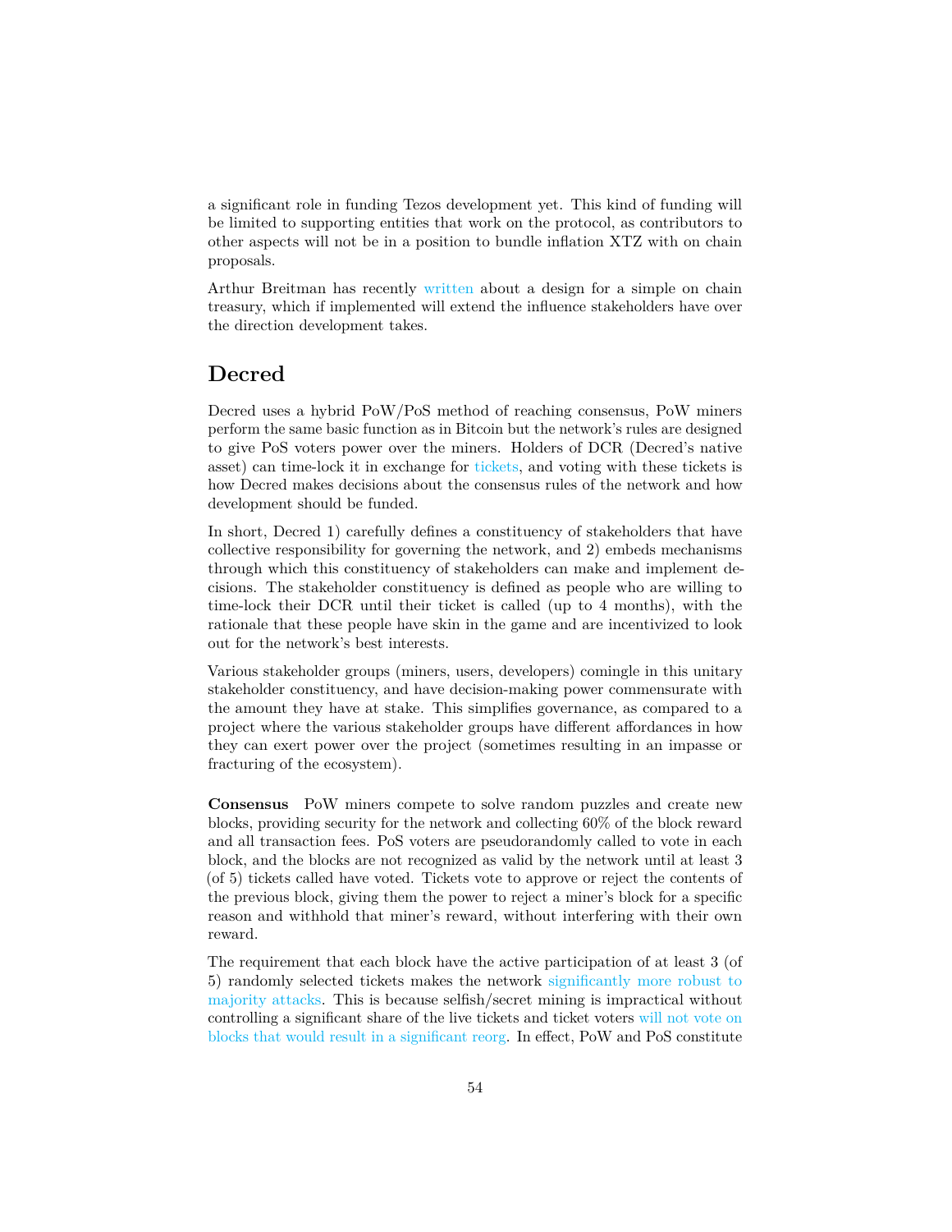a significant role in funding Tezos development yet. This kind of funding will be limited to supporting entities that work on the protocol, as contributors to other aspects will not be in a position to bundle inflation XTZ with on chain proposals.

Arthur Breitman has recently written about a design for a simple on chain treasury, which if implemented will extend the influence stakeholders have over the direction development takes.

## Decred

Decred uses a hybrid PoW/PoS method of reaching consensus, PoW miners perform the same basic function as in Bitcoin but the network's rules are designed to give PoS voters power over the miners. Holders of DCR (Decred's native asset) can time-lock it in exchange for tickets, and voting with these tickets is how Decred makes decisions about the consensus rules of the network and how development should be funded.

In short, Decred 1) carefully defines a constituency of stakeholders that have collective responsibility for governing the network, and 2) embeds mechanisms through which this constituency of stakeholders can make and implement decisions. The stakeholder constituency is defined as people who are willing to time-lock their DCR until their ticket is called (up to 4 months), with the rationale that these people have skin in the game and are incentivized to look out for the network's best interests.

Various stakeholder groups (miners, users, developers) comingle in this unitary stakeholder constituency, and have decision-making power commensurate with the amount they have at stake. This simplifies governance, as compared to a project where the various stakeholder groups have different affordances in how they can exert power over the project (sometimes resulting in an impasse or fracturing of the ecosystem).

**Consensus** PoW miners compete to solve random puzzles and create new blocks, providing security for the network and collecting 60% of the block reward and all transaction fees. PoS voters are pseudorandomly called to vote in each block, and the blocks are not recognized as valid by the network until at least 3 (of 5) tickets called have voted. Tickets vote to approve or reject the contents of the previous block, giving them the power to reject a miner's block for a specific reason and withhold that miner's reward, without interfering with their own reward.

The requirement that each block have the active participation of at least 3 (of 5) randomly selected tickets makes the network significantly more robust to majority attacks. This is because selfish/secret mining is impractical without controlling a significant share of the live tickets and ticket voters will not vote on blocks that would result in a significant reorg. In effect, PoW and PoS constitute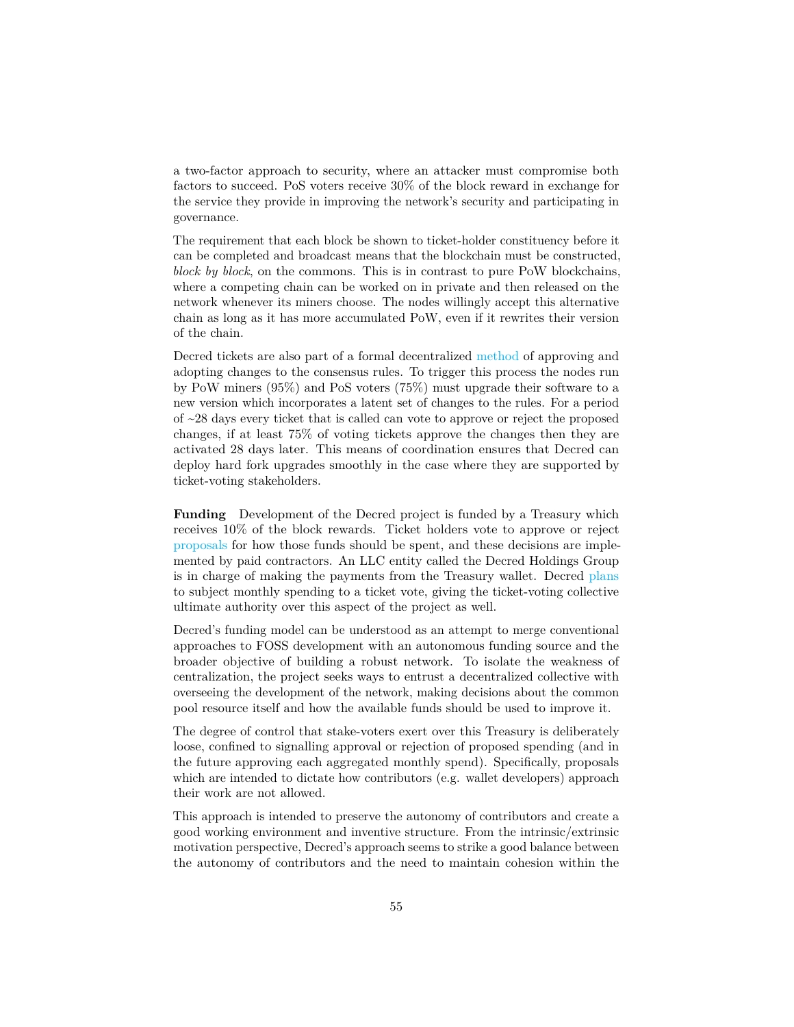a two-factor approach to security, where an attacker must compromise both factors to succeed. PoS voters receive 30% of the block reward in exchange for the service they provide in improving the network's security and participating in governance.

The requirement that each block be shown to ticket-holder constituency before it can be completed and broadcast means that the blockchain must be constructed, *block by block*, on the commons. This is in contrast to pure PoW blockchains, where a competing chain can be worked on in private and then released on the network whenever its miners choose. The nodes willingly accept this alternative chain as long as it has more accumulated PoW, even if it rewrites their version of the chain.

Decred tickets are also part of a formal decentralized method of approving and adopting changes to the consensus rules. To trigger this process the nodes run by PoW miners (95%) and PoS voters (75%) must upgrade their software to a new version which incorporates a latent set of changes to the rules. For a period of ~28 days every ticket that is called can vote to approve or reject the proposed changes, if at least 75% of voting tickets approve the changes then they are activated 28 days later. This means of coordination ensures that Decred can deploy hard fork upgrades smoothly in the case where they are supported by ticket-voting stakeholders.

**Funding** Development of the Decred project is funded by a Treasury which receives 10% of the block rewards. Ticket holders vote to approve or reject proposals for how those funds should be spent, and these decisions are implemented by paid contractors. An LLC entity called the Decred Holdings Group is in charge of making the payments from the Treasury wallet. Decred plans to subject monthly spending to a ticket vote, giving the ticket-voting collective ultimate authority over this aspect of the project as well.

Decred's funding model can be understood as an attempt to merge conventional approaches to FOSS development with an autonomous funding source and the broader objective of building a robust network. To isolate the weakness of centralization, the project seeks ways to entrust a decentralized collective with overseeing the development of the network, making decisions about the common pool resource itself and how the available funds should be used to improve it.

The degree of control that stake-voters exert over this Treasury is deliberately loose, confined to signalling approval or rejection of proposed spending (and in the future approving each aggregated monthly spend). Specifically, proposals which are intended to dictate how contributors (e.g. wallet developers) approach their work are not allowed.

This approach is intended to preserve the autonomy of contributors and create a good working environment and inventive structure. From the intrinsic/extrinsic motivation perspective, Decred's approach seems to strike a good balance between the autonomy of contributors and the need to maintain cohesion within the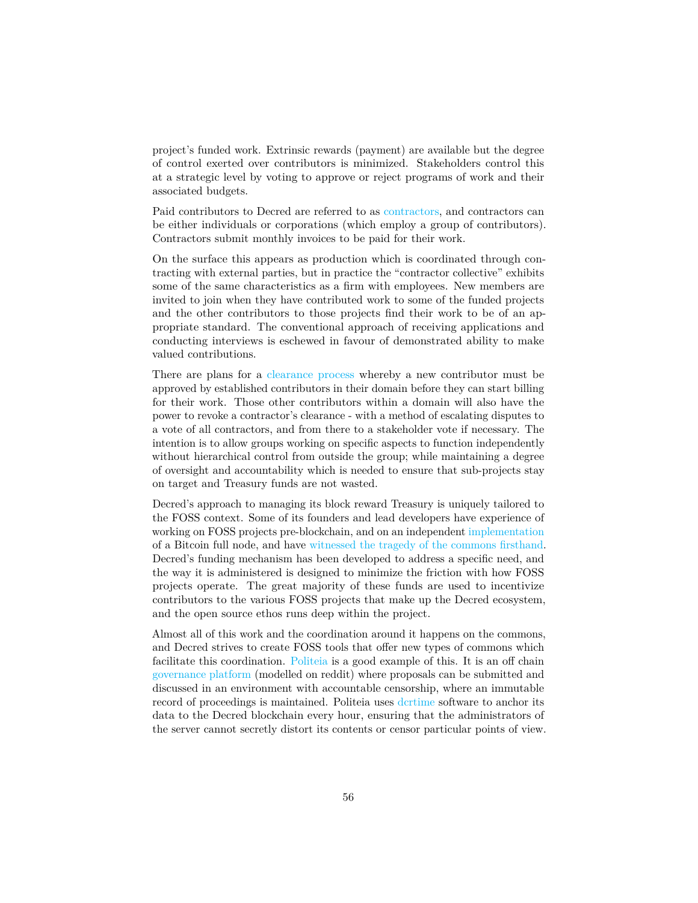project's funded work. Extrinsic rewards (payment) are available but the degree of control exerted over contributors is minimized. Stakeholders control this at a strategic level by voting to approve or reject programs of work and their associated budgets.

Paid contributors to Decred are referred to as contractors, and contractors can be either individuals or corporations (which employ a group of contributors). Contractors submit monthly invoices to be paid for their work.

On the surface this appears as production which is coordinated through contracting with external parties, but in practice the "contractor collective" exhibits some of the same characteristics as a firm with employees. New members are invited to join when they have contributed work to some of the funded projects and the other contributors to those projects find their work to be of an appropriate standard. The conventional approach of receiving applications and conducting interviews is eschewed in favour of demonstrated ability to make valued contributions.

There are plans for a clearance process whereby a new contributor must be approved by established contributors in their domain before they can start billing for their work. Those other contributors within a domain will also have the power to revoke a contractor's clearance - with a method of escalating disputes to a vote of all contractors, and from there to a stakeholder vote if necessary. The intention is to allow groups working on specific aspects to function independently without hierarchical control from outside the group; while maintaining a degree of oversight and accountability which is needed to ensure that sub-projects stay on target and Treasury funds are not wasted.

Decred's approach to managing its block reward Treasury is uniquely tailored to the FOSS context. Some of its founders and lead developers have experience of working on FOSS projects pre-blockchain, and on an independent implementation of a Bitcoin full node, and have witnessed the tragedy of the commons firsthand. Decred's funding mechanism has been developed to address a specific need, and the way it is administered is designed to minimize the friction with how FOSS projects operate. The great majority of these funds are used to incentivize contributors to the various FOSS projects that make up the Decred ecosystem, and the open source ethos runs deep within the project.

Almost all of this work and the coordination around it happens on the commons, and Decred strives to create FOSS tools that offer new types of commons which facilitate this coordination. Politeia is a good example of this. It is an off chain governance platform (modelled on reddit) where proposals can be submitted and discussed in an environment with accountable censorship, where an immutable record of proceedings is maintained. Politeia uses dcrtime software to anchor its data to the Decred blockchain every hour, ensuring that the administrators of the server cannot secretly distort its contents or censor particular points of view.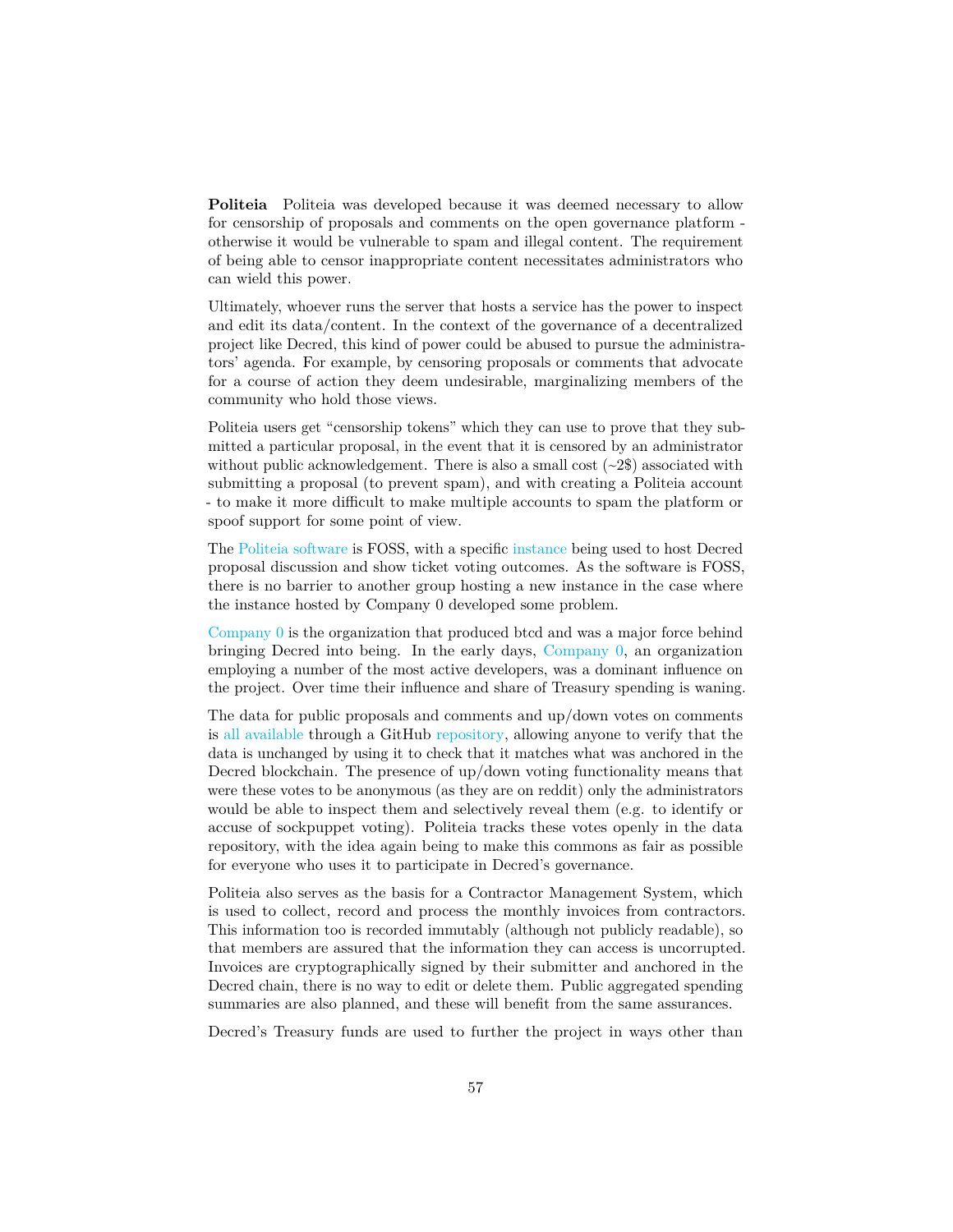**Politeia** Politeia was developed because it was deemed necessary to allow for censorship of proposals and comments on the open governance platform - otherwise it would be vulnerable to spam and illegal content. The requirement of being able to censor inappropriate content necessitates administrators who can wield this power.

Ultimately, whoever runs the server that hosts a service has the power to inspect and edit its data/content. In the context of the governance of a decentralized project like Decred, this kind of power could be abused to pursue the administrators' agenda. For example, by censoring proposals or comments that advocate for a course of action they deem undesirable, marginalizing members of the community who hold those views.

Politeia users get "censorship tokens" which they can use to prove that they submitted a particular proposal, in the event that it is censored by an administrator without public acknowledgement. There is also a small cost (~2$) associated with submitting a proposal (to prevent spam), and with creating a Politeia account - to make it more difficult to make multiple accounts to spam the platform or spoof support for some point of view.

The Politeia software is FOSS, with a specific instance being used to host Decred proposal discussion and show ticket voting outcomes. As the software is FOSS, there is no barrier to another group hosting a new instance in the case where the instance hosted by Company 0 developed some problem.

Company 0 is the organization that produced btcd and was a major force behind bringing Decred into being. In the early days, Company 0, an organization employing a number of the most active developers, was a dominant influence on the project. Over time their influence and share of Treasury spending is waning.

The data for public proposals and comments and up/down votes on comments is all available through a GitHub repository, allowing anyone to verify that the data is unchanged by using it to check that it matches what was anchored in the Decred blockchain. The presence of up/down voting functionality means that were these votes to be anonymous (as they are on reddit) only the administrators would be able to inspect them and selectively reveal them (e.g. to identify or accuse of sockpuppet voting). Politeia tracks these votes openly in the data repository, with the idea again being to make this commons as fair as possible for everyone who uses it to participate in Decred's governance.

Politeia also serves as the basis for a Contractor Management System, which is used to collect, record and process the monthly invoices from contractors. This information too is recorded immutably (although not publicly readable), so that members are assured that the information they can access is uncorrupted. Invoices are cryptographically signed by their submitter and anchored in the Decred chain, there is no way to edit or delete them. Public aggregated spending summaries are also planned, and these will benefit from the same assurances.

Decred's Treasury funds are used to further the project in ways other than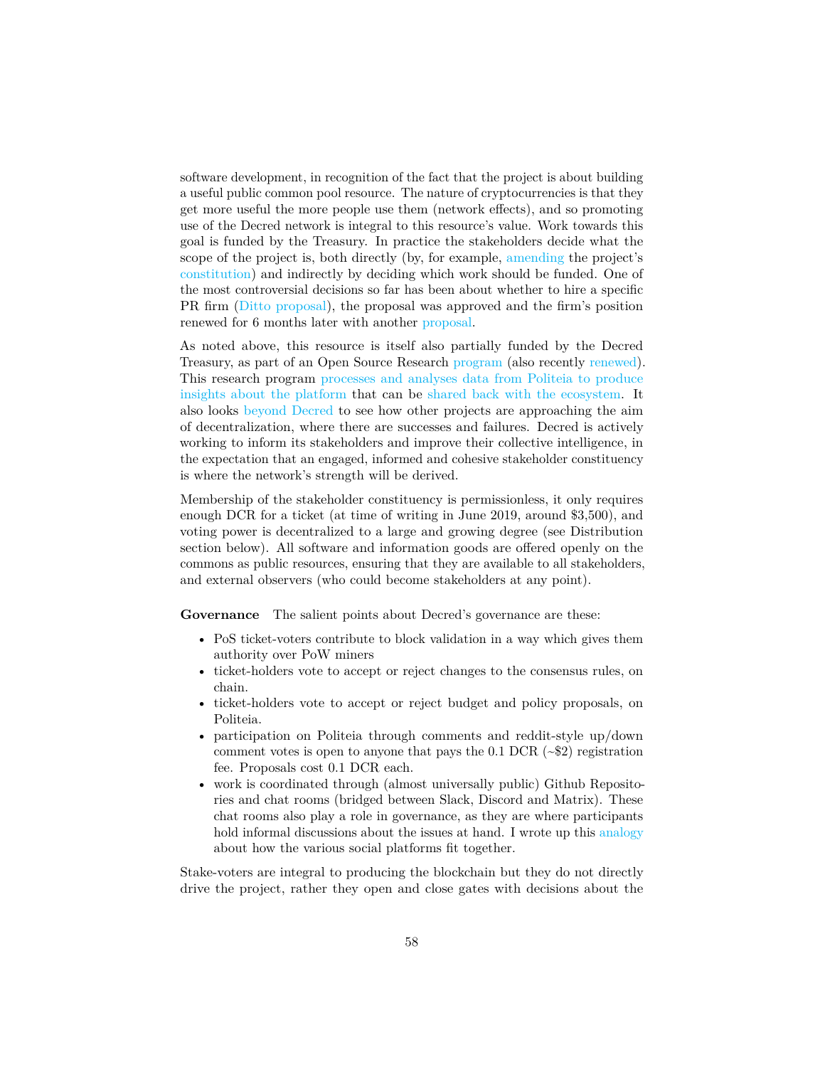software development, in recognition of the fact that the project is about building a useful public common pool resource. The nature of cryptocurrencies is that they get more useful the more people use them (network effects), and so promoting use of the Decred network is integral to this resource's value. Work towards this goal is funded by the Treasury. In practice the stakeholders decide what the scope of the project is, both directly (by, for example, amending the project's constitution) and indirectly by deciding which work should be funded. One of the most controversial decisions so far has been about whether to hire a specific PR firm (Ditto proposal), the proposal was approved and the firm's position renewed for 6 months later with another proposal.

As noted above, this resource is itself also partially funded by the Decred Treasury, as part of an Open Source Research program (also recently renewed). This research program processes and analyses data from Politeia to produce insights about the platform that can be shared back with the ecosystem. It also looks beyond Decred to see how other projects are approaching the aim of decentralization, where there are successes and failures. Decred is actively working to inform its stakeholders and improve their collective intelligence, in the expectation that an engaged, informed and cohesive stakeholder constituency is where the network's strength will be derived.

Membership of the stakeholder constituency is permissionless, it only requires enough DCR for a ticket (at time of writing in June 2019, around $3,500), and voting power is decentralized to a large and growing degree (see Distribution section below). All software and information goods are offered openly on the commons as public resources, ensuring that they are available to all stakeholders, and external observers (who could become stakeholders at any point).

**Governance** The salient points about Decred's governance are these:

- PoS ticket-voters contribute to block validation in a way which gives them authority over PoW miners
- ticket-holders vote to accept or reject changes to the consensus rules, on chain.
- ticket-holders vote to accept or reject budget and policy proposals, on Politeia.
- participation on Politeia through comments and reddit-style up/down comment votes is open to anyone that pays the 0.1 DCR (~$2) registration fee. Proposals cost 0.1 DCR each.
- work is coordinated through (almost universally public) Github Repositories and chat rooms (bridged between Slack, Discord and Matrix). These chat rooms also play a role in governance, as they are where participants hold informal discussions about the issues at hand. I wrote up this analogy about how the various social platforms fit together.

Stake-voters are integral to producing the blockchain but they do not directly drive the project, rather they open and close gates with decisions about the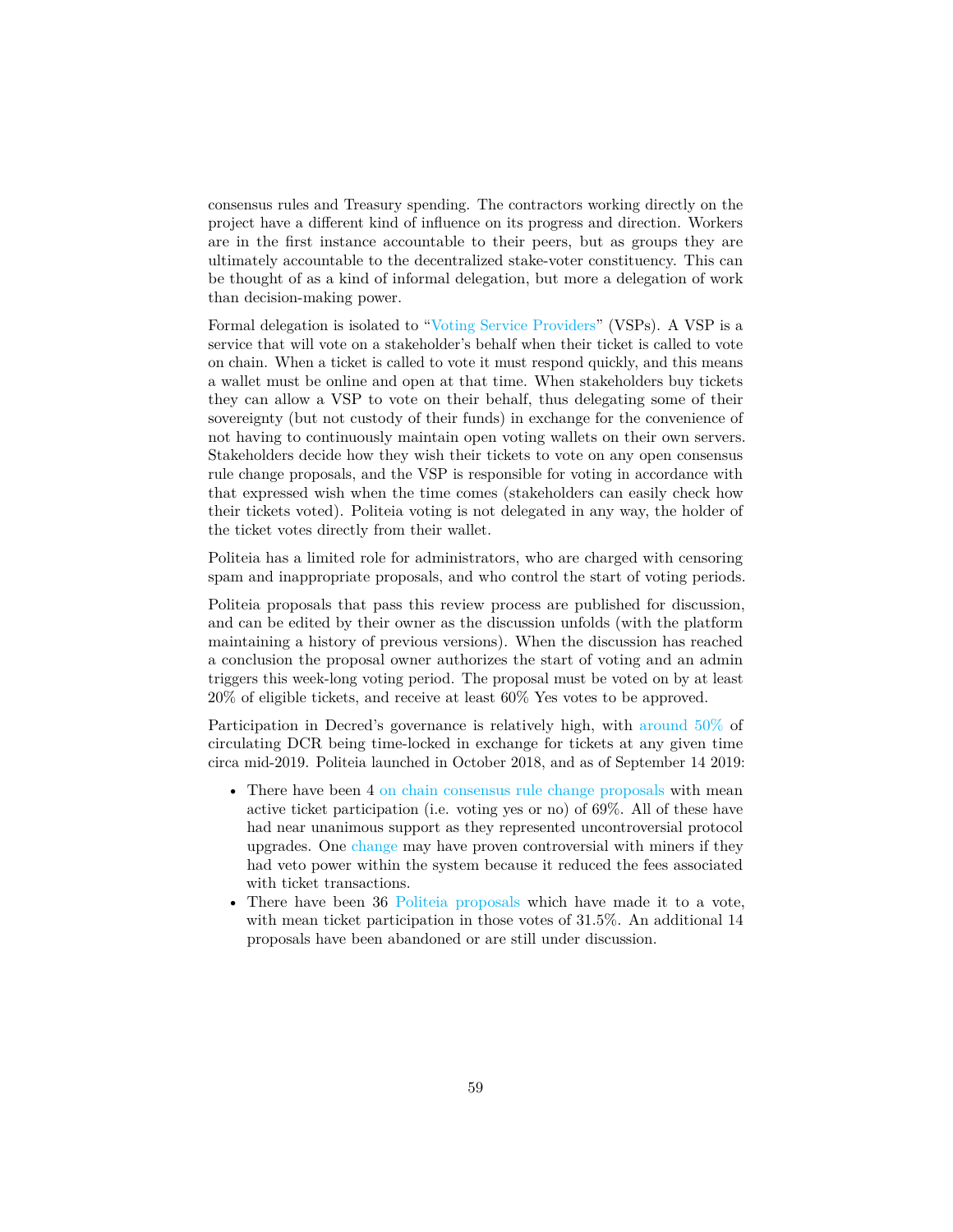consensus rules and Treasury spending. The contractors working directly on the project have a different kind of influence on its progress and direction. Workers are in the first instance accountable to their peers, but as groups they are ultimately accountable to the decentralized stake-voter constituency. This can be thought of as a kind of informal delegation, but more a delegation of work than decision-making power.

Formal delegation is isolated to "Voting Service Providers" (VSPs). A VSP is a service that will vote on a stakeholder's behalf when their ticket is called to vote on chain. When a ticket is called to vote it must respond quickly, and this means a wallet must be online and open at that time. When stakeholders buy tickets they can allow a VSP to vote on their behalf, thus delegating some of their sovereignty (but not custody of their funds) in exchange for the convenience of not having to continuously maintain open voting wallets on their own servers. Stakeholders decide how they wish their tickets to vote on any open consensus rule change proposals, and the VSP is responsible for voting in accordance with that expressed wish when the time comes (stakeholders can easily check how their tickets voted). Politeia voting is not delegated in any way, the holder of the ticket votes directly from their wallet.

Politeia has a limited role for administrators, who are charged with censoring spam and inappropriate proposals, and who control the start of voting periods.

Politeia proposals that pass this review process are published for discussion, and can be edited by their owner as the discussion unfolds (with the platform maintaining a history of previous versions). When the discussion has reached a conclusion the proposal owner authorizes the start of voting and an admin triggers this week-long voting period. The proposal must be voted on by at least 20% of eligible tickets, and receive at least 60% Yes votes to be approved.

Participation in Decred's governance is relatively high, with around 50% of circulating DCR being time-locked in exchange for tickets at any given time circa mid-2019. Politeia launched in October 2018, and as of September 14 2019:

- There have been 4 on chain consensus rule change proposals with mean active ticket participation (i.e. voting yes or no) of 69%. All of these have had near unanimous support as they represented uncontroversial protocol upgrades. One change may have proven controversial with miners if they had veto power within the system because it reduced the fees associated with ticket transactions.
- There have been 36 Politeia proposals which have made it to a vote, with mean ticket participation in those votes of 31.5%. An additional 14 proposals have been abandoned or are still under discussion.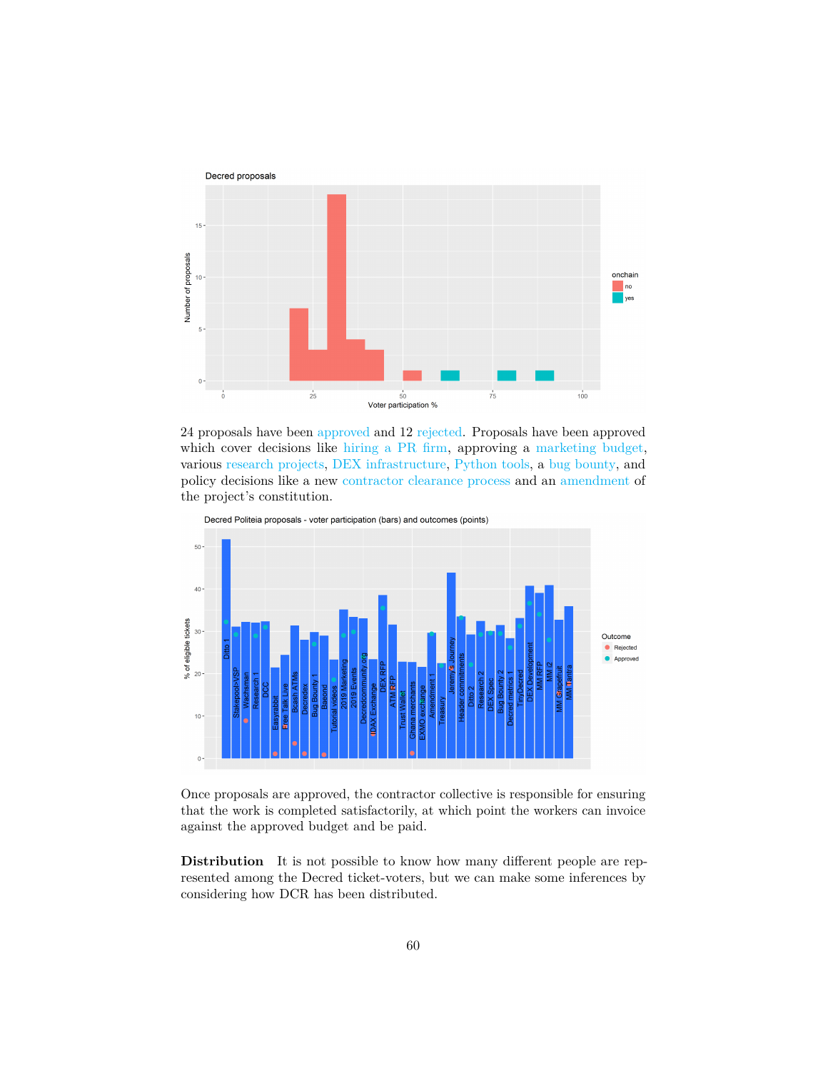24 proposals have been approved and 12 rejected. Proposals have been approved which cover decisions like hiring a PR firm, approving a marketing budget, various research projects, DEX infrastructure, Python tools, a bug bounty, and policy decisions like a new contractor clearance process and an amendment of the project's constitution.

Once proposals are approved, the contractor collective is responsible for ensuring that the work is completed satisfactorily, at which point the workers can invoice against the approved budget and be paid.

**Distribution** It is not possible to know how many different people are represented among the Decred ticket-voters, but we can make some inferences by considering how DCR has been distributed.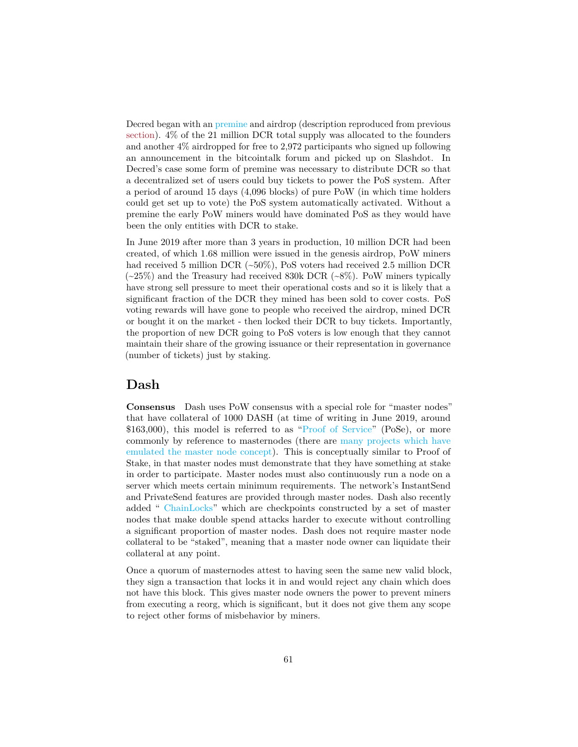Decred began with an premine and airdrop (description reproduced from previous section). 4% of the 21 million DCR total supply was allocated to the founders and another 4% airdropped for free to 2,972 participants who signed up following an announcement in the bitcointalk forum and picked up on Slashdot. In Decred's case some form of premine was necessary to distribute DCR so that a decentralized set of users could buy tickets to power the PoS system. After a period of around 15 days (4,096 blocks) of pure PoW (in which time holders could get set up to vote) the PoS system automatically activated. Without a premine the early PoW miners would have dominated PoS as they would have been the only entities with DCR to stake.

In June 2019 after more than 3 years in production, 10 million DCR had been created, of which 1.68 million were issued in the genesis airdrop, PoW miners had received 5 million DCR (~50%), PoS voters had received 2.5 million DCR (~25%) and the Treasury had received 830k DCR (~8%). PoW miners typically have strong sell pressure to meet their operational costs and so it is likely that a significant fraction of the DCR they mined has been sold to cover costs. PoS voting rewards will have gone to people who received the airdrop, mined DCR or bought it on the market - then locked their DCR to buy tickets. Importantly, the proportion of new DCR going to PoS voters is low enough that they cannot maintain their share of the growing issuance or their representation in governance (number of tickets) just by staking.

## Dash

**Consensus** Dash uses PoW consensus with a special role for "master nodes" that have collateral of 1000 DASH (at time of writing in June 2019, around $163,000), this model is referred to as "Proof of Service" (PoSe), or more commonly by reference to masternodes (there are many projects which have emulated the master node concept). This is conceptually similar to Proof of Stake, in that master nodes must demonstrate that they have something at stake in order to participate. Master nodes must also continuously run a node on a server which meets certain minimum requirements. The network's InstantSend and PrivateSend features are provided through master nodes. Dash also recently added " ChainLocks" which are checkpoints constructed by a set of master nodes that make double spend attacks harder to execute without controlling a significant proportion of master nodes. Dash does not require master node collateral to be "staked", meaning that a master node owner can liquidate their collateral at any point.

Once a quorum of masternodes attest to having seen the same new valid block, they sign a transaction that locks it in and would reject any chain which does not have this block. This gives master node owners the power to prevent miners from executing a reorg, which is significant, but it does not give them any scope to reject other forms of misbehavior by miners.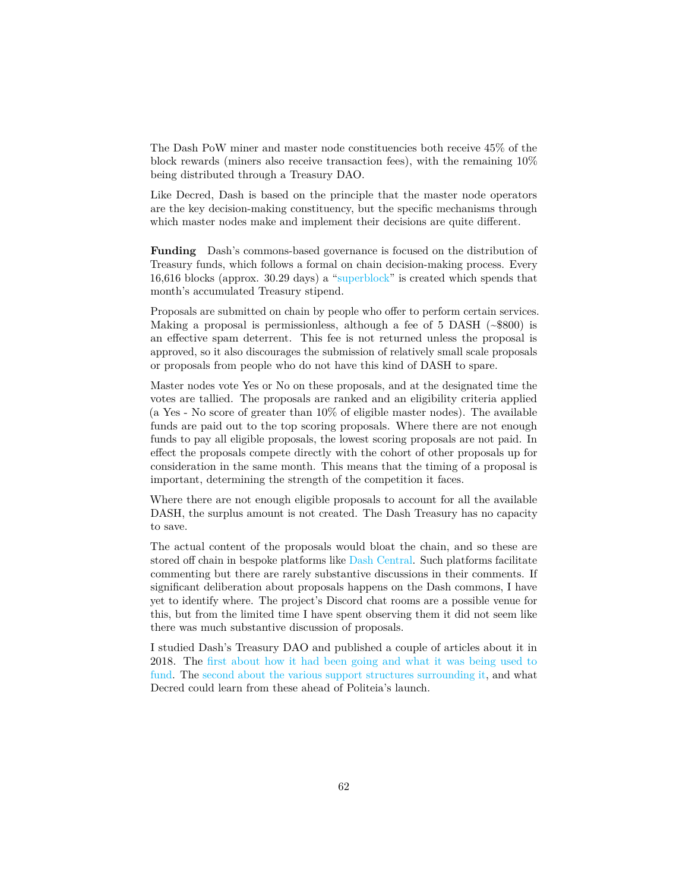The Dash PoW miner and master node constituencies both receive 45% of the block rewards (miners also receive transaction fees), with the remaining 10% being distributed through a Treasury DAO.

Like Decred, Dash is based on the principle that the master node operators are the key decision-making constituency, but the specific mechanisms through which master nodes make and implement their decisions are quite different.

**Funding** Dash's commons-based governance is focused on the distribution of Treasury funds, which follows a formal on chain decision-making process. Every 16,616 blocks (approx. 30.29 days) a "superblock" is created which spends that month's accumulated Treasury stipend.

Proposals are submitted on chain by people who offer to perform certain services. Making a proposal is permissionless, although a fee of 5 DASH (~$800) is an effective spam deterrent. This fee is not returned unless the proposal is approved, so it also discourages the submission of relatively small scale proposals or proposals from people who do not have this kind of DASH to spare.

Master nodes vote Yes or No on these proposals, and at the designated time the votes are tallied. The proposals are ranked and an eligibility criteria applied (a Yes - No score of greater than 10% of eligible master nodes). The available funds are paid out to the top scoring proposals. Where there are not enough funds to pay all eligible proposals, the lowest scoring proposals are not paid. In effect the proposals compete directly with the cohort of other proposals up for consideration in the same month. This means that the timing of a proposal is important, determining the strength of the competition it faces.

Where there are not enough eligible proposals to account for all the available DASH, the surplus amount is not created. The Dash Treasury has no capacity to save.

The actual content of the proposals would bloat the chain, and so these are stored off chain in bespoke platforms like Dash Central. Such platforms facilitate commenting but there are rarely substantive discussions in their comments. If significant deliberation about proposals happens on the Dash commons, I have yet to identify where. The project's Discord chat rooms are a possible venue for this, but from the limited time I have spent observing them it did not seem like there was much substantive discussion of proposals.

I studied Dash's Treasury DAO and published a couple of articles about it in 2018. The first about how it had been going and what it was being used to fund. The second about the various support structures surrounding it, and what Decred could learn from these ahead of Politeia's launch.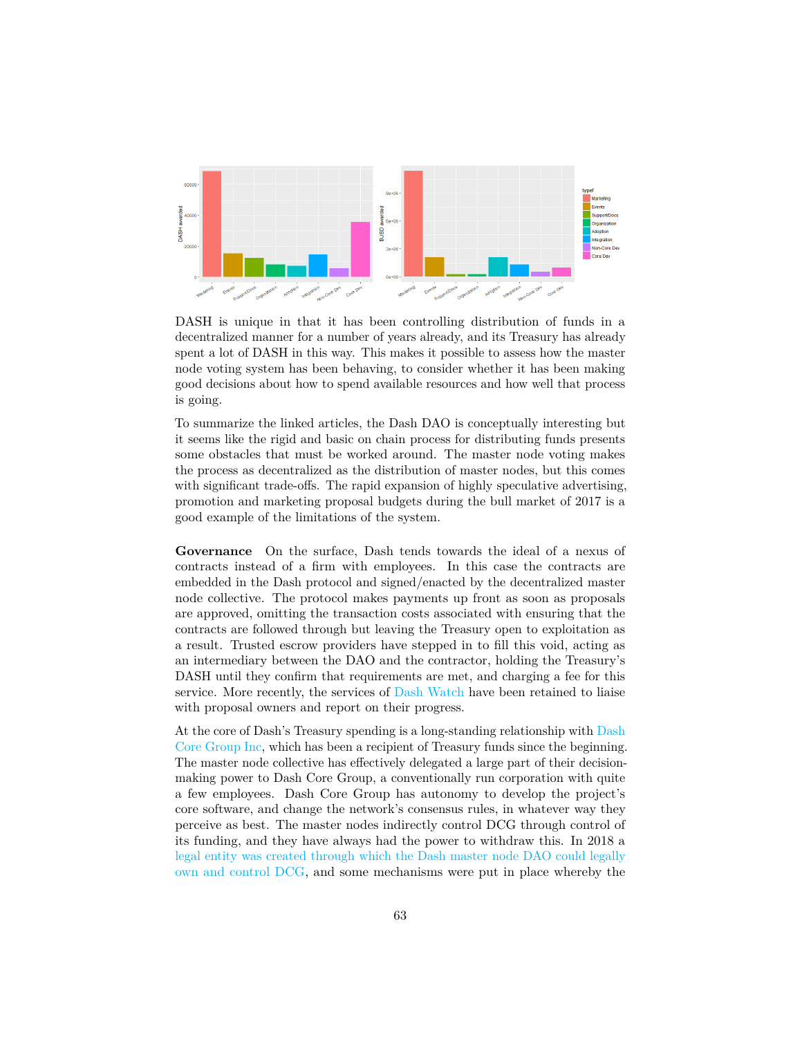DASH is unique in that it has been controlling distribution of funds in a decentralized manner for a number of years already, and its Treasury has already spent a lot of DASH in this way. This makes it possible to assess how the master node voting system has been behaving, to consider whether it has been making good decisions about how to spend available resources and how well that process is going.

To summarize the linked articles, the Dash DAO is conceptually interesting but it seems like the rigid and basic on chain process for distributing funds presents some obstacles that must be worked around. The master node voting makes the process as decentralized as the distribution of master nodes, but this comes with significant trade-offs. The rapid expansion of highly speculative advertising, promotion and marketing proposal budgets during the bull market of 2017 is a good example of the limitations of the system.

**Governance** On the surface, Dash tends towards the ideal of a nexus of contracts instead of a firm with employees. In this case the contracts are embedded in the Dash protocol and signed/enacted by the decentralized master node collective. The protocol makes payments up front as soon as proposals are approved, omitting the transaction costs associated with ensuring that the contracts are followed through but leaving the Treasury open to exploitation as a result. Trusted escrow providers have stepped in to fill this void, acting as an intermediary between the DAO and the contractor, holding the Treasury's DASH until they confirm that requirements are met, and charging a fee for this service. More recently, the services of Dash Watch have been retained to liaise with proposal owners and report on their progress.

At the core of Dash's Treasury spending is a long-standing relationship with Dash Core Group Inc, which has been a recipient of Treasury funds since the beginning. The master node collective has effectively delegated a large part of their decision-making power to Dash Core Group, a conventionally run corporation with quite a few employees. Dash Core Group has autonomy to develop the project's core software, and change the network's consensus rules, in whatever way they perceive as best. The master nodes indirectly control DCG through control of its funding, and they have always had the power to withdraw this. In 2018 a legal entity was created through which the Dash master node DAO could legally own and control DCG, and some mechanisms were put in place whereby the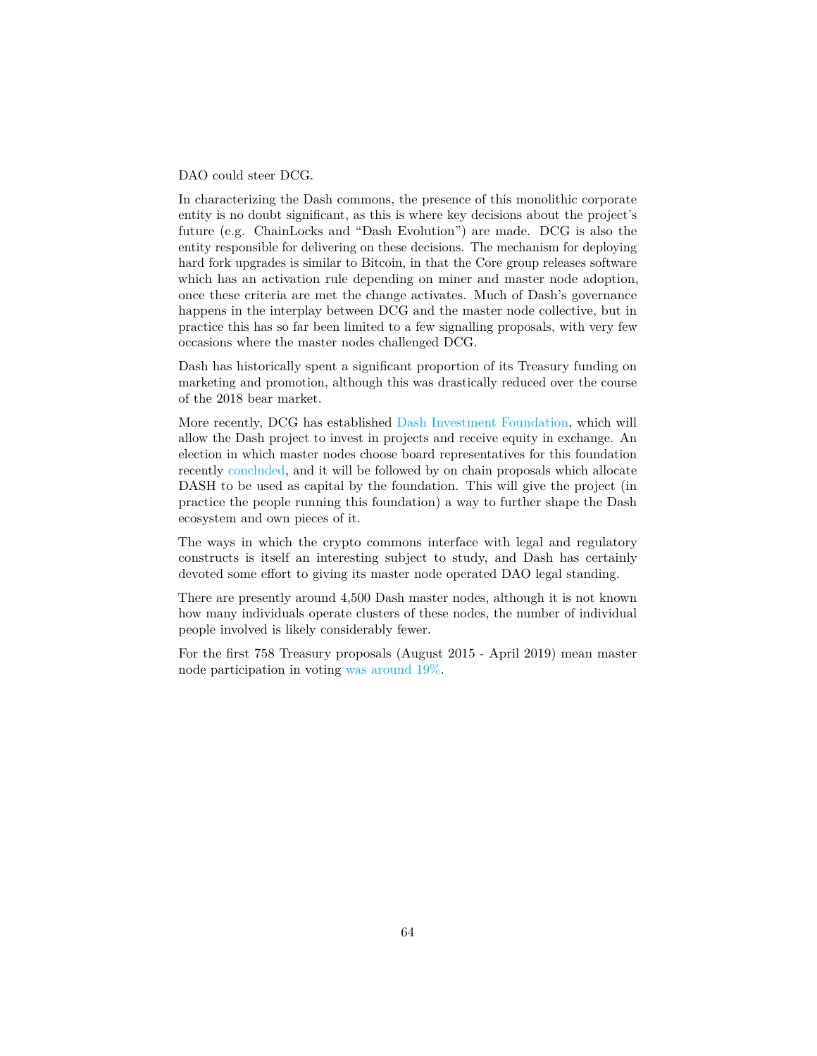DAO could steer DCG.

In characterizing the Dash commons, the presence of this monolithic corporate entity is no doubt significant, as this is where key decisions about the project's future (e.g. ChainLocks and "Dash Evolution") are made. DCG is also the entity responsible for delivering on these decisions. The mechanism for deploying hard fork upgrades is similar to Bitcoin, in that the Core group releases software which has an activation rule depending on miner and master node adoption, once these criteria are met the change activates. Much of Dash's governance happens in the interplay between DCG and the master node collective, but in practice this has so far been limited to a few signalling proposals, with very few occasions where the master nodes challenged DCG.

Dash has historically spent a significant proportion of its Treasury funding on marketing and promotion, although this was drastically reduced over the course of the 2018 bear market.

More recently, DCG has established Dash Investment Foundation, which will allow the Dash project to invest in projects and receive equity in exchange. An election in which master nodes choose board representatives for this foundation recently concluded, and it will be followed by on chain proposals which allocate DASH to be used as capital by the foundation. This will give the project (in practice the people running this foundation) a way to further shape the Dash ecosystem and own pieces of it.

The ways in which the crypto commons interface with legal and regulatory constructs is itself an interesting subject to study, and Dash has certainly devoted some effort to giving its master node operated DAO legal standing.

There are presently around 4,500 Dash master nodes, although it is not known how many individuals operate clusters of these nodes, the number of individual people involved is likely considerably fewer.

For the first 758 Treasury proposals (August 2015 - April 2019) mean master node participation in voting was around 19%.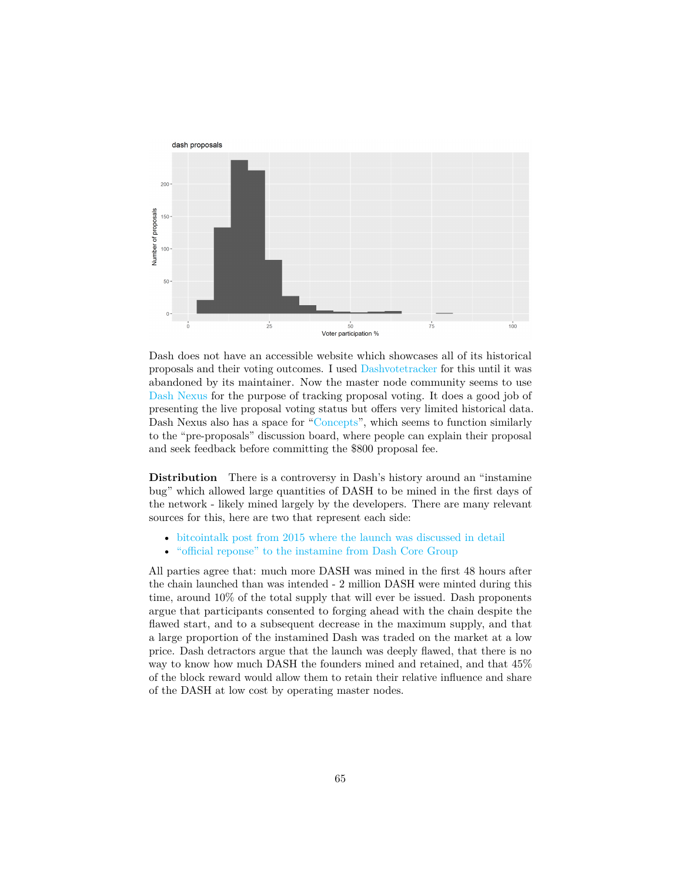Dash does not have an accessible website which showcases all of its historical proposals and their voting outcomes. I used Dashvotetracker for this until it was abandoned by its maintainer. Now the master node community seems to use Dash Nexus for the purpose of tracking proposal voting. It does a good job of presenting the live proposal voting status but offers very limited historical data. Dash Nexus also has a space for "Concepts", which seems to function similarly to the "pre-proposals" discussion board, where people can explain their proposal and seek feedback before committing the $800 proposal fee.

**Distribution** There is a controversy in Dash's history around an "instamine bug" which allowed large quantities of DASH to be mined in the first days of the network - likely mined largely by the developers. There are many relevant sources for this, here are two that represent each side:

- bitcointalk post from 2015 where the launch was discussed in detail
- "official reponse" to the instamine from Dash Core Group

All parties agree that: much more DASH was mined in the first 48 hours after the chain launched than was intended - 2 million DASH were minted during this time, around 10% of the total supply that will ever be issued. Dash proponents argue that participants consented to forging ahead with the chain despite the flawed start, and to a subsequent decrease in the maximum supply, and that a large proportion of the instamined Dash was traded on the market at a low price. Dash detractors argue that the launch was deeply flawed, that there is no way to know how much DASH the founders mined and retained, and that 45% of the block reward would allow them to retain their relative influence and share of the DASH at low cost by operating master nodes.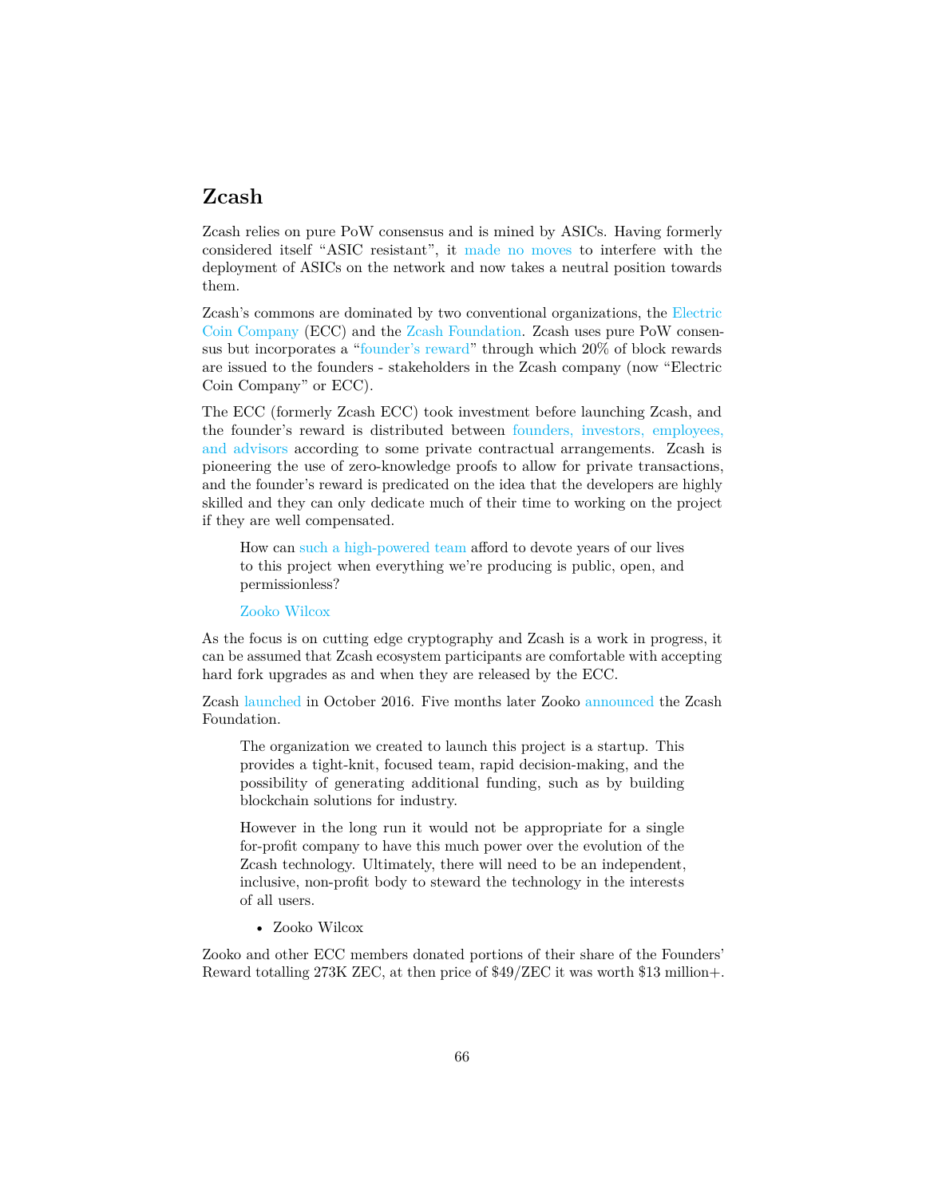## Zcash

Zcash relies on pure PoW consensus and is mined by ASICs. Having formerly considered itself "ASIC resistant", it made no moves to interfere with the deployment of ASICs on the network and now takes a neutral position towards them.

Zcash's commons are dominated by two conventional organizations, the Electric Coin Company (ECC) and the Zcash Foundation. Zcash uses pure PoW consensus but incorporates a "founder's reward" through which 20% of block rewards are issued to the founders - stakeholders in the Zcash company (now "Electric Coin Company" or ECC).

The ECC (formerly Zcash ECC) took investment before launching Zcash, and the founder's reward is distributed between founders, investors, employees, and advisors according to some private contractual arrangements. Zcash is pioneering the use of zero-knowledge proofs to allow for private transactions, and the founder's reward is predicated on the idea that the developers are highly skilled and they can only dedicate much of their time to working on the project if they are well compensated.

> How can such a high-powered team afford to devote years of our lives to this project when everything we're producing is public, open, and permissionless?
>
> Zooko Wilcox

As the focus is on cutting edge cryptography and Zcash is a work in progress, it can be assumed that Zcash ecosystem participants are comfortable with accepting hard fork upgrades as and when they are released by the ECC.

Zcash launched in October 2016. Five months later Zooko announced the Zcash Foundation.

> The organization we created to launch this project is a startup. This provides a tight-knit, focused team, rapid decision-making, and the possibility of generating additional funding, such as by building blockchain solutions for industry.
>
> However in the long run it would not be appropriate for a single for-profit company to have this much power over the evolution of the Zcash technology. Ultimately, there will need to be an independent, inclusive, non-profit body to steward the technology in the interests of all users.
>
> - Zooko Wilcox

Zooko and other ECC members donated portions of their share of the Founders' Reward totalling 273K ZEC, at then price of $49/ZEC it was worth $13 million+.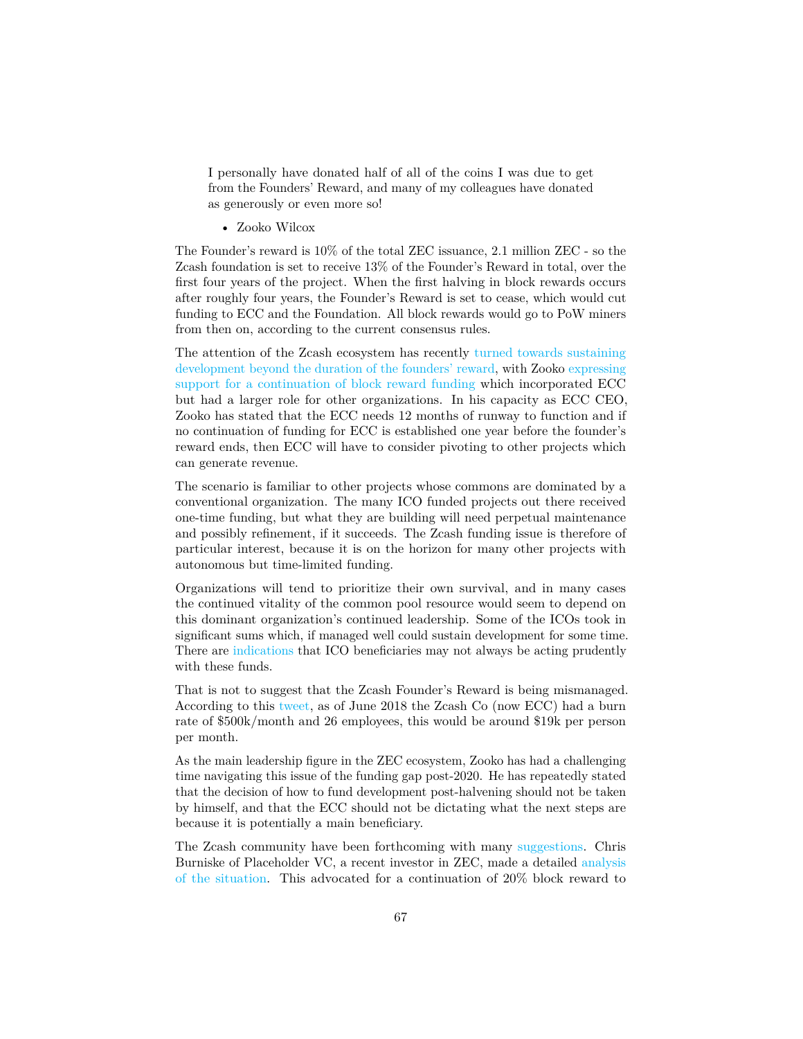> I personally have donated half of all of the coins I was due to get from the Founders' Reward, and many of my colleagues have donated as generously or even more so!
>
> - Zooko Wilcox

The Founder's reward is 10% of the total ZEC issuance, 2.1 million ZEC - so the Zcash foundation is set to receive 13% of the Founder's Reward in total, over the first four years of the project. When the first halving in block rewards occurs after roughly four years, the Founder's Reward is set to cease, which would cut funding to ECC and the Foundation. All block rewards would go to PoW miners from then on, according to the current consensus rules.

The attention of the Zcash ecosystem has recently turned towards sustaining development beyond the duration of the founders' reward, with Zooko expressing support for a continuation of block reward funding which incorporated ECC but had a larger role for other organizations. In his capacity as ECC CEO, Zooko has stated that the ECC needs 12 months of runway to function and if no continuation of funding for ECC is established one year before the founder's reward ends, then ECC will have to consider pivoting to other projects which can generate revenue.

The scenario is familiar to other projects whose commons are dominated by a conventional organization. The many ICO funded projects out there received one-time funding, but what they are building will need perpetual maintenance and possibly refinement, if it succeeds. The Zcash funding issue is therefore of particular interest, because it is on the horizon for many other projects with autonomous but time-limited funding.

Organizations will tend to prioritize their own survival, and in many cases the continued vitality of the common pool resource would seem to depend on this dominant organization's continued leadership. Some of the ICOs took in significant sums which, if managed well could sustain development for some time. There are indications that ICO beneficiaries may not always be acting prudently with these funds.

That is not to suggest that the Zcash Founder's Reward is being mismanaged. According to this tweet, as of June 2018 the Zcash Co (now ECC) had a burn rate of $500k/month and 26 employees, this would be around $19k per person per month.

As the main leadership figure in the ZEC ecosystem, Zooko has had a challenging time navigating this issue of the funding gap post-2020. He has repeatedly stated that the decision of how to fund development post-halvening should not be taken by himself, and that the ECC should not be dictating what the next steps are because it is potentially a main beneficiary.

The Zcash community have been forthcoming with many suggestions. Chris Burniske of Placeholder VC, a recent investor in ZEC, made a detailed analysis of the situation. This advocated for a continuation of 20% block reward to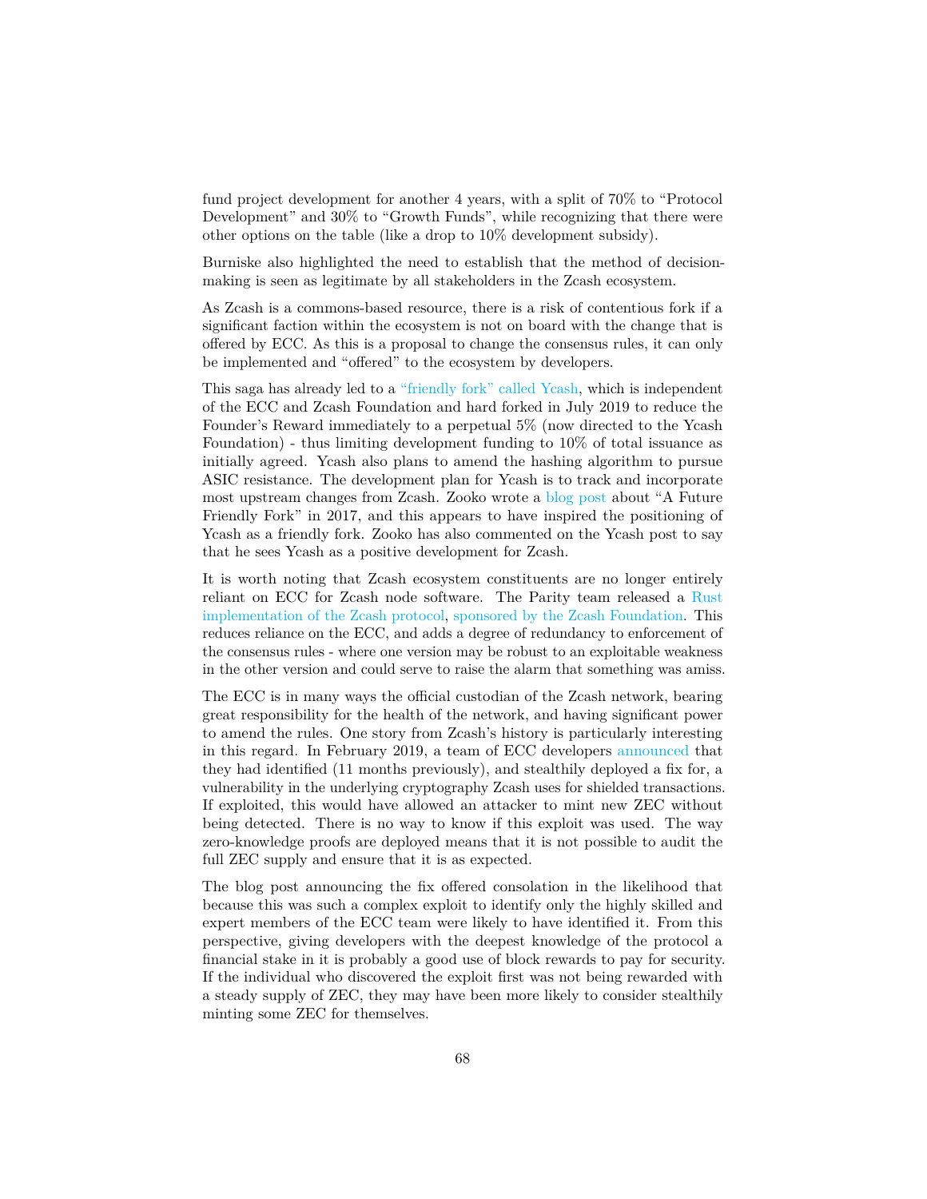fund project development for another 4 years, with a split of 70% to "Protocol Development" and 30% to "Growth Funds", while recognizing that there were other options on the table (like a drop to 10% development subsidy).

Burniske also highlighted the need to establish that the method of decision-making is seen as legitimate by all stakeholders in the Zcash ecosystem.

As Zcash is a commons-based resource, there is a risk of contentious fork if a significant faction within the ecosystem is not on board with the change that is offered by ECC. As this is a proposal to change the consensus rules, it can only be implemented and "offered" to the ecosystem by developers.

This saga has already led to a "friendly fork" called Ycash, which is independent of the ECC and Zcash Foundation and hard forked in July 2019 to reduce the Founder's Reward immediately to a perpetual 5% (now directed to the Ycash Foundation) - thus limiting development funding to 10% of total issuance as initially agreed. Ycash also plans to amend the hashing algorithm to pursue ASIC resistance. The development plan for Ycash is to track and incorporate most upstream changes from Zcash. Zooko wrote a blog post about "A Future Friendly Fork" in 2017, and this appears to have inspired the positioning of Ycash as a friendly fork. Zooko has also commented on the Ycash post to say that he sees Ycash as a positive development for Zcash.

It is worth noting that Zcash ecosystem constituents are no longer entirely reliant on ECC for Zcash node software. The Parity team released a Rust implementation of the Zcash protocol, sponsored by the Zcash Foundation. This reduces reliance on the ECC, and adds a degree of redundancy to enforcement of the consensus rules - where one version may be robust to an exploitable weakness in the other version and could serve to raise the alarm that something was amiss.

The ECC is in many ways the official custodian of the Zcash network, bearing great responsibility for the health of the network, and having significant power to amend the rules. One story from Zcash's history is particularly interesting in this regard. In February 2019, a team of ECC developers announced that they had identified (11 months previously), and stealthily deployed a fix for, a vulnerability in the underlying cryptography Zcash uses for shielded transactions. If exploited, this would have allowed an attacker to mint new ZEC without being detected. There is no way to know if this exploit was used. The way zero-knowledge proofs are deployed means that it is not possible to audit the full ZEC supply and ensure that it is as expected.

The blog post announcing the fix offered consolation in the likelihood that because this was such a complex exploit to identify only the highly skilled and expert members of the ECC team were likely to have identified it. From this perspective, giving developers with the deepest knowledge of the protocol a financial stake in it is probably a good use of block rewards to pay for security. If the individual who discovered the exploit first was not being rewarded with a steady supply of ZEC, they may have been more likely to consider stealthily minting some ZEC for themselves.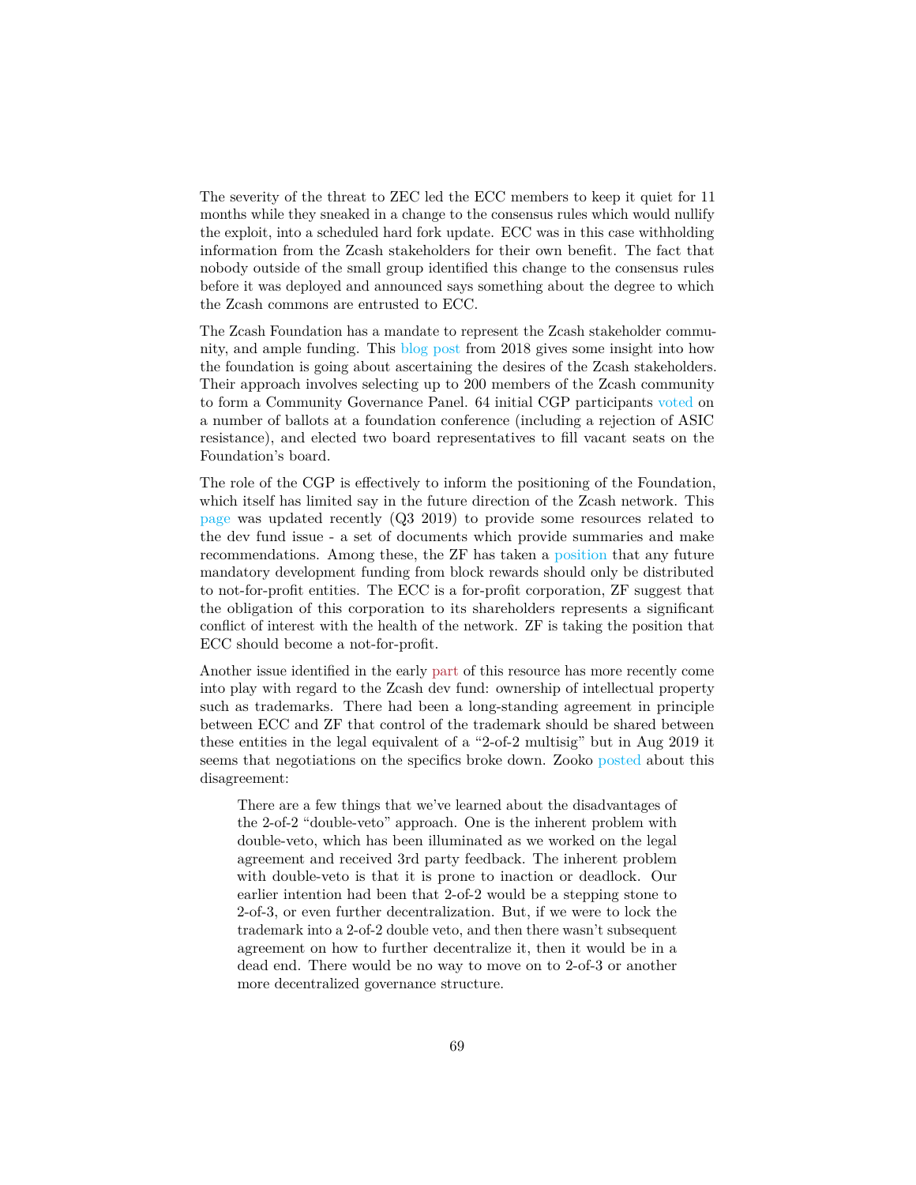The severity of the threat to ZEC led the ECC members to keep it quiet for 11 months while they sneaked in a change to the consensus rules which would nullify the exploit, into a scheduled hard fork update. ECC was in this case withholding information from the Zcash stakeholders for their own benefit. The fact that nobody outside of the small group identified this change to the consensus rules before it was deployed and announced says something about the degree to which the Zcash commons are entrusted to ECC.

The Zcash Foundation has a mandate to represent the Zcash stakeholder community, and ample funding. This blog post from 2018 gives some insight into how the foundation is going about ascertaining the desires of the Zcash stakeholders. Their approach involves selecting up to 200 members of the Zcash community to form a Community Governance Panel. 64 initial CGP participants voted on a number of ballots at a foundation conference (including a rejection of ASIC resistance), and elected two board representatives to fill vacant seats on the Foundation's board.

The role of the CGP is effectively to inform the positioning of the Foundation, which itself has limited say in the future direction of the Zcash network. This page was updated recently (Q3 2019) to provide some resources related to the dev fund issue - a set of documents which provide summaries and make recommendations. Among these, the ZF has taken a position that any future mandatory development funding from block rewards should only be distributed to not-for-profit entities. The ECC is a for-profit corporation, ZF suggest that the obligation of this corporation to its shareholders represents a significant conflict of interest with the health of the network. ZF is taking the position that ECC should become a not-for-profit.

Another issue identified in the early part of this resource has more recently come into play with regard to the Zcash dev fund: ownership of intellectual property such as trademarks. There had been a long-standing agreement in principle between ECC and ZF that control of the trademark should be shared between these entities in the legal equivalent of a "2-of-2 multisig" but in Aug 2019 it seems that negotiations on the specifics broke down. Zooko posted about this disagreement:

> There are a few things that we've learned about the disadvantages of the 2-of-2 "double-veto" approach. One is the inherent problem with double-veto, which has been illuminated as we worked on the legal agreement and received 3rd party feedback. The inherent problem with double-veto is that it is prone to inaction or deadlock. Our earlier intention had been that 2-of-2 would be a stepping stone to 2-of-3, or even further decentralization. But, if we were to lock the trademark into a 2-of-2 double veto, and then there wasn't subsequent agreement on how to further decentralize it, then it would be in a dead end. There would be no way to move on to 2-of-3 or another more decentralized governance structure.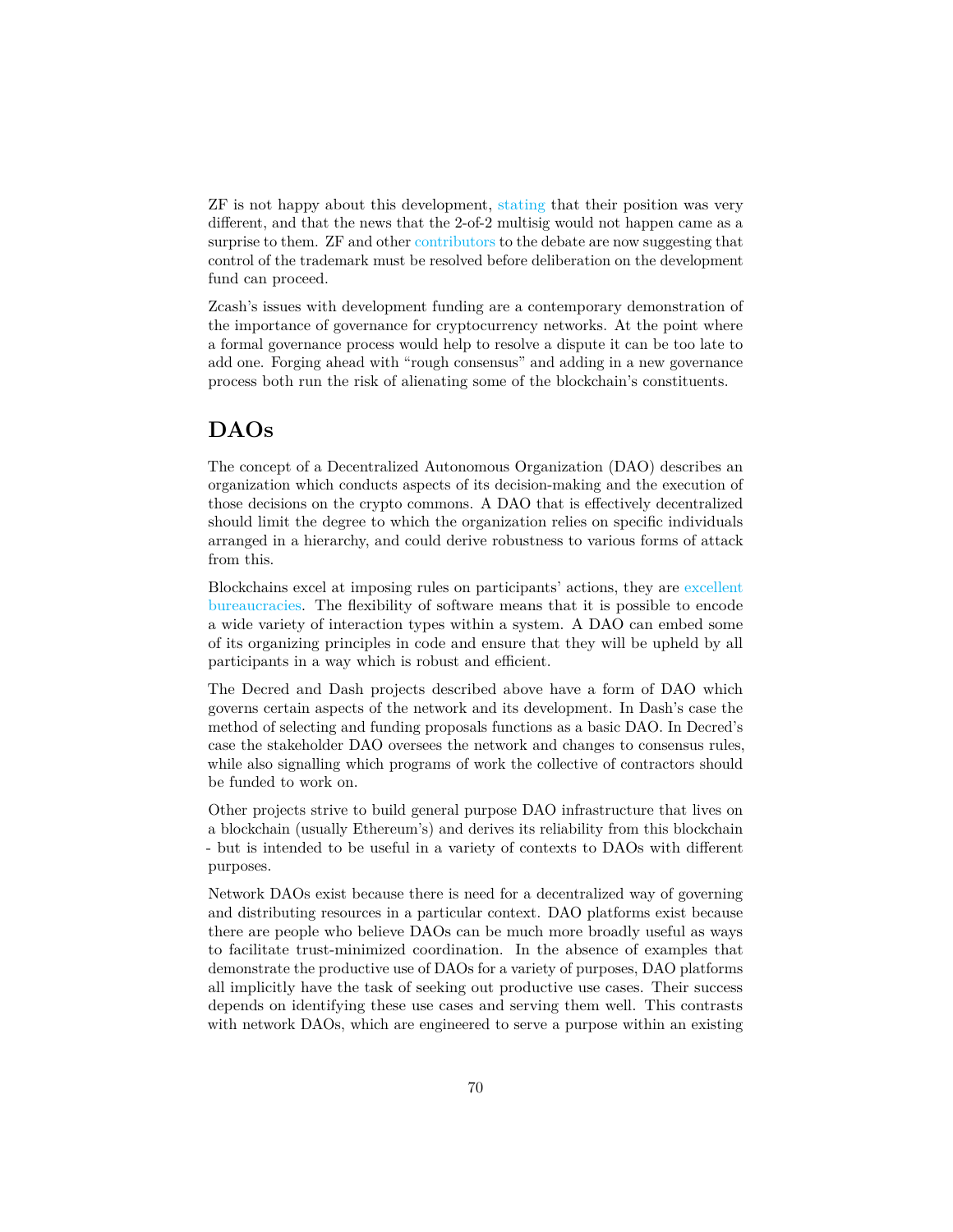ZF is not happy about this development, stating that their position was very different, and that the news that the 2-of-2 multisig would not happen came as a surprise to them. ZF and other contributors to the debate are now suggesting that control of the trademark must be resolved before deliberation on the development fund can proceed.

Zcash's issues with development funding are a contemporary demonstration of the importance of governance for cryptocurrency networks. At the point where a formal governance process would help to resolve a dispute it can be too late to add one. Forging ahead with "rough consensus" and adding in a new governance process both run the risk of alienating some of the blockchain's constituents.

## DAOs

The concept of a Decentralized Autonomous Organization (DAO) describes an organization which conducts aspects of its decision-making and the execution of those decisions on the crypto commons. A DAO that is effectively decentralized should limit the degree to which the organization relies on specific individuals arranged in a hierarchy, and could derive robustness to various forms of attack from this.

Blockchains excel at imposing rules on participants' actions, they are excellent bureaucracies. The flexibility of software means that it is possible to encode a wide variety of interaction types within a system. A DAO can embed some of its organizing principles in code and ensure that they will be upheld by all participants in a way which is robust and efficient.

The Decred and Dash projects described above have a form of DAO which governs certain aspects of the network and its development. In Dash's case the method of selecting and funding proposals functions as a basic DAO. In Decred's case the stakeholder DAO oversees the network and changes to consensus rules, while also signalling which programs of work the collective of contractors should be funded to work on.

Other projects strive to build general purpose DAO infrastructure that lives on a blockchain (usually Ethereum's) and derives its reliability from this blockchain - but is intended to be useful in a variety of contexts to DAOs with different purposes.

Network DAOs exist because there is need for a decentralized way of governing and distributing resources in a particular context. DAO platforms exist because there are people who believe DAOs can be much more broadly useful as ways to facilitate trust-minimized coordination. In the absence of examples that demonstrate the productive use of DAOs for a variety of purposes, DAO platforms all implicitly have the task of seeking out productive use cases. Their success depends on identifying these use cases and serving them well. This contrasts with network DAOs, which are engineered to serve a purpose within an existing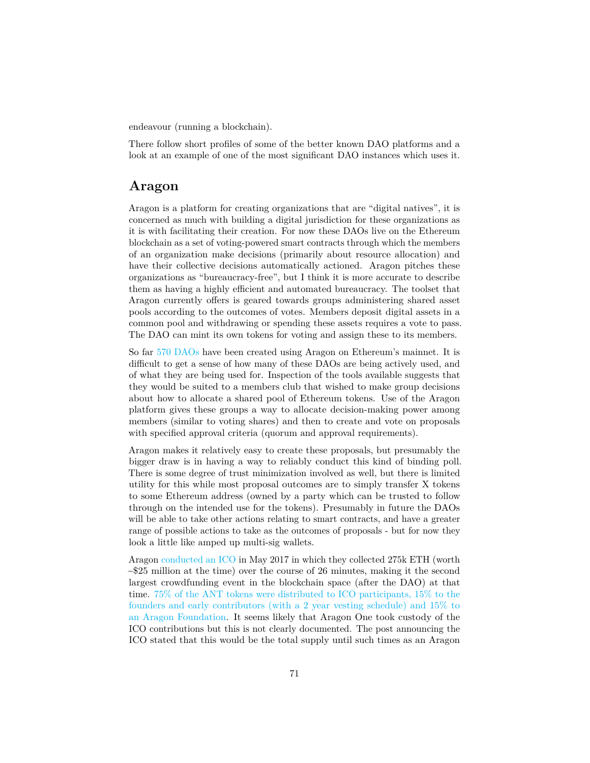endeavour (running a blockchain).

There follow short profiles of some of the better known DAO platforms and a look at an example of one of the most significant DAO instances which uses it.

## Aragon

Aragon is a platform for creating organizations that are "digital natives", it is concerned as much with building a digital jurisdiction for these organizations as it is with facilitating their creation. For now these DAOs live on the Ethereum blockchain as a set of voting-powered smart contracts through which the members of an organization make decisions (primarily about resource allocation) and have their collective decisions automatically actioned. Aragon pitches these organizations as "bureaucracy-free", but I think it is more accurate to describe them as having a highly efficient and automated bureaucracy. The toolset that Aragon currently offers is geared towards groups administering shared asset pools according to the outcomes of votes. Members deposit digital assets in a common pool and withdrawing or spending these assets requires a vote to pass. The DAO can mint its own tokens for voting and assign these to its members.

So far 570 DAOs have been created using Aragon on Ethereum's mainnet. It is difficult to get a sense of how many of these DAOs are being actively used, and of what they are being used for. Inspection of the tools available suggests that they would be suited to a members club that wished to make group decisions about how to allocate a shared pool of Ethereum tokens. Use of the Aragon platform gives these groups a way to allocate decision-making power among members (similar to voting shares) and then to create and vote on proposals with specified approval criteria (quorum and approval requirements).

Aragon makes it relatively easy to create these proposals, but presumably the bigger draw is in having a way to reliably conduct this kind of binding poll. There is some degree of trust minimization involved as well, but there is limited utility for this while most proposal outcomes are to simply transfer X tokens to some Ethereum address (owned by a party which can be trusted to follow through on the intended use for the tokens). Presumably in future the DAOs will be able to take other actions relating to smart contracts, and have a greater range of possible actions to take as the outcomes of proposals - but for now they look a little like amped up multi-sig wallets.

Aragon conducted an ICO in May 2017 in which they collected 275k ETH (worth ~$25 million at the time) over the course of 26 minutes, making it the second largest crowdfunding event in the blockchain space (after the DAO) at that time. 75% of the ANT tokens were distributed to ICO participants, 15% to the founders and early contributors (with a 2 year vesting schedule) and 15% to an Aragon Foundation. It seems likely that Aragon One took custody of the ICO contributions but this is not clearly documented. The post announcing the ICO stated that this would be the total supply until such times as an Aragon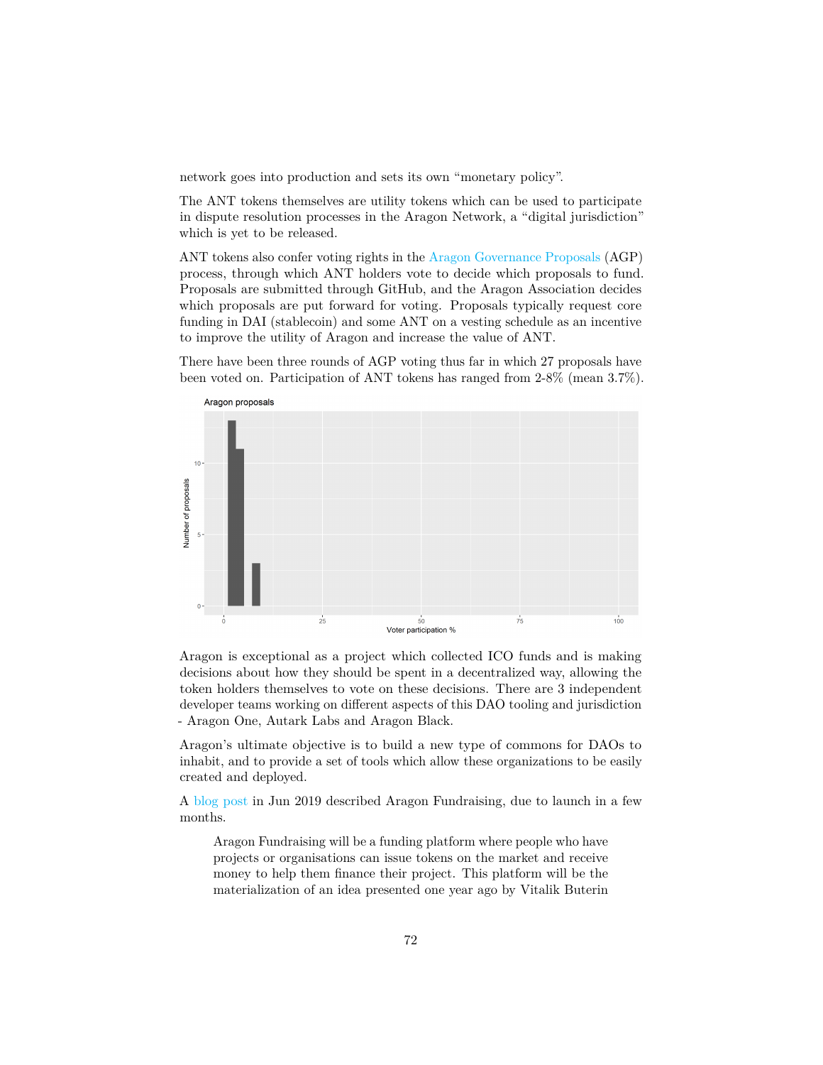network goes into production and sets its own "monetary policy".

The ANT tokens themselves are utility tokens which can be used to participate in dispute resolution processes in the Aragon Network, a "digital jurisdiction" which is yet to be released.

ANT tokens also confer voting rights in the Aragon Governance Proposals (AGP) process, through which ANT holders vote to decide which proposals to fund. Proposals are submitted through GitHub, and the Aragon Association decides which proposals are put forward for voting. Proposals typically request core funding in DAI (stablecoin) and some ANT on a vesting schedule as an incentive to improve the utility of Aragon and increase the value of ANT.

There have been three rounds of AGP voting thus far in which 27 proposals have been voted on. Participation of ANT tokens has ranged from 2-8% (mean 3.7%).

Aragon is exceptional as a project which collected ICO funds and is making decisions about how they should be spent in a decentralized way, allowing the token holders themselves to vote on these decisions. There are 3 independent developer teams working on different aspects of this DAO tooling and jurisdiction - Aragon One, Autark Labs and Aragon Black.

Aragon's ultimate objective is to build a new type of commons for DAOs to inhabit, and to provide a set of tools which allow these organizations to be easily created and deployed.

A blog post in Jun 2019 described Aragon Fundraising, due to launch in a few months.

> Aragon Fundraising will be a funding platform where people who have projects or organisations can issue tokens on the market and receive money to help them finance their project. This platform will be the materialization of an idea presented one year ago by Vitalik Buterin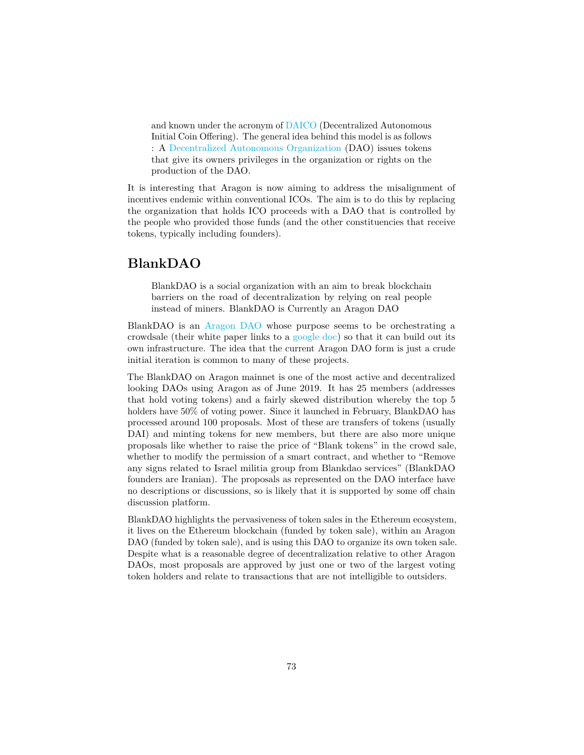> and known under the acronym of DAICO (Decentralized Autonomous Initial Coin Offering). The general idea behind this model is as follows : A Decentralized Autonomous Organization (DAO) issues tokens that give its owners privileges in the organization or rights on the production of the DAO.

It is interesting that Aragon is now aiming to address the misalignment of incentives endemic within conventional ICOs. The aim is to do this by replacing the organization that holds ICO proceeds with a DAO that is controlled by the people who provided those funds (and the other constituencies that receive tokens, typically including founders).

## BlankDAO

> BlankDAO is a social organization with an aim to break blockchain barriers on the road of decentralization by relying on real people instead of miners. BlankDAO is Currently an Aragon DAO

BlankDAO is an Aragon DAO whose purpose seems to be orchestrating a crowdsale (their white paper links to a google doc) so that it can build out its own infrastructure. The idea that the current Aragon DAO form is just a crude initial iteration is common to many of these projects.

The BlankDAO on Aragon mainnet is one of the most active and decentralized looking DAOs using Aragon as of June 2019. It has 25 members (addresses that hold voting tokens) and a fairly skewed distribution whereby the top 5 holders have 50% of voting power. Since it launched in February, BlankDAO has processed around 100 proposals. Most of these are transfers of tokens (usually DAI) and minting tokens for new members, but there are also more unique proposals like whether to raise the price of "Blank tokens" in the crowd sale, whether to modify the permission of a smart contract, and whether to "Remove any signs related to Israel militia group from Blankdao services" (BlankDAO founders are Iranian). The proposals as represented on the DAO interface have no descriptions or discussions, so is likely that it is supported by some off chain discussion platform.

BlankDAO highlights the pervasiveness of token sales in the Ethereum ecosystem, it lives on the Ethereum blockchain (funded by token sale), within an Aragon DAO (funded by token sale), and is using this DAO to organize its own token sale. Despite what is a reasonable degree of decentralization relative to other Aragon DAOs, most proposals are approved by just one or two of the largest voting token holders and relate to transactions that are not intelligible to outsiders.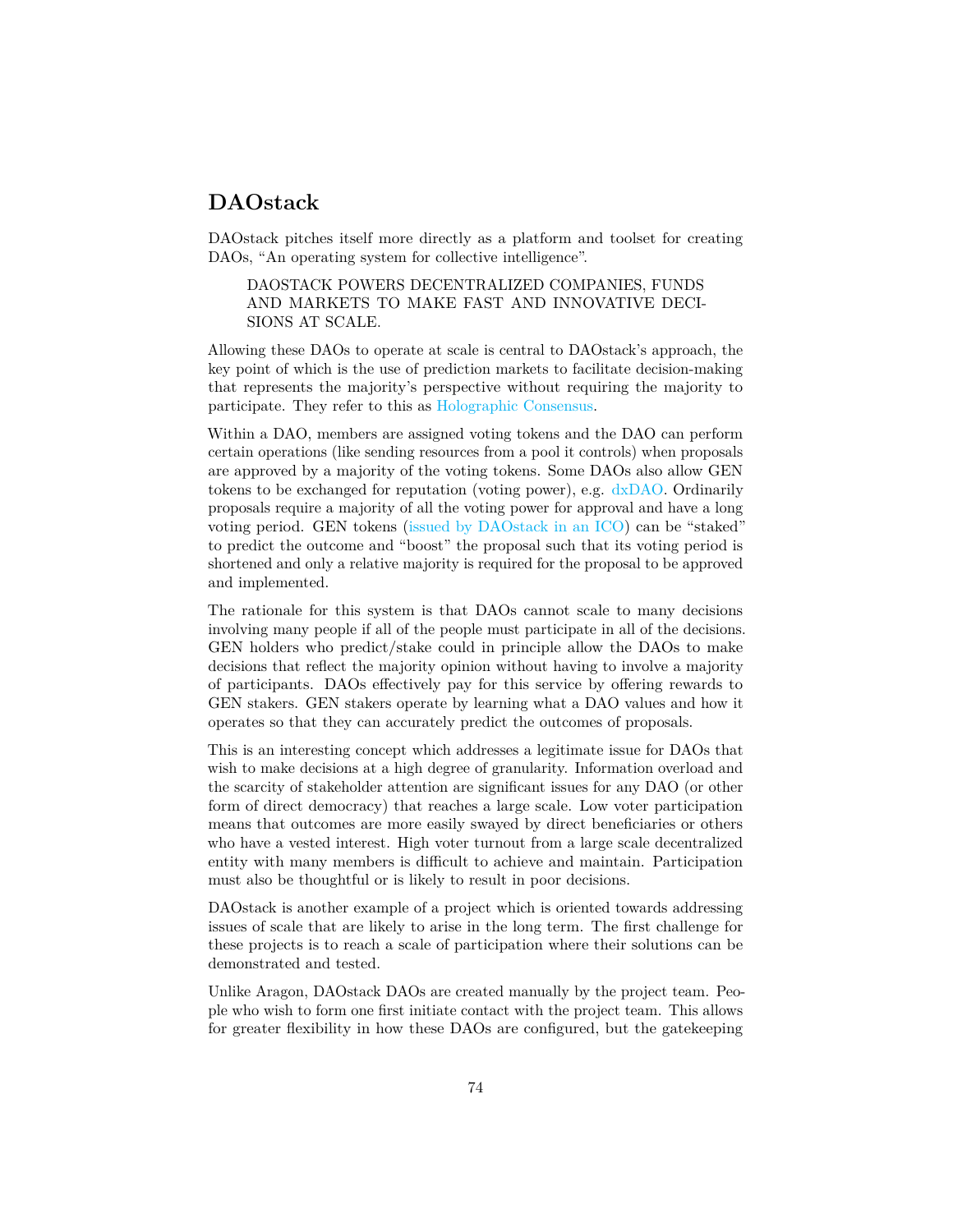## DAOstack

DAOstack pitches itself more directly as a platform and toolset for creating DAOs, "An operating system for collective intelligence".

> DAOSTACK POWERS DECENTRALIZED COMPANIES, FUNDS AND MARKETS TO MAKE FAST AND INNOVATIVE DECISIONS AT SCALE.

Allowing these DAOs to operate at scale is central to DAOstack's approach, the key point of which is the use of prediction markets to facilitate decision-making that represents the majority's perspective without requiring the majority to participate. They refer to this as Holographic Consensus.

Within a DAO, members are assigned voting tokens and the DAO can perform certain operations (like sending resources from a pool it controls) when proposals are approved by a majority of the voting tokens. Some DAOs also allow GEN tokens to be exchanged for reputation (voting power), e.g. dxDAO. Ordinarily proposals require a majority of all the voting power for approval and have a long voting period. GEN tokens (issued by DAOstack in an ICO) can be "staked" to predict the outcome and "boost" the proposal such that its voting period is shortened and only a relative majority is required for the proposal to be approved and implemented.

The rationale for this system is that DAOs cannot scale to many decisions involving many people if all of the people must participate in all of the decisions. GEN holders who predict/stake could in principle allow the DAOs to make decisions that reflect the majority opinion without having to involve a majority of participants. DAOs effectively pay for this service by offering rewards to GEN stakers. GEN stakers operate by learning what a DAO values and how it operates so that they can accurately predict the outcomes of proposals.

This is an interesting concept which addresses a legitimate issue for DAOs that wish to make decisions at a high degree of granularity. Information overload and the scarcity of stakeholder attention are significant issues for any DAO (or other form of direct democracy) that reaches a large scale. Low voter participation means that outcomes are more easily swayed by direct beneficiaries or others who have a vested interest. High voter turnout from a large scale decentralized entity with many members is difficult to achieve and maintain. Participation must also be thoughtful or is likely to result in poor decisions.

DAOstack is another example of a project which is oriented towards addressing issues of scale that are likely to arise in the long term. The first challenge for these projects is to reach a scale of participation where their solutions can be demonstrated and tested.

Unlike Aragon, DAOstack DAOs are created manually by the project team. People who wish to form one first initiate contact with the project team. This allows for greater flexibility in how these DAOs are configured, but the gatekeeping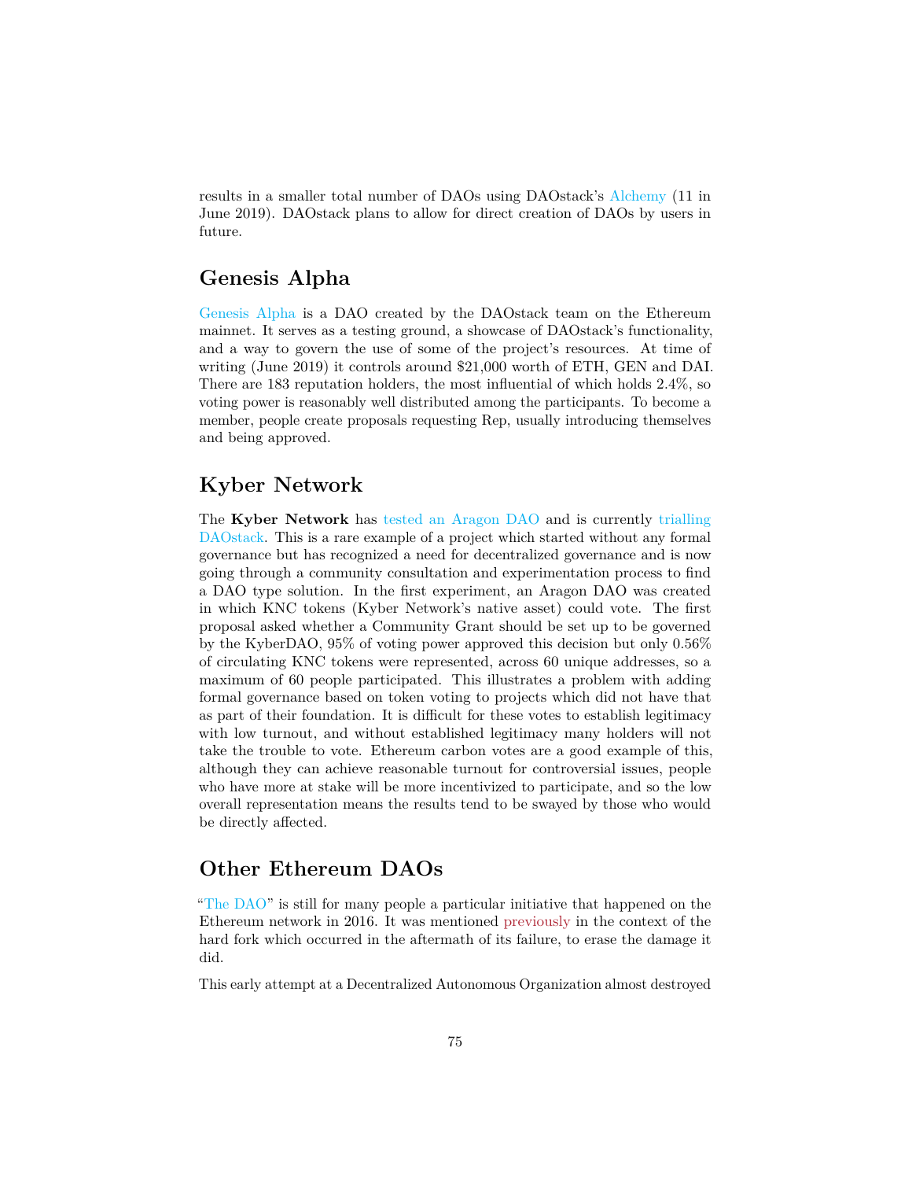results in a smaller total number of DAOs using DAOstack's Alchemy (11 in June 2019). DAOstack plans to allow for direct creation of DAOs by users in future.

## Genesis Alpha

Genesis Alpha is a DAO created by the DAOstack team on the Ethereum mainnet. It serves as a testing ground, a showcase of DAOstack's functionality, and a way to govern the use of some of the project's resources. At time of writing (June 2019) it controls around $21,000 worth of ETH, GEN and DAI. There are 183 reputation holders, the most influential of which holds 2.4%, so voting power is reasonably well distributed among the participants. To become a member, people create proposals requesting Rep, usually introducing themselves and being approved.

## Kyber Network

The **Kyber Network** has tested an Aragon DAO and is currently trialling DAOstack. This is a rare example of a project which started without any formal governance but has recognized a need for decentralized governance and is now going through a community consultation and experimentation process to find a DAO type solution. In the first experiment, an Aragon DAO was created in which KNC tokens (Kyber Network's native asset) could vote. The first proposal asked whether a Community Grant should be set up to be governed by the KyberDAO, 95% of voting power approved this decision but only 0.56% of circulating KNC tokens were represented, across 60 unique addresses, so a maximum of 60 people participated. This illustrates a problem with adding formal governance based on token voting to projects which did not have that as part of their foundation. It is difficult for these votes to establish legitimacy with low turnout, and without established legitimacy many holders will not take the trouble to vote. Ethereum carbon votes are a good example of this, although they can achieve reasonable turnout for controversial issues, people who have more at stake will be more incentivized to participate, and so the low overall representation means the results tend to be swayed by those who would be directly affected.

## Other Ethereum DAOs

"The DAO" is still for many people a particular initiative that happened on the Ethereum network in 2016. It was mentioned previously in the context of the hard fork which occurred in the aftermath of its failure, to erase the damage it did.

This early attempt at a Decentralized Autonomous Organization almost destroyed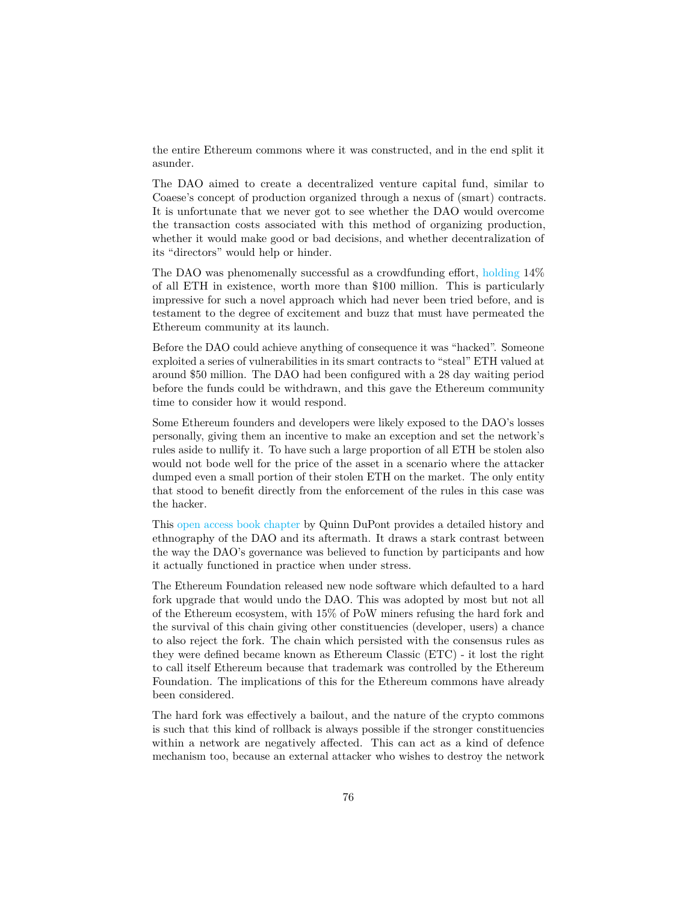the entire Ethereum commons where it was constructed, and in the end split it asunder.

The DAO aimed to create a decentralized venture capital fund, similar to Coaese's concept of production organized through a nexus of (smart) contracts. It is unfortunate that we never got to see whether the DAO would overcome the transaction costs associated with this method of organizing production, whether it would make good or bad decisions, and whether decentralization of its "directors" would help or hinder.

The DAO was phenomenally successful as a crowdfunding effort, holding 14% of all ETH in existence, worth more than $100 million. This is particularly impressive for such a novel approach which had never been tried before, and is testament to the degree of excitement and buzz that must have permeated the Ethereum community at its launch.

Before the DAO could achieve anything of consequence it was "hacked". Someone exploited a series of vulnerabilities in its smart contracts to "steal" ETH valued at around $50 million. The DAO had been configured with a 28 day waiting period before the funds could be withdrawn, and this gave the Ethereum community time to consider how it would respond.

Some Ethereum founders and developers were likely exposed to the DAO's losses personally, giving them an incentive to make an exception and set the network's rules aside to nullify it. To have such a large proportion of all ETH be stolen also would not bode well for the price of the asset in a scenario where the attacker dumped even a small portion of their stolen ETH on the market. The only entity that stood to benefit directly from the enforcement of the rules in this case was the hacker.

This open access book chapter by Quinn DuPont provides a detailed history and ethnography of the DAO and its aftermath. It draws a stark contrast between the way the DAO's governance was believed to function by participants and how it actually functioned in practice when under stress.

The Ethereum Foundation released new node software which defaulted to a hard fork upgrade that would undo the DAO. This was adopted by most but not all of the Ethereum ecosystem, with 15% of PoW miners refusing the hard fork and the survival of this chain giving other constituencies (developer, users) a chance to also reject the fork. The chain which persisted with the consensus rules as they were defined became known as Ethereum Classic (ETC) - it lost the right to call itself Ethereum because that trademark was controlled by the Ethereum Foundation. The implications of this for the Ethereum commons have already been considered.

The hard fork was effectively a bailout, and the nature of the crypto commons is such that this kind of rollback is always possible if the stronger constituencies within a network are negatively affected. This can act as a kind of defence mechanism too, because an external attacker who wishes to destroy the network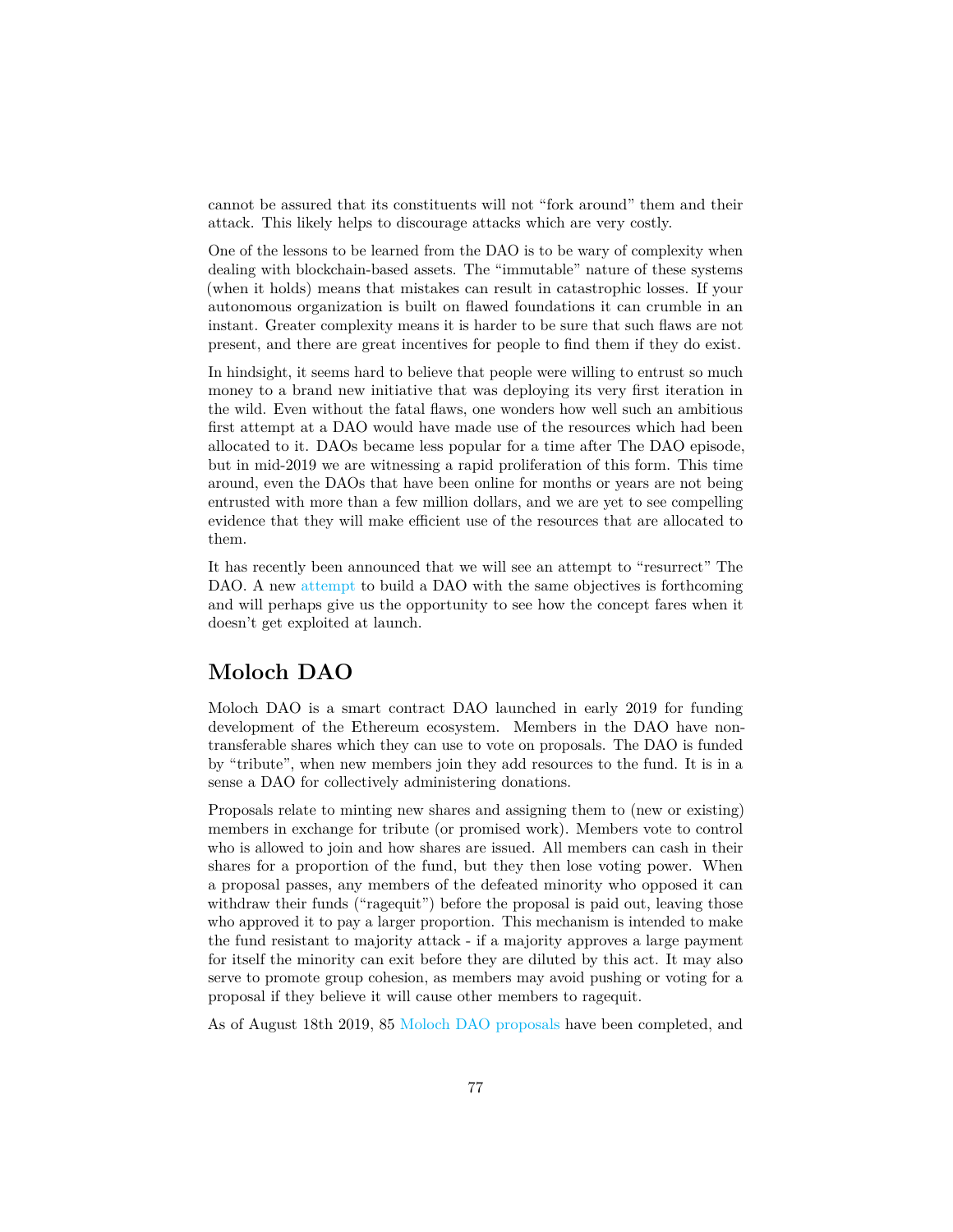cannot be assured that its constituents will not "fork around" them and their attack. This likely helps to discourage attacks which are very costly.

One of the lessons to be learned from the DAO is to be wary of complexity when dealing with blockchain-based assets. The "immutable" nature of these systems (when it holds) means that mistakes can result in catastrophic losses. If your autonomous organization is built on flawed foundations it can crumble in an instant. Greater complexity means it is harder to be sure that such flaws are not present, and there are great incentives for people to find them if they do exist.

In hindsight, it seems hard to believe that people were willing to entrust so much money to a brand new initiative that was deploying its very first iteration in the wild. Even without the fatal flaws, one wonders how well such an ambitious first attempt at a DAO would have made use of the resources which had been allocated to it. DAOs became less popular for a time after The DAO episode, but in mid-2019 we are witnessing a rapid proliferation of this form. This time around, even the DAOs that have been online for months or years are not being entrusted with more than a few million dollars, and we are yet to see compelling evidence that they will make efficient use of the resources that are allocated to them.

It has recently been announced that we will see an attempt to "resurrect" The DAO. A new attempt to build a DAO with the same objectives is forthcoming and will perhaps give us the opportunity to see how the concept fares when it doesn't get exploited at launch.

## Moloch DAO

Moloch DAO is a smart contract DAO launched in early 2019 for funding development of the Ethereum ecosystem. Members in the DAO have non-transferable shares which they can use to vote on proposals. The DAO is funded by "tribute", when new members join they add resources to the fund. It is in a sense a DAO for collectively administering donations.

Proposals relate to minting new shares and assigning them to (new or existing) members in exchange for tribute (or promised work). Members vote to control who is allowed to join and how shares are issued. All members can cash in their shares for a proportion of the fund, but they then lose voting power. When a proposal passes, any members of the defeated minority who opposed it can withdraw their funds ("ragequit") before the proposal is paid out, leaving those who approved it to pay a larger proportion. This mechanism is intended to make the fund resistant to majority attack - if a majority approves a large payment for itself the minority can exit before they are diluted by this act. It may also serve to promote group cohesion, as members may avoid pushing or voting for a proposal if they believe it will cause other members to ragequit.

As of August 18th 2019, 85 Moloch DAO proposals have been completed, and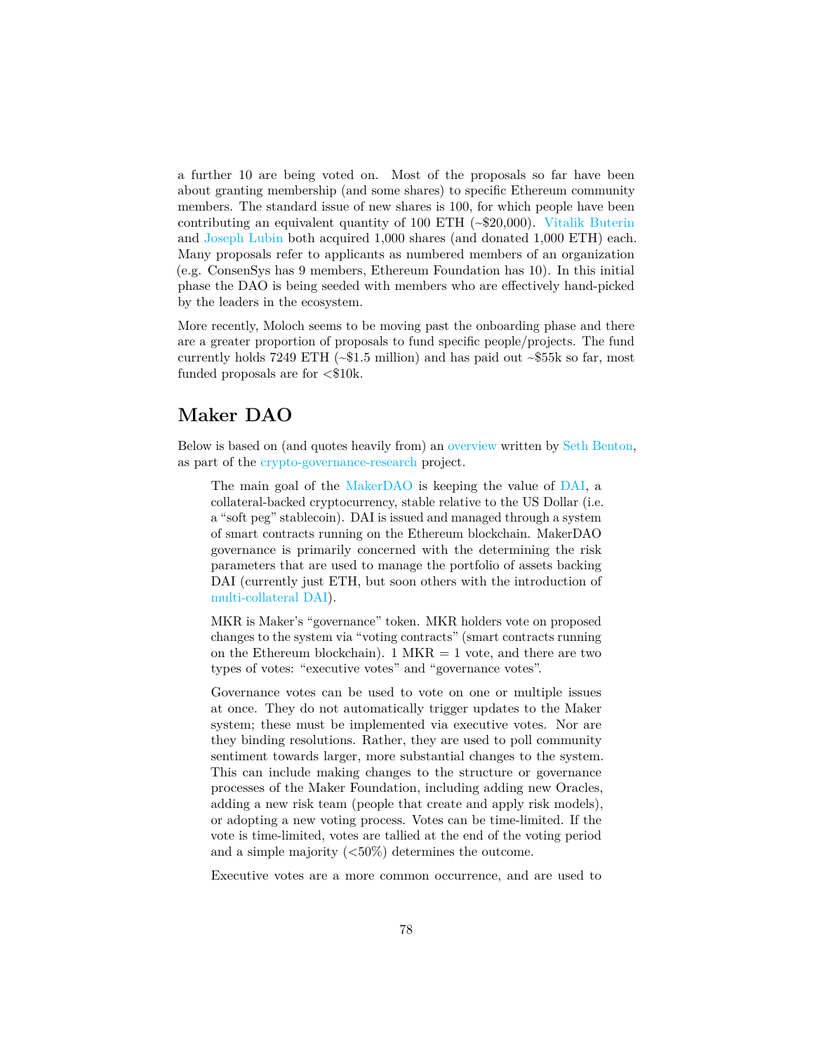a further 10 are being voted on. Most of the proposals so far have been about granting membership (and some shares) to specific Ethereum community members. The standard issue of new shares is 100, for which people have been contributing an equivalent quantity of 100 ETH (~$20,000). Vitalik Buterin and Joseph Lubin both acquired 1,000 shares (and donated 1,000 ETH) each. Many proposals refer to applicants as numbered members of an organization (e.g. ConsenSys has 9 members, Ethereum Foundation has 10). In this initial phase the DAO is being seeded with members who are effectively hand-picked by the leaders in the ecosystem.

More recently, Moloch seems to be moving past the onboarding phase and there are a greater proportion of proposals to fund specific people/projects. The fund currently holds 7249 ETH (~$1.5 million) and has paid out ~$55k so far, most funded proposals are for <$10k.

## Maker DAO

Below is based on (and quotes heavily from) an overview written by Seth Benton, as part of the crypto-governance-research project.

> The main goal of the MakerDAO is keeping the value of DAI, a collateral-backed cryptocurrency, stable relative to the US Dollar (i.e. a "soft peg" stablecoin). DAI is issued and managed through a system of smart contracts running on the Ethereum blockchain. MakerDAO governance is primarily concerned with the determining the risk parameters that are used to manage the portfolio of assets backing DAI (currently just ETH, but soon others with the introduction of multi-collateral DAI).
>
> MKR is Maker's "governance" token. MKR holders vote on proposed changes to the system via "voting contracts" (smart contracts running on the Ethereum blockchain). 1 MKR = 1 vote, and there are two types of votes: "executive votes" and "governance votes".
>
> Governance votes can be used to vote on one or multiple issues at once. They do not automatically trigger updates to the Maker system; these must be implemented via executive votes. Nor are they binding resolutions. Rather, they are used to poll community sentiment towards larger, more substantial changes to the system. This can include making changes to the structure or governance processes of the Maker Foundation, including adding new Oracles, adding a new risk team (people that create and apply risk models), or adopting a new voting process. Votes can be time-limited. If the vote is time-limited, votes are tallied at the end of the voting period and a simple majority (<50%) determines the outcome.
>
> Executive votes are a more common occurrence, and are used to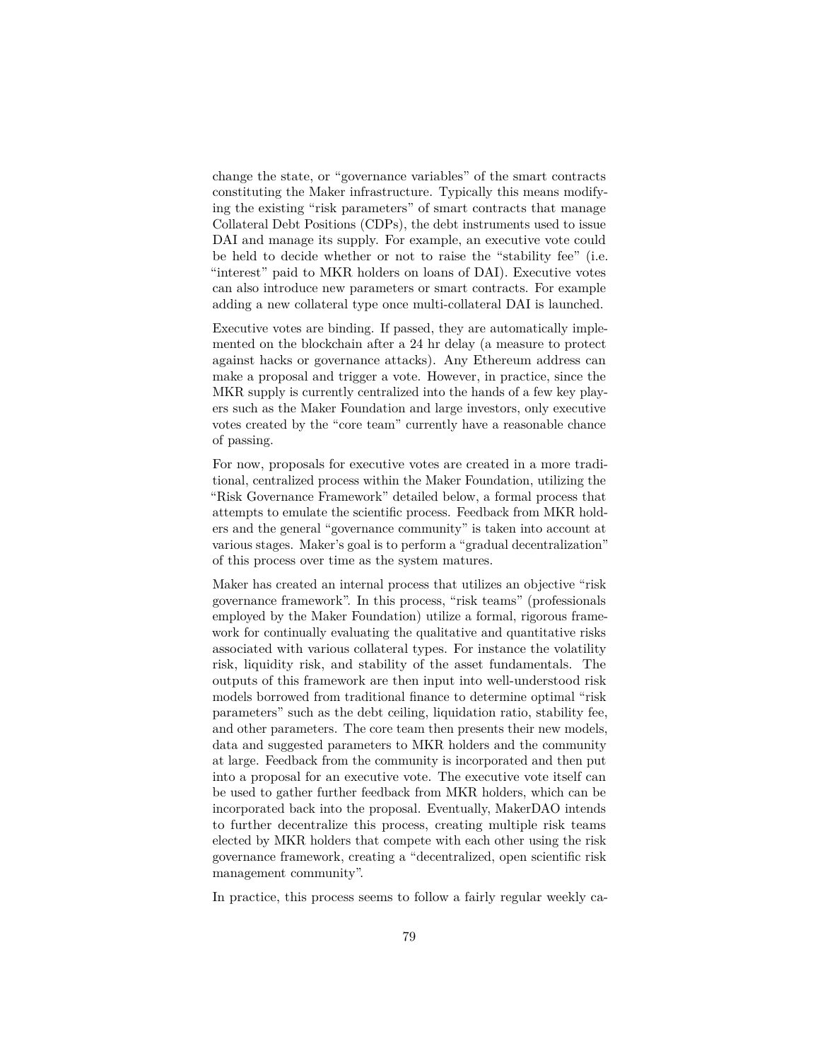change the state, or "governance variables" of the smart contracts constituting the Maker infrastructure. Typically this means modifying the existing "risk parameters" of smart contracts that manage Collateral Debt Positions (CDPs), the debt instruments used to issue DAI and manage its supply. For example, an executive vote could be held to decide whether or not to raise the "stability fee" (i.e. "interest" paid to MKR holders on loans of DAI). Executive votes can also introduce new parameters or smart contracts. For example adding a new collateral type once multi-collateral DAI is launched.

Executive votes are binding. If passed, they are automatically implemented on the blockchain after a 24 hr delay (a measure to protect against hacks or governance attacks). Any Ethereum address can make a proposal and trigger a vote. However, in practice, since the MKR supply is currently centralized into the hands of a few key players such as the Maker Foundation and large investors, only executive votes created by the "core team" currently have a reasonable chance of passing.

For now, proposals for executive votes are created in a more traditional, centralized process within the Maker Foundation, utilizing the "Risk Governance Framework" detailed below, a formal process that attempts to emulate the scientific process. Feedback from MKR holders and the general "governance community" is taken into account at various stages. Maker's goal is to perform a "gradual decentralization" of this process over time as the system matures.

Maker has created an internal process that utilizes an objective "risk governance framework". In this process, "risk teams" (professionals employed by the Maker Foundation) utilize a formal, rigorous framework for continually evaluating the qualitative and quantitative risks associated with various collateral types. For instance the volatility risk, liquidity risk, and stability of the asset fundamentals. The outputs of this framework are then input into well-understood risk models borrowed from traditional finance to determine optimal "risk parameters" such as the debt ceiling, liquidation ratio, stability fee, and other parameters. The core team then presents their new models, data and suggested parameters to MKR holders and the community at large. Feedback from the community is incorporated and then put into a proposal for an executive vote. The executive vote itself can be used to gather further feedback from MKR holders, which can be incorporated back into the proposal. Eventually, MakerDAO intends to further decentralize this process, creating multiple risk teams elected by MKR holders that compete with each other using the risk governance framework, creating a "decentralized, open scientific risk management community".

In practice, this process seems to follow a fairly regular weekly ca-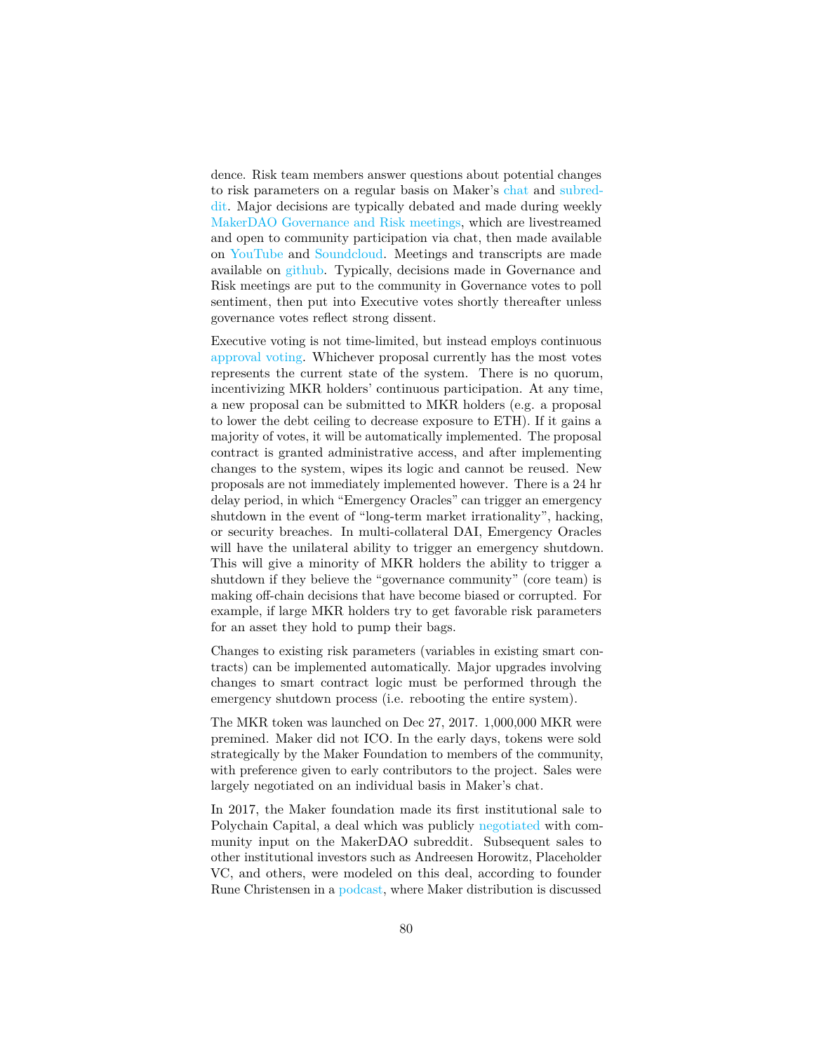dence. Risk team members answer questions about potential changes to risk parameters on a regular basis on Maker's chat and subreddit. Major decisions are typically debated and made during weekly MakerDAO Governance and Risk meetings, which are livestreamed and open to community participation via chat, then made available on YouTube and Soundcloud. Meetings and transcripts are made available on github. Typically, decisions made in Governance and Risk meetings are put to the community in Governance votes to poll sentiment, then put into Executive votes shortly thereafter unless governance votes reflect strong dissent.

Executive voting is not time-limited, but instead employs continuous approval voting. Whichever proposal currently has the most votes represents the current state of the system. There is no quorum, incentivizing MKR holders' continuous participation. At any time, a new proposal can be submitted to MKR holders (e.g. a proposal to lower the debt ceiling to decrease exposure to ETH). If it gains a majority of votes, it will be automatically implemented. The proposal contract is granted administrative access, and after implementing changes to the system, wipes its logic and cannot be reused. New proposals are not immediately implemented however. There is a 24 hr delay period, in which "Emergency Oracles" can trigger an emergency shutdown in the event of "long-term market irrationality", hacking, or security breaches. In multi-collateral DAI, Emergency Oracles will have the unilateral ability to trigger an emergency shutdown. This will give a minority of MKR holders the ability to trigger a shutdown if they believe the "governance community" (core team) is making off-chain decisions that have become biased or corrupted. For example, if large MKR holders try to get favorable risk parameters for an asset they hold to pump their bags.

Changes to existing risk parameters (variables in existing smart contracts) can be implemented automatically. Major upgrades involving changes to smart contract logic must be performed through the emergency shutdown process (i.e. rebooting the entire system).

The MKR token was launched on Dec 27, 2017. 1,000,000 MKR were premined. Maker did not ICO. In the early days, tokens were sold strategically by the Maker Foundation to members of the community, with preference given to early contributors to the project. Sales were largely negotiated on an individual basis in Maker's chat.

In 2017, the Maker foundation made its first institutional sale to Polychain Capital, a deal which was publicly negotiated with community input on the MakerDAO subreddit. Subsequent sales to other institutional investors such as Andreesen Horowitz, Placeholder VC, and others, were modeled on this deal, according to founder Rune Christensen in a podcast, where Maker distribution is discussed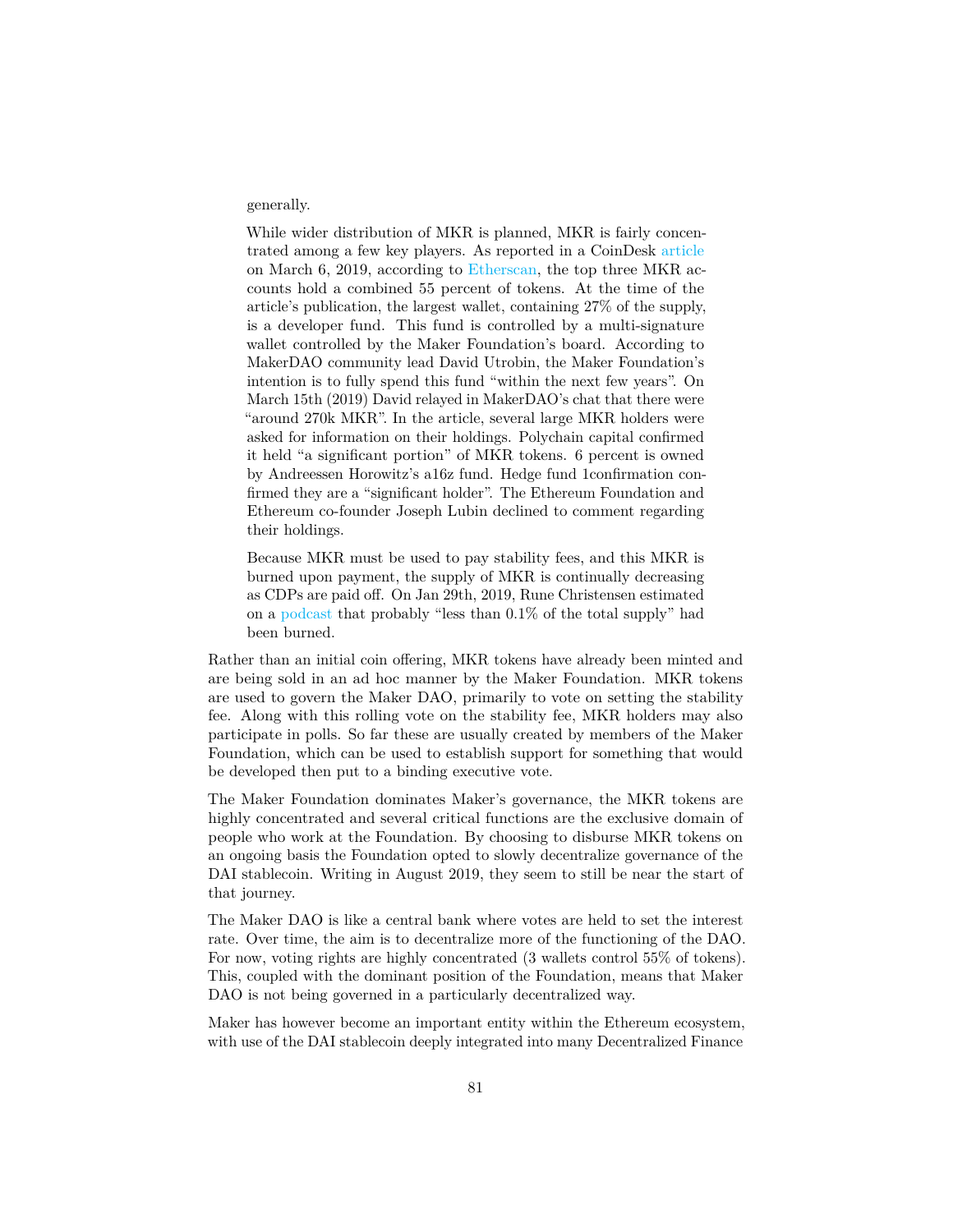generally.

> While wider distribution of MKR is planned, MKR is fairly concentrated among a few key players. As reported in a CoinDesk article on March 6, 2019, according to Etherscan, the top three MKR accounts hold a combined 55 percent of tokens. At the time of the article's publication, the largest wallet, containing 27% of the supply, is a developer fund. This fund is controlled by a multi-signature wallet controlled by the Maker Foundation's board. According to MakerDAO community lead David Utrobin, the Maker Foundation's intention is to fully spend this fund "within the next few years". On March 15th (2019) David relayed in MakerDAO's chat that there were "around 270k MKR". In the article, several large MKR holders were asked for information on their holdings. Polychain capital confirmed it held "a significant portion" of MKR tokens. 6 percent is owned by Andreessen Horowitz's a16z fund. Hedge fund 1confirmation confirmed they are a "significant holder". The Ethereum Foundation and Ethereum co-founder Joseph Lubin declined to comment regarding their holdings.
>
> Because MKR must be used to pay stability fees, and this MKR is burned upon payment, the supply of MKR is continually decreasing as CDPs are paid off. On Jan 29th, 2019, Rune Christensen estimated on a podcast that probably "less than 0.1% of the total supply" had been burned.

Rather than an initial coin offering, MKR tokens have already been minted and are being sold in an ad hoc manner by the Maker Foundation. MKR tokens are used to govern the Maker DAO, primarily to vote on setting the stability fee. Along with this rolling vote on the stability fee, MKR holders may also participate in polls. So far these are usually created by members of the Maker Foundation, which can be used to establish support for something that would be developed then put to a binding executive vote.

The Maker Foundation dominates Maker's governance, the MKR tokens are highly concentrated and several critical functions are the exclusive domain of people who work at the Foundation. By choosing to disburse MKR tokens on an ongoing basis the Foundation opted to slowly decentralize governance of the DAI stablecoin. Writing in August 2019, they seem to still be near the start of that journey.

The Maker DAO is like a central bank where votes are held to set the interest rate. Over time, the aim is to decentralize more of the functioning of the DAO. For now, voting rights are highly concentrated (3 wallets control 55% of tokens). This, coupled with the dominant position of the Foundation, means that Maker DAO is not being governed in a particularly decentralized way.

Maker has however become an important entity within the Ethereum ecosystem, with use of the DAI stablecoin deeply integrated into many Decentralized Finance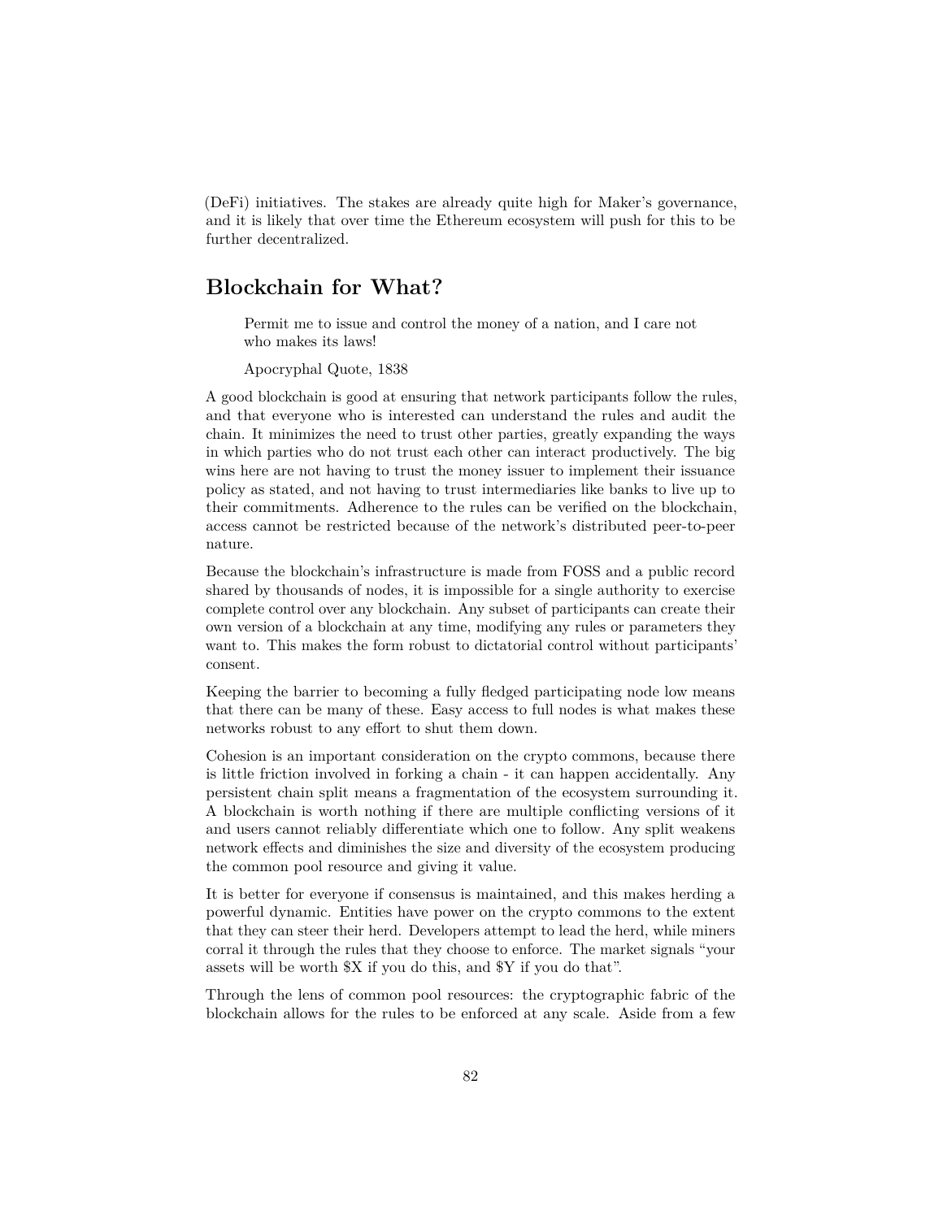(DeFi) initiatives. The stakes are already quite high for Maker's governance, and it is likely that over time the Ethereum ecosystem will push for this to be further decentralized.

## Blockchain for What?

> Permit me to issue and control the money of a nation, and I care not who makes its laws!
>
> Apocryphal Quote, 1838

A good blockchain is good at ensuring that network participants follow the rules, and that everyone who is interested can understand the rules and audit the chain. It minimizes the need to trust other parties, greatly expanding the ways in which parties who do not trust each other can interact productively. The big wins here are not having to trust the money issuer to implement their issuance policy as stated, and not having to trust intermediaries like banks to live up to their commitments. Adherence to the rules can be verified on the blockchain, access cannot be restricted because of the network's distributed peer-to-peer nature.

Because the blockchain's infrastructure is made from FOSS and a public record shared by thousands of nodes, it is impossible for a single authority to exercise complete control over any blockchain. Any subset of participants can create their own version of a blockchain at any time, modifying any rules or parameters they want to. This makes the form robust to dictatorial control without participants' consent.

Keeping the barrier to becoming a fully fledged participating node low means that there can be many of these. Easy access to full nodes is what makes these networks robust to any effort to shut them down.

Cohesion is an important consideration on the crypto commons, because there is little friction involved in forking a chain - it can happen accidentally. Any persistent chain split means a fragmentation of the ecosystem surrounding it. A blockchain is worth nothing if there are multiple conflicting versions of it and users cannot reliably differentiate which one to follow. Any split weakens network effects and diminishes the size and diversity of the ecosystem producing the common pool resource and giving it value.

It is better for everyone if consensus is maintained, and this makes herding a powerful dynamic. Entities have power on the crypto commons to the extent that they can steer their herd. Developers attempt to lead the herd, while miners corral it through the rules that they choose to enforce. The market signals "your assets will be worth $X if you do this, and $Y if you do that".

Through the lens of common pool resources: the cryptographic fabric of the blockchain allows for the rules to be enforced at any scale. Aside from a few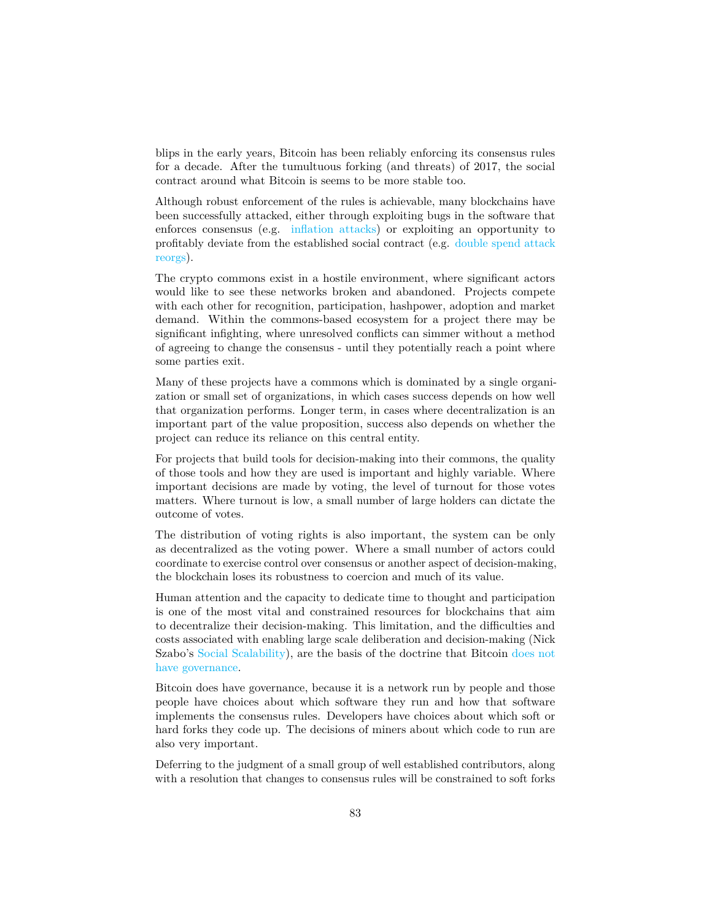blips in the early years, Bitcoin has been reliably enforcing its consensus rules for a decade. After the tumultuous forking (and threats) of 2017, the social contract around what Bitcoin is seems to be more stable too.

Although robust enforcement of the rules is achievable, many blockchains have been successfully attacked, either through exploiting bugs in the software that enforces consensus (e.g. inflation attacks) or exploiting an opportunity to profitably deviate from the established social contract (e.g. double spend attack reorgs).

The crypto commons exist in a hostile environment, where significant actors would like to see these networks broken and abandoned. Projects compete with each other for recognition, participation, hashpower, adoption and market demand. Within the commons-based ecosystem for a project there may be significant infighting, where unresolved conflicts can simmer without a method of agreeing to change the consensus - until they potentially reach a point where some parties exit.

Many of these projects have a commons which is dominated by a single organization or small set of organizations, in which cases success depends on how well that organization performs. Longer term, in cases where decentralization is an important part of the value proposition, success also depends on whether the project can reduce its reliance on this central entity.

For projects that build tools for decision-making into their commons, the quality of those tools and how they are used is important and highly variable. Where important decisions are made by voting, the level of turnout for those votes matters. Where turnout is low, a small number of large holders can dictate the outcome of votes.

The distribution of voting rights is also important, the system can be only as decentralized as the voting power. Where a small number of actors could coordinate to exercise control over consensus or another aspect of decision-making, the blockchain loses its robustness to coercion and much of its value.

Human attention and the capacity to dedicate time to thought and participation is one of the most vital and constrained resources for blockchains that aim to decentralize their decision-making. This limitation, and the difficulties and costs associated with enabling large scale deliberation and decision-making (Nick Szabo's Social Scalability), are the basis of the doctrine that Bitcoin does not have governance.

Bitcoin does have governance, because it is a network run by people and those people have choices about which software they run and how that software implements the consensus rules. Developers have choices about which soft or hard forks they code up. The decisions of miners about which code to run are also very important.

Deferring to the judgment of a small group of well established contributors, along with a resolution that changes to consensus rules will be constrained to soft forks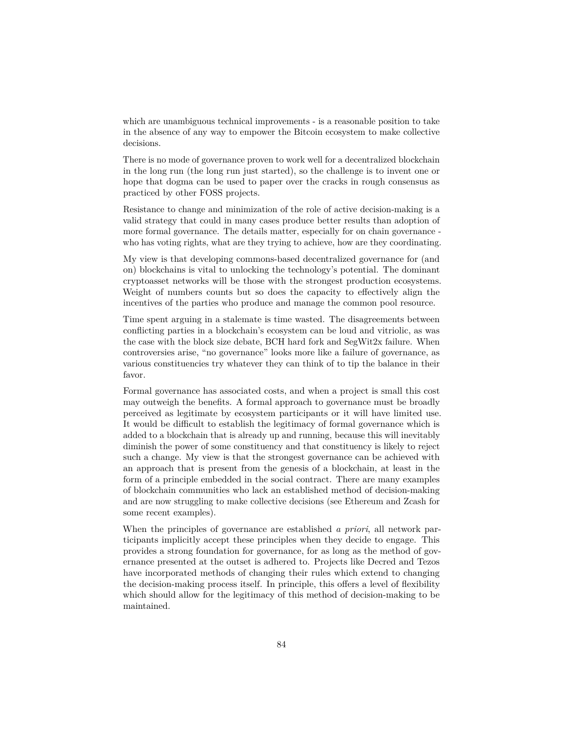which are unambiguous technical improvements - is a reasonable position to take in the absence of any way to empower the Bitcoin ecosystem to make collective decisions.

There is no mode of governance proven to work well for a decentralized blockchain in the long run (the long run just started), so the challenge is to invent one or hope that dogma can be used to paper over the cracks in rough consensus as practiced by other FOSS projects.

Resistance to change and minimization of the role of active decision-making is a valid strategy that could in many cases produce better results than adoption of more formal governance. The details matter, especially for on chain governance - who has voting rights, what are they trying to achieve, how are they coordinating.

My view is that developing commons-based decentralized governance for (and on) blockchains is vital to unlocking the technology's potential. The dominant cryptoasset networks will be those with the strongest production ecosystems. Weight of numbers counts but so does the capacity to effectively align the incentives of the parties who produce and manage the common pool resource.

Time spent arguing in a stalemate is time wasted. The disagreements between conflicting parties in a blockchain's ecosystem can be loud and vitriolic, as was the case with the block size debate, BCH hard fork and SegWit2x failure. When controversies arise, "no governance" looks more like a failure of governance, as various constituencies try whatever they can think of to tip the balance in their favor.

Formal governance has associated costs, and when a project is small this cost may outweigh the benefits. A formal approach to governance must be broadly perceived as legitimate by ecosystem participants or it will have limited use. It would be difficult to establish the legitimacy of formal governance which is added to a blockchain that is already up and running, because this will inevitably diminish the power of some constituency and that constituency is likely to reject such a change. My view is that the strongest governance can be achieved with an approach that is present from the genesis of a blockchain, at least in the form of a principle embedded in the social contract. There are many examples of blockchain communities who lack an established method of decision-making and are now struggling to make collective decisions (see Ethereum and Zcash for some recent examples).

When the principles of governance are established *a priori*, all network participants implicitly accept these principles when they decide to engage. This provides a strong foundation for governance, for as long as the method of governance presented at the outset is adhered to. Projects like Decred and Tezos have incorporated methods of changing their rules which extend to changing the decision-making process itself. In principle, this offers a level of flexibility which should allow for the legitimacy of this method of decision-making to be maintained.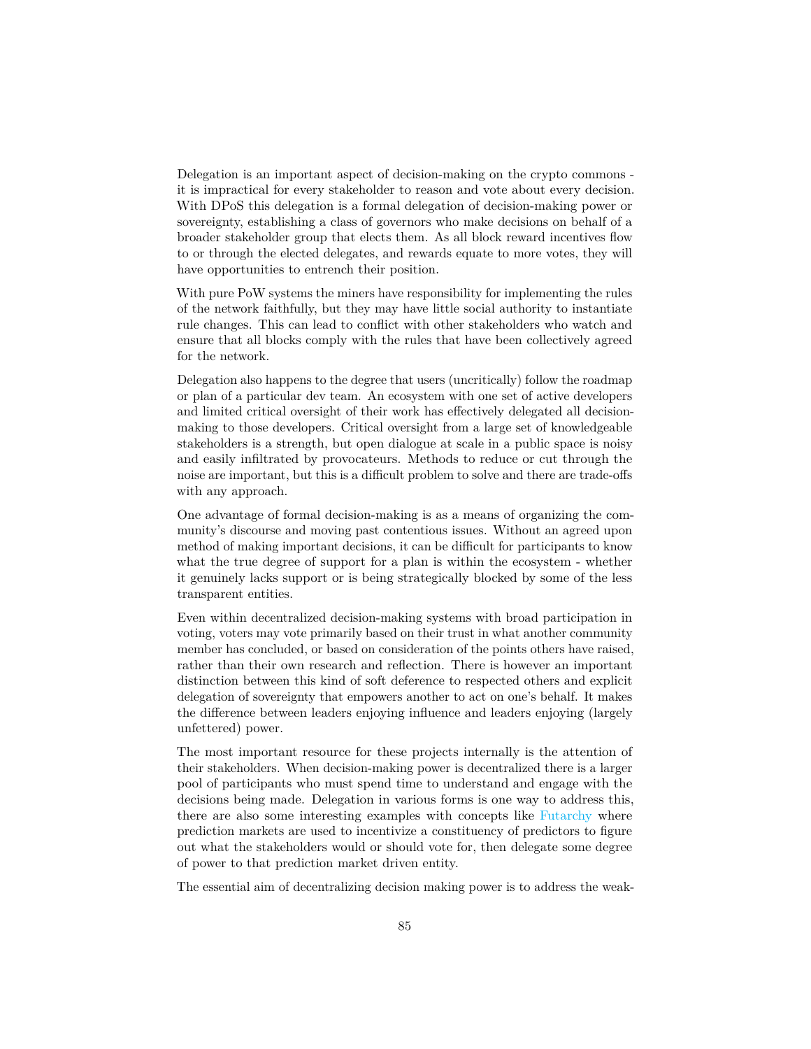Delegation is an important aspect of decision-making on the crypto commons - it is impractical for every stakeholder to reason and vote about every decision. With DPoS this delegation is a formal delegation of decision-making power or sovereignty, establishing a class of governors who make decisions on behalf of a broader stakeholder group that elects them. As all block reward incentives flow to or through the elected delegates, and rewards equate to more votes, they will have opportunities to entrench their position.

With pure PoW systems the miners have responsibility for implementing the rules of the network faithfully, but they may have little social authority to instantiate rule changes. This can lead to conflict with other stakeholders who watch and ensure that all blocks comply with the rules that have been collectively agreed for the network.

Delegation also happens to the degree that users (uncritically) follow the roadmap or plan of a particular dev team. An ecosystem with one set of active developers and limited critical oversight of their work has effectively delegated all decision-making to those developers. Critical oversight from a large set of knowledgeable stakeholders is a strength, but open dialogue at scale in a public space is noisy and easily infiltrated by provocateurs. Methods to reduce or cut through the noise are important, but this is a difficult problem to solve and there are trade-offs with any approach.

One advantage of formal decision-making is as a means of organizing the community's discourse and moving past contentious issues. Without an agreed upon method of making important decisions, it can be difficult for participants to know what the true degree of support for a plan is within the ecosystem - whether it genuinely lacks support or is being strategically blocked by some of the less transparent entities.

Even within decentralized decision-making systems with broad participation in voting, voters may vote primarily based on their trust in what another community member has concluded, or based on consideration of the points others have raised, rather than their own research and reflection. There is however an important distinction between this kind of soft deference to respected others and explicit delegation of sovereignty that empowers another to act on one's behalf. It makes the difference between leaders enjoying influence and leaders enjoying (largely unfettered) power.

The most important resource for these projects internally is the attention of their stakeholders. When decision-making power is decentralized there is a larger pool of participants who must spend time to understand and engage with the decisions being made. Delegation in various forms is one way to address this, there are also some interesting examples with concepts like Futarchy where prediction markets are used to incentivize a constituency of predictors to figure out what the stakeholders would or should vote for, then delegate some degree of power to that prediction market driven entity.

The essential aim of decentralizing decision making power is to address the weak-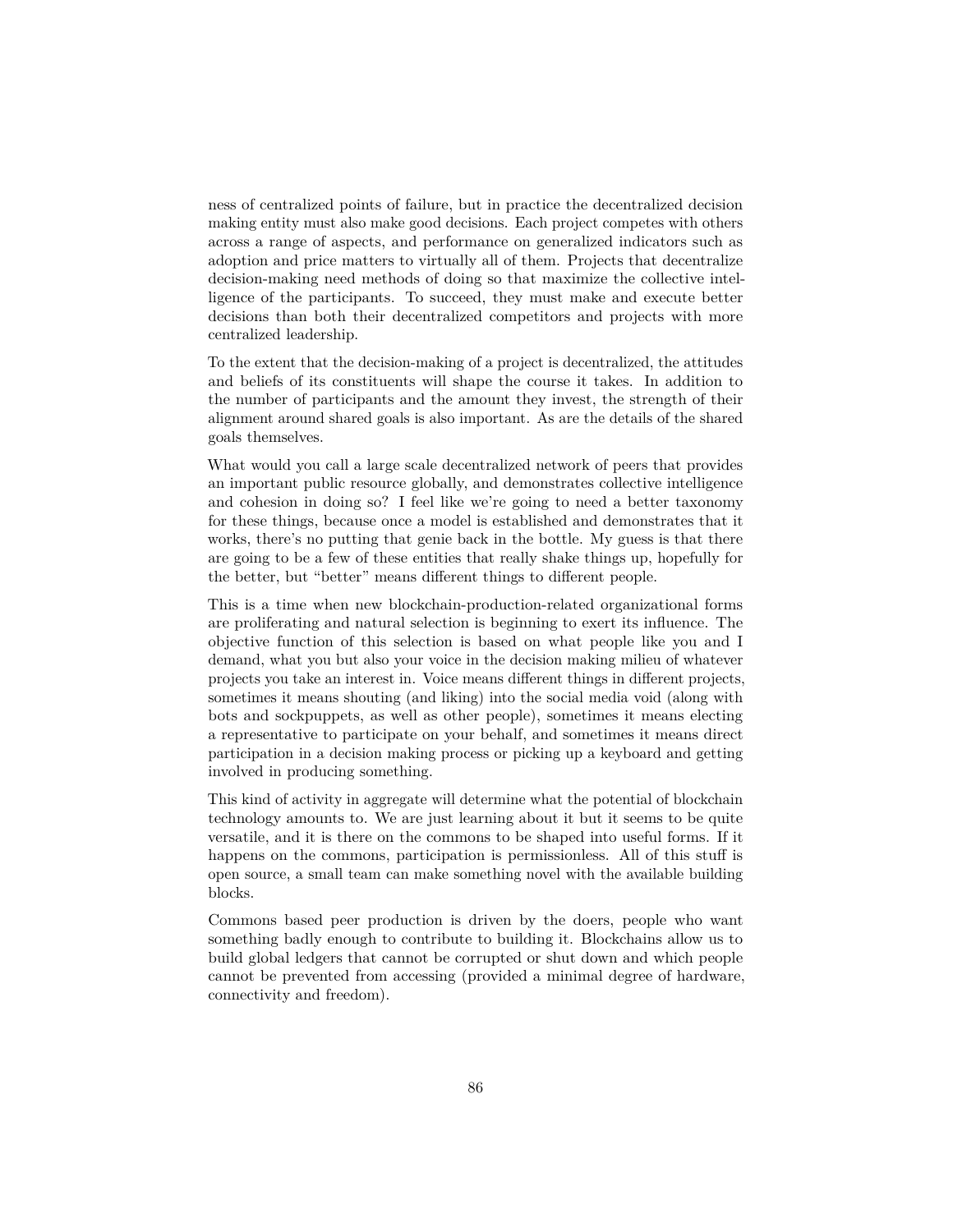ness of centralized points of failure, but in practice the decentralized decision making entity must also make good decisions. Each project competes with others across a range of aspects, and performance on generalized indicators such as adoption and price matters to virtually all of them. Projects that decentralize decision-making need methods of doing so that maximize the collective intelligence of the participants. To succeed, they must make and execute better decisions than both their decentralized competitors and projects with more centralized leadership.

To the extent that the decision-making of a project is decentralized, the attitudes and beliefs of its constituents will shape the course it takes. In addition to the number of participants and the amount they invest, the strength of their alignment around shared goals is also important. As are the details of the shared goals themselves.

What would you call a large scale decentralized network of peers that provides an important public resource globally, and demonstrates collective intelligence and cohesion in doing so? I feel like we're going to need a better taxonomy for these things, because once a model is established and demonstrates that it works, there's no putting that genie back in the bottle. My guess is that there are going to be a few of these entities that really shake things up, hopefully for the better, but "better" means different things to different people.

This is a time when new blockchain-production-related organizational forms are proliferating and natural selection is beginning to exert its influence. The objective function of this selection is based on what people like you and I demand, what you but also your voice in the decision making milieu of whatever projects you take an interest in. Voice means different things in different projects, sometimes it means shouting (and liking) into the social media void (along with bots and sockpuppets, as well as other people), sometimes it means electing a representative to participate on your behalf, and sometimes it means direct participation in a decision making process or picking up a keyboard and getting involved in producing something.

This kind of activity in aggregate will determine what the potential of blockchain technology amounts to. We are just learning about it but it seems to be quite versatile, and it is there on the commons to be shaped into useful forms. If it happens on the commons, participation is permissionless. All of this stuff is open source, a small team can make something novel with the available building blocks.

Commons based peer production is driven by the doers, people who want something badly enough to contribute to building it. Blockchains allow us to build global ledgers that cannot be corrupted or shut down and which people cannot be prevented from accessing (provided a minimal degree of hardware, connectivity and freedom).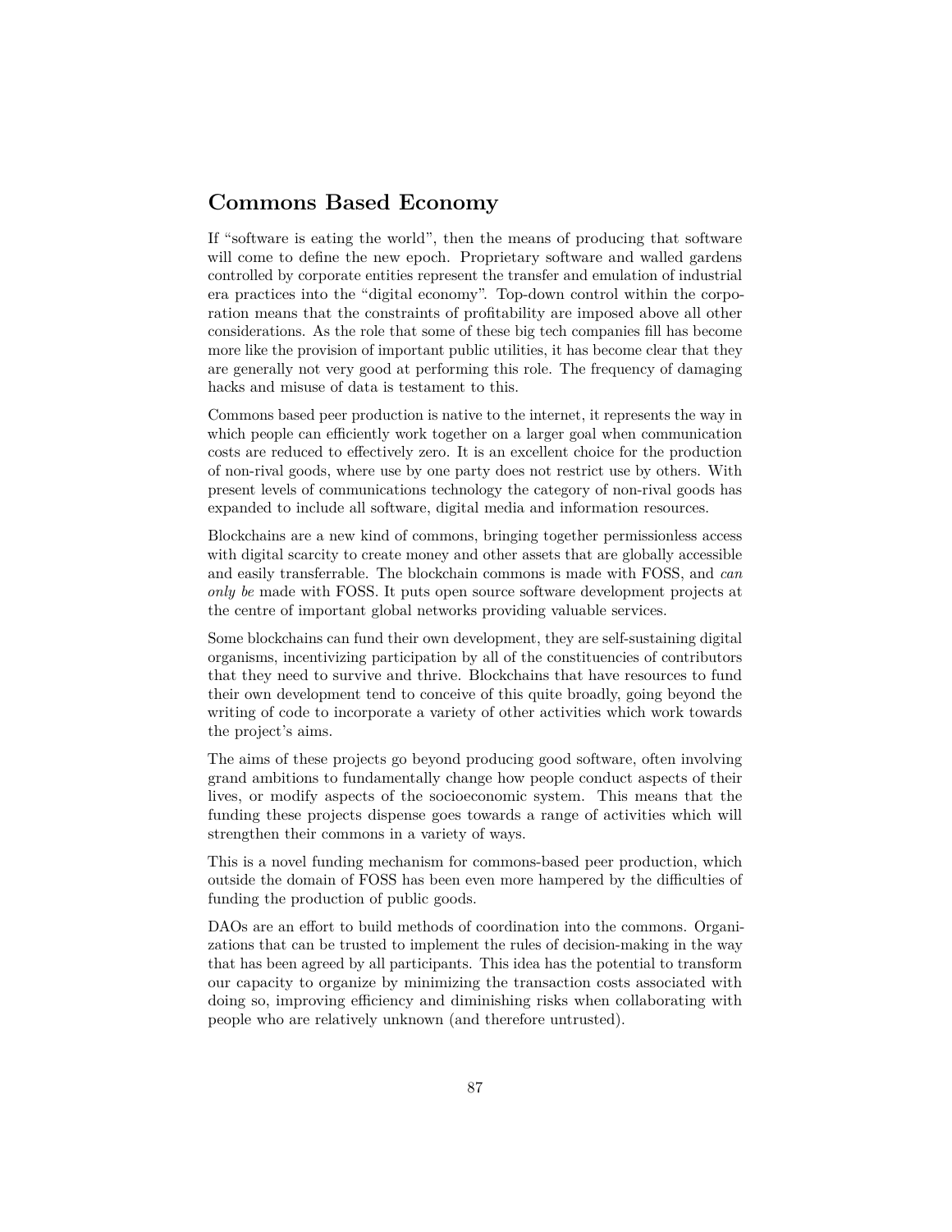## Commons Based Economy

If "software is eating the world", then the means of producing that software will come to define the new epoch. Proprietary software and walled gardens controlled by corporate entities represent the transfer and emulation of industrial era practices into the "digital economy". Top-down control within the corporation means that the constraints of profitability are imposed above all other considerations. As the role that some of these big tech companies fill has become more like the provision of important public utilities, it has become clear that they are generally not very good at performing this role. The frequency of damaging hacks and misuse of data is testament to this.

Commons based peer production is native to the internet, it represents the way in which people can efficiently work together on a larger goal when communication costs are reduced to effectively zero. It is an excellent choice for the production of non-rival goods, where use by one party does not restrict use by others. With present levels of communications technology the category of non-rival goods has expanded to include all software, digital media and information resources.

Blockchains are a new kind of commons, bringing together permissionless access with digital scarcity to create money and other assets that are globally accessible and easily transferrable. The blockchain commons is made with FOSS, and *can only be* made with FOSS. It puts open source software development projects at the centre of important global networks providing valuable services.

Some blockchains can fund their own development, they are self-sustaining digital organisms, incentivizing participation by all of the constituencies of contributors that they need to survive and thrive. Blockchains that have resources to fund their own development tend to conceive of this quite broadly, going beyond the writing of code to incorporate a variety of other activities which work towards the project's aims.

The aims of these projects go beyond producing good software, often involving grand ambitions to fundamentally change how people conduct aspects of their lives, or modify aspects of the socioeconomic system. This means that the funding these projects dispense goes towards a range of activities which will strengthen their commons in a variety of ways.

This is a novel funding mechanism for commons-based peer production, which outside the domain of FOSS has been even more hampered by the difficulties of funding the production of public goods.

DAOs are an effort to build methods of coordination into the commons. Organizations that can be trusted to implement the rules of decision-making in the way that has been agreed by all participants. This idea has the potential to transform our capacity to organize by minimizing the transaction costs associated with doing so, improving efficiency and diminishing risks when collaborating with people who are relatively unknown (and therefore untrusted).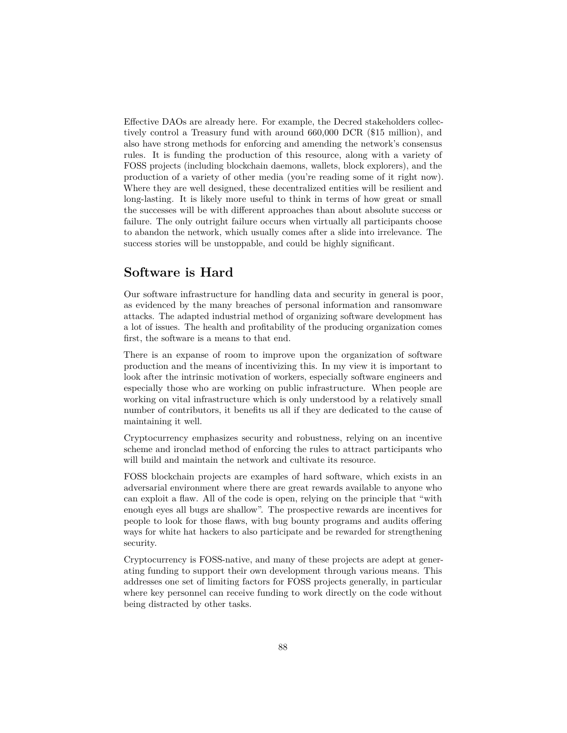Effective DAOs are already here. For example, the Decred stakeholders collectively control a Treasury fund with around 660,000 DCR ($15 million), and also have strong methods for enforcing and amending the network's consensus rules. It is funding the production of this resource, along with a variety of FOSS projects (including blockchain daemons, wallets, block explorers), and the production of a variety of other media (you're reading some of it right now). Where they are well designed, these decentralized entities will be resilient and long-lasting. It is likely more useful to think in terms of how great or small the successes will be with different approaches than about absolute success or failure. The only outright failure occurs when virtually all participants choose to abandon the network, which usually comes after a slide into irrelevance. The success stories will be unstoppable, and could be highly significant.

## Software is Hard

Our software infrastructure for handling data and security in general is poor, as evidenced by the many breaches of personal information and ransomware attacks. The adapted industrial method of organizing software development has a lot of issues. The health and profitability of the producing organization comes first, the software is a means to that end.

There is an expanse of room to improve upon the organization of software production and the means of incentivizing this. In my view it is important to look after the intrinsic motivation of workers, especially software engineers and especially those who are working on public infrastructure. When people are working on vital infrastructure which is only understood by a relatively small number of contributors, it benefits us all if they are dedicated to the cause of maintaining it well.

Cryptocurrency emphasizes security and robustness, relying on an incentive scheme and ironclad method of enforcing the rules to attract participants who will build and maintain the network and cultivate its resource.

FOSS blockchain projects are examples of hard software, which exists in an adversarial environment where there are great rewards available to anyone who can exploit a flaw. All of the code is open, relying on the principle that "with enough eyes all bugs are shallow". The prospective rewards are incentives for people to look for those flaws, with bug bounty programs and audits offering ways for white hat hackers to also participate and be rewarded for strengthening security.

Cryptocurrency is FOSS-native, and many of these projects are adept at generating funding to support their own development through various means. This addresses one set of limiting factors for FOSS projects generally, in particular where key personnel can receive funding to work directly on the code without being distracted by other tasks.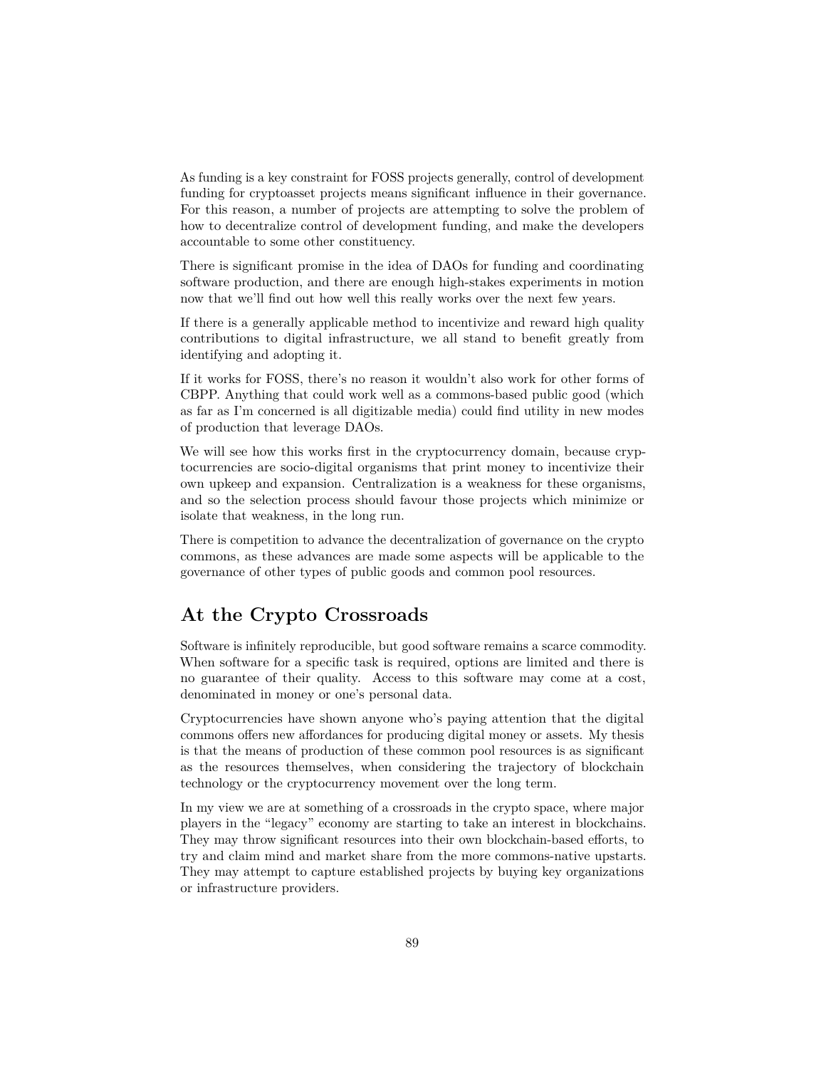As funding is a key constraint for FOSS projects generally, control of development funding for cryptoasset projects means significant influence in their governance. For this reason, a number of projects are attempting to solve the problem of how to decentralize control of development funding, and make the developers accountable to some other constituency.

There is significant promise in the idea of DAOs for funding and coordinating software production, and there are enough high-stakes experiments in motion now that we'll find out how well this really works over the next few years.

If there is a generally applicable method to incentivize and reward high quality contributions to digital infrastructure, we all stand to benefit greatly from identifying and adopting it.

If it works for FOSS, there's no reason it wouldn't also work for other forms of CBPP. Anything that could work well as a commons-based public good (which as far as I'm concerned is all digitizable media) could find utility in new modes of production that leverage DAOs.

We will see how this works first in the cryptocurrency domain, because cryptocurrencies are socio-digital organisms that print money to incentivize their own upkeep and expansion. Centralization is a weakness for these organisms, and so the selection process should favour those projects which minimize or isolate that weakness, in the long run.

There is competition to advance the decentralization of governance on the crypto commons, as these advances are made some aspects will be applicable to the governance of other types of public goods and common pool resources.

## At the Crypto Crossroads

Software is infinitely reproducible, but good software remains a scarce commodity. When software for a specific task is required, options are limited and there is no guarantee of their quality. Access to this software may come at a cost, denominated in money or one's personal data.

Cryptocurrencies have shown anyone who's paying attention that the digital commons offers new affordances for producing digital money or assets. My thesis is that the means of production of these common pool resources is as significant as the resources themselves, when considering the trajectory of blockchain technology or the cryptocurrency movement over the long term.

In my view we are at something of a crossroads in the crypto space, where major players in the "legacy" economy are starting to take an interest in blockchains. They may throw significant resources into their own blockchain-based efforts, to try and claim mind and market share from the more commons-native upstarts. They may attempt to capture established projects by buying key organizations or infrastructure providers.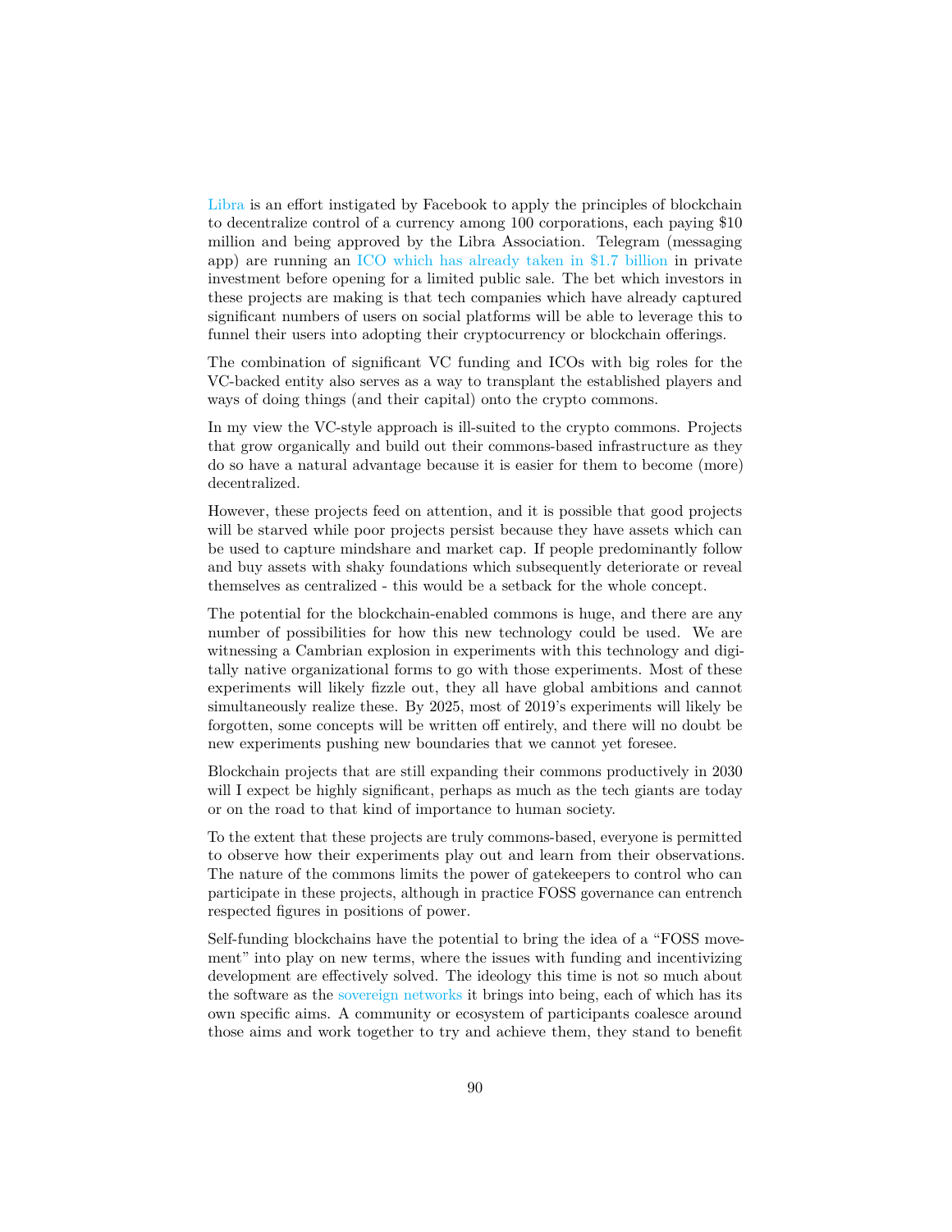Libra is an effort instigated by Facebook to apply the principles of blockchain to decentralize control of a currency among 100 corporations, each paying $10 million and being approved by the Libra Association. Telegram (messaging app) are running an ICO which has already taken in $1.7 billion in private investment before opening for a limited public sale. The bet which investors in these projects are making is that tech companies which have already captured significant numbers of users on social platforms will be able to leverage this to funnel their users into adopting their cryptocurrency or blockchain offerings.

The combination of significant VC funding and ICOs with big roles for the VC-backed entity also serves as a way to transplant the established players and ways of doing things (and their capital) onto the crypto commons.

In my view the VC-style approach is ill-suited to the crypto commons. Projects that grow organically and build out their commons-based infrastructure as they do so have a natural advantage because it is easier for them to become (more) decentralized.

However, these projects feed on attention, and it is possible that good projects will be starved while poor projects persist because they have assets which can be used to capture mindshare and market cap. If people predominantly follow and buy assets with shaky foundations which subsequently deteriorate or reveal themselves as centralized - this would be a setback for the whole concept.

The potential for the blockchain-enabled commons is huge, and there are any number of possibilities for how this new technology could be used. We are witnessing a Cambrian explosion in experiments with this technology and digitally native organizational forms to go with those experiments. Most of these experiments will likely fizzle out, they all have global ambitions and cannot simultaneously realize these. By 2025, most of 2019's experiments will likely be forgotten, some concepts will be written off entirely, and there will no doubt be new experiments pushing new boundaries that we cannot yet foresee.

Blockchain projects that are still expanding their commons productively in 2030 will I expect be highly significant, perhaps as much as the tech giants are today or on the road to that kind of importance to human society.

To the extent that these projects are truly commons-based, everyone is permitted to observe how their experiments play out and learn from their observations. The nature of the commons limits the power of gatekeepers to control who can participate in these projects, although in practice FOSS governance can entrench respected figures in positions of power.

Self-funding blockchains have the potential to bring the idea of a "FOSS movement" into play on new terms, where the issues with funding and incentivizing development are effectively solved. The ideology this time is not so much about the software as the sovereign networks it brings into being, each of which has its own specific aims. A community or ecosystem of participants coalesce around those aims and work together to try and achieve them, they stand to benefit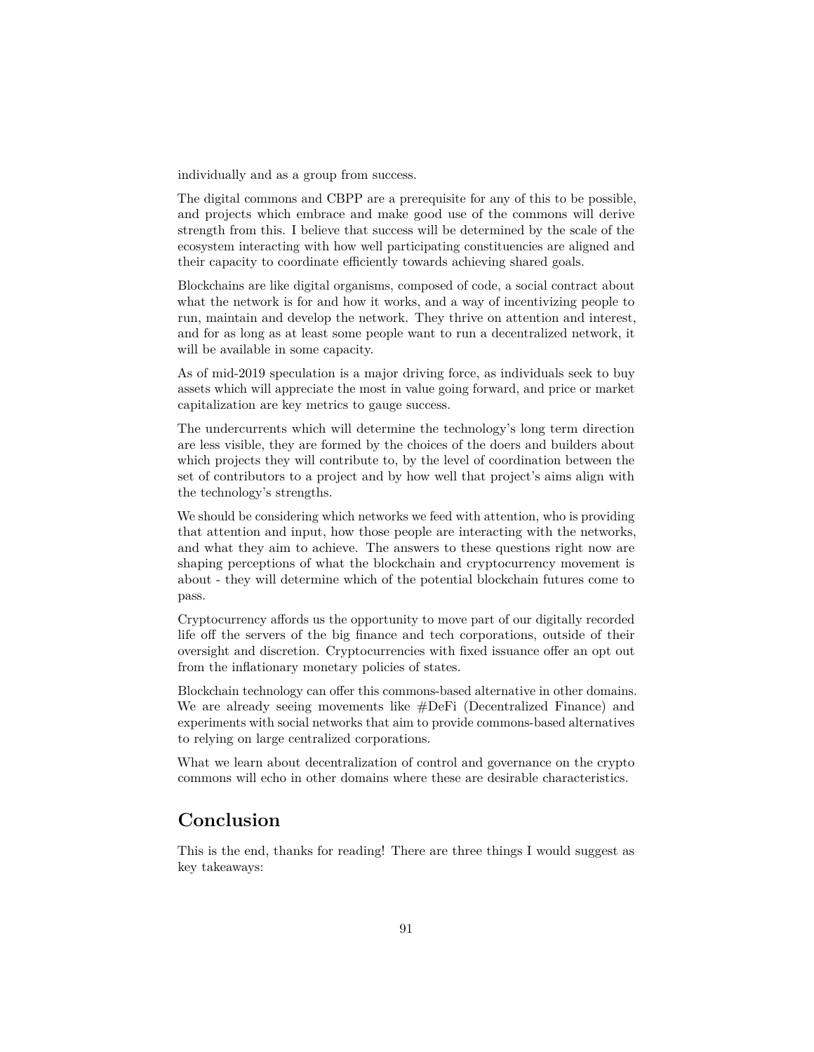individually and as a group from success.

The digital commons and CBPP are a prerequisite for any of this to be possible, and projects which embrace and make good use of the commons will derive strength from this. I believe that success will be determined by the scale of the ecosystem interacting with how well participating constituencies are aligned and their capacity to coordinate efficiently towards achieving shared goals.

Blockchains are like digital organisms, composed of code, a social contract about what the network is for and how it works, and a way of incentivizing people to run, maintain and develop the network. They thrive on attention and interest, and for as long as at least some people want to run a decentralized network, it will be available in some capacity.

As of mid-2019 speculation is a major driving force, as individuals seek to buy assets which will appreciate the most in value going forward, and price or market capitalization are key metrics to gauge success.

The undercurrents which will determine the technology's long term direction are less visible, they are formed by the choices of the doers and builders about which projects they will contribute to, by the level of coordination between the set of contributors to a project and by how well that project's aims align with the technology's strengths.

We should be considering which networks we feed with attention, who is providing that attention and input, how those people are interacting with the networks, and what they aim to achieve. The answers to these questions right now are shaping perceptions of what the blockchain and cryptocurrency movement is about - they will determine which of the potential blockchain futures come to pass.

Cryptocurrency affords us the opportunity to move part of our digitally recorded life off the servers of the big finance and tech corporations, outside of their oversight and discretion. Cryptocurrencies with fixed issuance offer an opt out from the inflationary monetary policies of states.

Blockchain technology can offer this commons-based alternative in other domains. We are already seeing movements like #DeFi (Decentralized Finance) and experiments with social networks that aim to provide commons-based alternatives to relying on large centralized corporations.

What we learn about decentralization of control and governance on the crypto commons will echo in other domains where these are desirable characteristics.

## Conclusion

This is the end, thanks for reading! There are three things I would suggest as key takeaways: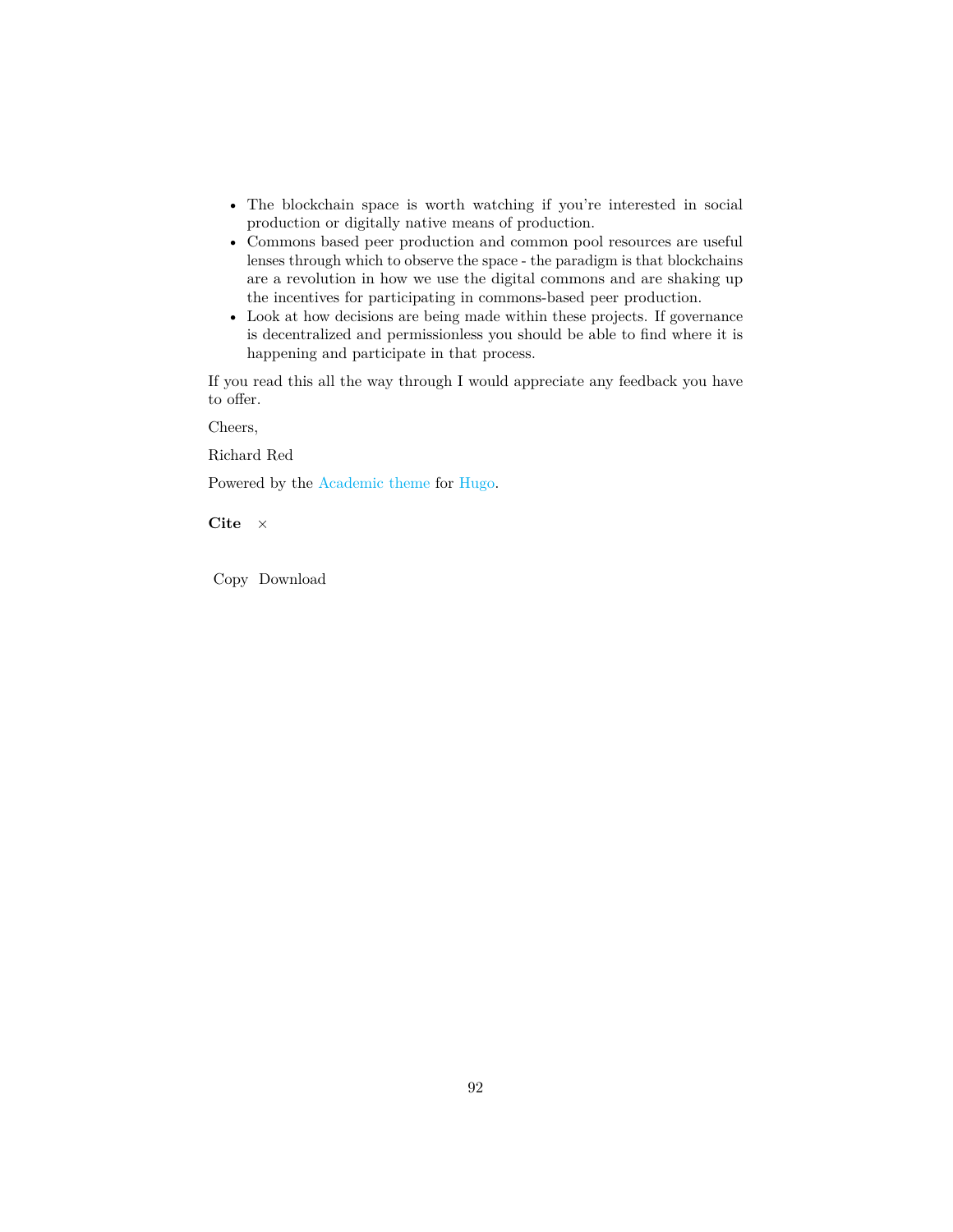- The blockchain space is worth watching if you're interested in social production or digitally native means of production.
- Commons based peer production and common pool resources are useful lenses through which to observe the space - the paradigm is that blockchains are a revolution in how we use the digital commons and are shaking up the incentives for participating in commons-based peer production.
- Look at how decisions are being made within these projects. If governance is decentralized and permissionless you should be able to find where it is happening and participate in that process.

If you read this all the way through I would appreciate any feedback you have to offer.

Cheers,

Richard Red

Powered by the Academic theme for Hugo.

**Cite** ×

Copy Download